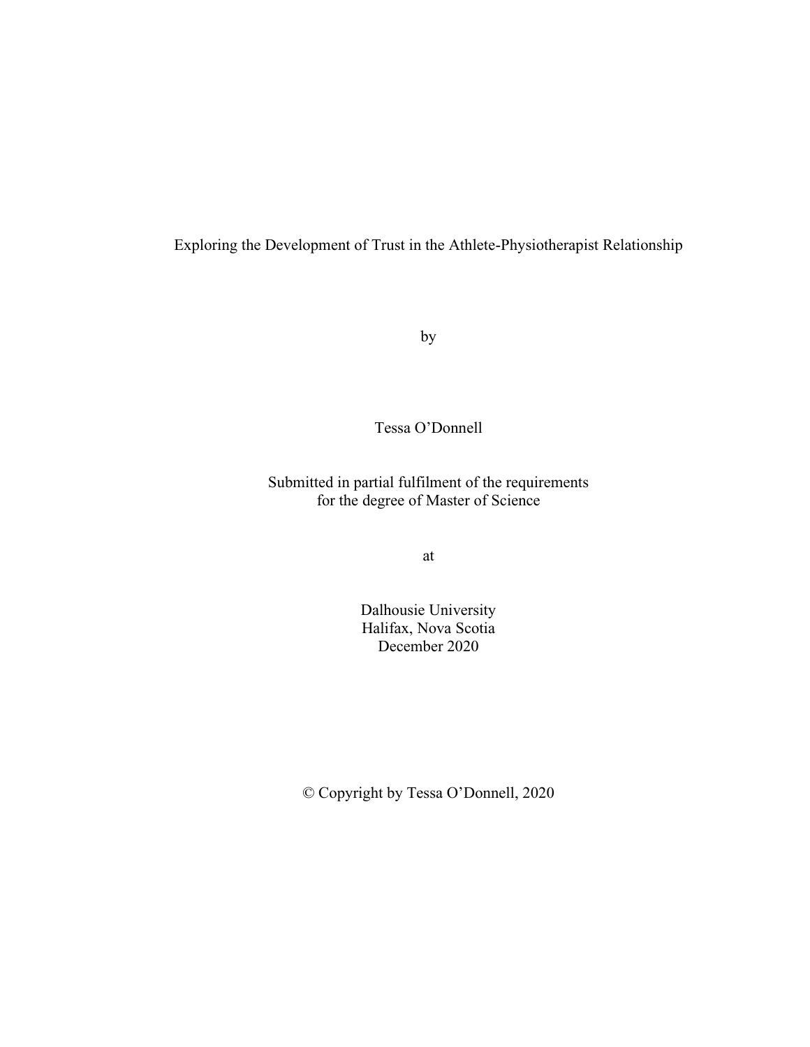# Exploring the Development of Trust in the Athlete-Physiotherapist Relationship

by

Tessa O'Donnell

Submitted in partial fulfilment of the requirements
for the degree of Master of Science

at

Dalhousie University
Halifax, Nova Scotia
December 2020

© Copyright by Tessa O'Donnell, 2020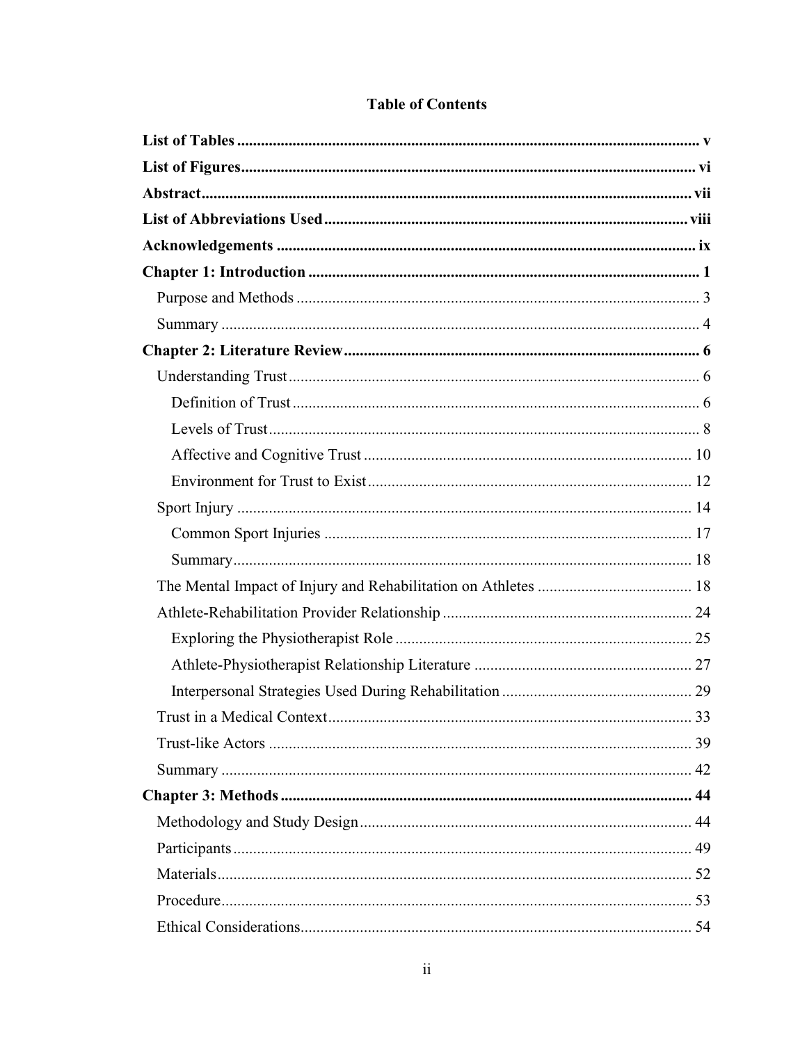# Table of Contents

**List of Tables** .................................................................................................................. v

**List of Figures**................................................................................................................. vi

**Abstract**.......................................................................................................................... vii

**List of Abbreviations Used**........................................................................................... viii

**Acknowledgements** ......................................................................................................... ix

**Chapter 1: Introduction** ................................................................................................. 1

- Purpose and Methods ..................................................................................................... 3
- Summary ........................................................................................................................ 4

**Chapter 2: Literature Review**......................................................................................... 6

- Understanding Trust ....................................................................................................... 6
  - Definition of Trust ...................................................................................................... 6
  - Levels of Trust ............................................................................................................ 8
  - Affective and Cognitive Trust .................................................................................. 10
  - Environment for Trust to Exist ................................................................................. 12
- Sport Injury .................................................................................................................. 14
  - Common Sport Injuries ............................................................................................ 17
  - Summary ................................................................................................................... 18
- The Mental Impact of Injury and Rehabilitation on Athletes ....................................... 18
- Athlete-Rehabilitation Provider Relationship .............................................................. 24
  - Exploring the Physiotherapist Role .......................................................................... 25
  - Athlete-Physiotherapist Relationship Literature ....................................................... 27
  - Interpersonal Strategies Used During Rehabilitation ................................................ 29
- Trust in a Medical Context ........................................................................................... 33
- Trust-like Actors .......................................................................................................... 39
- Summary ...................................................................................................................... 42

**Chapter 3: Methods** ....................................................................................................... 44

- Methodology and Study Design ................................................................................... 44
- Participants ................................................................................................................... 49
- Materials ....................................................................................................................... 52
- Procedure ...................................................................................................................... 53
- Ethical Considerations .................................................................................................. 54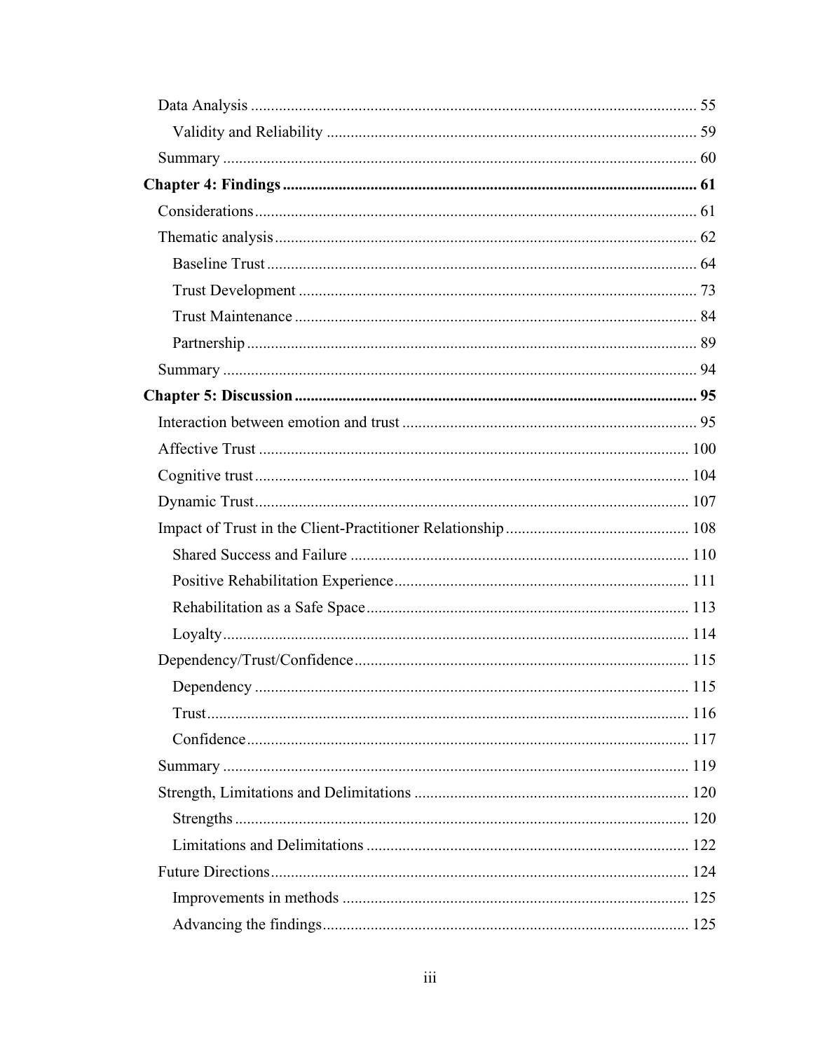Data Analysis ........ 55

Validity and Reliability ........ 59

Summary ........ 60

**Chapter 4: Findings ........ 61**

Considerations ........ 61

Thematic analysis ........ 62

Baseline Trust ........ 64

Trust Development ........ 73

Trust Maintenance ........ 84

Partnership ........ 89

Summary ........ 94

**Chapter 5: Discussion ........ 95**

Interaction between emotion and trust ........ 95

Affective Trust ........ 100

Cognitive trust ........ 104

Dynamic Trust ........ 107

Impact of Trust in the Client-Practitioner Relationship ........ 108

Shared Success and Failure ........ 110

Positive Rehabilitation Experience ........ 111

Rehabilitation as a Safe Space ........ 113

Loyalty ........ 114

Dependency/Trust/Confidence ........ 115

Dependency ........ 115

Trust ........ 116

Confidence ........ 117

Summary ........ 119

Strength, Limitations and Delimitations ........ 120

Strengths ........ 120

Limitations and Delimitations ........ 122

Future Directions ........ 124

Improvements in methods ........ 125

Advancing the findings ........ 125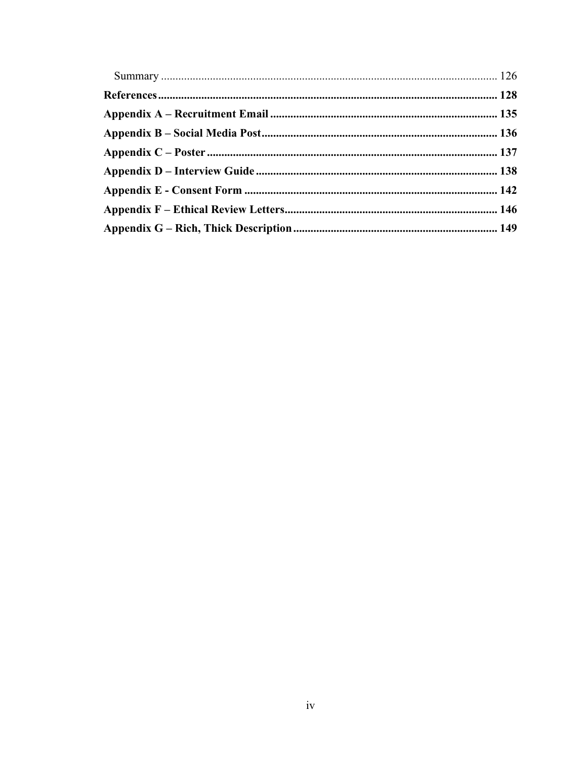Summary ..... 126

**References ..... 128**

**Appendix A – Recruitment Email ..... 135**

**Appendix B – Social Media Post ..... 136**

**Appendix C – Poster ..... 137**

**Appendix D – Interview Guide ..... 138**

**Appendix E - Consent Form ..... 142**

**Appendix F – Ethical Review Letters ..... 146**

**Appendix G – Rich, Thick Description ..... 149**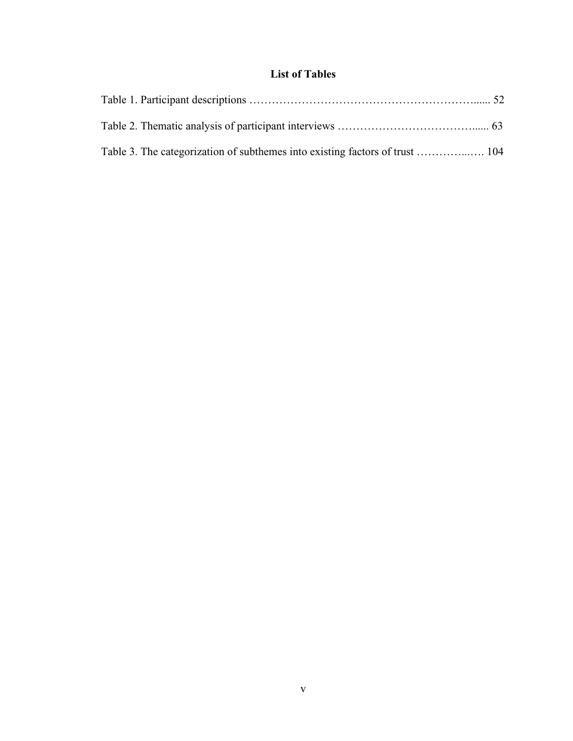## List of Tables

Table 1. Participant descriptions ……………………………………………………...... 52

Table 2. Thematic analysis of participant interviews ……………………………….…... 63

Table 3. The categorization of subthemes into existing factors of trust …………...…. 104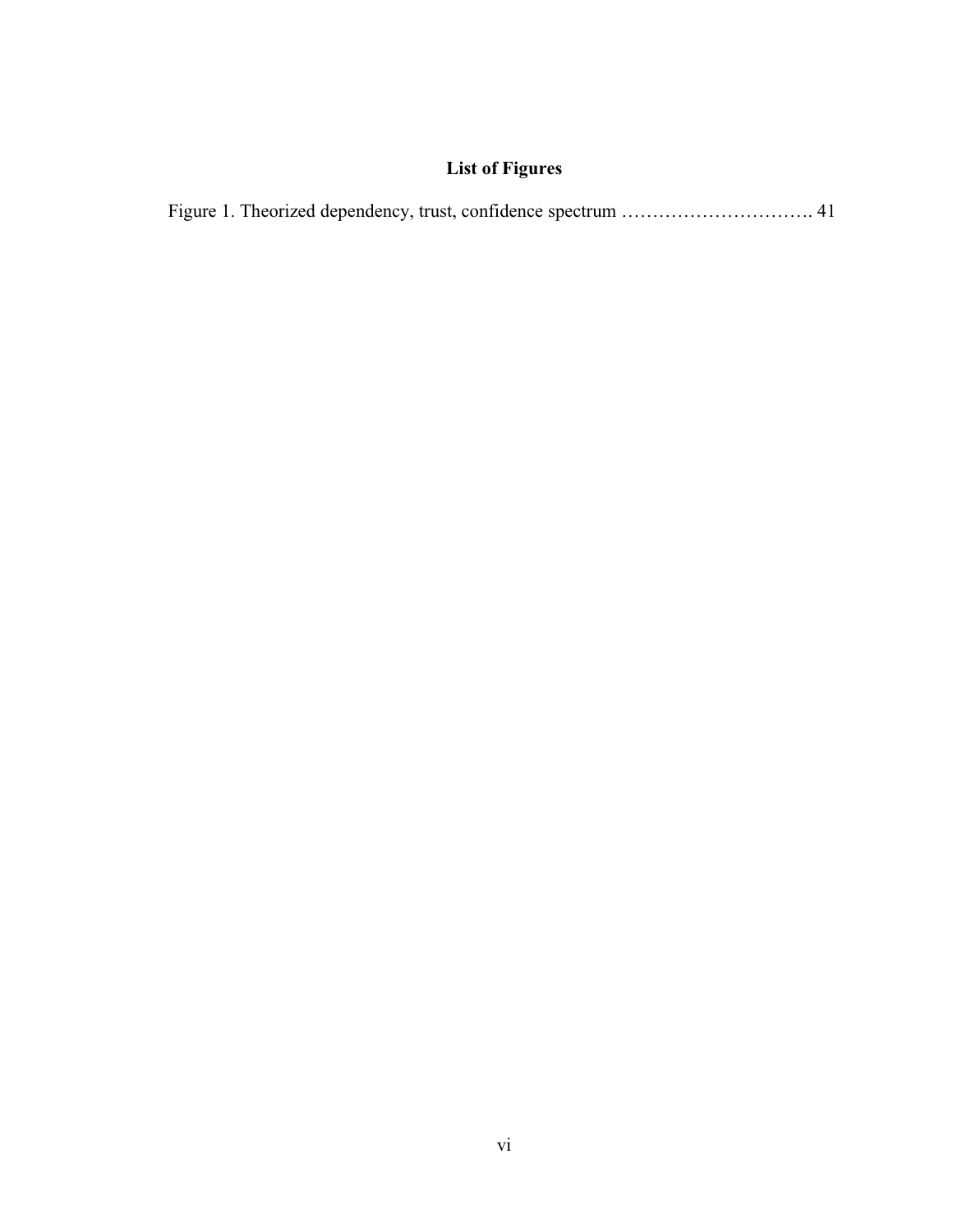## List of Figures

Figure 1. Theorized dependency, trust, confidence spectrum …………………………. 41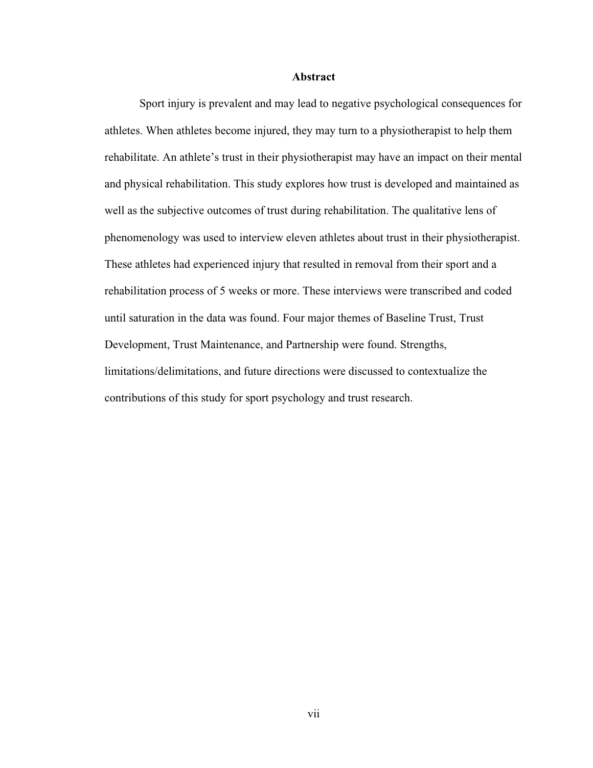## Abstract

Sport injury is prevalent and may lead to negative psychological consequences for athletes. When athletes become injured, they may turn to a physiotherapist to help them rehabilitate. An athlete's trust in their physiotherapist may have an impact on their mental and physical rehabilitation. This study explores how trust is developed and maintained as well as the subjective outcomes of trust during rehabilitation. The qualitative lens of phenomenology was used to interview eleven athletes about trust in their physiotherapist. These athletes had experienced injury that resulted in removal from their sport and a rehabilitation process of 5 weeks or more. These interviews were transcribed and coded until saturation in the data was found. Four major themes of Baseline Trust, Trust Development, Trust Maintenance, and Partnership were found. Strengths, limitations/delimitations, and future directions were discussed to contextualize the contributions of this study for sport psychology and trust research.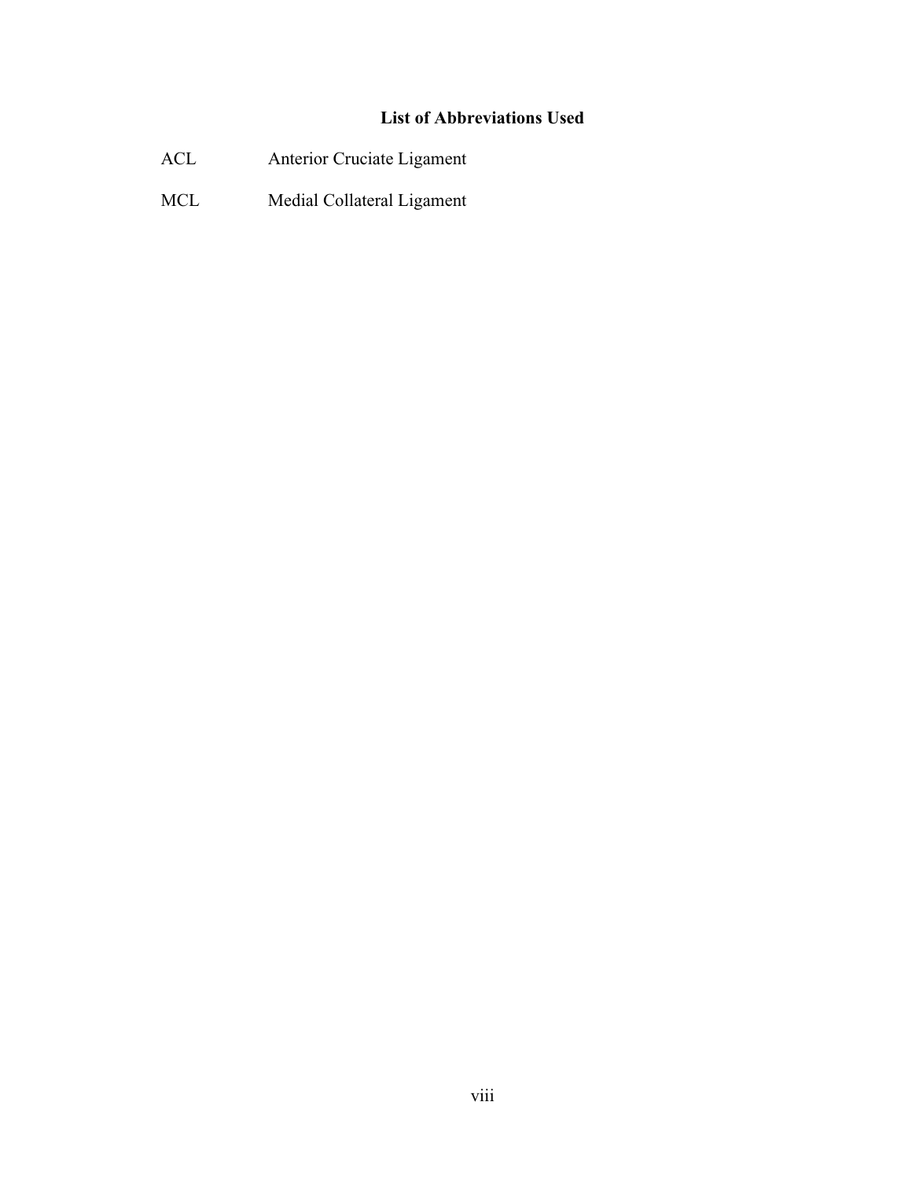## List of Abbreviations Used

| | |
|---|---|
| ACL | Anterior Cruciate Ligament |
| MCL | Medial Collateral Ligament |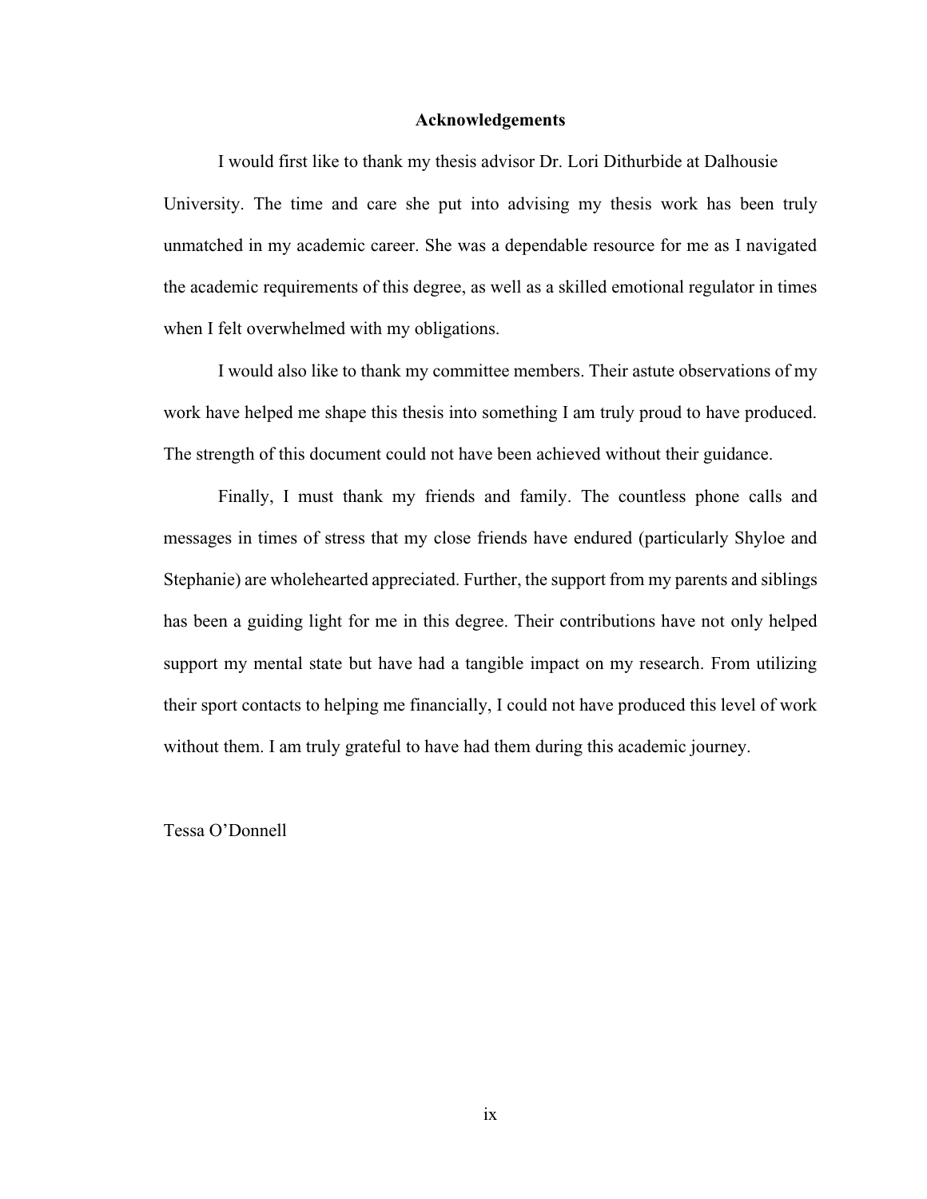# Acknowledgements

I would first like to thank my thesis advisor Dr. Lori Dithurbide at Dalhousie University. The time and care she put into advising my thesis work has been truly unmatched in my academic career. She was a dependable resource for me as I navigated the academic requirements of this degree, as well as a skilled emotional regulator in times when I felt overwhelmed with my obligations.

I would also like to thank my committee members. Their astute observations of my work have helped me shape this thesis into something I am truly proud to have produced. The strength of this document could not have been achieved without their guidance.

Finally, I must thank my friends and family. The countless phone calls and messages in times of stress that my close friends have endured (particularly Shyloe and Stephanie) are wholehearted appreciated. Further, the support from my parents and siblings has been a guiding light for me in this degree. Their contributions have not only helped support my mental state but have had a tangible impact on my research. From utilizing their sport contacts to helping me financially, I could not have produced this level of work without them. I am truly grateful to have had them during this academic journey.

Tessa O'Donnell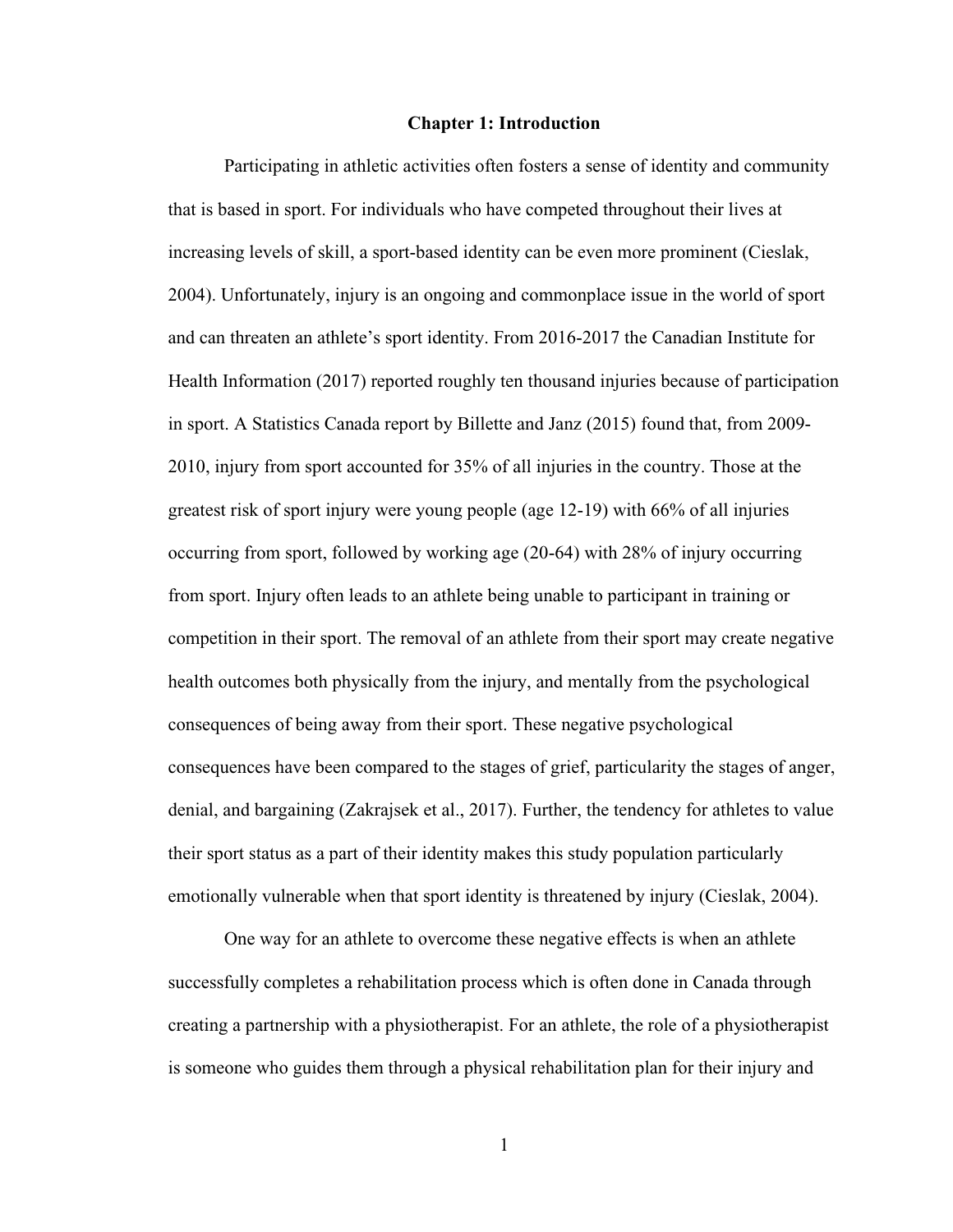# Chapter 1: Introduction

Participating in athletic activities often fosters a sense of identity and community that is based in sport. For individuals who have competed throughout their lives at increasing levels of skill, a sport-based identity can be even more prominent (Cieslak, 2004). Unfortunately, injury is an ongoing and commonplace issue in the world of sport and can threaten an athlete's sport identity. From 2016-2017 the Canadian Institute for Health Information (2017) reported roughly ten thousand injuries because of participation in sport. A Statistics Canada report by Billette and Janz (2015) found that, from 2009-2010, injury from sport accounted for 35% of all injuries in the country. Those at the greatest risk of sport injury were young people (age 12-19) with 66% of all injuries occurring from sport, followed by working age (20-64) with 28% of injury occurring from sport. Injury often leads to an athlete being unable to participant in training or competition in their sport. The removal of an athlete from their sport may create negative health outcomes both physically from the injury, and mentally from the psychological consequences of being away from their sport. These negative psychological consequences have been compared to the stages of grief, particularity the stages of anger, denial, and bargaining (Zakrajsek et al., 2017). Further, the tendency for athletes to value their sport status as a part of their identity makes this study population particularly emotionally vulnerable when that sport identity is threatened by injury (Cieslak, 2004).

One way for an athlete to overcome these negative effects is when an athlete successfully completes a rehabilitation process which is often done in Canada through creating a partnership with a physiotherapist. For an athlete, the role of a physiotherapist is someone who guides them through a physical rehabilitation plan for their injury and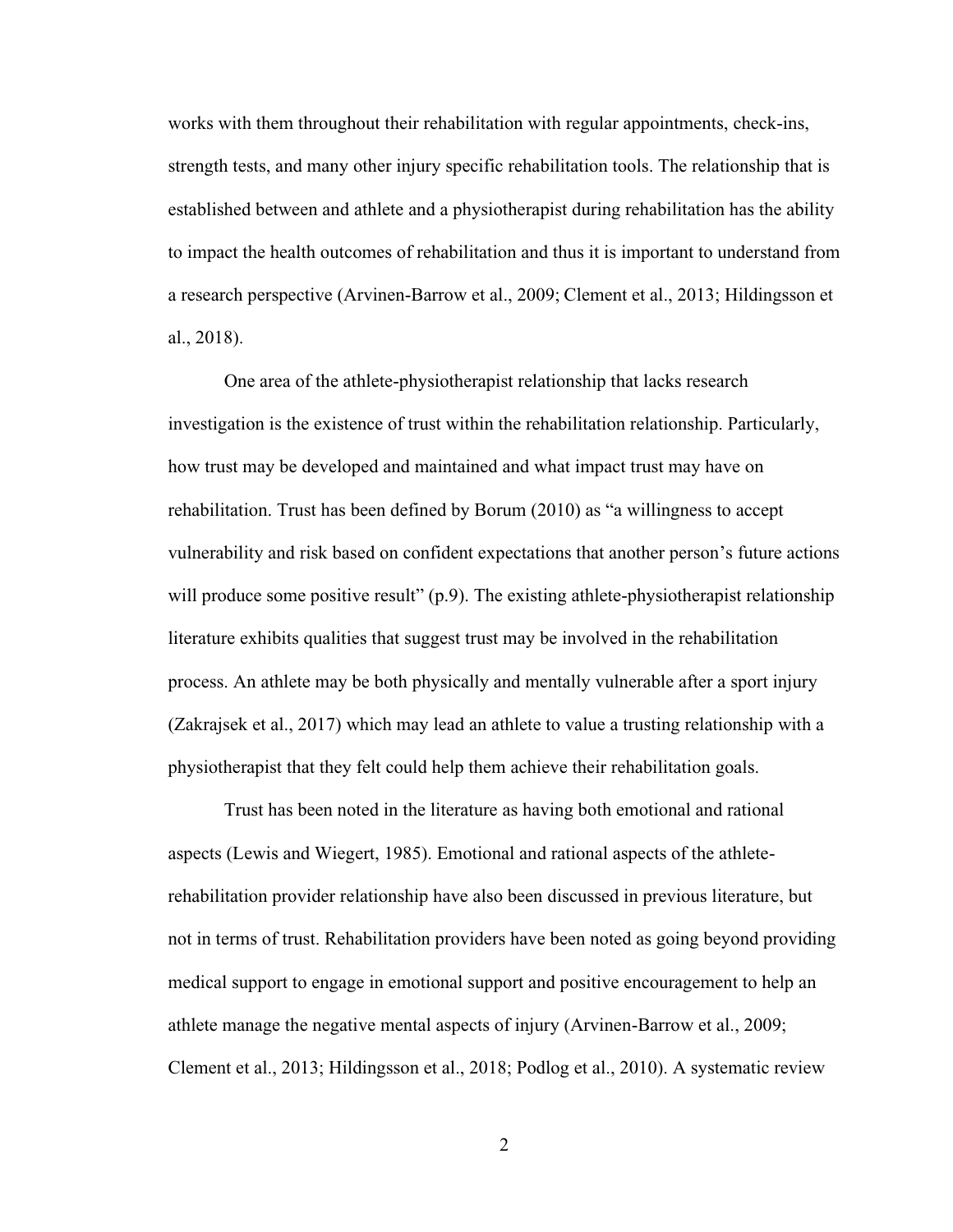works with them throughout their rehabilitation with regular appointments, check-ins, strength tests, and many other injury specific rehabilitation tools. The relationship that is established between and athlete and a physiotherapist during rehabilitation has the ability to impact the health outcomes of rehabilitation and thus it is important to understand from a research perspective (Arvinen-Barrow et al., 2009; Clement et al., 2013; Hildingsson et al., 2018).

One area of the athlete-physiotherapist relationship that lacks research investigation is the existence of trust within the rehabilitation relationship. Particularly, how trust may be developed and maintained and what impact trust may have on rehabilitation. Trust has been defined by Borum (2010) as "a willingness to accept vulnerability and risk based on confident expectations that another person's future actions will produce some positive result" (p.9). The existing athlete-physiotherapist relationship literature exhibits qualities that suggest trust may be involved in the rehabilitation process. An athlete may be both physically and mentally vulnerable after a sport injury (Zakrajsek et al., 2017) which may lead an athlete to value a trusting relationship with a physiotherapist that they felt could help them achieve their rehabilitation goals.

Trust has been noted in the literature as having both emotional and rational aspects (Lewis and Wiegert, 1985). Emotional and rational aspects of the athlete-rehabilitation provider relationship have also been discussed in previous literature, but not in terms of trust. Rehabilitation providers have been noted as going beyond providing medical support to engage in emotional support and positive encouragement to help an athlete manage the negative mental aspects of injury (Arvinen-Barrow et al., 2009; Clement et al., 2013; Hildingsson et al., 2018; Podlog et al., 2010). A systematic review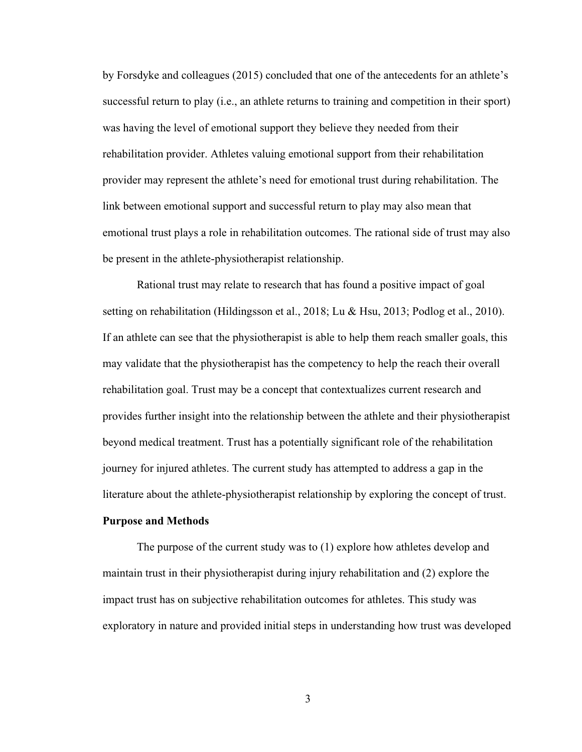by Forsdyke and colleagues (2015) concluded that one of the antecedents for an athlete's successful return to play (i.e., an athlete returns to training and competition in their sport) was having the level of emotional support they believe they needed from their rehabilitation provider. Athletes valuing emotional support from their rehabilitation provider may represent the athlete's need for emotional trust during rehabilitation. The link between emotional support and successful return to play may also mean that emotional trust plays a role in rehabilitation outcomes. The rational side of trust may also be present in the athlete-physiotherapist relationship.

Rational trust may relate to research that has found a positive impact of goal setting on rehabilitation (Hildingsson et al., 2018; Lu & Hsu, 2013; Podlog et al., 2010). If an athlete can see that the physiotherapist is able to help them reach smaller goals, this may validate that the physiotherapist has the competency to help the reach their overall rehabilitation goal. Trust may be a concept that contextualizes current research and provides further insight into the relationship between the athlete and their physiotherapist beyond medical treatment. Trust has a potentially significant role of the rehabilitation journey for injured athletes. The current study has attempted to address a gap in the literature about the athlete-physiotherapist relationship by exploring the concept of trust.

**Purpose and Methods**

The purpose of the current study was to (1) explore how athletes develop and maintain trust in their physiotherapist during injury rehabilitation and (2) explore the impact trust has on subjective rehabilitation outcomes for athletes. This study was exploratory in nature and provided initial steps in understanding how trust was developed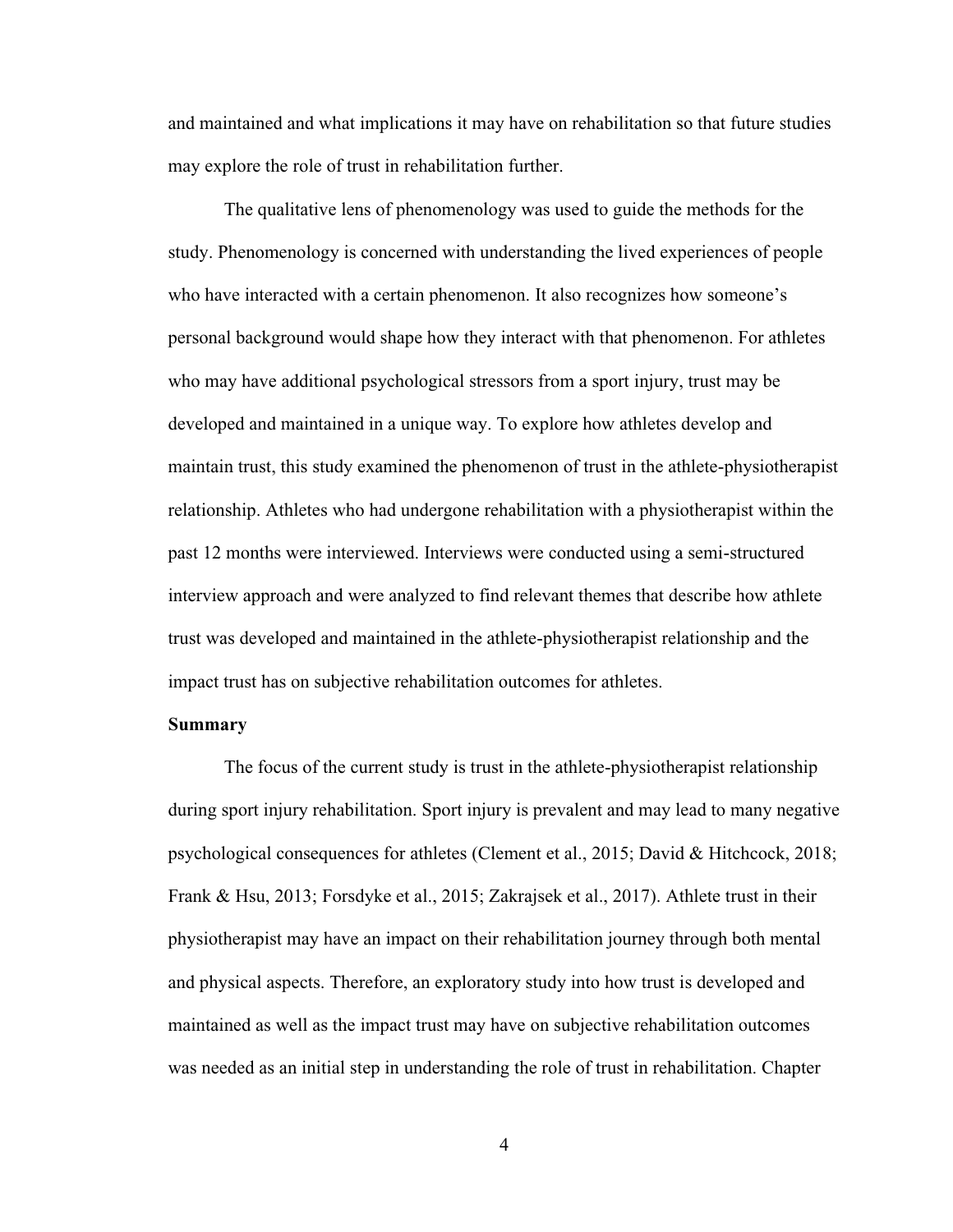and maintained and what implications it may have on rehabilitation so that future studies may explore the role of trust in rehabilitation further.

The qualitative lens of phenomenology was used to guide the methods for the study. Phenomenology is concerned with understanding the lived experiences of people who have interacted with a certain phenomenon. It also recognizes how someone's personal background would shape how they interact with that phenomenon. For athletes who may have additional psychological stressors from a sport injury, trust may be developed and maintained in a unique way. To explore how athletes develop and maintain trust, this study examined the phenomenon of trust in the athlete-physiotherapist relationship. Athletes who had undergone rehabilitation with a physiotherapist within the past 12 months were interviewed. Interviews were conducted using a semi-structured interview approach and were analyzed to find relevant themes that describe how athlete trust was developed and maintained in the athlete-physiotherapist relationship and the impact trust has on subjective rehabilitation outcomes for athletes.

**Summary**

The focus of the current study is trust in the athlete-physiotherapist relationship during sport injury rehabilitation. Sport injury is prevalent and may lead to many negative psychological consequences for athletes (Clement et al., 2015; David & Hitchcock, 2018; Frank & Hsu, 2013; Forsdyke et al., 2015; Zakrajsek et al., 2017). Athlete trust in their physiotherapist may have an impact on their rehabilitation journey through both mental and physical aspects. Therefore, an exploratory study into how trust is developed and maintained as well as the impact trust may have on subjective rehabilitation outcomes was needed as an initial step in understanding the role of trust in rehabilitation. Chapter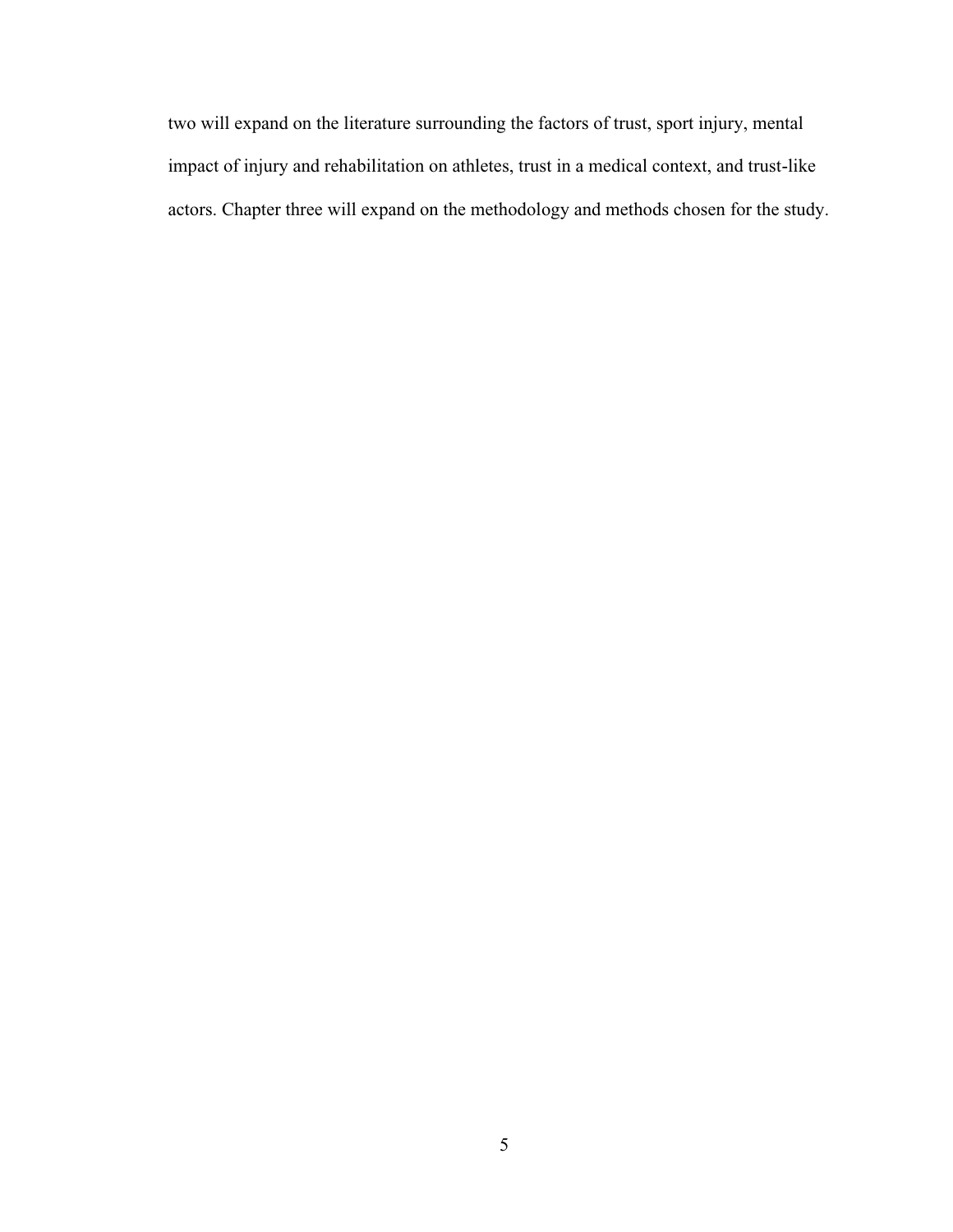two will expand on the literature surrounding the factors of trust, sport injury, mental impact of injury and rehabilitation on athletes, trust in a medical context, and trust-like actors. Chapter three will expand on the methodology and methods chosen for the study.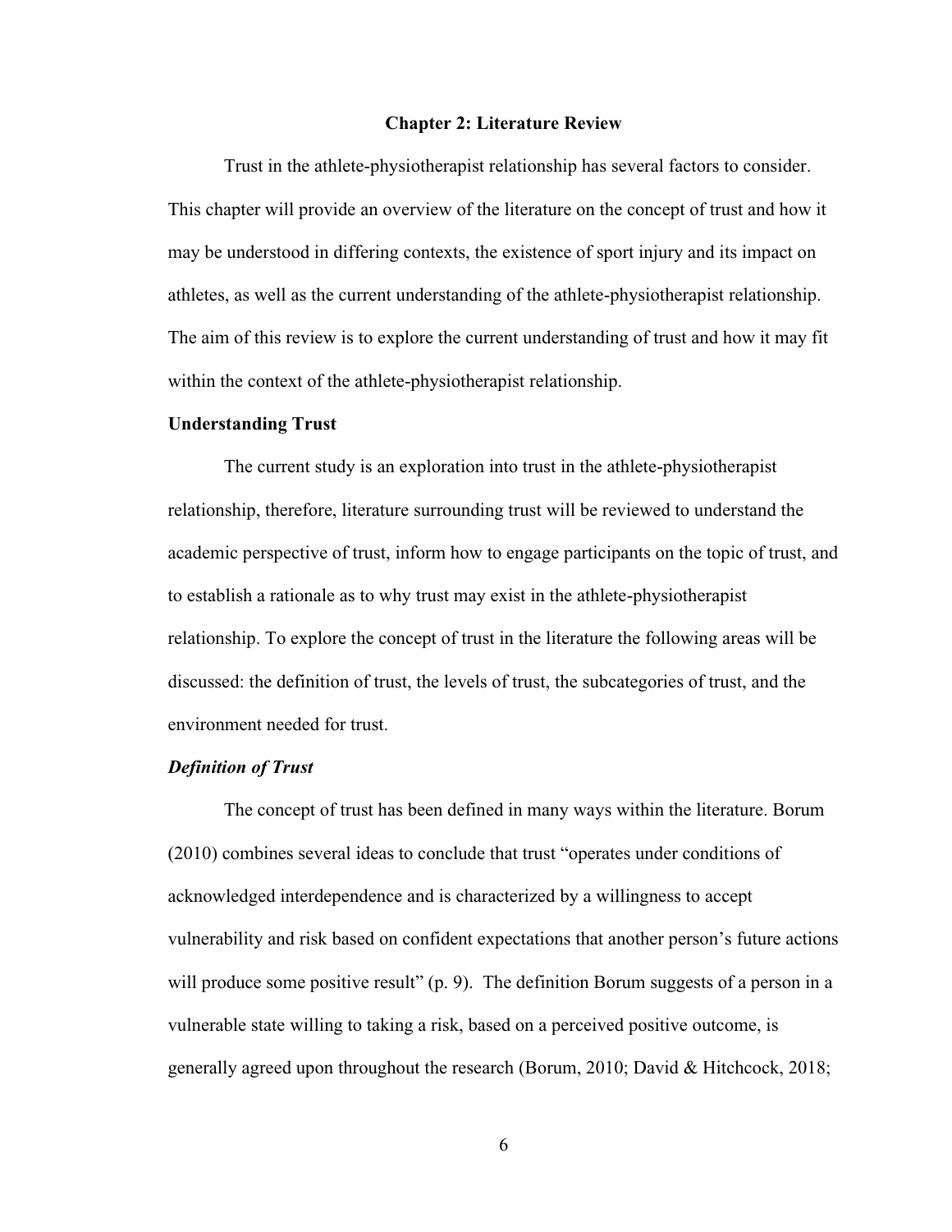# Chapter 2: Literature Review

Trust in the athlete-physiotherapist relationship has several factors to consider. This chapter will provide an overview of the literature on the concept of trust and how it may be understood in differing contexts, the existence of sport injury and its impact on athletes, as well as the current understanding of the athlete-physiotherapist relationship. The aim of this review is to explore the current understanding of trust and how it may fit within the context of the athlete-physiotherapist relationship.

## Understanding Trust

The current study is an exploration into trust in the athlete-physiotherapist relationship, therefore, literature surrounding trust will be reviewed to understand the academic perspective of trust, inform how to engage participants on the topic of trust, and to establish a rationale as to why trust may exist in the athlete-physiotherapist relationship. To explore the concept of trust in the literature the following areas will be discussed: the definition of trust, the levels of trust, the subcategories of trust, and the environment needed for trust.

### *Definition of Trust*

The concept of trust has been defined in many ways within the literature. Borum (2010) combines several ideas to conclude that trust "operates under conditions of acknowledged interdependence and is characterized by a willingness to accept vulnerability and risk based on confident expectations that another person's future actions will produce some positive result" (p. 9). The definition Borum suggests of a person in a vulnerable state willing to taking a risk, based on a perceived positive outcome, is generally agreed upon throughout the research (Borum, 2010; David & Hitchcock, 2018;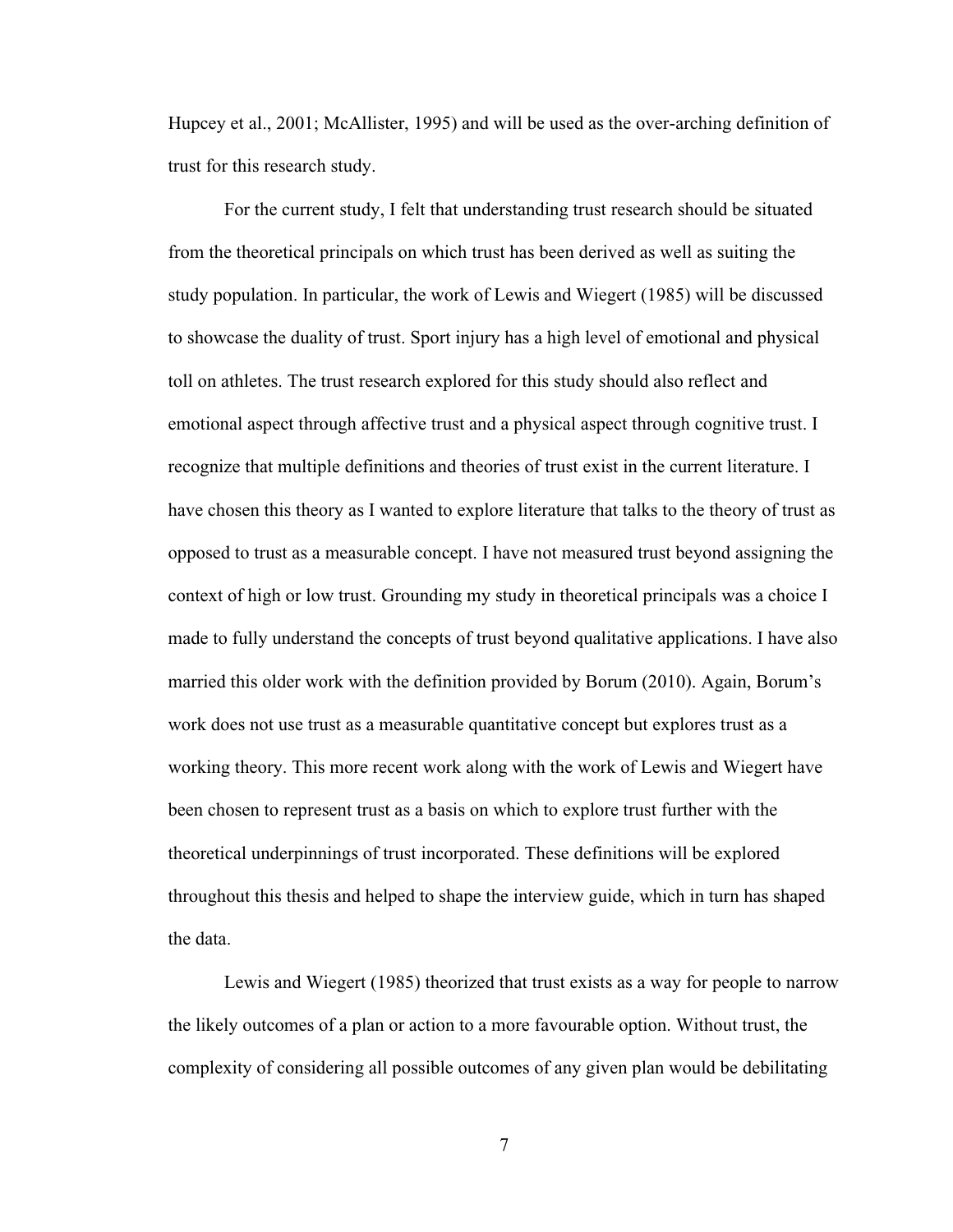Hupcey et al., 2001; McAllister, 1995) and will be used as the over-arching definition of trust for this research study.

For the current study, I felt that understanding trust research should be situated from the theoretical principals on which trust has been derived as well as suiting the study population. In particular, the work of Lewis and Wiegert (1985) will be discussed to showcase the duality of trust. Sport injury has a high level of emotional and physical toll on athletes. The trust research explored for this study should also reflect and emotional aspect through affective trust and a physical aspect through cognitive trust. I recognize that multiple definitions and theories of trust exist in the current literature. I have chosen this theory as I wanted to explore literature that talks to the theory of trust as opposed to trust as a measurable concept. I have not measured trust beyond assigning the context of high or low trust. Grounding my study in theoretical principals was a choice I made to fully understand the concepts of trust beyond qualitative applications. I have also married this older work with the definition provided by Borum (2010). Again, Borum's work does not use trust as a measurable quantitative concept but explores trust as a working theory. This more recent work along with the work of Lewis and Wiegert have been chosen to represent trust as a basis on which to explore trust further with the theoretical underpinnings of trust incorporated. These definitions will be explored throughout this thesis and helped to shape the interview guide, which in turn has shaped the data.

Lewis and Wiegert (1985) theorized that trust exists as a way for people to narrow the likely outcomes of a plan or action to a more favourable option. Without trust, the complexity of considering all possible outcomes of any given plan would be debilitating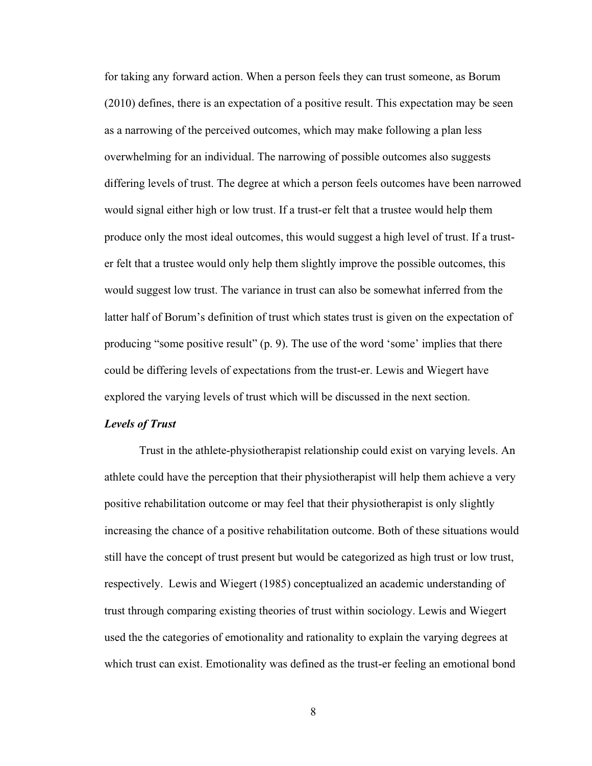for taking any forward action. When a person feels they can trust someone, as Borum (2010) defines, there is an expectation of a positive result. This expectation may be seen as a narrowing of the perceived outcomes, which may make following a plan less overwhelming for an individual. The narrowing of possible outcomes also suggests differing levels of trust. The degree at which a person feels outcomes have been narrowed would signal either high or low trust. If a trust-er felt that a trustee would help them produce only the most ideal outcomes, this would suggest a high level of trust. If a trust-er felt that a trustee would only help them slightly improve the possible outcomes, this would suggest low trust. The variance in trust can also be somewhat inferred from the latter half of Borum's definition of trust which states trust is given on the expectation of producing "some positive result" (p. 9). The use of the word 'some' implies that there could be differing levels of expectations from the trust-er. Lewis and Wiegert have explored the varying levels of trust which will be discussed in the next section.

***Levels of Trust***

Trust in the athlete-physiotherapist relationship could exist on varying levels. An athlete could have the perception that their physiotherapist will help them achieve a very positive rehabilitation outcome or may feel that their physiotherapist is only slightly increasing the chance of a positive rehabilitation outcome. Both of these situations would still have the concept of trust present but would be categorized as high trust or low trust, respectively. Lewis and Wiegert (1985) conceptualized an academic understanding of trust through comparing existing theories of trust within sociology. Lewis and Wiegert used the the categories of emotionality and rationality to explain the varying degrees at which trust can exist. Emotionality was defined as the trust-er feeling an emotional bond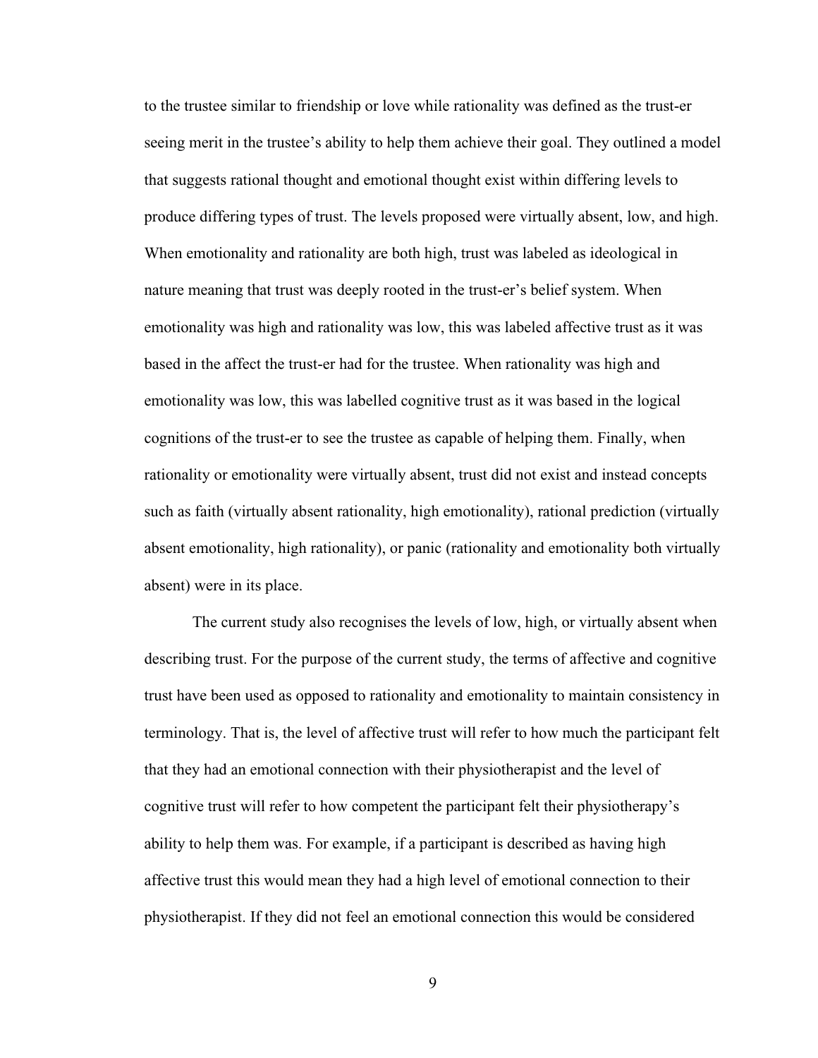to the trustee similar to friendship or love while rationality was defined as the trust-er seeing merit in the trustee's ability to help them achieve their goal. They outlined a model that suggests rational thought and emotional thought exist within differing levels to produce differing types of trust. The levels proposed were virtually absent, low, and high. When emotionality and rationality are both high, trust was labeled as ideological in nature meaning that trust was deeply rooted in the trust-er's belief system. When emotionality was high and rationality was low, this was labeled affective trust as it was based in the affect the trust-er had for the trustee. When rationality was high and emotionality was low, this was labelled cognitive trust as it was based in the logical cognitions of the trust-er to see the trustee as capable of helping them. Finally, when rationality or emotionality were virtually absent, trust did not exist and instead concepts such as faith (virtually absent rationality, high emotionality), rational prediction (virtually absent emotionality, high rationality), or panic (rationality and emotionality both virtually absent) were in its place.

The current study also recognises the levels of low, high, or virtually absent when describing trust. For the purpose of the current study, the terms of affective and cognitive trust have been used as opposed to rationality and emotionality to maintain consistency in terminology. That is, the level of affective trust will refer to how much the participant felt that they had an emotional connection with their physiotherapist and the level of cognitive trust will refer to how competent the participant felt their physiotherapy's ability to help them was. For example, if a participant is described as having high affective trust this would mean they had a high level of emotional connection to their physiotherapist. If they did not feel an emotional connection this would be considered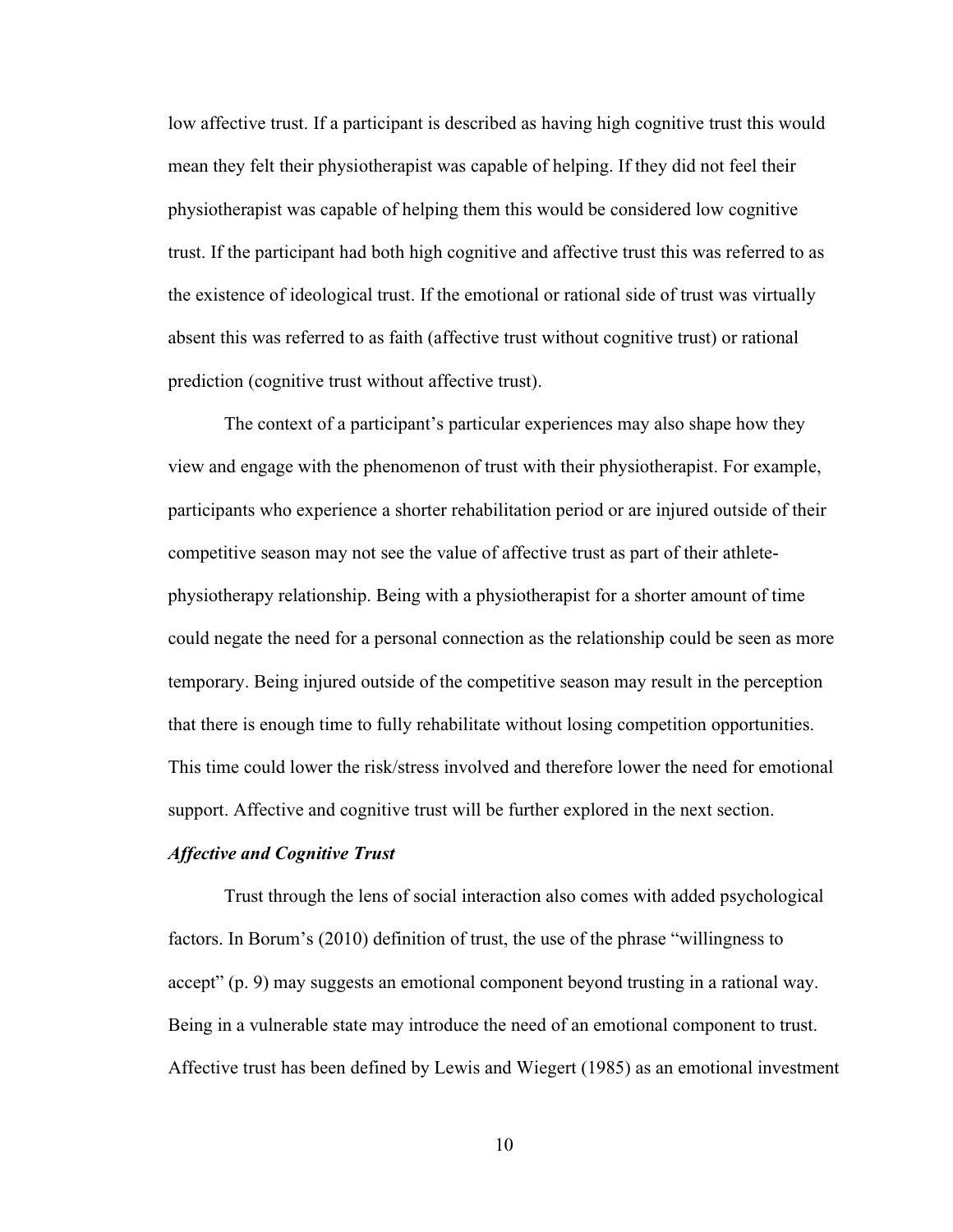low affective trust. If a participant is described as having high cognitive trust this would mean they felt their physiotherapist was capable of helping. If they did not feel their physiotherapist was capable of helping them this would be considered low cognitive trust. If the participant had both high cognitive and affective trust this was referred to as the existence of ideological trust. If the emotional or rational side of trust was virtually absent this was referred to as faith (affective trust without cognitive trust) or rational prediction (cognitive trust without affective trust).

The context of a participant's particular experiences may also shape how they view and engage with the phenomenon of trust with their physiotherapist. For example, participants who experience a shorter rehabilitation period or are injured outside of their competitive season may not see the value of affective trust as part of their athlete-physiotherapy relationship. Being with a physiotherapist for a shorter amount of time could negate the need for a personal connection as the relationship could be seen as more temporary. Being injured outside of the competitive season may result in the perception that there is enough time to fully rehabilitate without losing competition opportunities. This time could lower the risk/stress involved and therefore lower the need for emotional support. Affective and cognitive trust will be further explored in the next section.

### *Affective and Cognitive Trust*

Trust through the lens of social interaction also comes with added psychological factors. In Borum's (2010) definition of trust, the use of the phrase "willingness to accept" (p. 9) may suggests an emotional component beyond trusting in a rational way. Being in a vulnerable state may introduce the need of an emotional component to trust. Affective trust has been defined by Lewis and Wiegert (1985) as an emotional investment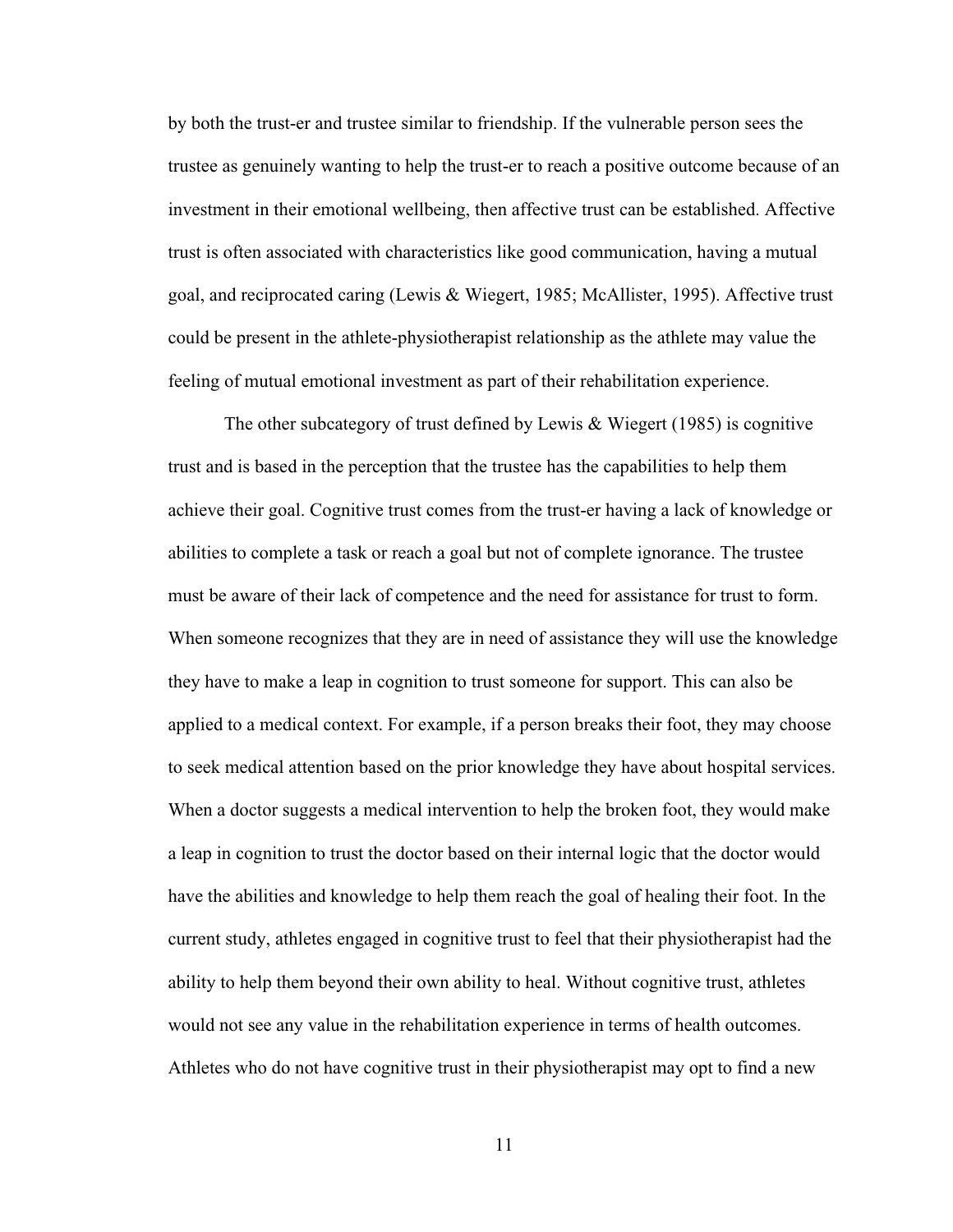by both the trust-er and trustee similar to friendship. If the vulnerable person sees the trustee as genuinely wanting to help the trust-er to reach a positive outcome because of an investment in their emotional wellbeing, then affective trust can be established. Affective trust is often associated with characteristics like good communication, having a mutual goal, and reciprocated caring (Lewis & Wiegert, 1985; McAllister, 1995). Affective trust could be present in the athlete-physiotherapist relationship as the athlete may value the feeling of mutual emotional investment as part of their rehabilitation experience.

The other subcategory of trust defined by Lewis & Wiegert (1985) is cognitive trust and is based in the perception that the trustee has the capabilities to help them achieve their goal. Cognitive trust comes from the trust-er having a lack of knowledge or abilities to complete a task or reach a goal but not of complete ignorance. The trustee must be aware of their lack of competence and the need for assistance for trust to form. When someone recognizes that they are in need of assistance they will use the knowledge they have to make a leap in cognition to trust someone for support. This can also be applied to a medical context. For example, if a person breaks their foot, they may choose to seek medical attention based on the prior knowledge they have about hospital services. When a doctor suggests a medical intervention to help the broken foot, they would make a leap in cognition to trust the doctor based on their internal logic that the doctor would have the abilities and knowledge to help them reach the goal of healing their foot. In the current study, athletes engaged in cognitive trust to feel that their physiotherapist had the ability to help them beyond their own ability to heal. Without cognitive trust, athletes would not see any value in the rehabilitation experience in terms of health outcomes. Athletes who do not have cognitive trust in their physiotherapist may opt to find a new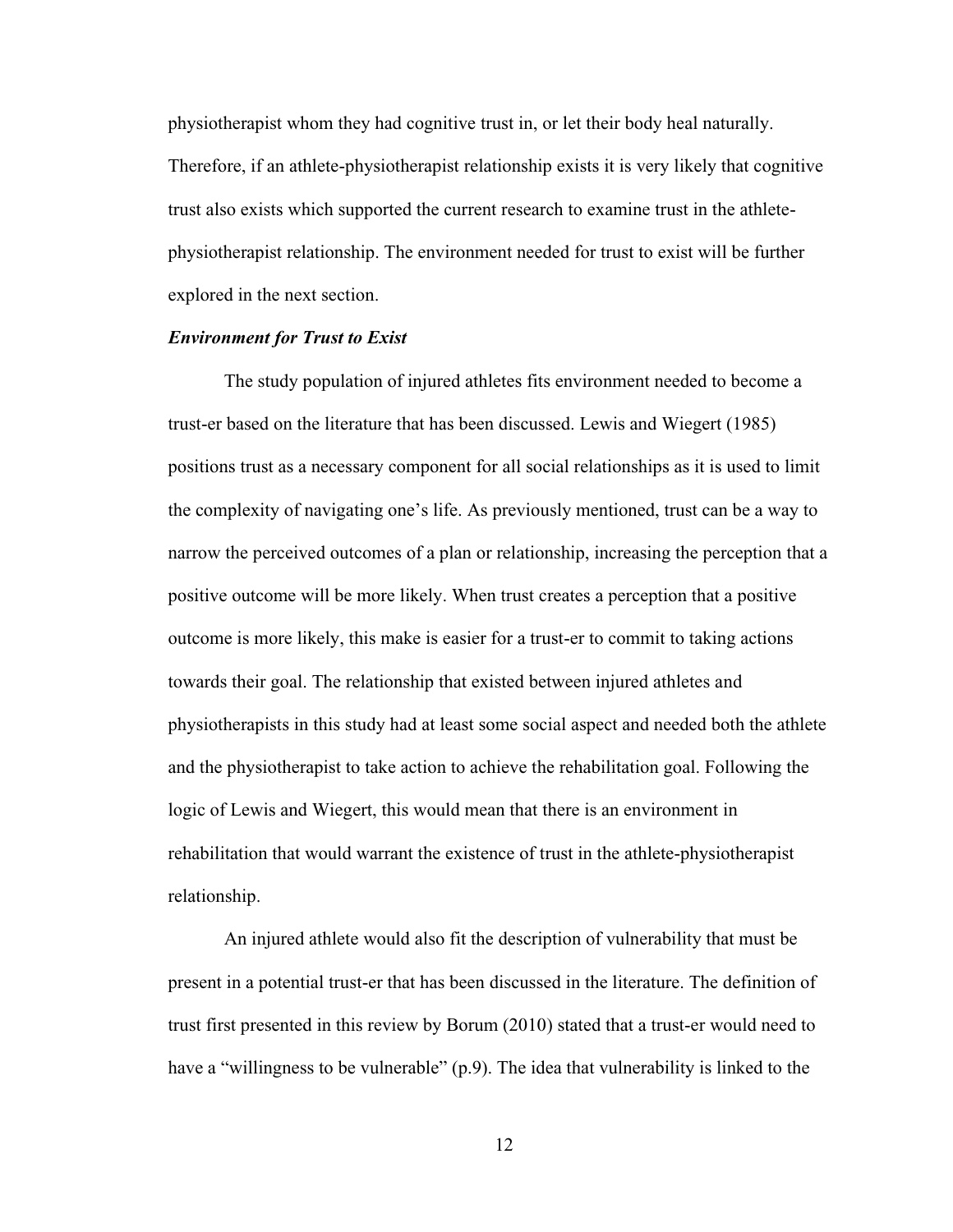physiotherapist whom they had cognitive trust in, or let their body heal naturally. Therefore, if an athlete-physiotherapist relationship exists it is very likely that cognitive trust also exists which supported the current research to examine trust in the athlete-physiotherapist relationship. The environment needed for trust to exist will be further explored in the next section.

### ***Environment for Trust to Exist***

The study population of injured athletes fits environment needed to become a trust-er based on the literature that has been discussed. Lewis and Wiegert (1985) positions trust as a necessary component for all social relationships as it is used to limit the complexity of navigating one's life. As previously mentioned, trust can be a way to narrow the perceived outcomes of a plan or relationship, increasing the perception that a positive outcome will be more likely. When trust creates a perception that a positive outcome is more likely, this make is easier for a trust-er to commit to taking actions towards their goal. The relationship that existed between injured athletes and physiotherapists in this study had at least some social aspect and needed both the athlete and the physiotherapist to take action to achieve the rehabilitation goal. Following the logic of Lewis and Wiegert, this would mean that there is an environment in rehabilitation that would warrant the existence of trust in the athlete-physiotherapist relationship.

An injured athlete would also fit the description of vulnerability that must be present in a potential trust-er that has been discussed in the literature. The definition of trust first presented in this review by Borum (2010) stated that a trust-er would need to have a "willingness to be vulnerable" (p.9). The idea that vulnerability is linked to the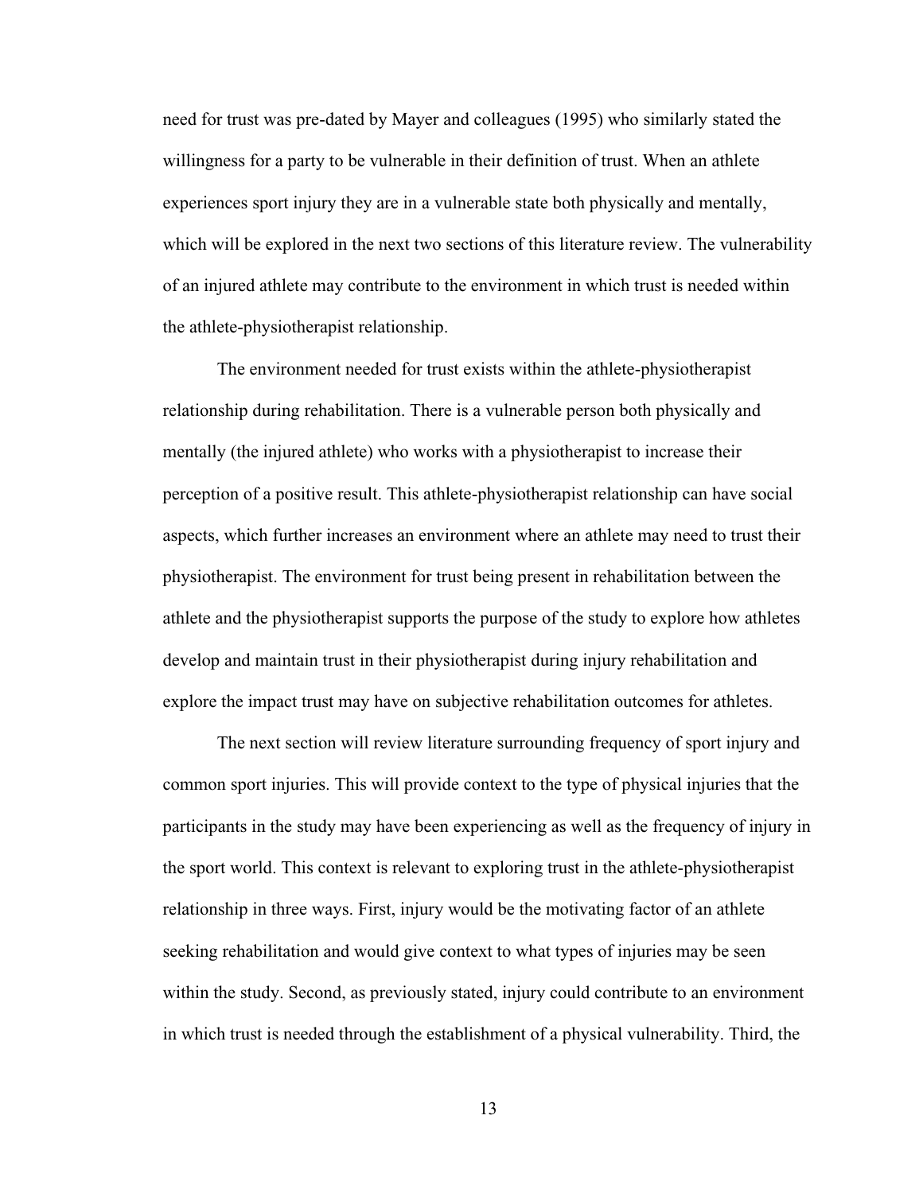need for trust was pre-dated by Mayer and colleagues (1995) who similarly stated the willingness for a party to be vulnerable in their definition of trust. When an athlete experiences sport injury they are in a vulnerable state both physically and mentally, which will be explored in the next two sections of this literature review. The vulnerability of an injured athlete may contribute to the environment in which trust is needed within the athlete-physiotherapist relationship.

The environment needed for trust exists within the athlete-physiotherapist relationship during rehabilitation. There is a vulnerable person both physically and mentally (the injured athlete) who works with a physiotherapist to increase their perception of a positive result. This athlete-physiotherapist relationship can have social aspects, which further increases an environment where an athlete may need to trust their physiotherapist. The environment for trust being present in rehabilitation between the athlete and the physiotherapist supports the purpose of the study to explore how athletes develop and maintain trust in their physiotherapist during injury rehabilitation and explore the impact trust may have on subjective rehabilitation outcomes for athletes.

The next section will review literature surrounding frequency of sport injury and common sport injuries. This will provide context to the type of physical injuries that the participants in the study may have been experiencing as well as the frequency of injury in the sport world. This context is relevant to exploring trust in the athlete-physiotherapist relationship in three ways. First, injury would be the motivating factor of an athlete seeking rehabilitation and would give context to what types of injuries may be seen within the study. Second, as previously stated, injury could contribute to an environment in which trust is needed through the establishment of a physical vulnerability. Third, the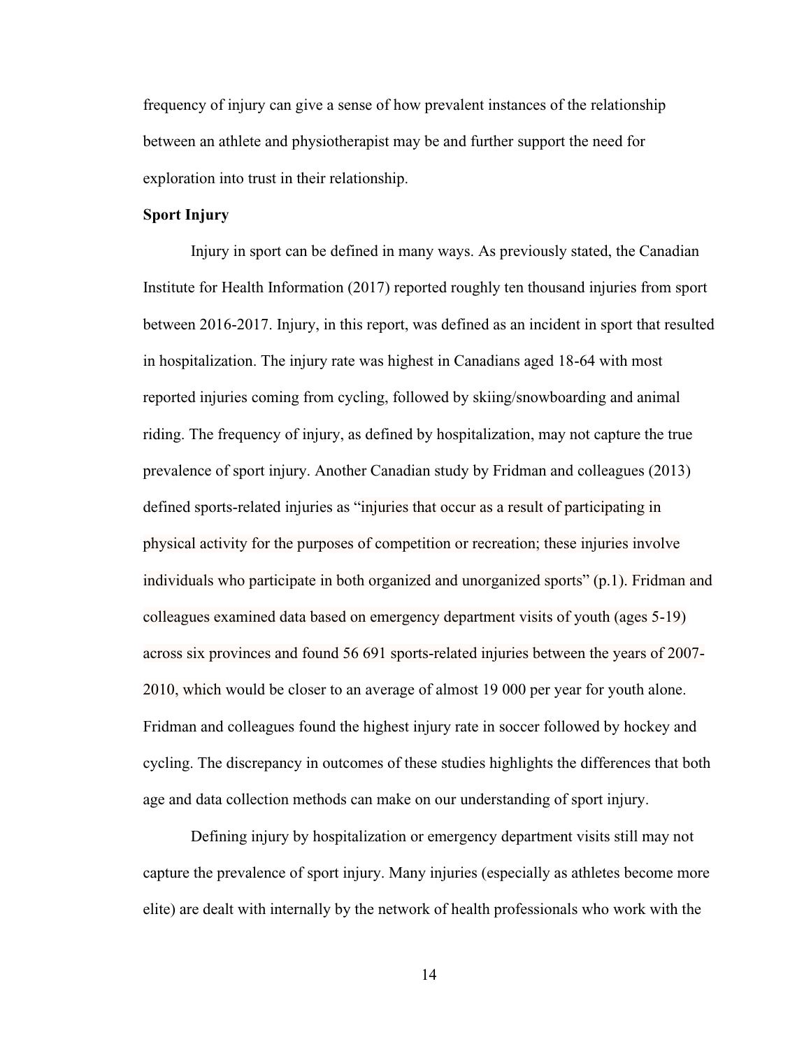frequency of injury can give a sense of how prevalent instances of the relationship between an athlete and physiotherapist may be and further support the need for exploration into trust in their relationship.

**Sport Injury**

Injury in sport can be defined in many ways. As previously stated, the Canadian Institute for Health Information (2017) reported roughly ten thousand injuries from sport between 2016-2017. Injury, in this report, was defined as an incident in sport that resulted in hospitalization. The injury rate was highest in Canadians aged 18-64 with most reported injuries coming from cycling, followed by skiing/snowboarding and animal riding. The frequency of injury, as defined by hospitalization, may not capture the true prevalence of sport injury. Another Canadian study by Fridman and colleagues (2013) defined sports-related injuries as "injuries that occur as a result of participating in physical activity for the purposes of competition or recreation; these injuries involve individuals who participate in both organized and unorganized sports" (p.1). Fridman and colleagues examined data based on emergency department visits of youth (ages 5-19) across six provinces and found 56 691 sports-related injuries between the years of 2007-2010, which would be closer to an average of almost 19 000 per year for youth alone. Fridman and colleagues found the highest injury rate in soccer followed by hockey and cycling. The discrepancy in outcomes of these studies highlights the differences that both age and data collection methods can make on our understanding of sport injury.

Defining injury by hospitalization or emergency department visits still may not capture the prevalence of sport injury. Many injuries (especially as athletes become more elite) are dealt with internally by the network of health professionals who work with the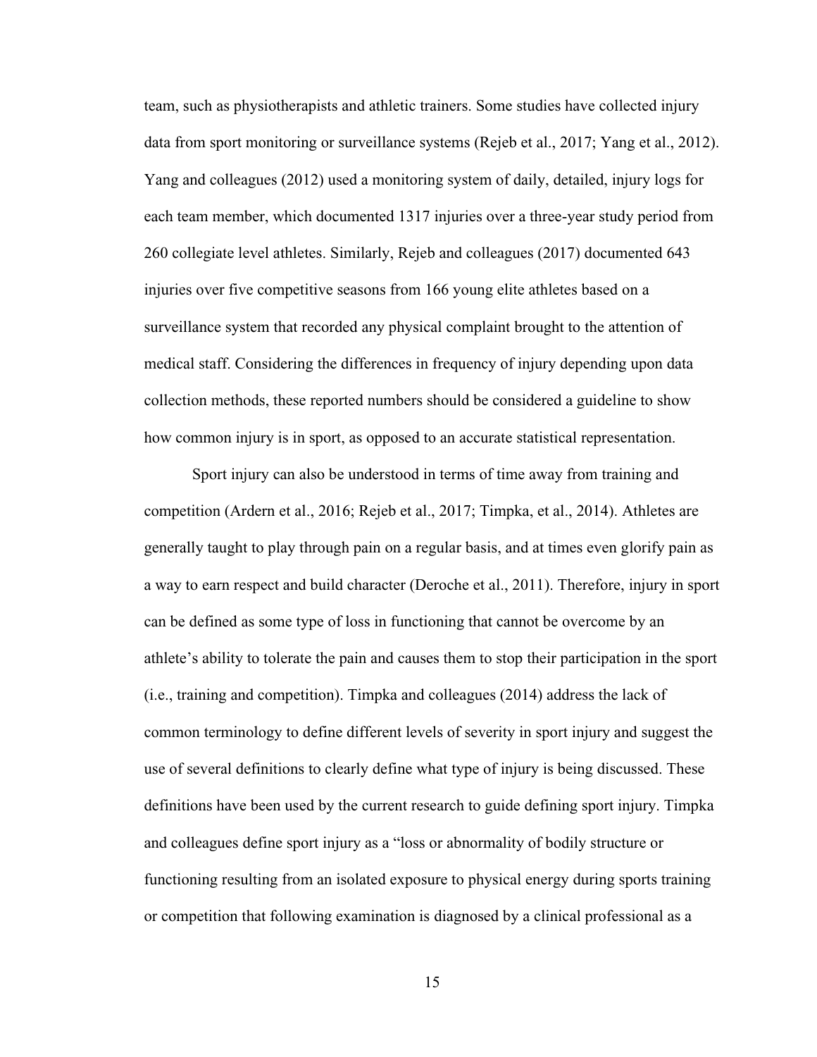team, such as physiotherapists and athletic trainers. Some studies have collected injury data from sport monitoring or surveillance systems (Rejeb et al., 2017; Yang et al., 2012). Yang and colleagues (2012) used a monitoring system of daily, detailed, injury logs for each team member, which documented 1317 injuries over a three-year study period from 260 collegiate level athletes. Similarly, Rejeb and colleagues (2017) documented 643 injuries over five competitive seasons from 166 young elite athletes based on a surveillance system that recorded any physical complaint brought to the attention of medical staff. Considering the differences in frequency of injury depending upon data collection methods, these reported numbers should be considered a guideline to show how common injury is in sport, as opposed to an accurate statistical representation.

Sport injury can also be understood in terms of time away from training and competition (Ardern et al., 2016; Rejeb et al., 2017; Timpka, et al., 2014). Athletes are generally taught to play through pain on a regular basis, and at times even glorify pain as a way to earn respect and build character (Deroche et al., 2011). Therefore, injury in sport can be defined as some type of loss in functioning that cannot be overcome by an athlete's ability to tolerate the pain and causes them to stop their participation in the sport (i.e., training and competition). Timpka and colleagues (2014) address the lack of common terminology to define different levels of severity in sport injury and suggest the use of several definitions to clearly define what type of injury is being discussed. These definitions have been used by the current research to guide defining sport injury. Timpka and colleagues define sport injury as a "loss or abnormality of bodily structure or functioning resulting from an isolated exposure to physical energy during sports training or competition that following examination is diagnosed by a clinical professional as a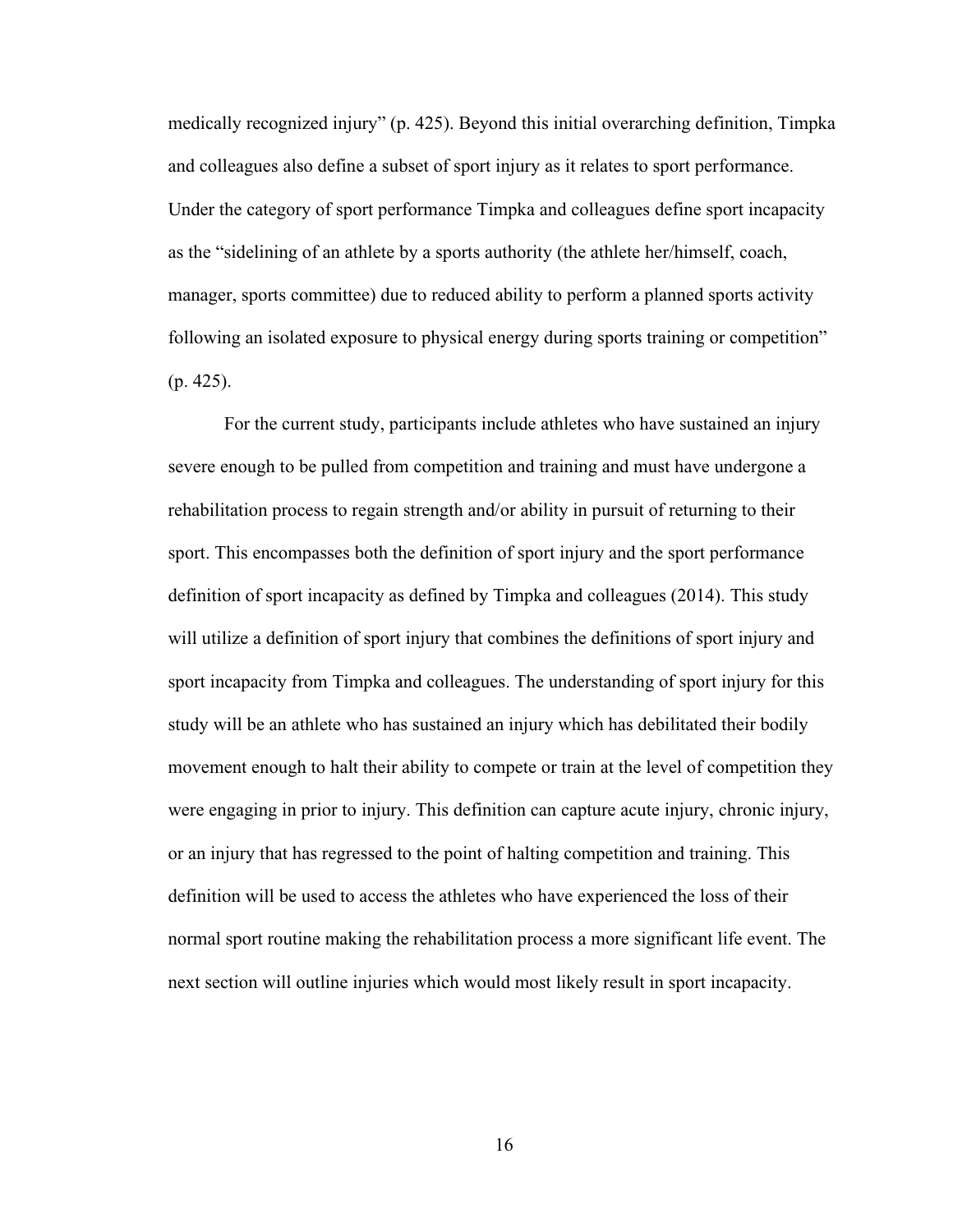medically recognized injury" (p. 425). Beyond this initial overarching definition, Timpka and colleagues also define a subset of sport injury as it relates to sport performance. Under the category of sport performance Timpka and colleagues define sport incapacity as the "sidelining of an athlete by a sports authority (the athlete her/himself, coach, manager, sports committee) due to reduced ability to perform a planned sports activity following an isolated exposure to physical energy during sports training or competition" (p. 425).

For the current study, participants include athletes who have sustained an injury severe enough to be pulled from competition and training and must have undergone a rehabilitation process to regain strength and/or ability in pursuit of returning to their sport. This encompasses both the definition of sport injury and the sport performance definition of sport incapacity as defined by Timpka and colleagues (2014). This study will utilize a definition of sport injury that combines the definitions of sport injury and sport incapacity from Timpka and colleagues. The understanding of sport injury for this study will be an athlete who has sustained an injury which has debilitated their bodily movement enough to halt their ability to compete or train at the level of competition they were engaging in prior to injury. This definition can capture acute injury, chronic injury, or an injury that has regressed to the point of halting competition and training. This definition will be used to access the athletes who have experienced the loss of their normal sport routine making the rehabilitation process a more significant life event. The next section will outline injuries which would most likely result in sport incapacity.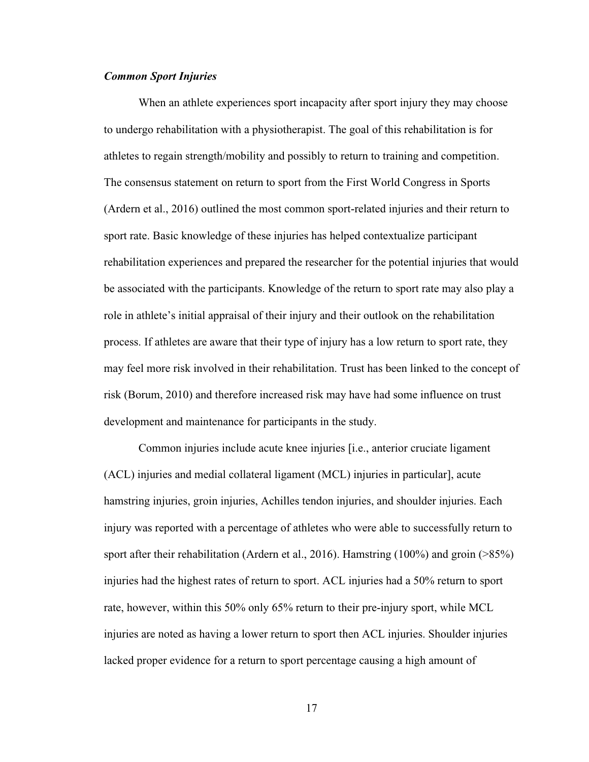### *Common Sport Injuries*

When an athlete experiences sport incapacity after sport injury they may choose to undergo rehabilitation with a physiotherapist. The goal of this rehabilitation is for athletes to regain strength/mobility and possibly to return to training and competition. The consensus statement on return to sport from the First World Congress in Sports (Ardern et al., 2016) outlined the most common sport-related injuries and their return to sport rate. Basic knowledge of these injuries has helped contextualize participant rehabilitation experiences and prepared the researcher for the potential injuries that would be associated with the participants. Knowledge of the return to sport rate may also play a role in athlete's initial appraisal of their injury and their outlook on the rehabilitation process. If athletes are aware that their type of injury has a low return to sport rate, they may feel more risk involved in their rehabilitation. Trust has been linked to the concept of risk (Borum, 2010) and therefore increased risk may have had some influence on trust development and maintenance for participants in the study.

Common injuries include acute knee injuries [i.e., anterior cruciate ligament (ACL) injuries and medial collateral ligament (MCL) injuries in particular], acute hamstring injuries, groin injuries, Achilles tendon injuries, and shoulder injuries. Each injury was reported with a percentage of athletes who were able to successfully return to sport after their rehabilitation (Ardern et al., 2016). Hamstring (100%) and groin (>85%) injuries had the highest rates of return to sport. ACL injuries had a 50% return to sport rate, however, within this 50% only 65% return to their pre-injury sport, while MCL injuries are noted as having a lower return to sport then ACL injuries. Shoulder injuries lacked proper evidence for a return to sport percentage causing a high amount of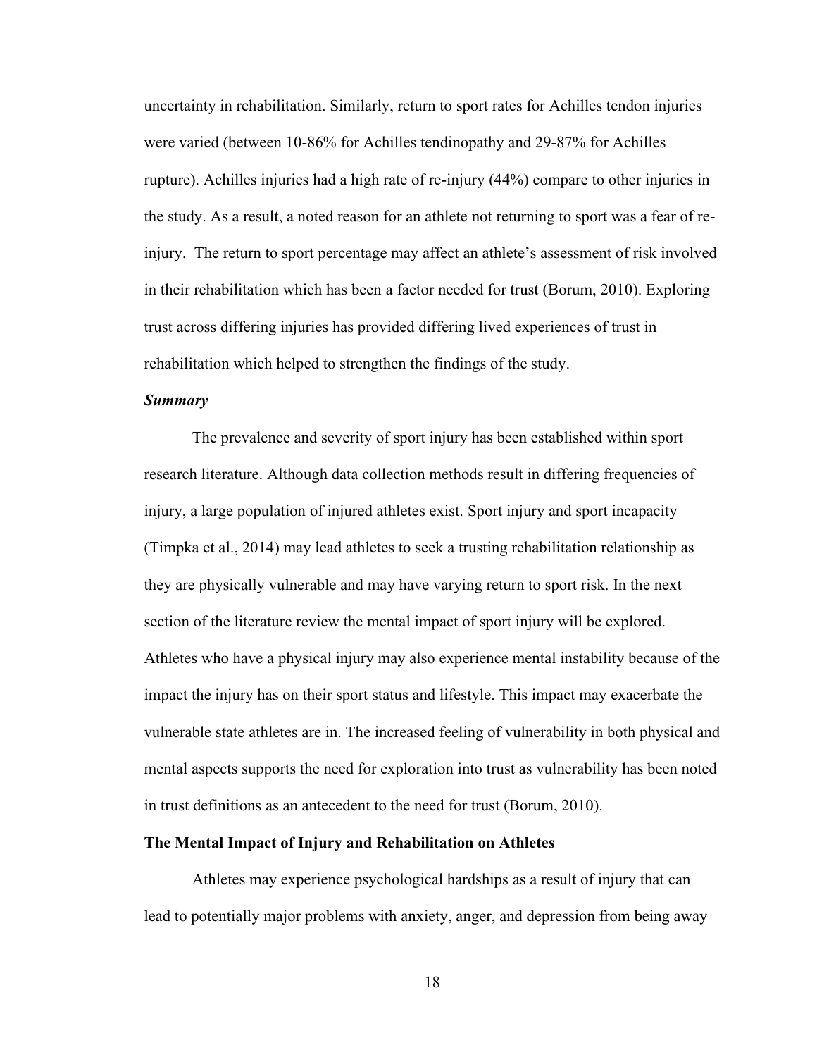uncertainty in rehabilitation. Similarly, return to sport rates for Achilles tendon injuries were varied (between 10-86% for Achilles tendinopathy and 29-87% for Achilles rupture). Achilles injuries had a high rate of re-injury (44%) compare to other injuries in the study. As a result, a noted reason for an athlete not returning to sport was a fear of re-injury. The return to sport percentage may affect an athlete's assessment of risk involved in their rehabilitation which has been a factor needed for trust (Borum, 2010). Exploring trust across differing injuries has provided differing lived experiences of trust in rehabilitation which helped to strengthen the findings of the study.

### *Summary*

The prevalence and severity of sport injury has been established within sport research literature. Although data collection methods result in differing frequencies of injury, a large population of injured athletes exist. Sport injury and sport incapacity (Timpka et al., 2014) may lead athletes to seek a trusting rehabilitation relationship as they are physically vulnerable and may have varying return to sport risk. In the next section of the literature review the mental impact of sport injury will be explored. Athletes who have a physical injury may also experience mental instability because of the impact the injury has on their sport status and lifestyle. This impact may exacerbate the vulnerable state athletes are in. The increased feeling of vulnerability in both physical and mental aspects supports the need for exploration into trust as vulnerability has been noted in trust definitions as an antecedent to the need for trust (Borum, 2010).

## The Mental Impact of Injury and Rehabilitation on Athletes

Athletes may experience psychological hardships as a result of injury that can lead to potentially major problems with anxiety, anger, and depression from being away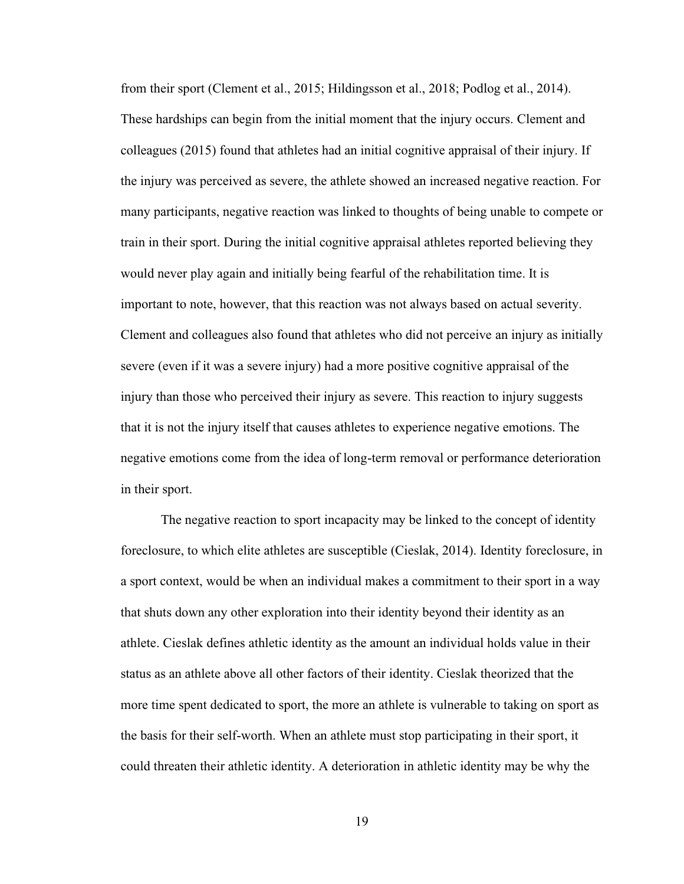from their sport (Clement et al., 2015; Hildingsson et al., 2018; Podlog et al., 2014). These hardships can begin from the initial moment that the injury occurs. Clement and colleagues (2015) found that athletes had an initial cognitive appraisal of their injury. If the injury was perceived as severe, the athlete showed an increased negative reaction. For many participants, negative reaction was linked to thoughts of being unable to compete or train in their sport. During the initial cognitive appraisal athletes reported believing they would never play again and initially being fearful of the rehabilitation time. It is important to note, however, that this reaction was not always based on actual severity. Clement and colleagues also found that athletes who did not perceive an injury as initially severe (even if it was a severe injury) had a more positive cognitive appraisal of the injury than those who perceived their injury as severe. This reaction to injury suggests that it is not the injury itself that causes athletes to experience negative emotions. The negative emotions come from the idea of long-term removal or performance deterioration in their sport.

The negative reaction to sport incapacity may be linked to the concept of identity foreclosure, to which elite athletes are susceptible (Cieslak, 2014). Identity foreclosure, in a sport context, would be when an individual makes a commitment to their sport in a way that shuts down any other exploration into their identity beyond their identity as an athlete. Cieslak defines athletic identity as the amount an individual holds value in their status as an athlete above all other factors of their identity. Cieslak theorized that the more time spent dedicated to sport, the more an athlete is vulnerable to taking on sport as the basis for their self-worth. When an athlete must stop participating in their sport, it could threaten their athletic identity. A deterioration in athletic identity may be why the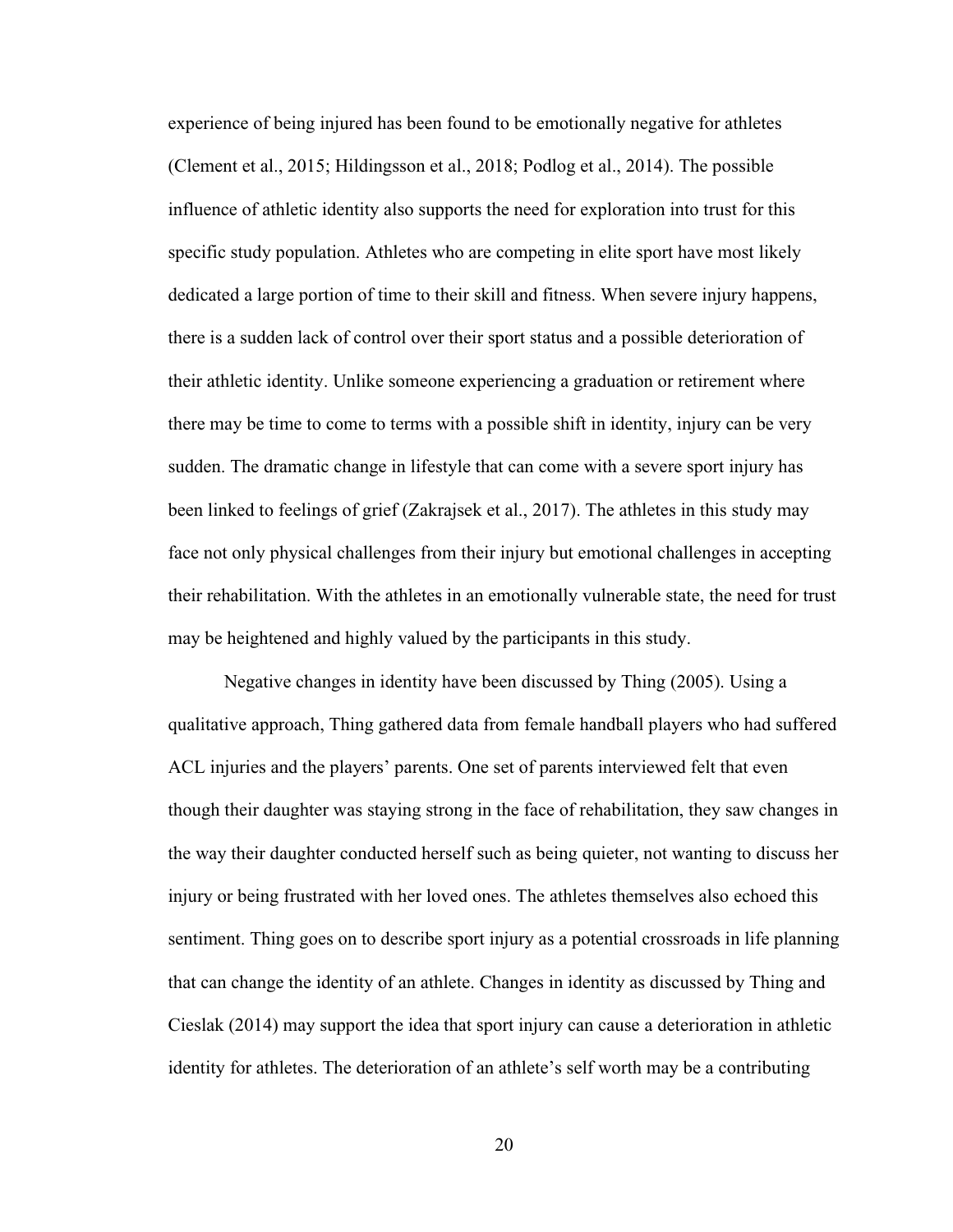experience of being injured has been found to be emotionally negative for athletes (Clement et al., 2015; Hildingsson et al., 2018; Podlog et al., 2014). The possible influence of athletic identity also supports the need for exploration into trust for this specific study population. Athletes who are competing in elite sport have most likely dedicated a large portion of time to their skill and fitness. When severe injury happens, there is a sudden lack of control over their sport status and a possible deterioration of their athletic identity. Unlike someone experiencing a graduation or retirement where there may be time to come to terms with a possible shift in identity, injury can be very sudden. The dramatic change in lifestyle that can come with a severe sport injury has been linked to feelings of grief (Zakrajsek et al., 2017). The athletes in this study may face not only physical challenges from their injury but emotional challenges in accepting their rehabilitation. With the athletes in an emotionally vulnerable state, the need for trust may be heightened and highly valued by the participants in this study.

Negative changes in identity have been discussed by Thing (2005). Using a qualitative approach, Thing gathered data from female handball players who had suffered ACL injuries and the players' parents. One set of parents interviewed felt that even though their daughter was staying strong in the face of rehabilitation, they saw changes in the way their daughter conducted herself such as being quieter, not wanting to discuss her injury or being frustrated with her loved ones. The athletes themselves also echoed this sentiment. Thing goes on to describe sport injury as a potential crossroads in life planning that can change the identity of an athlete. Changes in identity as discussed by Thing and Cieslak (2014) may support the idea that sport injury can cause a deterioration in athletic identity for athletes. The deterioration of an athlete's self worth may be a contributing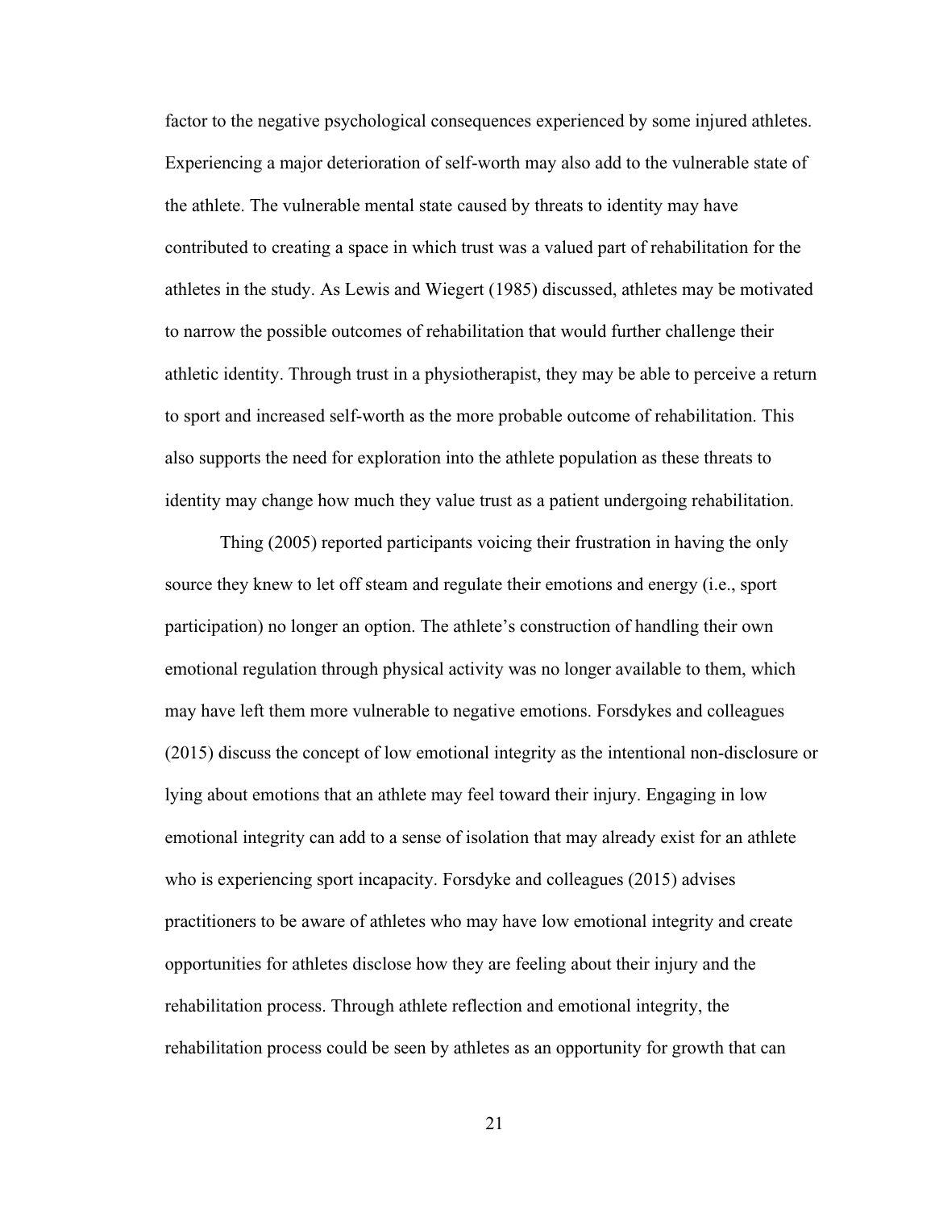factor to the negative psychological consequences experienced by some injured athletes. Experiencing a major deterioration of self-worth may also add to the vulnerable state of the athlete. The vulnerable mental state caused by threats to identity may have contributed to creating a space in which trust was a valued part of rehabilitation for the athletes in the study. As Lewis and Wiegert (1985) discussed, athletes may be motivated to narrow the possible outcomes of rehabilitation that would further challenge their athletic identity. Through trust in a physiotherapist, they may be able to perceive a return to sport and increased self-worth as the more probable outcome of rehabilitation. This also supports the need for exploration into the athlete population as these threats to identity may change how much they value trust as a patient undergoing rehabilitation.

Thing (2005) reported participants voicing their frustration in having the only source they knew to let off steam and regulate their emotions and energy (i.e., sport participation) no longer an option. The athlete's construction of handling their own emotional regulation through physical activity was no longer available to them, which may have left them more vulnerable to negative emotions. Forsdykes and colleagues (2015) discuss the concept of low emotional integrity as the intentional non-disclosure or lying about emotions that an athlete may feel toward their injury. Engaging in low emotional integrity can add to a sense of isolation that may already exist for an athlete who is experiencing sport incapacity. Forsdyke and colleagues (2015) advises practitioners to be aware of athletes who may have low emotional integrity and create opportunities for athletes disclose how they are feeling about their injury and the rehabilitation process. Through athlete reflection and emotional integrity, the rehabilitation process could be seen by athletes as an opportunity for growth that can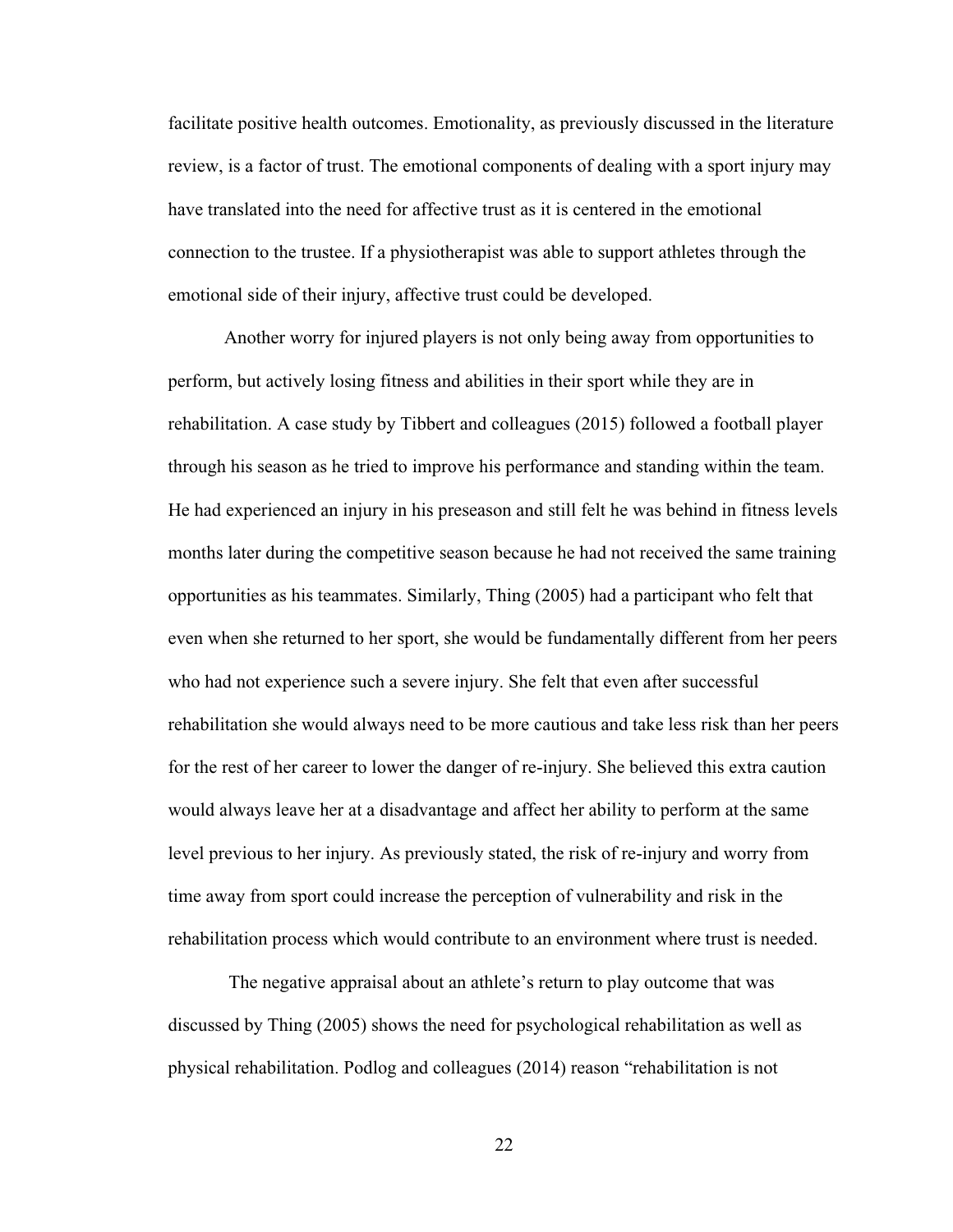facilitate positive health outcomes. Emotionality, as previously discussed in the literature review, is a factor of trust. The emotional components of dealing with a sport injury may have translated into the need for affective trust as it is centered in the emotional connection to the trustee. If a physiotherapist was able to support athletes through the emotional side of their injury, affective trust could be developed.

Another worry for injured players is not only being away from opportunities to perform, but actively losing fitness and abilities in their sport while they are in rehabilitation. A case study by Tibbert and colleagues (2015) followed a football player through his season as he tried to improve his performance and standing within the team. He had experienced an injury in his preseason and still felt he was behind in fitness levels months later during the competitive season because he had not received the same training opportunities as his teammates. Similarly, Thing (2005) had a participant who felt that even when she returned to her sport, she would be fundamentally different from her peers who had not experience such a severe injury. She felt that even after successful rehabilitation she would always need to be more cautious and take less risk than her peers for the rest of her career to lower the danger of re-injury. She believed this extra caution would always leave her at a disadvantage and affect her ability to perform at the same level previous to her injury. As previously stated, the risk of re-injury and worry from time away from sport could increase the perception of vulnerability and risk in the rehabilitation process which would contribute to an environment where trust is needed.

The negative appraisal about an athlete's return to play outcome that was discussed by Thing (2005) shows the need for psychological rehabilitation as well as physical rehabilitation. Podlog and colleagues (2014) reason "rehabilitation is not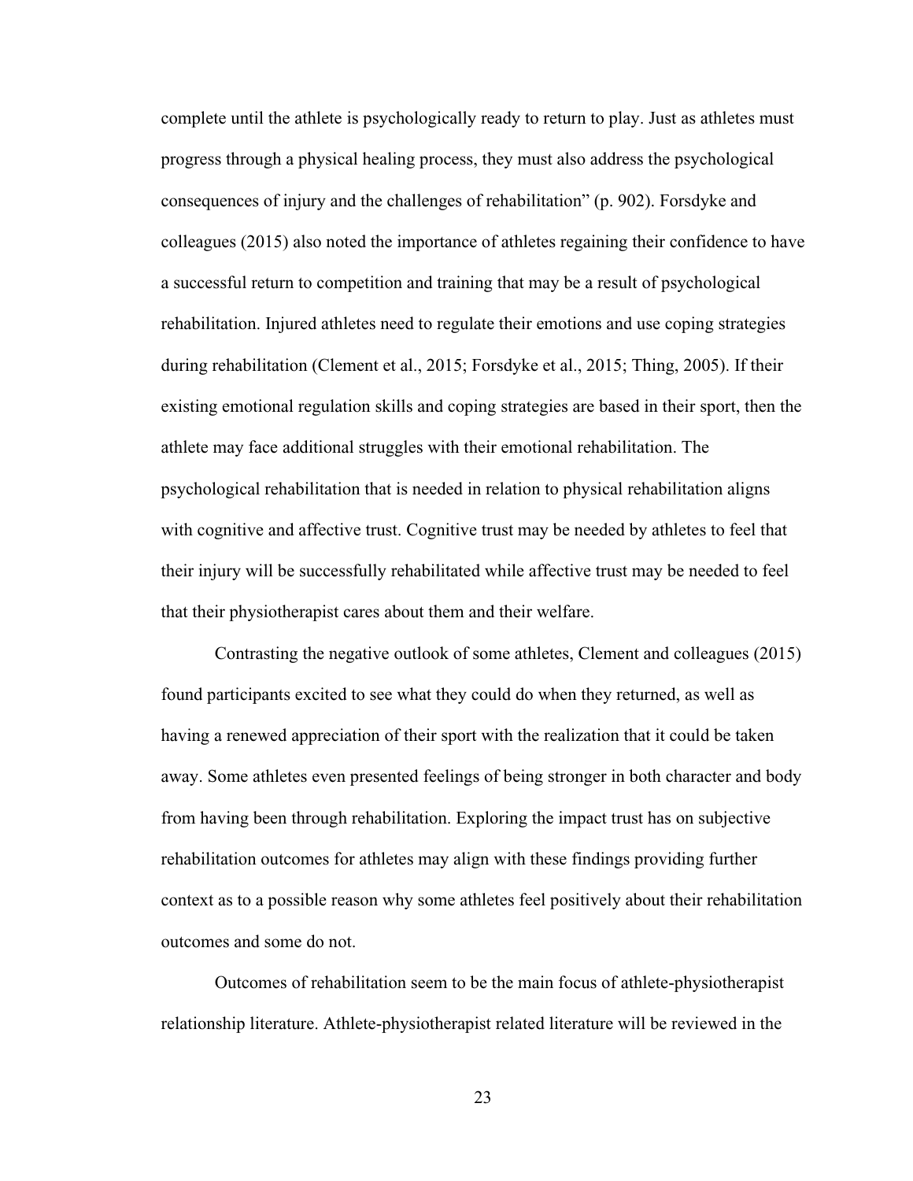complete until the athlete is psychologically ready to return to play. Just as athletes must progress through a physical healing process, they must also address the psychological consequences of injury and the challenges of rehabilitation" (p. 902). Forsdyke and colleagues (2015) also noted the importance of athletes regaining their confidence to have a successful return to competition and training that may be a result of psychological rehabilitation. Injured athletes need to regulate their emotions and use coping strategies during rehabilitation (Clement et al., 2015; Forsdyke et al., 2015; Thing, 2005). If their existing emotional regulation skills and coping strategies are based in their sport, then the athlete may face additional struggles with their emotional rehabilitation. The psychological rehabilitation that is needed in relation to physical rehabilitation aligns with cognitive and affective trust. Cognitive trust may be needed by athletes to feel that their injury will be successfully rehabilitated while affective trust may be needed to feel that their physiotherapist cares about them and their welfare.

Contrasting the negative outlook of some athletes, Clement and colleagues (2015) found participants excited to see what they could do when they returned, as well as having a renewed appreciation of their sport with the realization that it could be taken away. Some athletes even presented feelings of being stronger in both character and body from having been through rehabilitation. Exploring the impact trust has on subjective rehabilitation outcomes for athletes may align with these findings providing further context as to a possible reason why some athletes feel positively about their rehabilitation outcomes and some do not.

Outcomes of rehabilitation seem to be the main focus of athlete-physiotherapist relationship literature. Athlete-physiotherapist related literature will be reviewed in the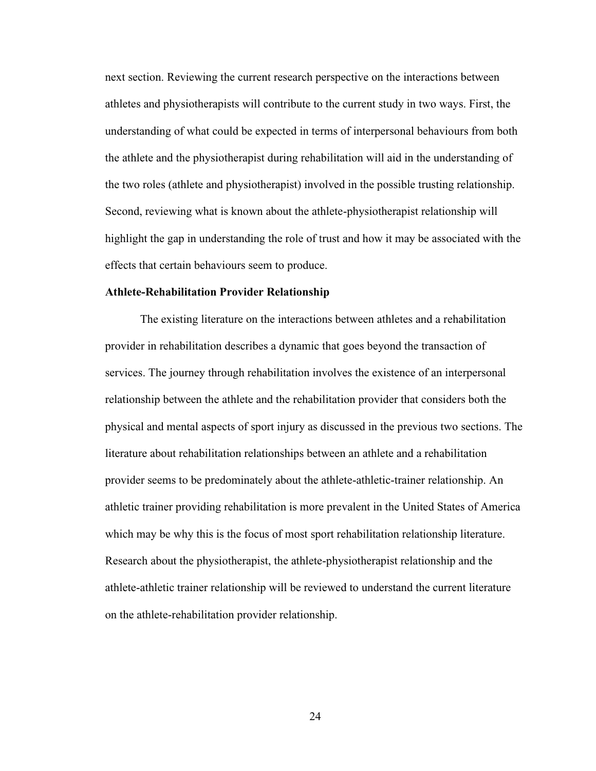next section. Reviewing the current research perspective on the interactions between athletes and physiotherapists will contribute to the current study in two ways. First, the understanding of what could be expected in terms of interpersonal behaviours from both the athlete and the physiotherapist during rehabilitation will aid in the understanding of the two roles (athlete and physiotherapist) involved in the possible trusting relationship. Second, reviewing what is known about the athlete-physiotherapist relationship will highlight the gap in understanding the role of trust and how it may be associated with the effects that certain behaviours seem to produce.

**Athlete-Rehabilitation Provider Relationship**

The existing literature on the interactions between athletes and a rehabilitation provider in rehabilitation describes a dynamic that goes beyond the transaction of services. The journey through rehabilitation involves the existence of an interpersonal relationship between the athlete and the rehabilitation provider that considers both the physical and mental aspects of sport injury as discussed in the previous two sections. The literature about rehabilitation relationships between an athlete and a rehabilitation provider seems to be predominately about the athlete-athletic-trainer relationship. An athletic trainer providing rehabilitation is more prevalent in the United States of America which may be why this is the focus of most sport rehabilitation relationship literature. Research about the physiotherapist, the athlete-physiotherapist relationship and the athlete-athletic trainer relationship will be reviewed to understand the current literature on the athlete-rehabilitation provider relationship.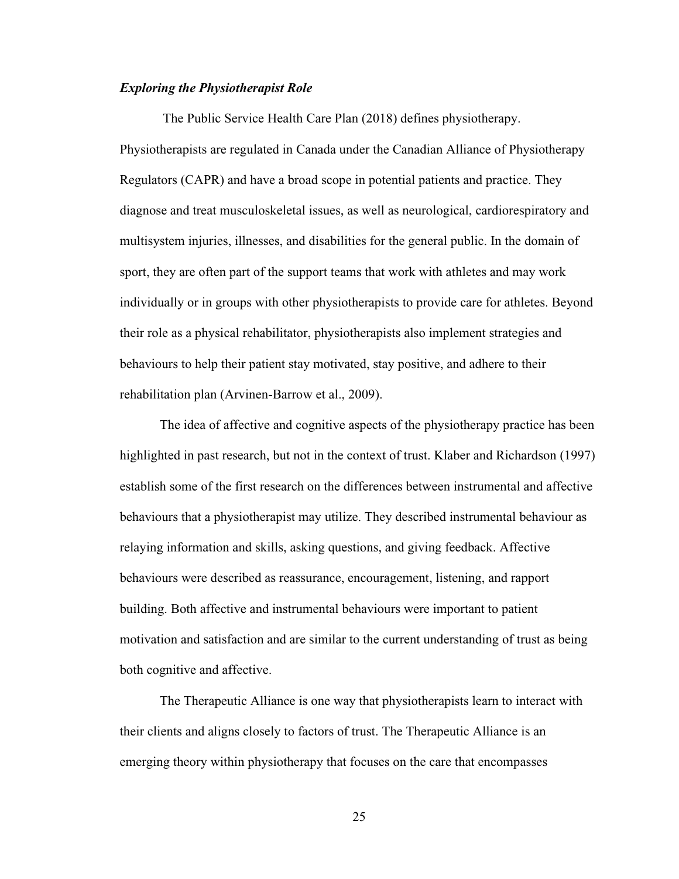### *Exploring the Physiotherapist Role*

The Public Service Health Care Plan (2018) defines physiotherapy. Physiotherapists are regulated in Canada under the Canadian Alliance of Physiotherapy Regulators (CAPR) and have a broad scope in potential patients and practice. They diagnose and treat musculoskeletal issues, as well as neurological, cardiorespiratory and multisystem injuries, illnesses, and disabilities for the general public. In the domain of sport, they are often part of the support teams that work with athletes and may work individually or in groups with other physiotherapists to provide care for athletes. Beyond their role as a physical rehabilitator, physiotherapists also implement strategies and behaviours to help their patient stay motivated, stay positive, and adhere to their rehabilitation plan (Arvinen-Barrow et al., 2009).

The idea of affective and cognitive aspects of the physiotherapy practice has been highlighted in past research, but not in the context of trust. Klaber and Richardson (1997) establish some of the first research on the differences between instrumental and affective behaviours that a physiotherapist may utilize. They described instrumental behaviour as relaying information and skills, asking questions, and giving feedback. Affective behaviours were described as reassurance, encouragement, listening, and rapport building. Both affective and instrumental behaviours were important to patient motivation and satisfaction and are similar to the current understanding of trust as being both cognitive and affective.

The Therapeutic Alliance is one way that physiotherapists learn to interact with their clients and aligns closely to factors of trust. The Therapeutic Alliance is an emerging theory within physiotherapy that focuses on the care that encompasses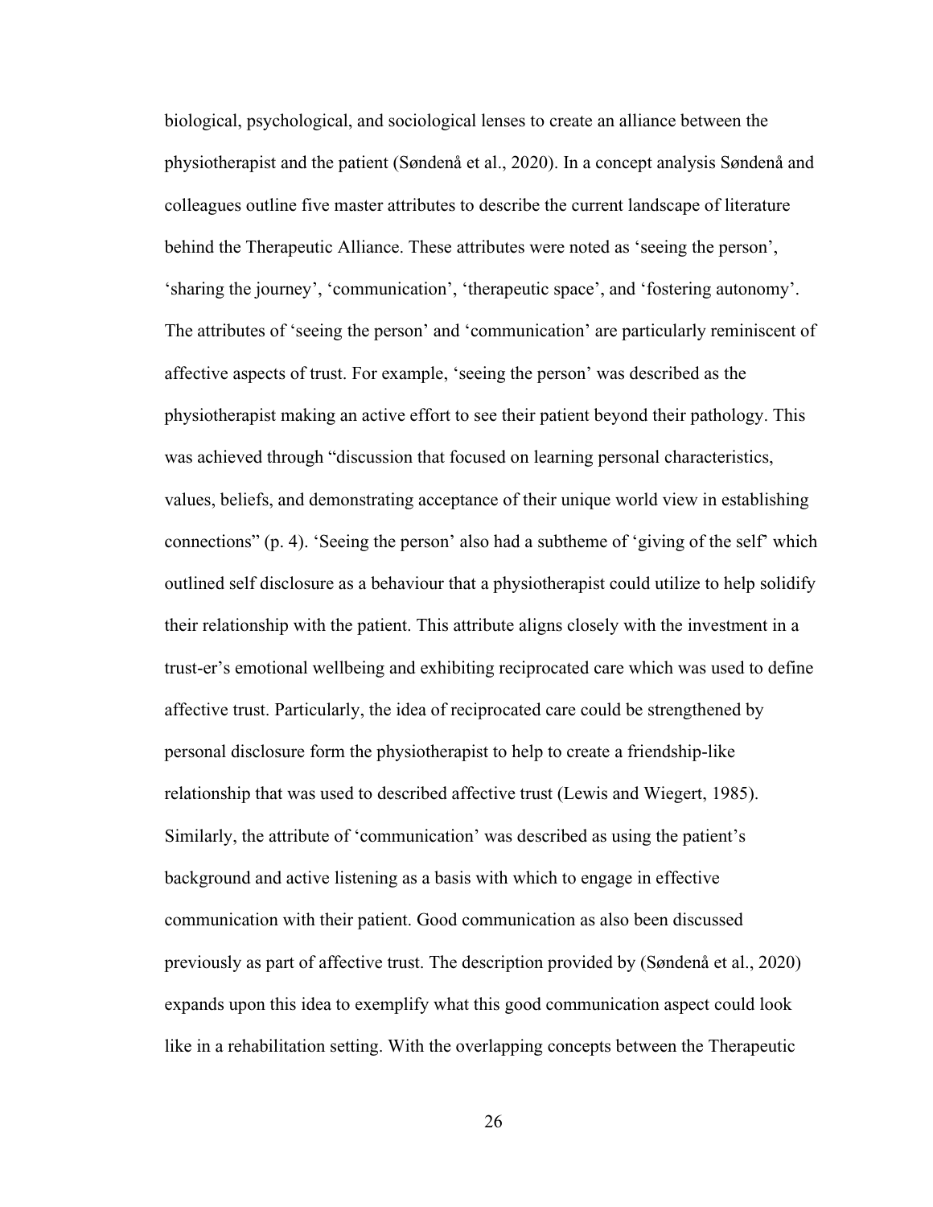biological, psychological, and sociological lenses to create an alliance between the physiotherapist and the patient (Søndenå et al., 2020). In a concept analysis Søndenå and colleagues outline five master attributes to describe the current landscape of literature behind the Therapeutic Alliance. These attributes were noted as 'seeing the person', 'sharing the journey', 'communication', 'therapeutic space', and 'fostering autonomy'. The attributes of 'seeing the person' and 'communication' are particularly reminiscent of affective aspects of trust. For example, 'seeing the person' was described as the physiotherapist making an active effort to see their patient beyond their pathology. This was achieved through "discussion that focused on learning personal characteristics, values, beliefs, and demonstrating acceptance of their unique world view in establishing connections" (p. 4). 'Seeing the person' also had a subtheme of 'giving of the self' which outlined self disclosure as a behaviour that a physiotherapist could utilize to help solidify their relationship with the patient. This attribute aligns closely with the investment in a trust-er's emotional wellbeing and exhibiting reciprocated care which was used to define affective trust. Particularly, the idea of reciprocated care could be strengthened by personal disclosure form the physiotherapist to help to create a friendship-like relationship that was used to described affective trust (Lewis and Wiegert, 1985). Similarly, the attribute of 'communication' was described as using the patient's background and active listening as a basis with which to engage in effective communication with their patient. Good communication as also been discussed previously as part of affective trust. The description provided by (Søndenå et al., 2020) expands upon this idea to exemplify what this good communication aspect could look like in a rehabilitation setting. With the overlapping concepts between the Therapeutic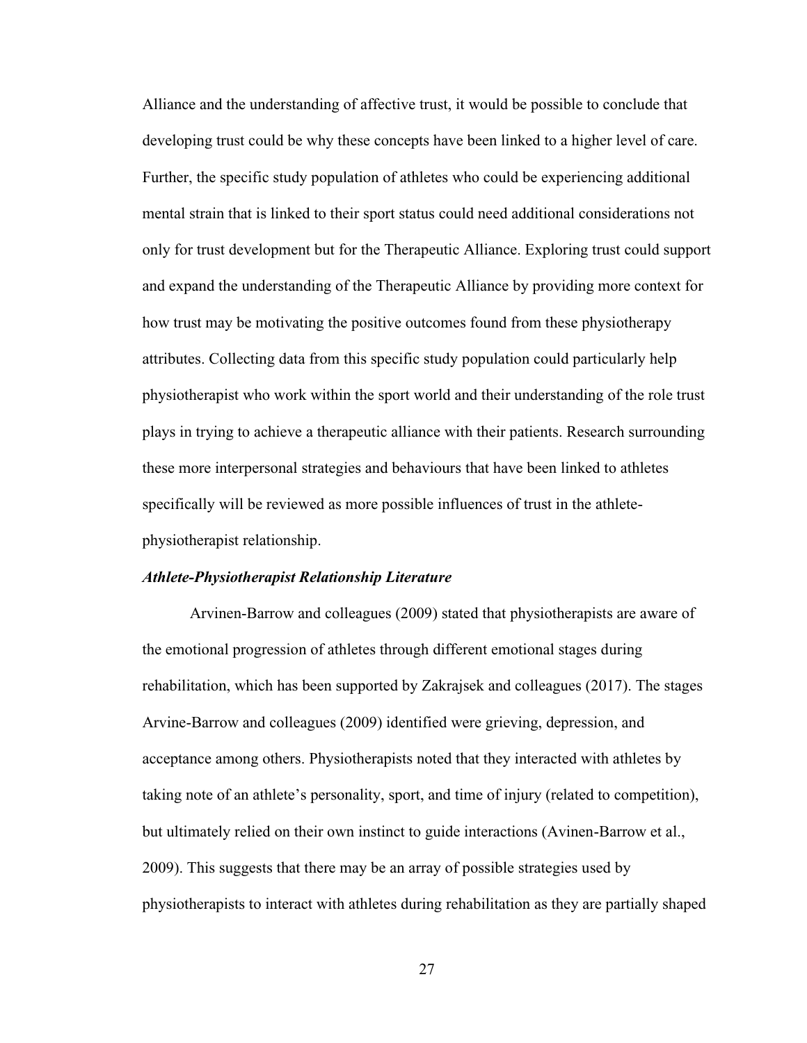Alliance and the understanding of affective trust, it would be possible to conclude that developing trust could be why these concepts have been linked to a higher level of care. Further, the specific study population of athletes who could be experiencing additional mental strain that is linked to their sport status could need additional considerations not only for trust development but for the Therapeutic Alliance. Exploring trust could support and expand the understanding of the Therapeutic Alliance by providing more context for how trust may be motivating the positive outcomes found from these physiotherapy attributes. Collecting data from this specific study population could particularly help physiotherapist who work within the sport world and their understanding of the role trust plays in trying to achieve a therapeutic alliance with their patients. Research surrounding these more interpersonal strategies and behaviours that have been linked to athletes specifically will be reviewed as more possible influences of trust in the athlete-physiotherapist relationship.

***Athlete-Physiotherapist Relationship Literature***

Arvinen-Barrow and colleagues (2009) stated that physiotherapists are aware of the emotional progression of athletes through different emotional stages during rehabilitation, which has been supported by Zakrajsek and colleagues (2017). The stages Arvine-Barrow and colleagues (2009) identified were grieving, depression, and acceptance among others. Physiotherapists noted that they interacted with athletes by taking note of an athlete's personality, sport, and time of injury (related to competition), but ultimately relied on their own instinct to guide interactions (Avinen-Barrow et al., 2009). This suggests that there may be an array of possible strategies used by physiotherapists to interact with athletes during rehabilitation as they are partially shaped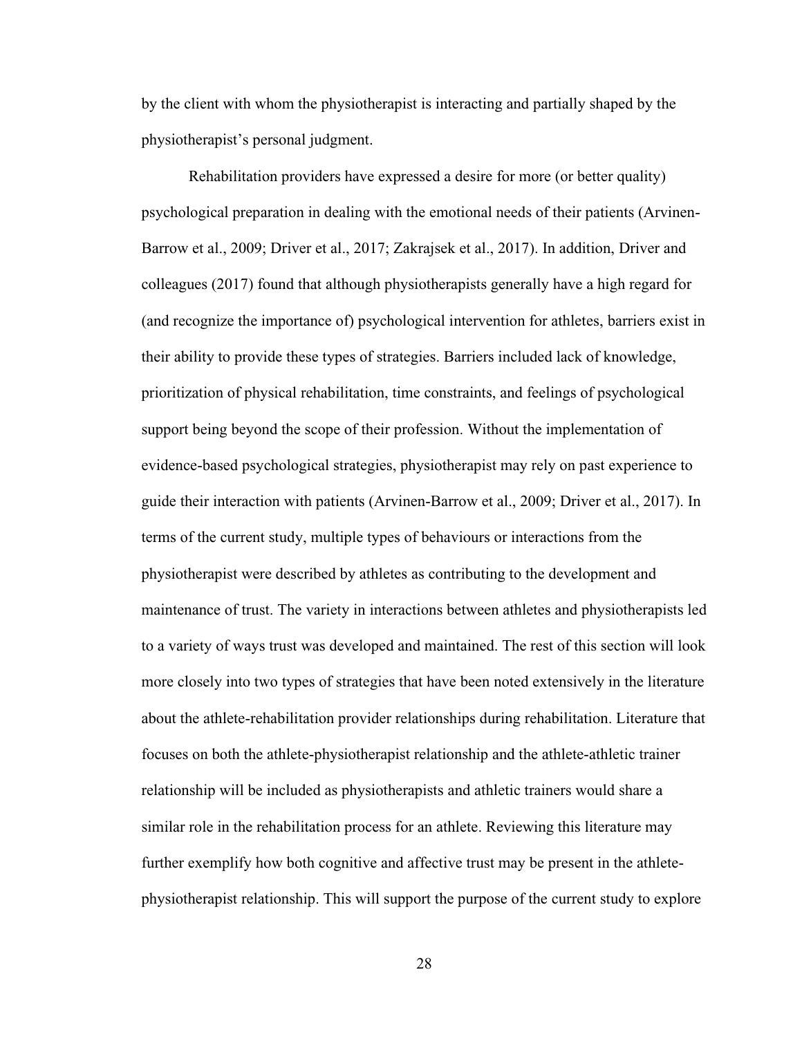by the client with whom the physiotherapist is interacting and partially shaped by the physiotherapist's personal judgment.

Rehabilitation providers have expressed a desire for more (or better quality) psychological preparation in dealing with the emotional needs of their patients (Arvinen-Barrow et al., 2009; Driver et al., 2017; Zakrajsek et al., 2017). In addition, Driver and colleagues (2017) found that although physiotherapists generally have a high regard for (and recognize the importance of) psychological intervention for athletes, barriers exist in their ability to provide these types of strategies. Barriers included lack of knowledge, prioritization of physical rehabilitation, time constraints, and feelings of psychological support being beyond the scope of their profession. Without the implementation of evidence-based psychological strategies, physiotherapist may rely on past experience to guide their interaction with patients (Arvinen-Barrow et al., 2009; Driver et al., 2017). In terms of the current study, multiple types of behaviours or interactions from the physiotherapist were described by athletes as contributing to the development and maintenance of trust. The variety in interactions between athletes and physiotherapists led to a variety of ways trust was developed and maintained. The rest of this section will look more closely into two types of strategies that have been noted extensively in the literature about the athlete-rehabilitation provider relationships during rehabilitation. Literature that focuses on both the athlete-physiotherapist relationship and the athlete-athletic trainer relationship will be included as physiotherapists and athletic trainers would share a similar role in the rehabilitation process for an athlete. Reviewing this literature may further exemplify how both cognitive and affective trust may be present in the athlete-physiotherapist relationship. This will support the purpose of the current study to explore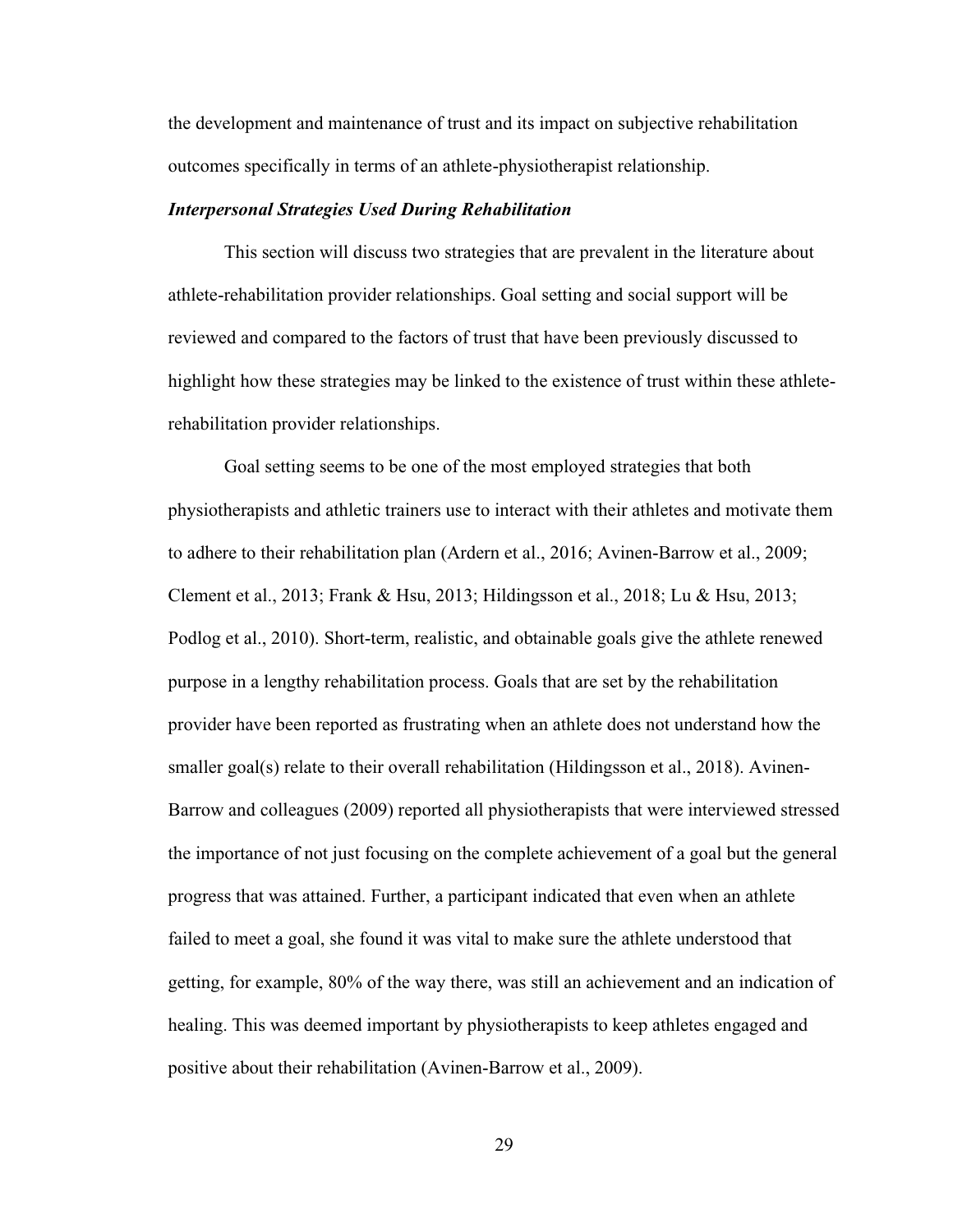the development and maintenance of trust and its impact on subjective rehabilitation outcomes specifically in terms of an athlete-physiotherapist relationship.

### *Interpersonal Strategies Used During Rehabilitation*

This section will discuss two strategies that are prevalent in the literature about athlete-rehabilitation provider relationships. Goal setting and social support will be reviewed and compared to the factors of trust that have been previously discussed to highlight how these strategies may be linked to the existence of trust within these athlete-rehabilitation provider relationships.

Goal setting seems to be one of the most employed strategies that both physiotherapists and athletic trainers use to interact with their athletes and motivate them to adhere to their rehabilitation plan (Ardern et al., 2016; Avinen-Barrow et al., 2009; Clement et al., 2013; Frank & Hsu, 2013; Hildingsson et al., 2018; Lu & Hsu, 2013; Podlog et al., 2010). Short-term, realistic, and obtainable goals give the athlete renewed purpose in a lengthy rehabilitation process. Goals that are set by the rehabilitation provider have been reported as frustrating when an athlete does not understand how the smaller goal(s) relate to their overall rehabilitation (Hildingsson et al., 2018). Avinen-Barrow and colleagues (2009) reported all physiotherapists that were interviewed stressed the importance of not just focusing on the complete achievement of a goal but the general progress that was attained. Further, a participant indicated that even when an athlete failed to meet a goal, she found it was vital to make sure the athlete understood that getting, for example, 80% of the way there, was still an achievement and an indication of healing. This was deemed important by physiotherapists to keep athletes engaged and positive about their rehabilitation (Avinen-Barrow et al., 2009).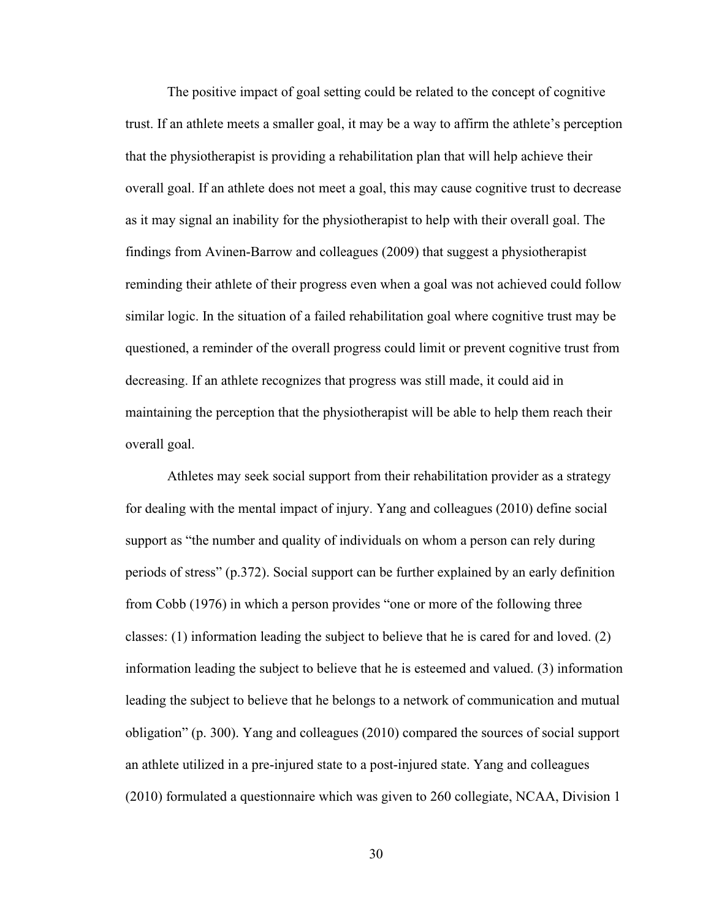The positive impact of goal setting could be related to the concept of cognitive trust. If an athlete meets a smaller goal, it may be a way to affirm the athlete's perception that the physiotherapist is providing a rehabilitation plan that will help achieve their overall goal. If an athlete does not meet a goal, this may cause cognitive trust to decrease as it may signal an inability for the physiotherapist to help with their overall goal. The findings from Avinen-Barrow and colleagues (2009) that suggest a physiotherapist reminding their athlete of their progress even when a goal was not achieved could follow similar logic. In the situation of a failed rehabilitation goal where cognitive trust may be questioned, a reminder of the overall progress could limit or prevent cognitive trust from decreasing. If an athlete recognizes that progress was still made, it could aid in maintaining the perception that the physiotherapist will be able to help them reach their overall goal.

Athletes may seek social support from their rehabilitation provider as a strategy for dealing with the mental impact of injury. Yang and colleagues (2010) define social support as "the number and quality of individuals on whom a person can rely during periods of stress" (p.372). Social support can be further explained by an early definition from Cobb (1976) in which a person provides "one or more of the following three classes: (1) information leading the subject to believe that he is cared for and loved. (2) information leading the subject to believe that he is esteemed and valued. (3) information leading the subject to believe that he belongs to a network of communication and mutual obligation" (p. 300). Yang and colleagues (2010) compared the sources of social support an athlete utilized in a pre-injured state to a post-injured state. Yang and colleagues (2010) formulated a questionnaire which was given to 260 collegiate, NCAA, Division 1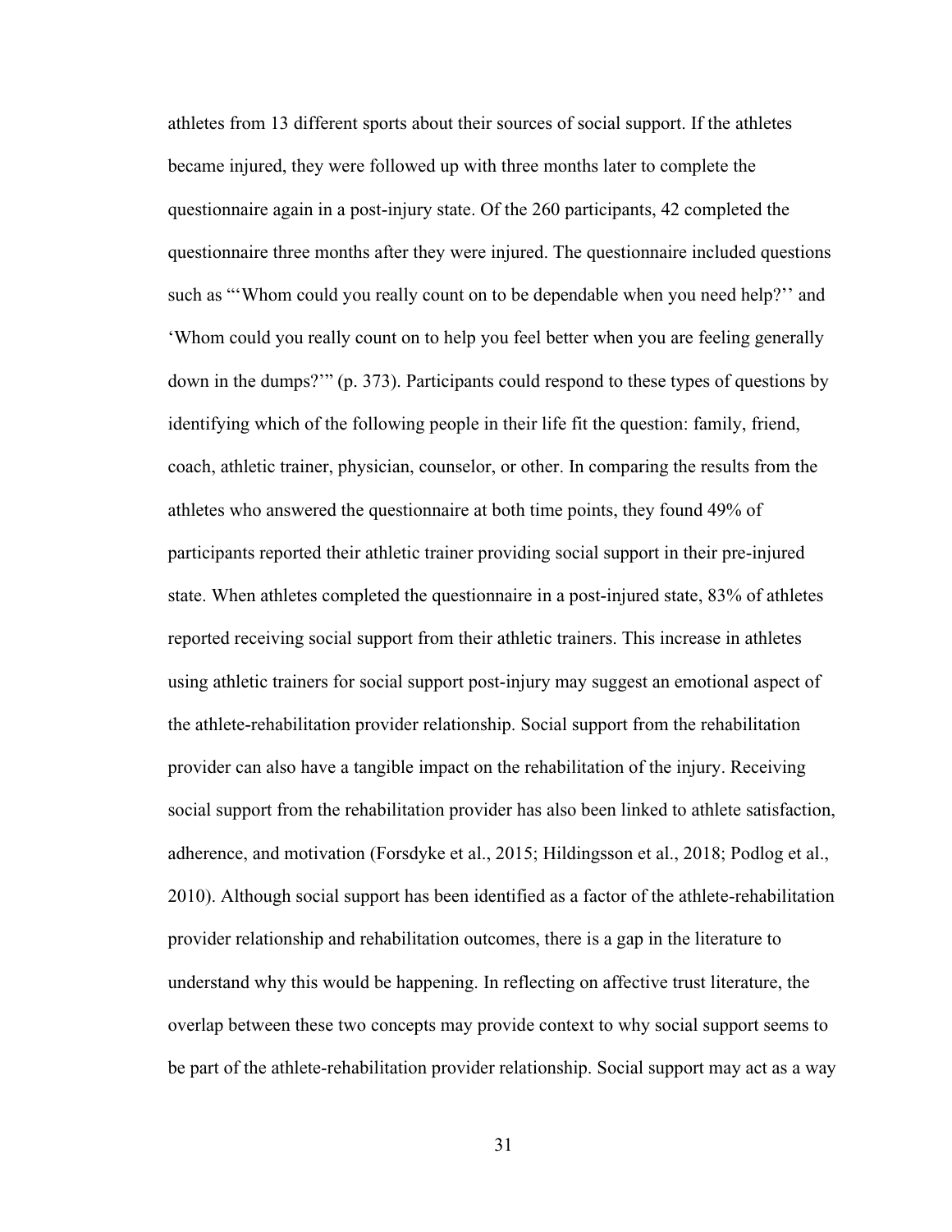athletes from 13 different sports about their sources of social support. If the athletes became injured, they were followed up with three months later to complete the questionnaire again in a post-injury state. Of the 260 participants, 42 completed the questionnaire three months after they were injured. The questionnaire included questions such as "'Whom could you really count on to be dependable when you need help?'' and 'Whom could you really count on to help you feel better when you are feeling generally down in the dumps?'" (p. 373). Participants could respond to these types of questions by identifying which of the following people in their life fit the question: family, friend, coach, athletic trainer, physician, counselor, or other. In comparing the results from the athletes who answered the questionnaire at both time points, they found 49% of participants reported their athletic trainer providing social support in their pre-injured state. When athletes completed the questionnaire in a post-injured state, 83% of athletes reported receiving social support from their athletic trainers. This increase in athletes using athletic trainers for social support post-injury may suggest an emotional aspect of the athlete-rehabilitation provider relationship. Social support from the rehabilitation provider can also have a tangible impact on the rehabilitation of the injury. Receiving social support from the rehabilitation provider has also been linked to athlete satisfaction, adherence, and motivation (Forsdyke et al., 2015; Hildingsson et al., 2018; Podlog et al., 2010). Although social support has been identified as a factor of the athlete-rehabilitation provider relationship and rehabilitation outcomes, there is a gap in the literature to understand why this would be happening. In reflecting on affective trust literature, the overlap between these two concepts may provide context to why social support seems to be part of the athlete-rehabilitation provider relationship. Social support may act as a way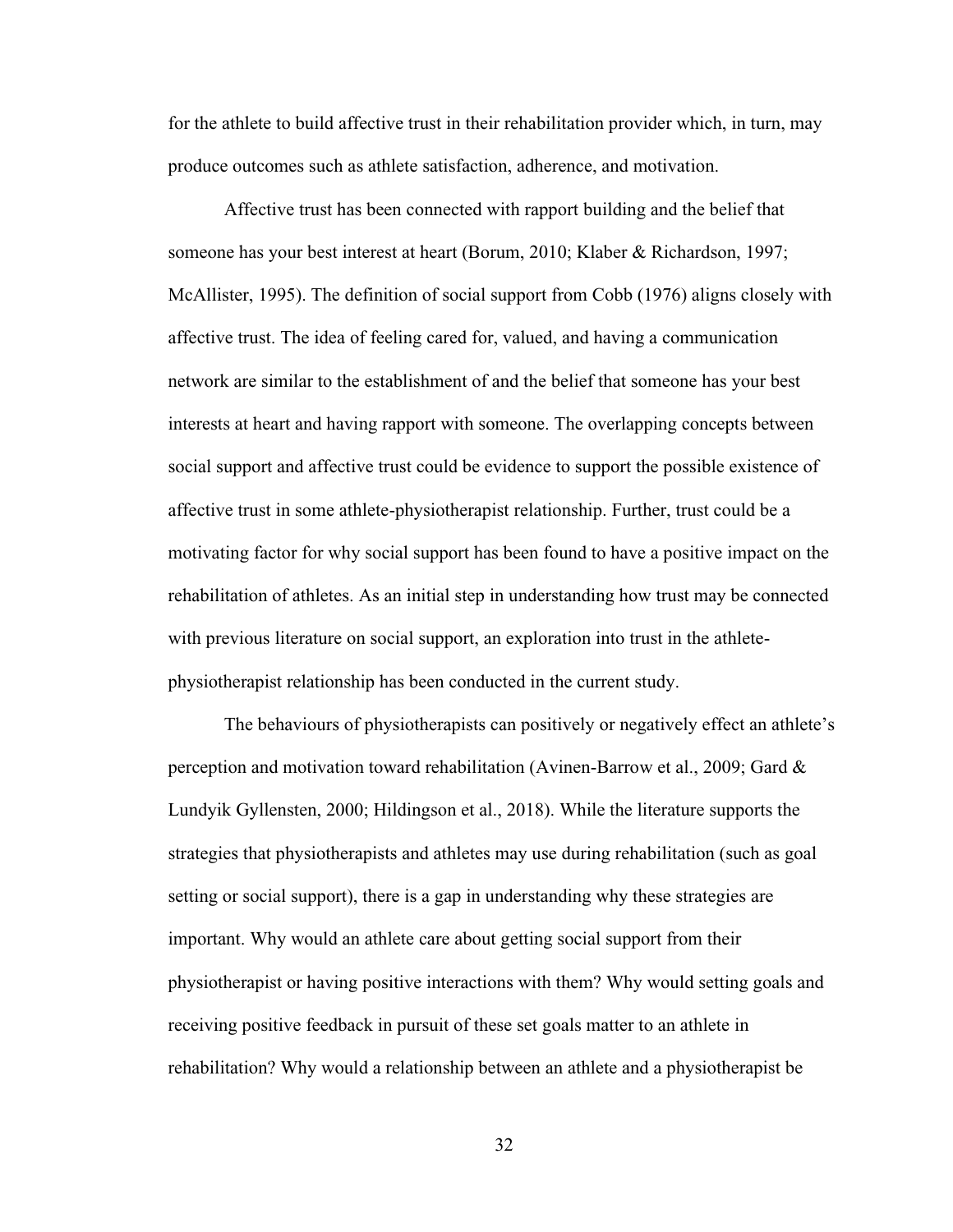for the athlete to build affective trust in their rehabilitation provider which, in turn, may produce outcomes such as athlete satisfaction, adherence, and motivation.

Affective trust has been connected with rapport building and the belief that someone has your best interest at heart (Borum, 2010; Klaber & Richardson, 1997; McAllister, 1995). The definition of social support from Cobb (1976) aligns closely with affective trust. The idea of feeling cared for, valued, and having a communication network are similar to the establishment of and the belief that someone has your best interests at heart and having rapport with someone. The overlapping concepts between social support and affective trust could be evidence to support the possible existence of affective trust in some athlete-physiotherapist relationship. Further, trust could be a motivating factor for why social support has been found to have a positive impact on the rehabilitation of athletes. As an initial step in understanding how trust may be connected with previous literature on social support, an exploration into trust in the athlete-physiotherapist relationship has been conducted in the current study.

The behaviours of physiotherapists can positively or negatively effect an athlete's perception and motivation toward rehabilitation (Avinen-Barrow et al., 2009; Gard & Lundyik Gyllensten, 2000; Hildingson et al., 2018). While the literature supports the strategies that physiotherapists and athletes may use during rehabilitation (such as goal setting or social support), there is a gap in understanding why these strategies are important. Why would an athlete care about getting social support from their physiotherapist or having positive interactions with them? Why would setting goals and receiving positive feedback in pursuit of these set goals matter to an athlete in rehabilitation? Why would a relationship between an athlete and a physiotherapist be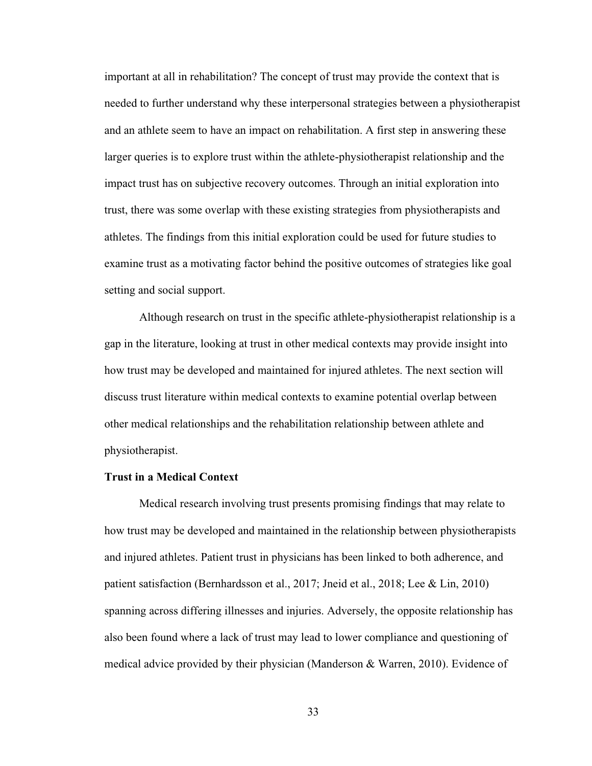important at all in rehabilitation? The concept of trust may provide the context that is needed to further understand why these interpersonal strategies between a physiotherapist and an athlete seem to have an impact on rehabilitation. A first step in answering these larger queries is to explore trust within the athlete-physiotherapist relationship and the impact trust has on subjective recovery outcomes. Through an initial exploration into trust, there was some overlap with these existing strategies from physiotherapists and athletes. The findings from this initial exploration could be used for future studies to examine trust as a motivating factor behind the positive outcomes of strategies like goal setting and social support.

Although research on trust in the specific athlete-physiotherapist relationship is a gap in the literature, looking at trust in other medical contexts may provide insight into how trust may be developed and maintained for injured athletes. The next section will discuss trust literature within medical contexts to examine potential overlap between other medical relationships and the rehabilitation relationship between athlete and physiotherapist.

**Trust in a Medical Context**

Medical research involving trust presents promising findings that may relate to how trust may be developed and maintained in the relationship between physiotherapists and injured athletes. Patient trust in physicians has been linked to both adherence, and patient satisfaction (Bernhardsson et al., 2017; Jneid et al., 2018; Lee & Lin, 2010) spanning across differing illnesses and injuries. Adversely, the opposite relationship has also been found where a lack of trust may lead to lower compliance and questioning of medical advice provided by their physician (Manderson & Warren, 2010). Evidence of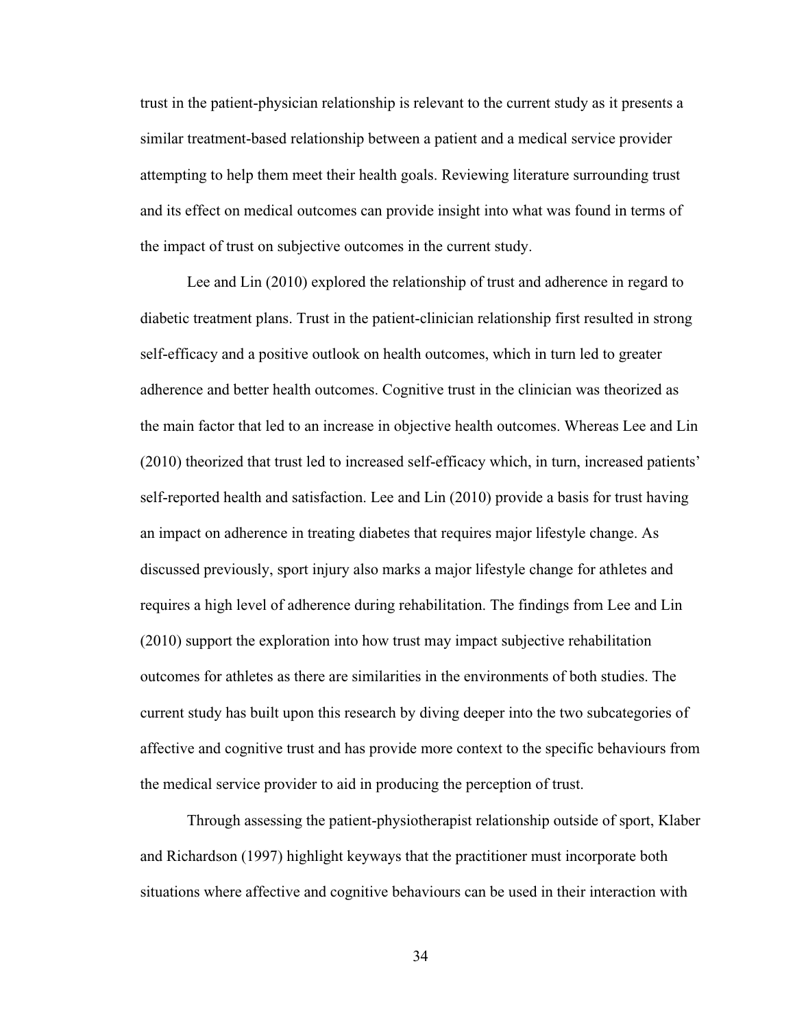trust in the patient-physician relationship is relevant to the current study as it presents a similar treatment-based relationship between a patient and a medical service provider attempting to help them meet their health goals. Reviewing literature surrounding trust and its effect on medical outcomes can provide insight into what was found in terms of the impact of trust on subjective outcomes in the current study.

Lee and Lin (2010) explored the relationship of trust and adherence in regard to diabetic treatment plans. Trust in the patient-clinician relationship first resulted in strong self-efficacy and a positive outlook on health outcomes, which in turn led to greater adherence and better health outcomes. Cognitive trust in the clinician was theorized as the main factor that led to an increase in objective health outcomes. Whereas Lee and Lin (2010) theorized that trust led to increased self-efficacy which, in turn, increased patients' self-reported health and satisfaction. Lee and Lin (2010) provide a basis for trust having an impact on adherence in treating diabetes that requires major lifestyle change. As discussed previously, sport injury also marks a major lifestyle change for athletes and requires a high level of adherence during rehabilitation. The findings from Lee and Lin (2010) support the exploration into how trust may impact subjective rehabilitation outcomes for athletes as there are similarities in the environments of both studies. The current study has built upon this research by diving deeper into the two subcategories of affective and cognitive trust and has provide more context to the specific behaviours from the medical service provider to aid in producing the perception of trust.

Through assessing the patient-physiotherapist relationship outside of sport, Klaber and Richardson (1997) highlight keyways that the practitioner must incorporate both situations where affective and cognitive behaviours can be used in their interaction with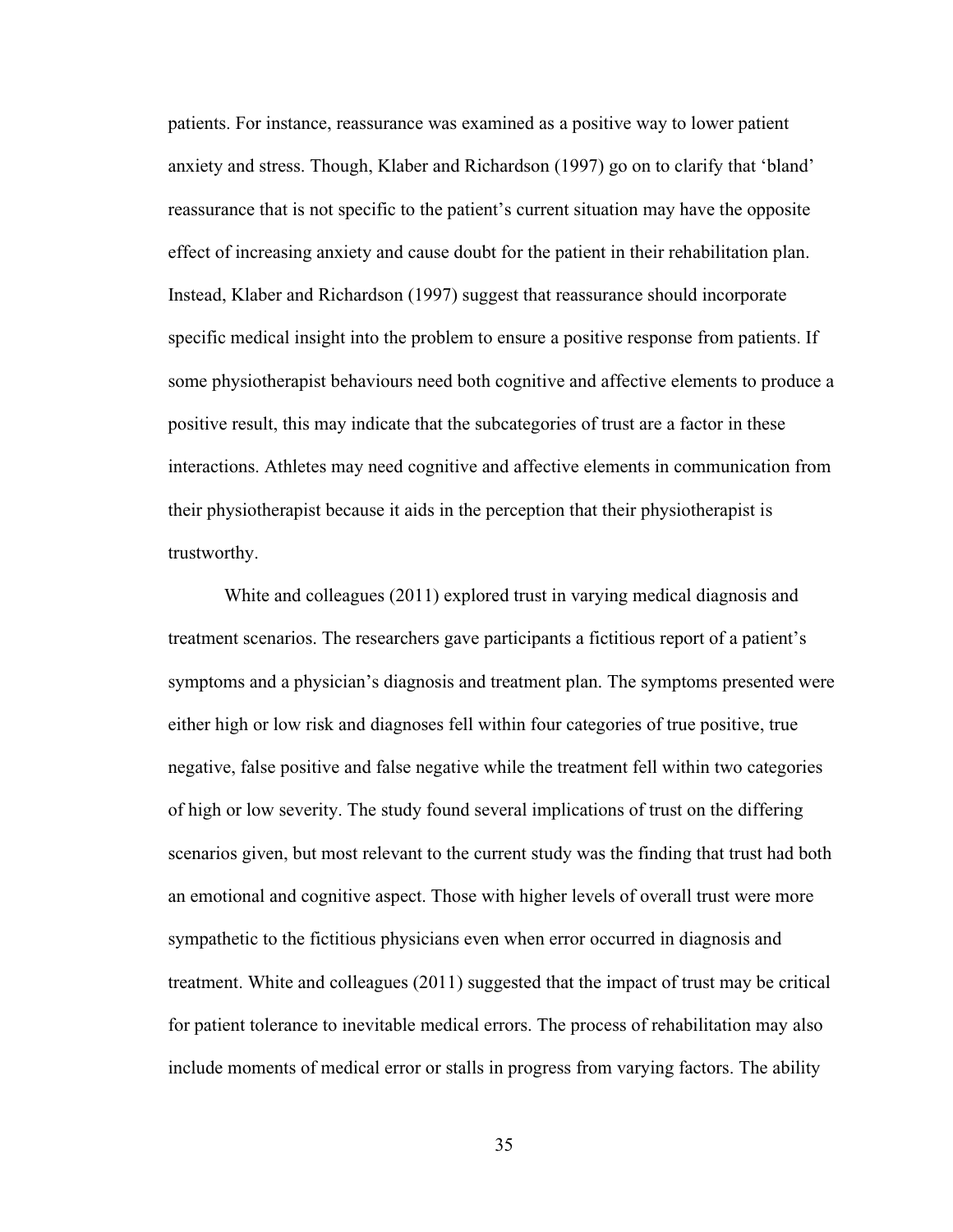patients. For instance, reassurance was examined as a positive way to lower patient anxiety and stress. Though, Klaber and Richardson (1997) go on to clarify that 'bland' reassurance that is not specific to the patient's current situation may have the opposite effect of increasing anxiety and cause doubt for the patient in their rehabilitation plan. Instead, Klaber and Richardson (1997) suggest that reassurance should incorporate specific medical insight into the problem to ensure a positive response from patients. If some physiotherapist behaviours need both cognitive and affective elements to produce a positive result, this may indicate that the subcategories of trust are a factor in these interactions. Athletes may need cognitive and affective elements in communication from their physiotherapist because it aids in the perception that their physiotherapist is trustworthy.

White and colleagues (2011) explored trust in varying medical diagnosis and treatment scenarios. The researchers gave participants a fictitious report of a patient's symptoms and a physician's diagnosis and treatment plan. The symptoms presented were either high or low risk and diagnoses fell within four categories of true positive, true negative, false positive and false negative while the treatment fell within two categories of high or low severity. The study found several implications of trust on the differing scenarios given, but most relevant to the current study was the finding that trust had both an emotional and cognitive aspect. Those with higher levels of overall trust were more sympathetic to the fictitious physicians even when error occurred in diagnosis and treatment. White and colleagues (2011) suggested that the impact of trust may be critical for patient tolerance to inevitable medical errors. The process of rehabilitation may also include moments of medical error or stalls in progress from varying factors. The ability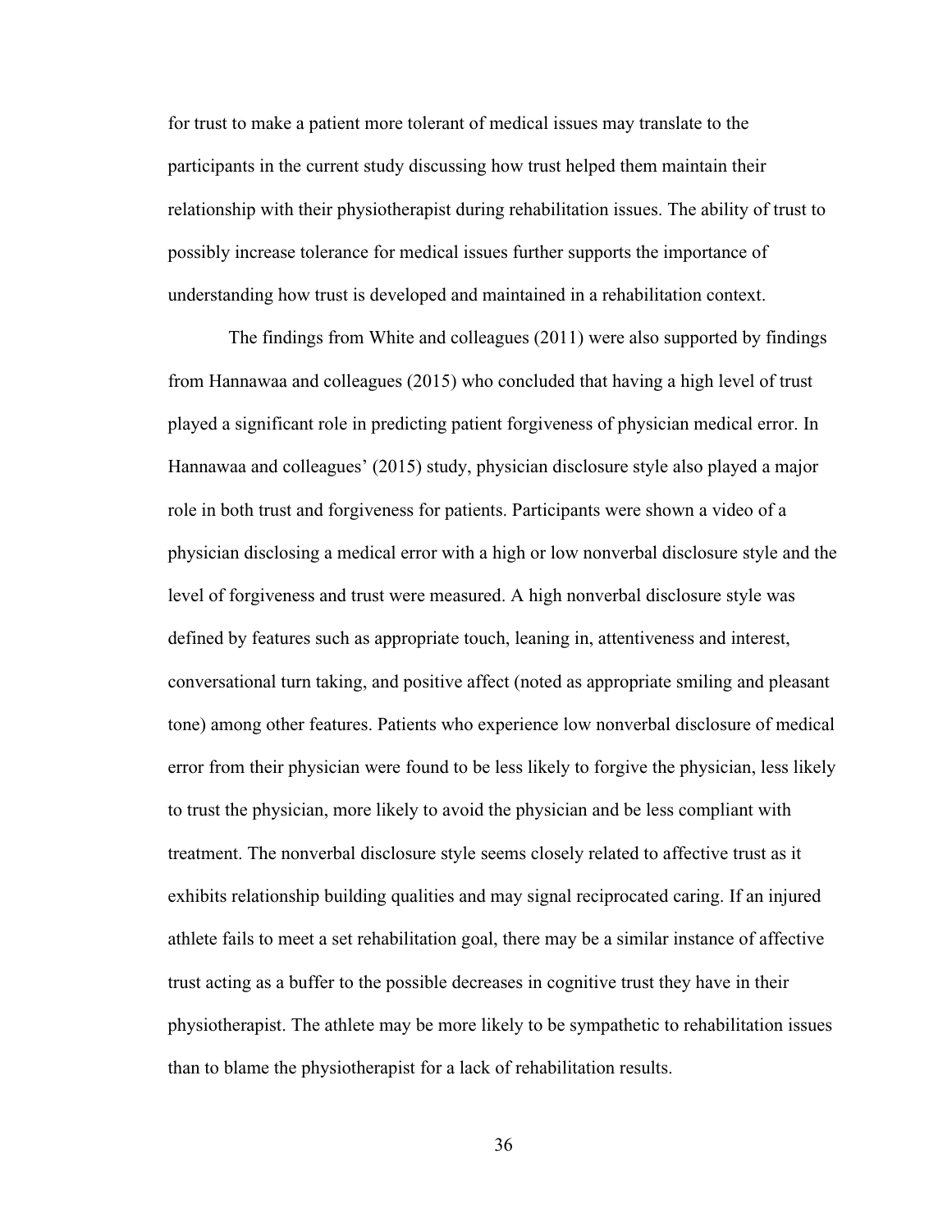for trust to make a patient more tolerant of medical issues may translate to the participants in the current study discussing how trust helped them maintain their relationship with their physiotherapist during rehabilitation issues. The ability of trust to possibly increase tolerance for medical issues further supports the importance of understanding how trust is developed and maintained in a rehabilitation context.

The findings from White and colleagues (2011) were also supported by findings from Hannawaa and colleagues (2015) who concluded that having a high level of trust played a significant role in predicting patient forgiveness of physician medical error. In Hannawaa and colleagues' (2015) study, physician disclosure style also played a major role in both trust and forgiveness for patients. Participants were shown a video of a physician disclosing a medical error with a high or low nonverbal disclosure style and the level of forgiveness and trust were measured. A high nonverbal disclosure style was defined by features such as appropriate touch, leaning in, attentiveness and interest, conversational turn taking, and positive affect (noted as appropriate smiling and pleasant tone) among other features. Patients who experience low nonverbal disclosure of medical error from their physician were found to be less likely to forgive the physician, less likely to trust the physician, more likely to avoid the physician and be less compliant with treatment. The nonverbal disclosure style seems closely related to affective trust as it exhibits relationship building qualities and may signal reciprocated caring. If an injured athlete fails to meet a set rehabilitation goal, there may be a similar instance of affective trust acting as a buffer to the possible decreases in cognitive trust they have in their physiotherapist. The athlete may be more likely to be sympathetic to rehabilitation issues than to blame the physiotherapist for a lack of rehabilitation results.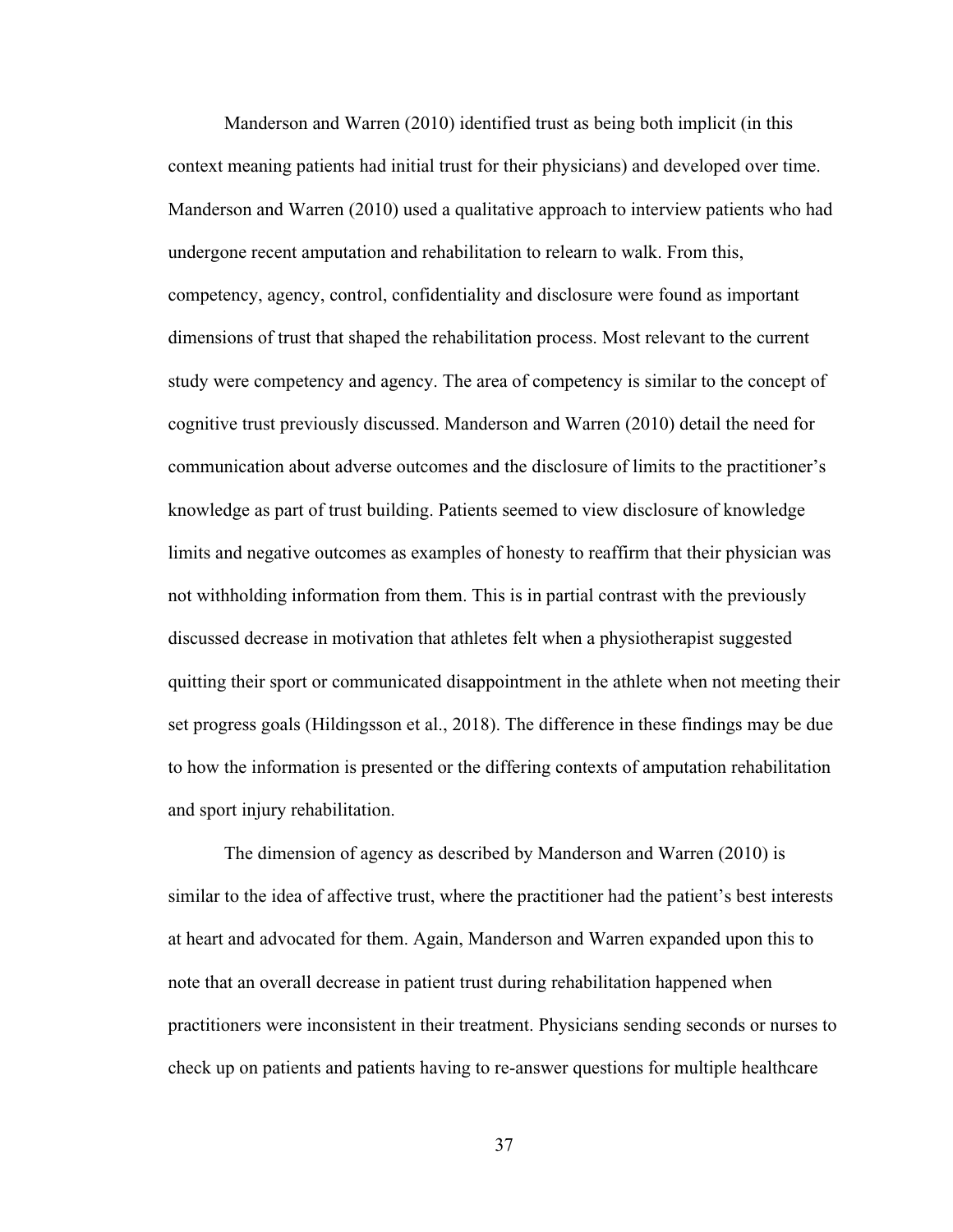Manderson and Warren (2010) identified trust as being both implicit (in this context meaning patients had initial trust for their physicians) and developed over time. Manderson and Warren (2010) used a qualitative approach to interview patients who had undergone recent amputation and rehabilitation to relearn to walk. From this, competency, agency, control, confidentiality and disclosure were found as important dimensions of trust that shaped the rehabilitation process. Most relevant to the current study were competency and agency. The area of competency is similar to the concept of cognitive trust previously discussed. Manderson and Warren (2010) detail the need for communication about adverse outcomes and the disclosure of limits to the practitioner's knowledge as part of trust building. Patients seemed to view disclosure of knowledge limits and negative outcomes as examples of honesty to reaffirm that their physician was not withholding information from them. This is in partial contrast with the previously discussed decrease in motivation that athletes felt when a physiotherapist suggested quitting their sport or communicated disappointment in the athlete when not meeting their set progress goals (Hildingsson et al., 2018). The difference in these findings may be due to how the information is presented or the differing contexts of amputation rehabilitation and sport injury rehabilitation.

The dimension of agency as described by Manderson and Warren (2010) is similar to the idea of affective trust, where the practitioner had the patient's best interests at heart and advocated for them. Again, Manderson and Warren expanded upon this to note that an overall decrease in patient trust during rehabilitation happened when practitioners were inconsistent in their treatment. Physicians sending seconds or nurses to check up on patients and patients having to re-answer questions for multiple healthcare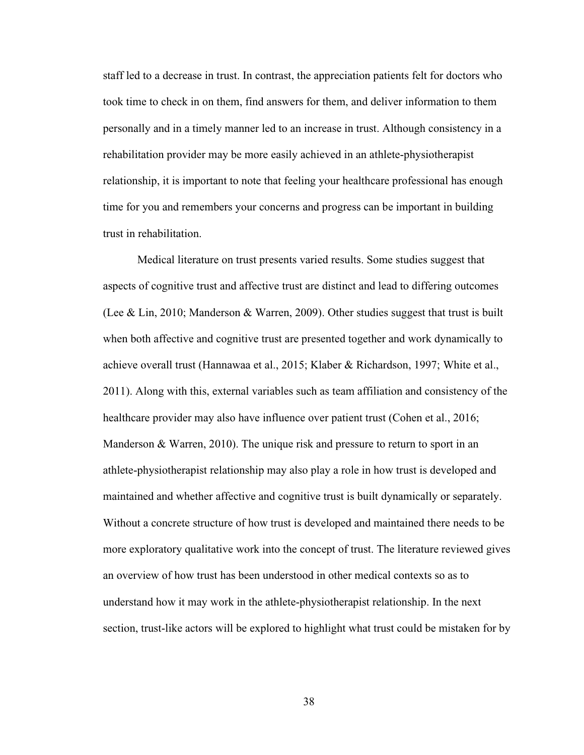staff led to a decrease in trust. In contrast, the appreciation patients felt for doctors who took time to check in on them, find answers for them, and deliver information to them personally and in a timely manner led to an increase in trust. Although consistency in a rehabilitation provider may be more easily achieved in an athlete-physiotherapist relationship, it is important to note that feeling your healthcare professional has enough time for you and remembers your concerns and progress can be important in building trust in rehabilitation.

Medical literature on trust presents varied results. Some studies suggest that aspects of cognitive trust and affective trust are distinct and lead to differing outcomes (Lee & Lin, 2010; Manderson & Warren, 2009). Other studies suggest that trust is built when both affective and cognitive trust are presented together and work dynamically to achieve overall trust (Hannawaa et al., 2015; Klaber & Richardson, 1997; White et al., 2011). Along with this, external variables such as team affiliation and consistency of the healthcare provider may also have influence over patient trust (Cohen et al., 2016; Manderson & Warren, 2010). The unique risk and pressure to return to sport in an athlete-physiotherapist relationship may also play a role in how trust is developed and maintained and whether affective and cognitive trust is built dynamically or separately. Without a concrete structure of how trust is developed and maintained there needs to be more exploratory qualitative work into the concept of trust. The literature reviewed gives an overview of how trust has been understood in other medical contexts so as to understand how it may work in the athlete-physiotherapist relationship. In the next section, trust-like actors will be explored to highlight what trust could be mistaken for by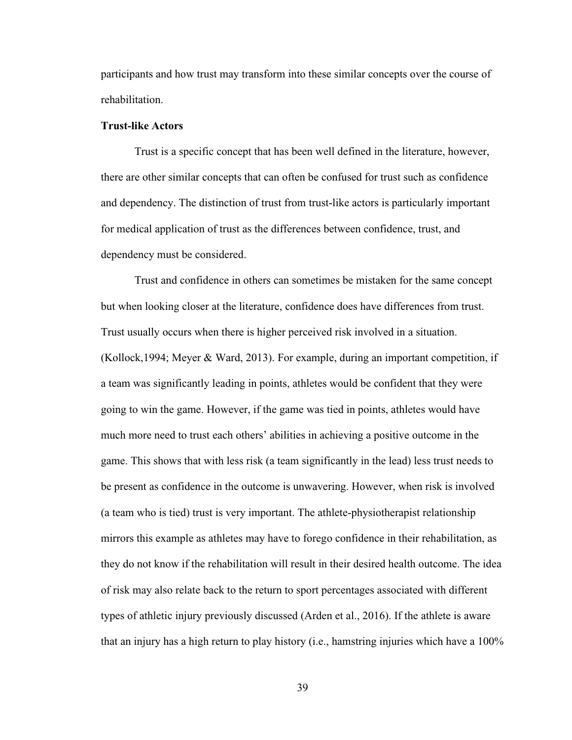participants and how trust may transform into these similar concepts over the course of rehabilitation.

**Trust-like Actors**

Trust is a specific concept that has been well defined in the literature, however, there are other similar concepts that can often be confused for trust such as confidence and dependency. The distinction of trust from trust-like actors is particularly important for medical application of trust as the differences between confidence, trust, and dependency must be considered.

Trust and confidence in others can sometimes be mistaken for the same concept but when looking closer at the literature, confidence does have differences from trust. Trust usually occurs when there is higher perceived risk involved in a situation. (Kollock,1994; Meyer & Ward, 2013). For example, during an important competition, if a team was significantly leading in points, athletes would be confident that they were going to win the game. However, if the game was tied in points, athletes would have much more need to trust each others' abilities in achieving a positive outcome in the game. This shows that with less risk (a team significantly in the lead) less trust needs to be present as confidence in the outcome is unwavering. However, when risk is involved (a team who is tied) trust is very important. The athlete-physiotherapist relationship mirrors this example as athletes may have to forego confidence in their rehabilitation, as they do not know if the rehabilitation will result in their desired health outcome. The idea of risk may also relate back to the return to sport percentages associated with different types of athletic injury previously discussed (Arden et al., 2016). If the athlete is aware that an injury has a high return to play history (i.e., hamstring injuries which have a 100%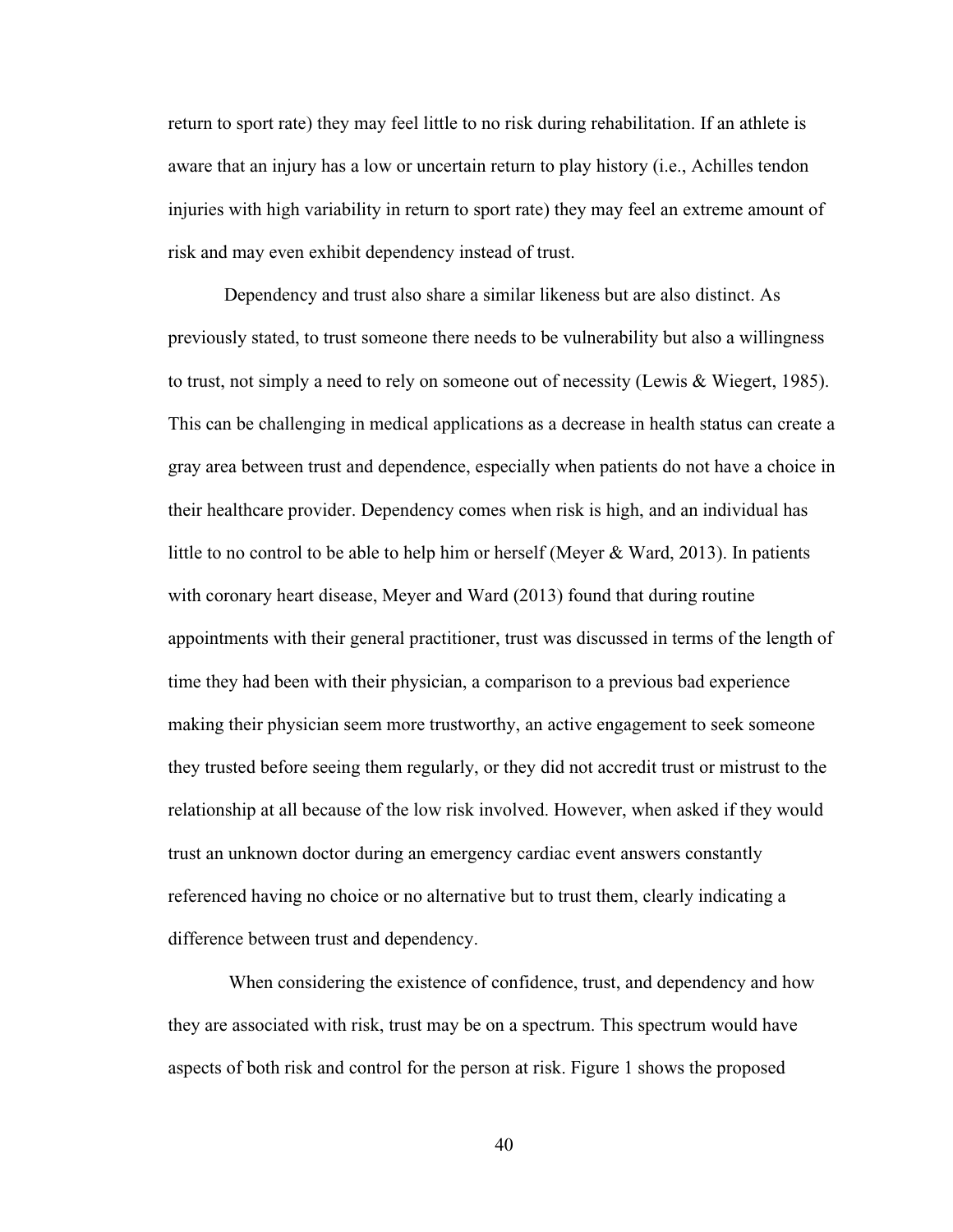return to sport rate) they may feel little to no risk during rehabilitation. If an athlete is aware that an injury has a low or uncertain return to play history (i.e., Achilles tendon injuries with high variability in return to sport rate) they may feel an extreme amount of risk and may even exhibit dependency instead of trust.

Dependency and trust also share a similar likeness but are also distinct. As previously stated, to trust someone there needs to be vulnerability but also a willingness to trust, not simply a need to rely on someone out of necessity (Lewis & Wiegert, 1985). This can be challenging in medical applications as a decrease in health status can create a gray area between trust and dependence, especially when patients do not have a choice in their healthcare provider. Dependency comes when risk is high, and an individual has little to no control to be able to help him or herself (Meyer & Ward, 2013). In patients with coronary heart disease, Meyer and Ward (2013) found that during routine appointments with their general practitioner, trust was discussed in terms of the length of time they had been with their physician, a comparison to a previous bad experience making their physician seem more trustworthy, an active engagement to seek someone they trusted before seeing them regularly, or they did not accredit trust or mistrust to the relationship at all because of the low risk involved. However, when asked if they would trust an unknown doctor during an emergency cardiac event answers constantly referenced having no choice or no alternative but to trust them, clearly indicating a difference between trust and dependency.

When considering the existence of confidence, trust, and dependency and how they are associated with risk, trust may be on a spectrum. This spectrum would have aspects of both risk and control for the person at risk. Figure 1 shows the proposed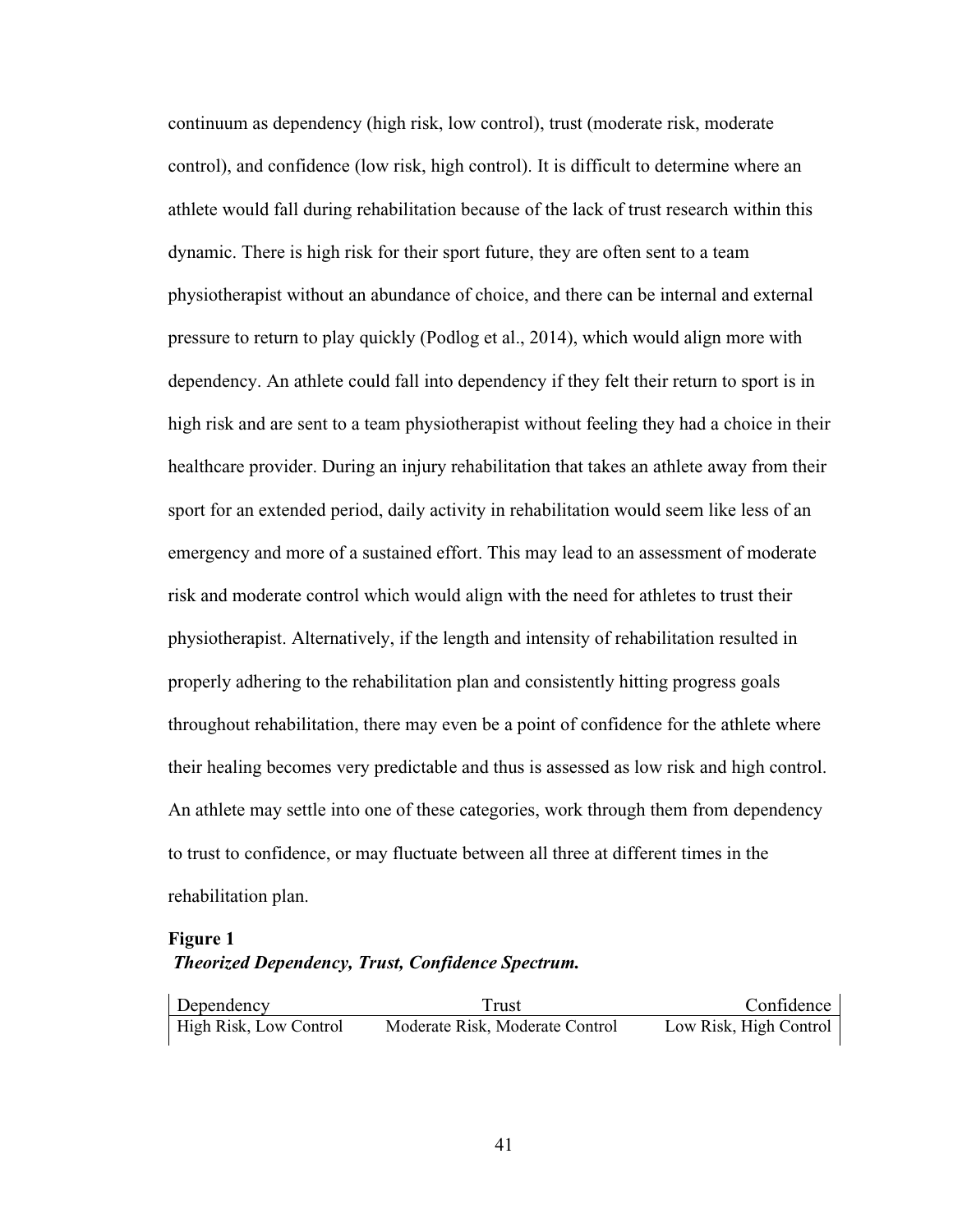continuum as dependency (high risk, low control), trust (moderate risk, moderate control), and confidence (low risk, high control). It is difficult to determine where an athlete would fall during rehabilitation because of the lack of trust research within this dynamic. There is high risk for their sport future, they are often sent to a team physiotherapist without an abundance of choice, and there can be internal and external pressure to return to play quickly (Podlog et al., 2014), which would align more with dependency. An athlete could fall into dependency if they felt their return to sport is in high risk and are sent to a team physiotherapist without feeling they had a choice in their healthcare provider. During an injury rehabilitation that takes an athlete away from their sport for an extended period, daily activity in rehabilitation would seem like less of an emergency and more of a sustained effort. This may lead to an assessment of moderate risk and moderate control which would align with the need for athletes to trust their physiotherapist. Alternatively, if the length and intensity of rehabilitation resulted in properly adhering to the rehabilitation plan and consistently hitting progress goals throughout rehabilitation, there may even be a point of confidence for the athlete where their healing becomes very predictable and thus is assessed as low risk and high control. An athlete may settle into one of these categories, work through them from dependency to trust to confidence, or may fluctuate between all three at different times in the rehabilitation plan.

**Figure 1**
***Theorized Dependency, Trust, Confidence Spectrum.***

| Dependency | Trust | Confidence |
|---|---|---|
| High Risk, Low Control | Moderate Risk, Moderate Control | Low Risk, High Control |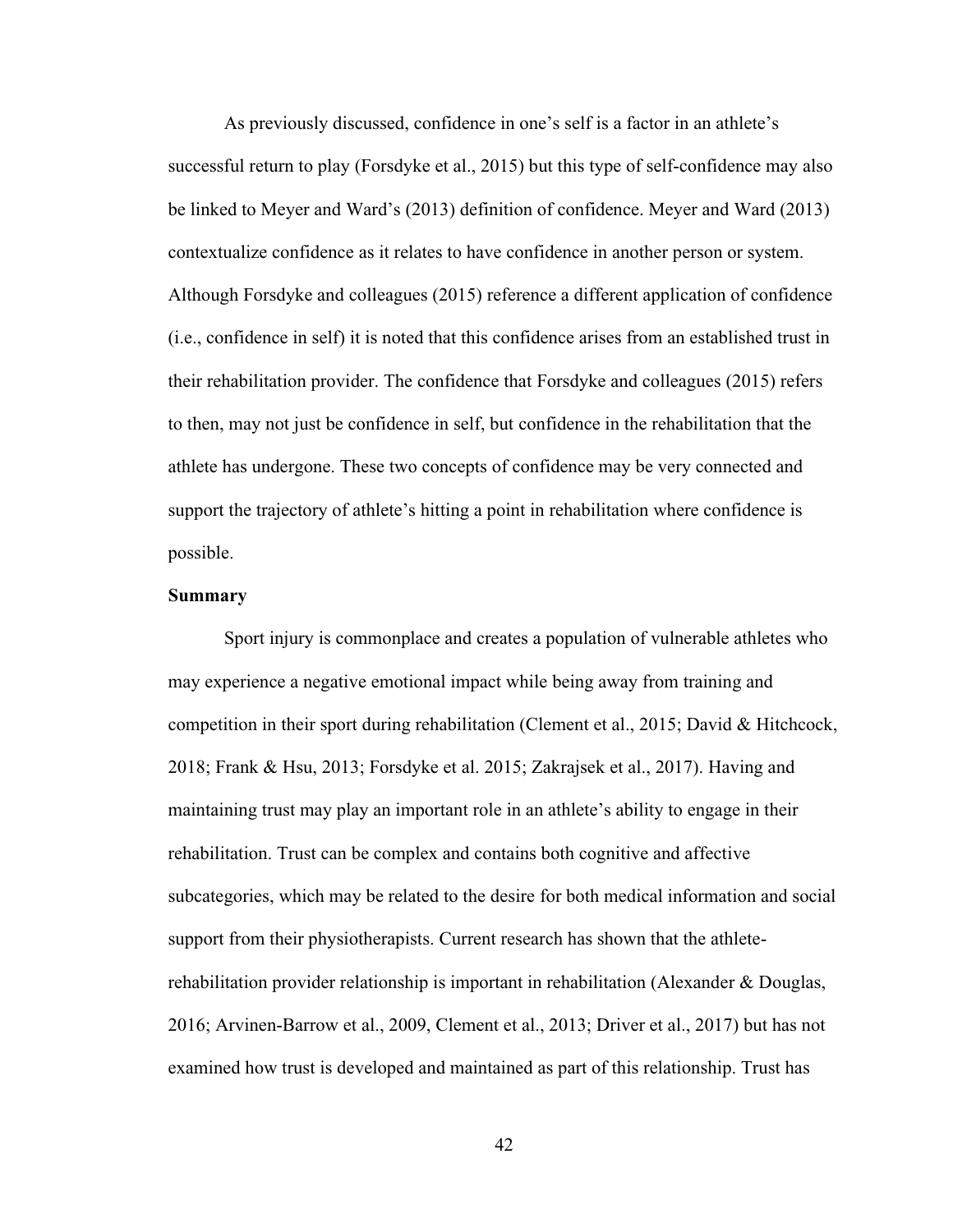As previously discussed, confidence in one's self is a factor in an athlete's successful return to play (Forsdyke et al., 2015) but this type of self-confidence may also be linked to Meyer and Ward's (2013) definition of confidence. Meyer and Ward (2013) contextualize confidence as it relates to have confidence in another person or system. Although Forsdyke and colleagues (2015) reference a different application of confidence (i.e., confidence in self) it is noted that this confidence arises from an established trust in their rehabilitation provider. The confidence that Forsdyke and colleagues (2015) refers to then, may not just be confidence in self, but confidence in the rehabilitation that the athlete has undergone. These two concepts of confidence may be very connected and support the trajectory of athlete's hitting a point in rehabilitation where confidence is possible.

**Summary**

Sport injury is commonplace and creates a population of vulnerable athletes who may experience a negative emotional impact while being away from training and competition in their sport during rehabilitation (Clement et al., 2015; David & Hitchcock, 2018; Frank & Hsu, 2013; Forsdyke et al. 2015; Zakrajsek et al., 2017). Having and maintaining trust may play an important role in an athlete's ability to engage in their rehabilitation. Trust can be complex and contains both cognitive and affective subcategories, which may be related to the desire for both medical information and social support from their physiotherapists. Current research has shown that the athlete-rehabilitation provider relationship is important in rehabilitation (Alexander & Douglas, 2016; Arvinen-Barrow et al., 2009, Clement et al., 2013; Driver et al., 2017) but has not examined how trust is developed and maintained as part of this relationship. Trust has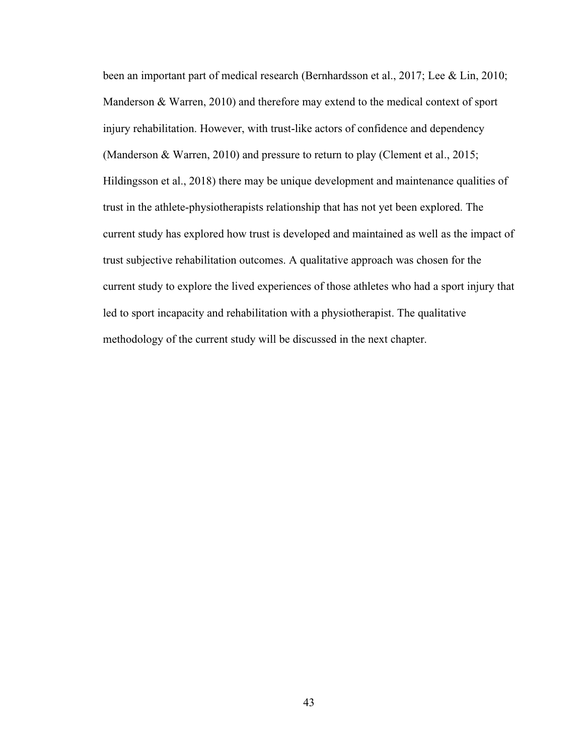been an important part of medical research (Bernhardsson et al., 2017; Lee & Lin, 2010; Manderson & Warren, 2010) and therefore may extend to the medical context of sport injury rehabilitation. However, with trust-like actors of confidence and dependency (Manderson & Warren, 2010) and pressure to return to play (Clement et al., 2015; Hildingsson et al., 2018) there may be unique development and maintenance qualities of trust in the athlete-physiotherapists relationship that has not yet been explored. The current study has explored how trust is developed and maintained as well as the impact of trust subjective rehabilitation outcomes. A qualitative approach was chosen for the current study to explore the lived experiences of those athletes who had a sport injury that led to sport incapacity and rehabilitation with a physiotherapist. The qualitative methodology of the current study will be discussed in the next chapter.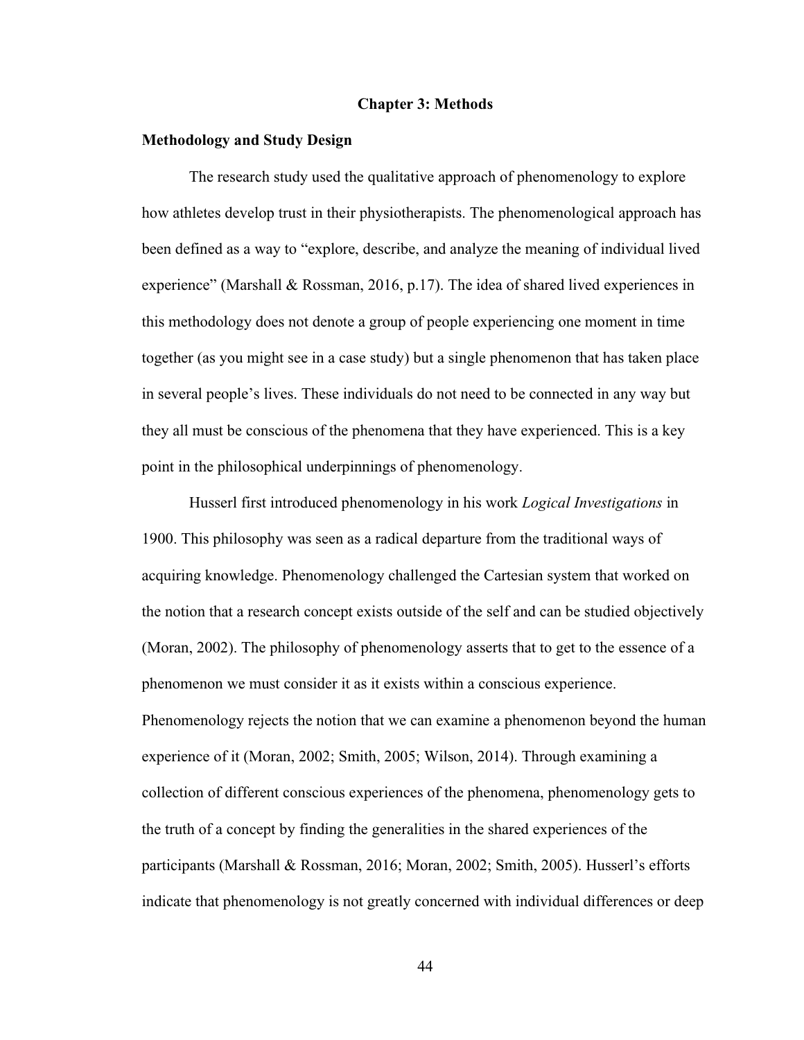# Chapter 3: Methods

## Methodology and Study Design

The research study used the qualitative approach of phenomenology to explore how athletes develop trust in their physiotherapists. The phenomenological approach has been defined as a way to "explore, describe, and analyze the meaning of individual lived experience" (Marshall & Rossman, 2016, p.17). The idea of shared lived experiences in this methodology does not denote a group of people experiencing one moment in time together (as you might see in a case study) but a single phenomenon that has taken place in several people's lives. These individuals do not need to be connected in any way but they all must be conscious of the phenomena that they have experienced. This is a key point in the philosophical underpinnings of phenomenology.

Husserl first introduced phenomenology in his work *Logical Investigations* in 1900. This philosophy was seen as a radical departure from the traditional ways of acquiring knowledge. Phenomenology challenged the Cartesian system that worked on the notion that a research concept exists outside of the self and can be studied objectively (Moran, 2002). The philosophy of phenomenology asserts that to get to the essence of a phenomenon we must consider it as it exists within a conscious experience. Phenomenology rejects the notion that we can examine a phenomenon beyond the human experience of it (Moran, 2002; Smith, 2005; Wilson, 2014). Through examining a collection of different conscious experiences of the phenomena, phenomenology gets to the truth of a concept by finding the generalities in the shared experiences of the participants (Marshall & Rossman, 2016; Moran, 2002; Smith, 2005). Husserl's efforts indicate that phenomenology is not greatly concerned with individual differences or deep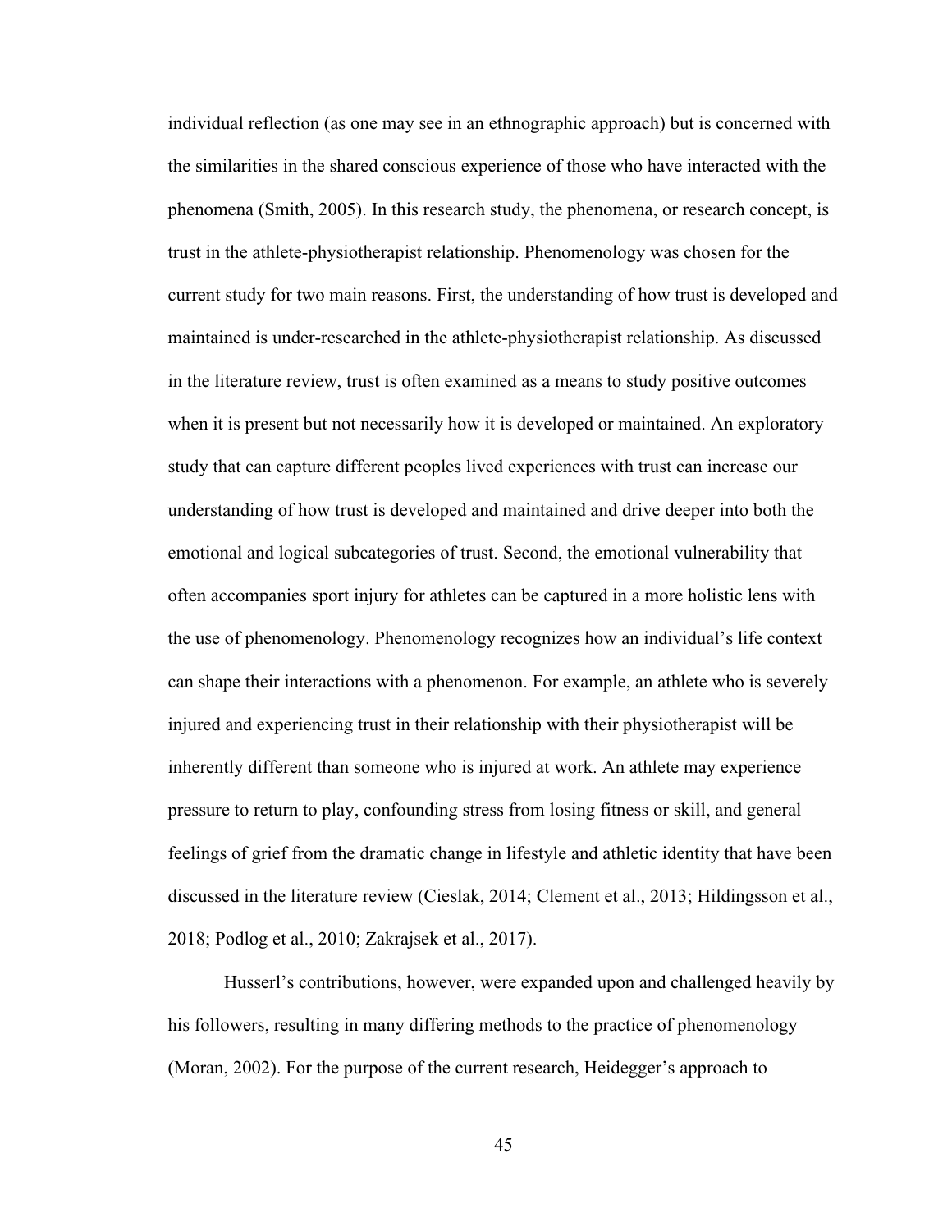individual reflection (as one may see in an ethnographic approach) but is concerned with the similarities in the shared conscious experience of those who have interacted with the phenomena (Smith, 2005). In this research study, the phenomena, or research concept, is trust in the athlete-physiotherapist relationship. Phenomenology was chosen for the current study for two main reasons. First, the understanding of how trust is developed and maintained is under-researched in the athlete-physiotherapist relationship. As discussed in the literature review, trust is often examined as a means to study positive outcomes when it is present but not necessarily how it is developed or maintained. An exploratory study that can capture different peoples lived experiences with trust can increase our understanding of how trust is developed and maintained and drive deeper into both the emotional and logical subcategories of trust. Second, the emotional vulnerability that often accompanies sport injury for athletes can be captured in a more holistic lens with the use of phenomenology. Phenomenology recognizes how an individual's life context can shape their interactions with a phenomenon. For example, an athlete who is severely injured and experiencing trust in their relationship with their physiotherapist will be inherently different than someone who is injured at work. An athlete may experience pressure to return to play, confounding stress from losing fitness or skill, and general feelings of grief from the dramatic change in lifestyle and athletic identity that have been discussed in the literature review (Cieslak, 2014; Clement et al., 2013; Hildingsson et al., 2018; Podlog et al., 2010; Zakrajsek et al., 2017).

Husserl's contributions, however, were expanded upon and challenged heavily by his followers, resulting in many differing methods to the practice of phenomenology (Moran, 2002). For the purpose of the current research, Heidegger's approach to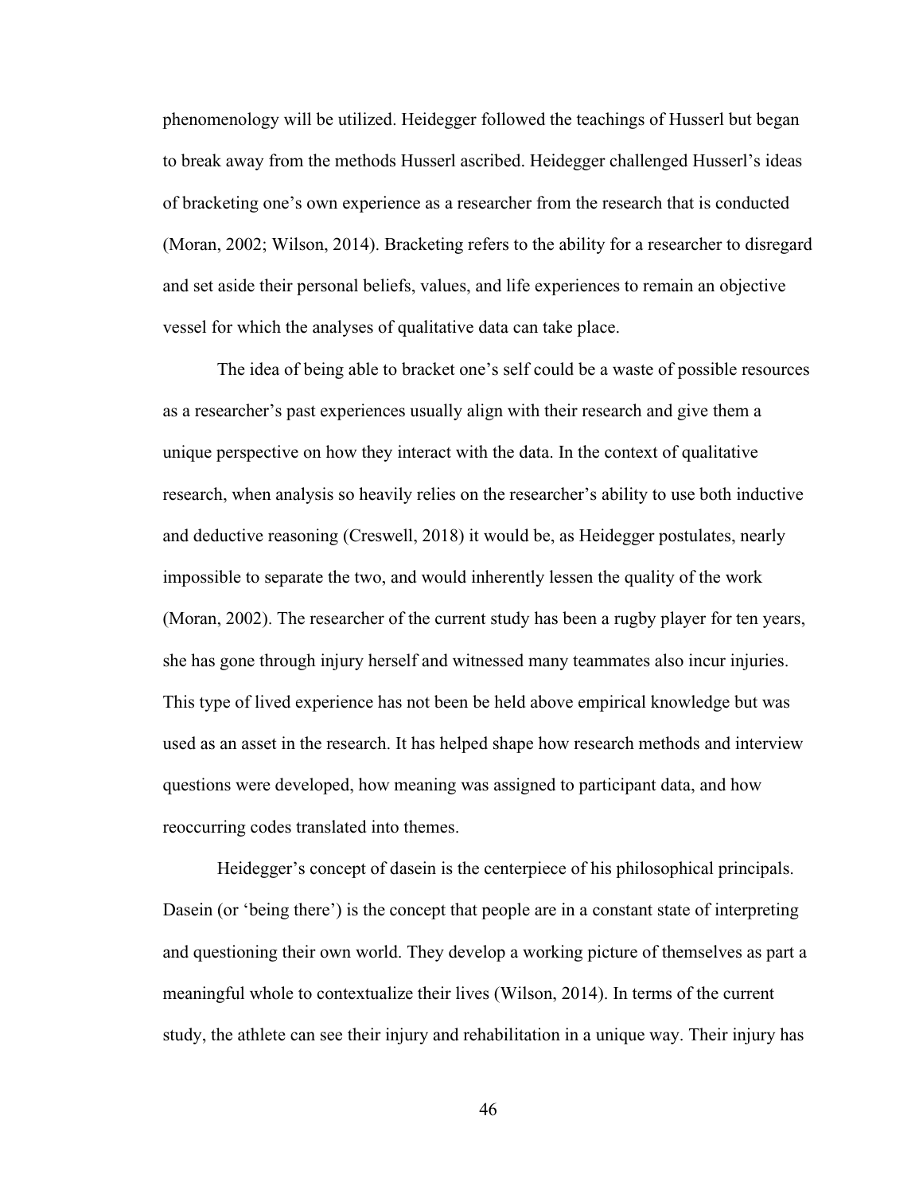phenomenology will be utilized. Heidegger followed the teachings of Husserl but began to break away from the methods Husserl ascribed. Heidegger challenged Husserl's ideas of bracketing one's own experience as a researcher from the research that is conducted (Moran, 2002; Wilson, 2014). Bracketing refers to the ability for a researcher to disregard and set aside their personal beliefs, values, and life experiences to remain an objective vessel for which the analyses of qualitative data can take place.

The idea of being able to bracket one's self could be a waste of possible resources as a researcher's past experiences usually align with their research and give them a unique perspective on how they interact with the data. In the context of qualitative research, when analysis so heavily relies on the researcher's ability to use both inductive and deductive reasoning (Creswell, 2018) it would be, as Heidegger postulates, nearly impossible to separate the two, and would inherently lessen the quality of the work (Moran, 2002). The researcher of the current study has been a rugby player for ten years, she has gone through injury herself and witnessed many teammates also incur injuries. This type of lived experience has not been be held above empirical knowledge but was used as an asset in the research. It has helped shape how research methods and interview questions were developed, how meaning was assigned to participant data, and how reoccurring codes translated into themes.

Heidegger's concept of dasein is the centerpiece of his philosophical principals. Dasein (or 'being there') is the concept that people are in a constant state of interpreting and questioning their own world. They develop a working picture of themselves as part a meaningful whole to contextualize their lives (Wilson, 2014). In terms of the current study, the athlete can see their injury and rehabilitation in a unique way. Their injury has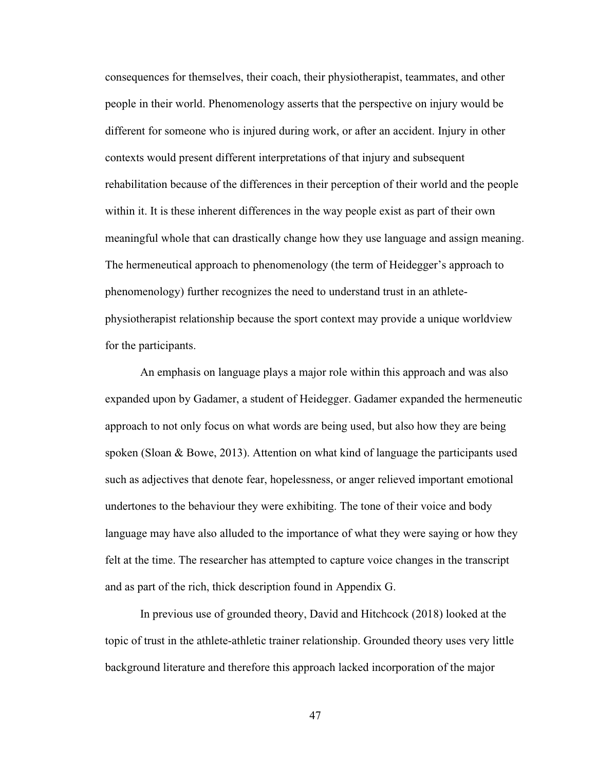consequences for themselves, their coach, their physiotherapist, teammates, and other people in their world. Phenomenology asserts that the perspective on injury would be different for someone who is injured during work, or after an accident. Injury in other contexts would present different interpretations of that injury and subsequent rehabilitation because of the differences in their perception of their world and the people within it. It is these inherent differences in the way people exist as part of their own meaningful whole that can drastically change how they use language and assign meaning. The hermeneutical approach to phenomenology (the term of Heidegger's approach to phenomenology) further recognizes the need to understand trust in an athlete-physiotherapist relationship because the sport context may provide a unique worldview for the participants.

An emphasis on language plays a major role within this approach and was also expanded upon by Gadamer, a student of Heidegger. Gadamer expanded the hermeneutic approach to not only focus on what words are being used, but also how they are being spoken (Sloan & Bowe, 2013). Attention on what kind of language the participants used such as adjectives that denote fear, hopelessness, or anger relieved important emotional undertones to the behaviour they were exhibiting. The tone of their voice and body language may have also alluded to the importance of what they were saying or how they felt at the time. The researcher has attempted to capture voice changes in the transcript and as part of the rich, thick description found in Appendix G.

In previous use of grounded theory, David and Hitchcock (2018) looked at the topic of trust in the athlete-athletic trainer relationship. Grounded theory uses very little background literature and therefore this approach lacked incorporation of the major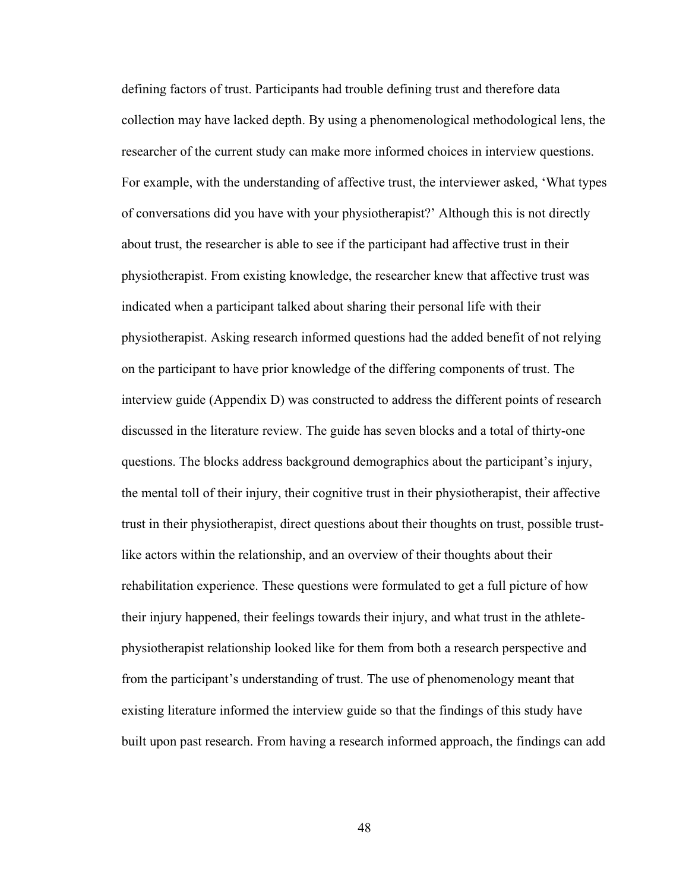defining factors of trust. Participants had trouble defining trust and therefore data collection may have lacked depth. By using a phenomenological methodological lens, the researcher of the current study can make more informed choices in interview questions. For example, with the understanding of affective trust, the interviewer asked, 'What types of conversations did you have with your physiotherapist?' Although this is not directly about trust, the researcher is able to see if the participant had affective trust in their physiotherapist. From existing knowledge, the researcher knew that affective trust was indicated when a participant talked about sharing their personal life with their physiotherapist. Asking research informed questions had the added benefit of not relying on the participant to have prior knowledge of the differing components of trust. The interview guide (Appendix D) was constructed to address the different points of research discussed in the literature review. The guide has seven blocks and a total of thirty-one questions. The blocks address background demographics about the participant's injury, the mental toll of their injury, their cognitive trust in their physiotherapist, their affective trust in their physiotherapist, direct questions about their thoughts on trust, possible trust-like actors within the relationship, and an overview of their thoughts about their rehabilitation experience. These questions were formulated to get a full picture of how their injury happened, their feelings towards their injury, and what trust in the athlete-physiotherapist relationship looked like for them from both a research perspective and from the participant's understanding of trust. The use of phenomenology meant that existing literature informed the interview guide so that the findings of this study have built upon past research. From having a research informed approach, the findings can add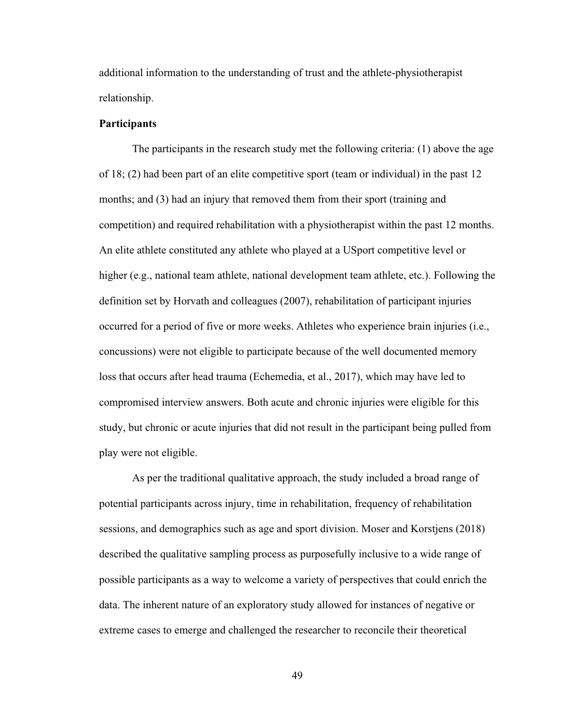additional information to the understanding of trust and the athlete-physiotherapist relationship.

**Participants**

The participants in the research study met the following criteria: (1) above the age of 18; (2) had been part of an elite competitive sport (team or individual) in the past 12 months; and (3) had an injury that removed them from their sport (training and competition) and required rehabilitation with a physiotherapist within the past 12 months. An elite athlete constituted any athlete who played at a USport competitive level or higher (e.g., national team athlete, national development team athlete, etc.). Following the definition set by Horvath and colleagues (2007), rehabilitation of participant injuries occurred for a period of five or more weeks. Athletes who experience brain injuries (i.e., concussions) were not eligible to participate because of the well documented memory loss that occurs after head trauma (Echemedia, et al., 2017), which may have led to compromised interview answers. Both acute and chronic injuries were eligible for this study, but chronic or acute injuries that did not result in the participant being pulled from play were not eligible.

As per the traditional qualitative approach, the study included a broad range of potential participants across injury, time in rehabilitation, frequency of rehabilitation sessions, and demographics such as age and sport division. Moser and Korstjens (2018) described the qualitative sampling process as purposefully inclusive to a wide range of possible participants as a way to welcome a variety of perspectives that could enrich the data. The inherent nature of an exploratory study allowed for instances of negative or extreme cases to emerge and challenged the researcher to reconcile their theoretical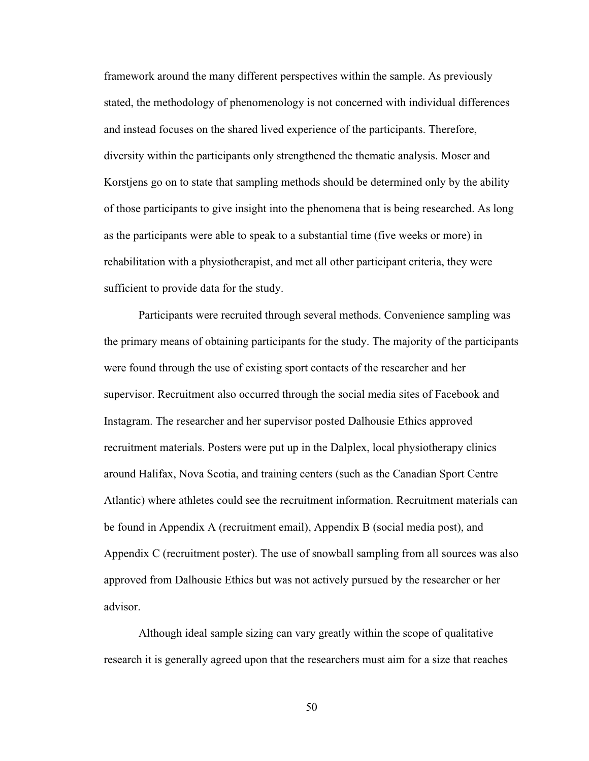framework around the many different perspectives within the sample. As previously stated, the methodology of phenomenology is not concerned with individual differences and instead focuses on the shared lived experience of the participants. Therefore, diversity within the participants only strengthened the thematic analysis. Moser and Korstjens go on to state that sampling methods should be determined only by the ability of those participants to give insight into the phenomena that is being researched. As long as the participants were able to speak to a substantial time (five weeks or more) in rehabilitation with a physiotherapist, and met all other participant criteria, they were sufficient to provide data for the study.

Participants were recruited through several methods. Convenience sampling was the primary means of obtaining participants for the study. The majority of the participants were found through the use of existing sport contacts of the researcher and her supervisor. Recruitment also occurred through the social media sites of Facebook and Instagram. The researcher and her supervisor posted Dalhousie Ethics approved recruitment materials. Posters were put up in the Dalplex, local physiotherapy clinics around Halifax, Nova Scotia, and training centers (such as the Canadian Sport Centre Atlantic) where athletes could see the recruitment information. Recruitment materials can be found in Appendix A (recruitment email), Appendix B (social media post), and Appendix C (recruitment poster). The use of snowball sampling from all sources was also approved from Dalhousie Ethics but was not actively pursued by the researcher or her advisor.

Although ideal sample sizing can vary greatly within the scope of qualitative research it is generally agreed upon that the researchers must aim for a size that reaches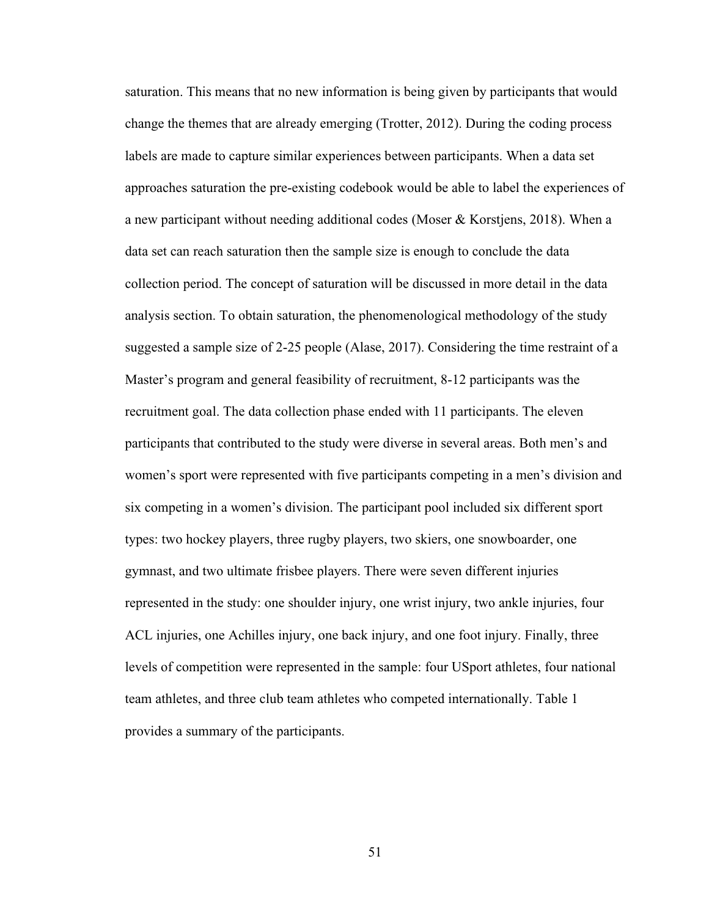saturation. This means that no new information is being given by participants that would change the themes that are already emerging (Trotter, 2012). During the coding process labels are made to capture similar experiences between participants. When a data set approaches saturation the pre-existing codebook would be able to label the experiences of a new participant without needing additional codes (Moser & Korstjens, 2018). When a data set can reach saturation then the sample size is enough to conclude the data collection period. The concept of saturation will be discussed in more detail in the data analysis section. To obtain saturation, the phenomenological methodology of the study suggested a sample size of 2-25 people (Alase, 2017). Considering the time restraint of a Master's program and general feasibility of recruitment, 8-12 participants was the recruitment goal. The data collection phase ended with 11 participants. The eleven participants that contributed to the study were diverse in several areas. Both men's and women's sport were represented with five participants competing in a men's division and six competing in a women's division. The participant pool included six different sport types: two hockey players, three rugby players, two skiers, one snowboarder, one gymnast, and two ultimate frisbee players. There were seven different injuries represented in the study: one shoulder injury, one wrist injury, two ankle injuries, four ACL injuries, one Achilles injury, one back injury, and one foot injury. Finally, three levels of competition were represented in the sample: four USport athletes, four national team athletes, and three club team athletes who competed internationally. Table 1 provides a summary of the participants.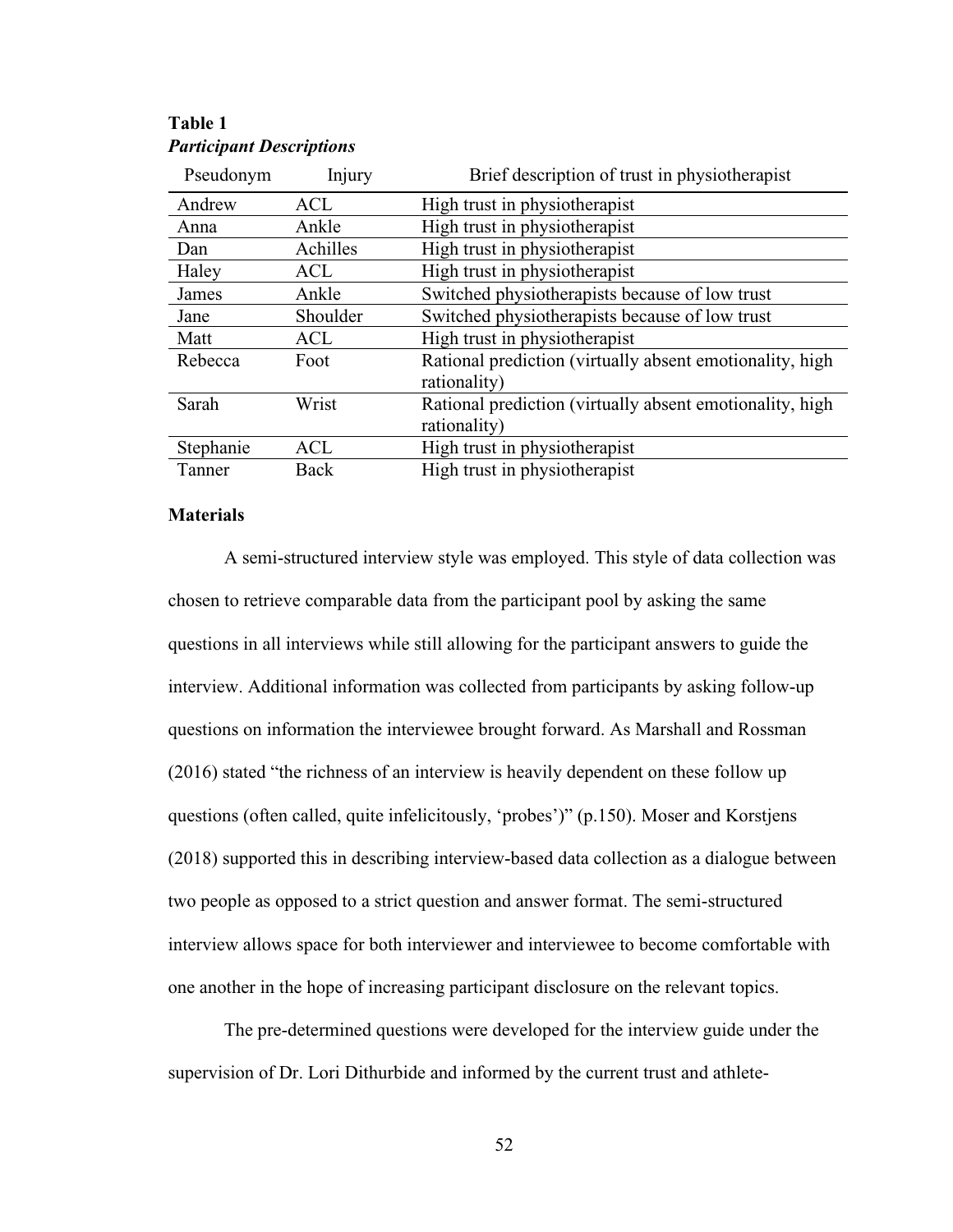**Table 1**
***Participant Descriptions***

| Pseudonym | Injury | Brief description of trust in physiotherapist |
|---|---|---|
| Andrew | ACL | High trust in physiotherapist |
| Anna | Ankle | High trust in physiotherapist |
| Dan | Achilles | High trust in physiotherapist |
| Haley | ACL | High trust in physiotherapist |
| James | Ankle | Switched physiotherapists because of low trust |
| Jane | Shoulder | Switched physiotherapists because of low trust |
| Matt | ACL | High trust in physiotherapist |
| Rebecca | Foot | Rational prediction (virtually absent emotionality, high rationality) |
| Sarah | Wrist | Rational prediction (virtually absent emotionality, high rationality) |
| Stephanie | ACL | High trust in physiotherapist |
| Tanner | Back | High trust in physiotherapist |

**Materials**

A semi-structured interview style was employed. This style of data collection was chosen to retrieve comparable data from the participant pool by asking the same questions in all interviews while still allowing for the participant answers to guide the interview. Additional information was collected from participants by asking follow-up questions on information the interviewee brought forward. As Marshall and Rossman (2016) stated "the richness of an interview is heavily dependent on these follow up questions (often called, quite infelicitously, 'probes')" (p.150). Moser and Korstjens (2018) supported this in describing interview-based data collection as a dialogue between two people as opposed to a strict question and answer format. The semi-structured interview allows space for both interviewer and interviewee to become comfortable with one another in the hope of increasing participant disclosure on the relevant topics.

The pre-determined questions were developed for the interview guide under the supervision of Dr. Lori Dithurbide and informed by the current trust and athlete-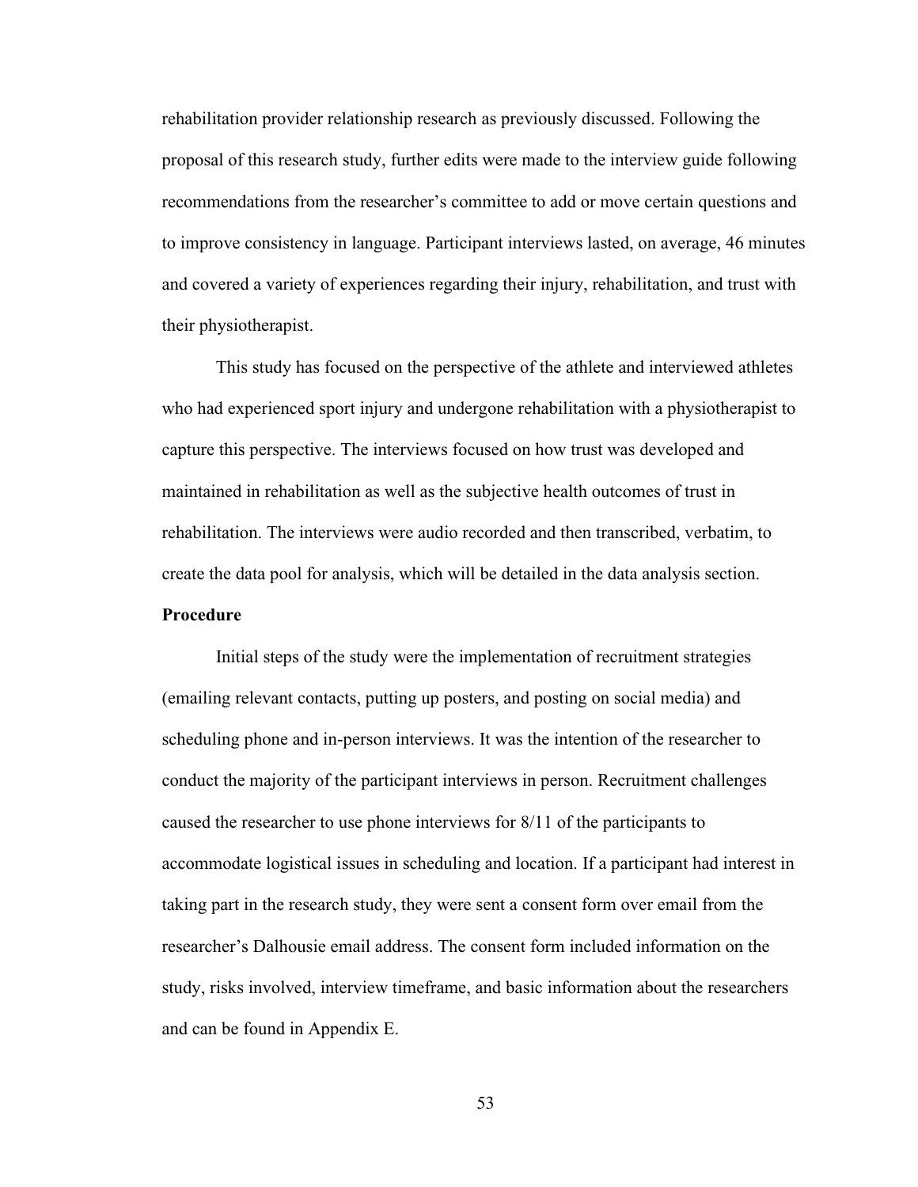rehabilitation provider relationship research as previously discussed. Following the proposal of this research study, further edits were made to the interview guide following recommendations from the researcher's committee to add or move certain questions and to improve consistency in language. Participant interviews lasted, on average, 46 minutes and covered a variety of experiences regarding their injury, rehabilitation, and trust with their physiotherapist.

This study has focused on the perspective of the athlete and interviewed athletes who had experienced sport injury and undergone rehabilitation with a physiotherapist to capture this perspective. The interviews focused on how trust was developed and maintained in rehabilitation as well as the subjective health outcomes of trust in rehabilitation. The interviews were audio recorded and then transcribed, verbatim, to create the data pool for analysis, which will be detailed in the data analysis section.

**Procedure**

Initial steps of the study were the implementation of recruitment strategies (emailing relevant contacts, putting up posters, and posting on social media) and scheduling phone and in-person interviews. It was the intention of the researcher to conduct the majority of the participant interviews in person. Recruitment challenges caused the researcher to use phone interviews for 8/11 of the participants to accommodate logistical issues in scheduling and location. If a participant had interest in taking part in the research study, they were sent a consent form over email from the researcher's Dalhousie email address. The consent form included information on the study, risks involved, interview timeframe, and basic information about the researchers and can be found in Appendix E.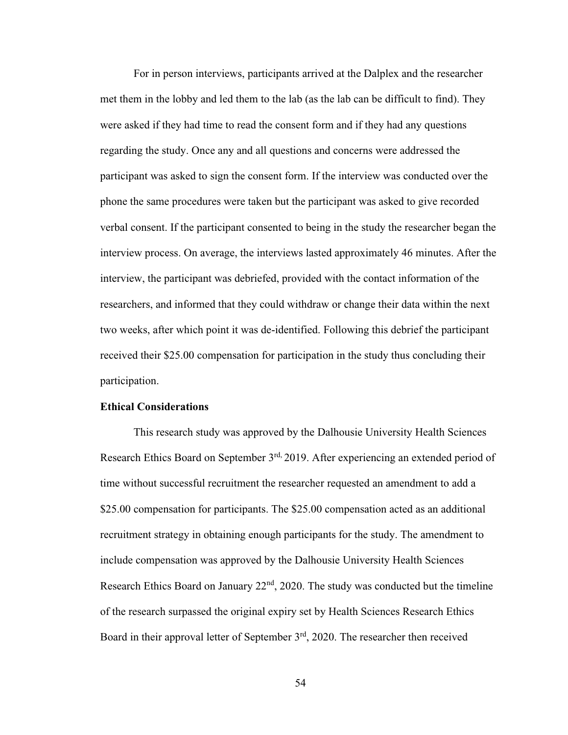For in person interviews, participants arrived at the Dalplex and the researcher met them in the lobby and led them to the lab (as the lab can be difficult to find). They were asked if they had time to read the consent form and if they had any questions regarding the study. Once any and all questions and concerns were addressed the participant was asked to sign the consent form. If the interview was conducted over the phone the same procedures were taken but the participant was asked to give recorded verbal consent. If the participant consented to being in the study the researcher began the interview process. On average, the interviews lasted approximately 46 minutes. After the interview, the participant was debriefed, provided with the contact information of the researchers, and informed that they could withdraw or change their data within the next two weeks, after which point it was de-identified. Following this debrief the participant received their $25.00 compensation for participation in the study thus concluding their participation.

**Ethical Considerations**

This research study was approved by the Dalhousie University Health Sciences Research Ethics Board on September 3rd, 2019. After experiencing an extended period of time without successful recruitment the researcher requested an amendment to add a $25.00 compensation for participants. The $25.00 compensation acted as an additional recruitment strategy in obtaining enough participants for the study. The amendment to include compensation was approved by the Dalhousie University Health Sciences Research Ethics Board on January 22nd, 2020. The study was conducted but the timeline of the research surpassed the original expiry set by Health Sciences Research Ethics Board in their approval letter of September 3rd, 2020. The researcher then received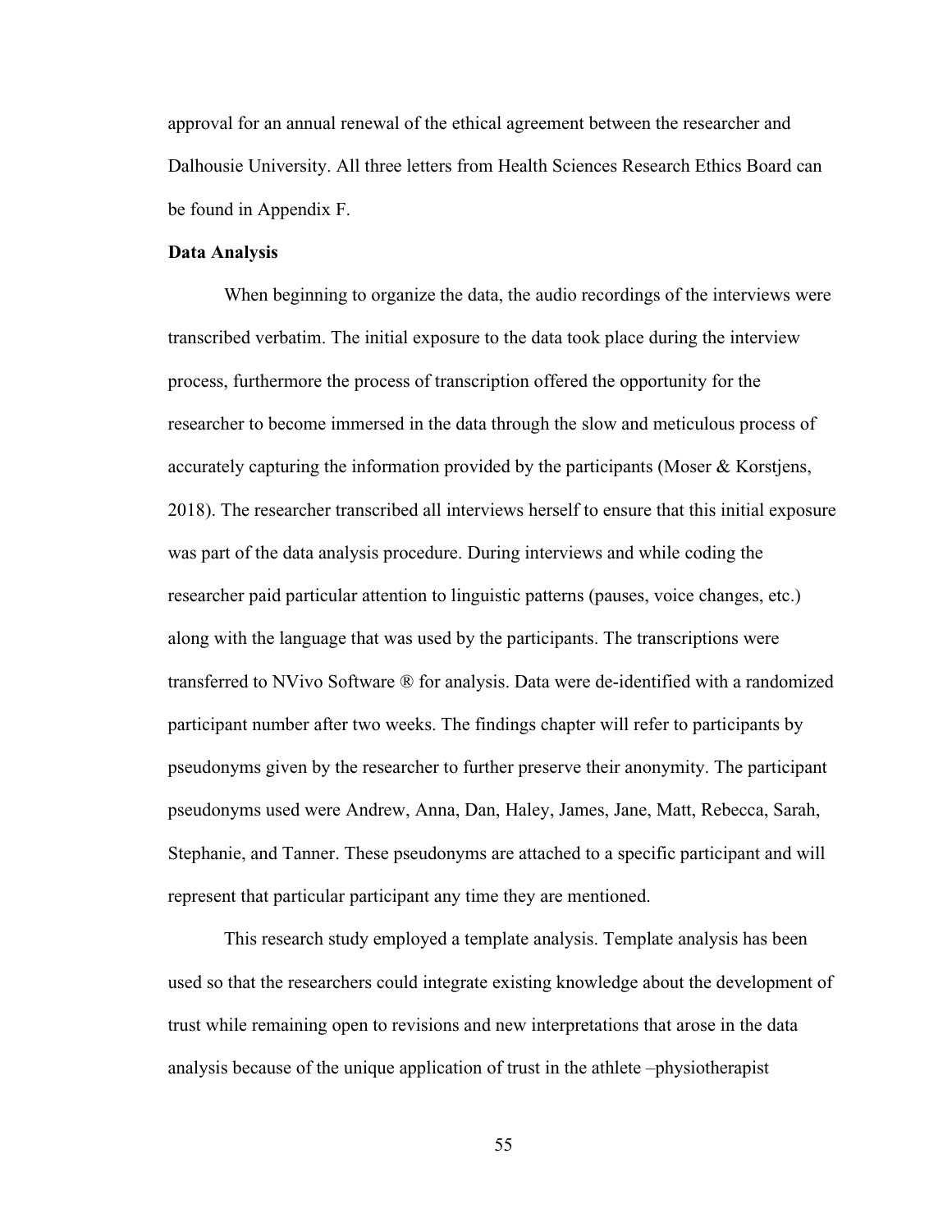approval for an annual renewal of the ethical agreement between the researcher and Dalhousie University. All three letters from Health Sciences Research Ethics Board can be found in Appendix F.

**Data Analysis**

When beginning to organize the data, the audio recordings of the interviews were transcribed verbatim. The initial exposure to the data took place during the interview process, furthermore the process of transcription offered the opportunity for the researcher to become immersed in the data through the slow and meticulous process of accurately capturing the information provided by the participants (Moser & Korstjens, 2018). The researcher transcribed all interviews herself to ensure that this initial exposure was part of the data analysis procedure. During interviews and while coding the researcher paid particular attention to linguistic patterns (pauses, voice changes, etc.) along with the language that was used by the participants. The transcriptions were transferred to NVivo Software ® for analysis. Data were de-identified with a randomized participant number after two weeks. The findings chapter will refer to participants by pseudonyms given by the researcher to further preserve their anonymity. The participant pseudonyms used were Andrew, Anna, Dan, Haley, James, Jane, Matt, Rebecca, Sarah, Stephanie, and Tanner. These pseudonyms are attached to a specific participant and will represent that particular participant any time they are mentioned.

This research study employed a template analysis. Template analysis has been used so that the researchers could integrate existing knowledge about the development of trust while remaining open to revisions and new interpretations that arose in the data analysis because of the unique application of trust in the athlete –physiotherapist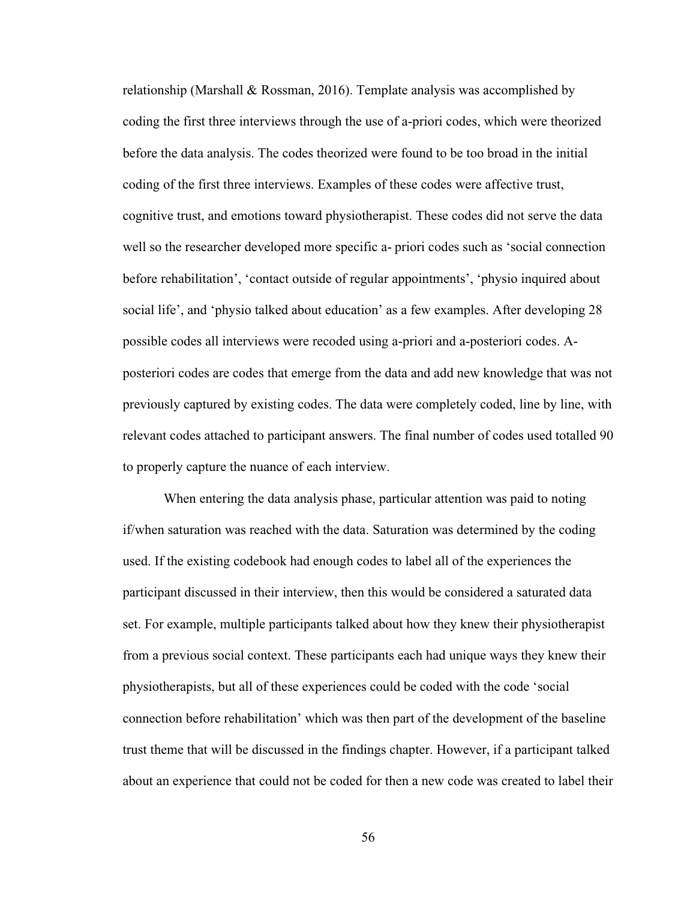relationship (Marshall & Rossman, 2016). Template analysis was accomplished by coding the first three interviews through the use of a-priori codes, which were theorized before the data analysis. The codes theorized were found to be too broad in the initial coding of the first three interviews. Examples of these codes were affective trust, cognitive trust, and emotions toward physiotherapist. These codes did not serve the data well so the researcher developed more specific a- priori codes such as 'social connection before rehabilitation', 'contact outside of regular appointments', 'physio inquired about social life', and 'physio talked about education' as a few examples. After developing 28 possible codes all interviews were recoded using a-priori and a-posteriori codes. A-posteriori codes are codes that emerge from the data and add new knowledge that was not previously captured by existing codes. The data were completely coded, line by line, with relevant codes attached to participant answers. The final number of codes used totalled 90 to properly capture the nuance of each interview.

When entering the data analysis phase, particular attention was paid to noting if/when saturation was reached with the data. Saturation was determined by the coding used. If the existing codebook had enough codes to label all of the experiences the participant discussed in their interview, then this would be considered a saturated data set. For example, multiple participants talked about how they knew their physiotherapist from a previous social context. These participants each had unique ways they knew their physiotherapists, but all of these experiences could be coded with the code 'social connection before rehabilitation' which was then part of the development of the baseline trust theme that will be discussed in the findings chapter. However, if a participant talked about an experience that could not be coded for then a new code was created to label their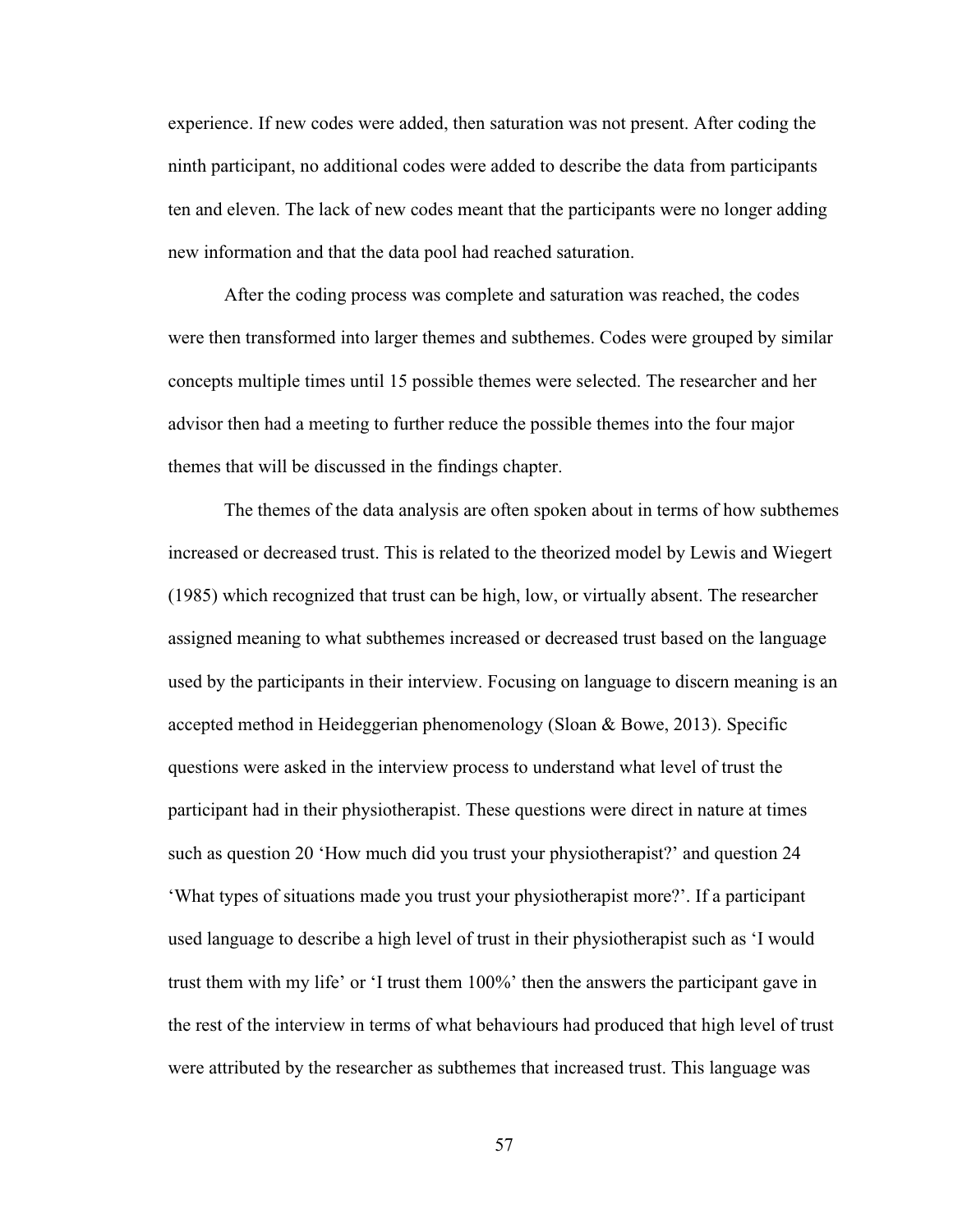experience. If new codes were added, then saturation was not present. After coding the ninth participant, no additional codes were added to describe the data from participants ten and eleven. The lack of new codes meant that the participants were no longer adding new information and that the data pool had reached saturation.

After the coding process was complete and saturation was reached, the codes were then transformed into larger themes and subthemes. Codes were grouped by similar concepts multiple times until 15 possible themes were selected. The researcher and her advisor then had a meeting to further reduce the possible themes into the four major themes that will be discussed in the findings chapter.

The themes of the data analysis are often spoken about in terms of how subthemes increased or decreased trust. This is related to the theorized model by Lewis and Wiegert (1985) which recognized that trust can be high, low, or virtually absent. The researcher assigned meaning to what subthemes increased or decreased trust based on the language used by the participants in their interview. Focusing on language to discern meaning is an accepted method in Heideggerian phenomenology (Sloan & Bowe, 2013). Specific questions were asked in the interview process to understand what level of trust the participant had in their physiotherapist. These questions were direct in nature at times such as question 20 'How much did you trust your physiotherapist?' and question 24 'What types of situations made you trust your physiotherapist more?'. If a participant used language to describe a high level of trust in their physiotherapist such as 'I would trust them with my life' or 'I trust them 100%' then the answers the participant gave in the rest of the interview in terms of what behaviours had produced that high level of trust were attributed by the researcher as subthemes that increased trust. This language was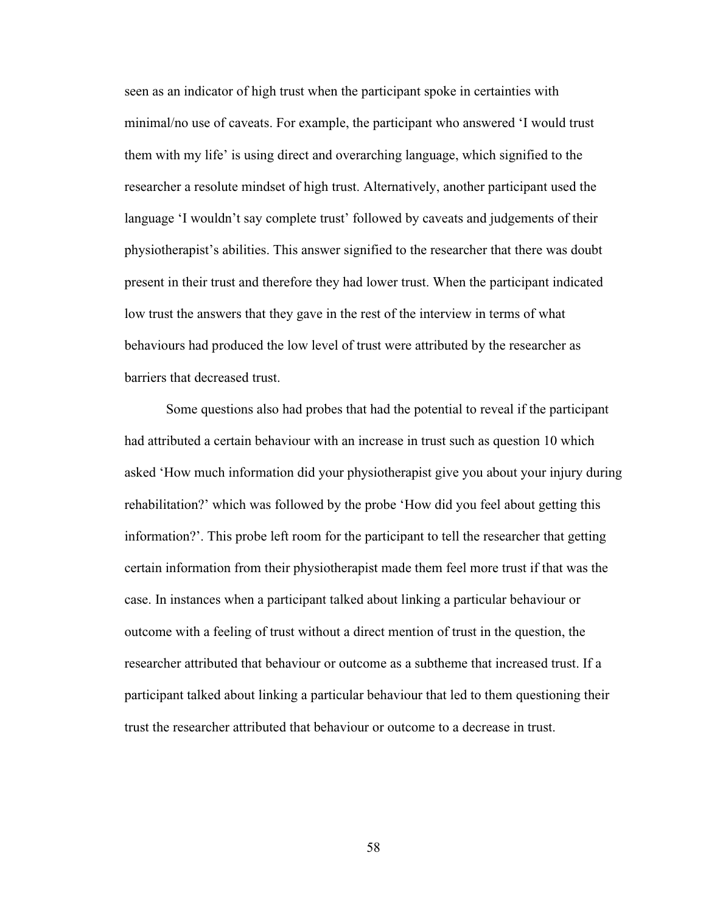seen as an indicator of high trust when the participant spoke in certainties with minimal/no use of caveats. For example, the participant who answered 'I would trust them with my life' is using direct and overarching language, which signified to the researcher a resolute mindset of high trust. Alternatively, another participant used the language 'I wouldn't say complete trust' followed by caveats and judgements of their physiotherapist's abilities. This answer signified to the researcher that there was doubt present in their trust and therefore they had lower trust. When the participant indicated low trust the answers that they gave in the rest of the interview in terms of what behaviours had produced the low level of trust were attributed by the researcher as barriers that decreased trust.

Some questions also had probes that had the potential to reveal if the participant had attributed a certain behaviour with an increase in trust such as question 10 which asked 'How much information did your physiotherapist give you about your injury during rehabilitation?' which was followed by the probe 'How did you feel about getting this information?'. This probe left room for the participant to tell the researcher that getting certain information from their physiotherapist made them feel more trust if that was the case. In instances when a participant talked about linking a particular behaviour or outcome with a feeling of trust without a direct mention of trust in the question, the researcher attributed that behaviour or outcome as a subtheme that increased trust. If a participant talked about linking a particular behaviour that led to them questioning their trust the researcher attributed that behaviour or outcome to a decrease in trust.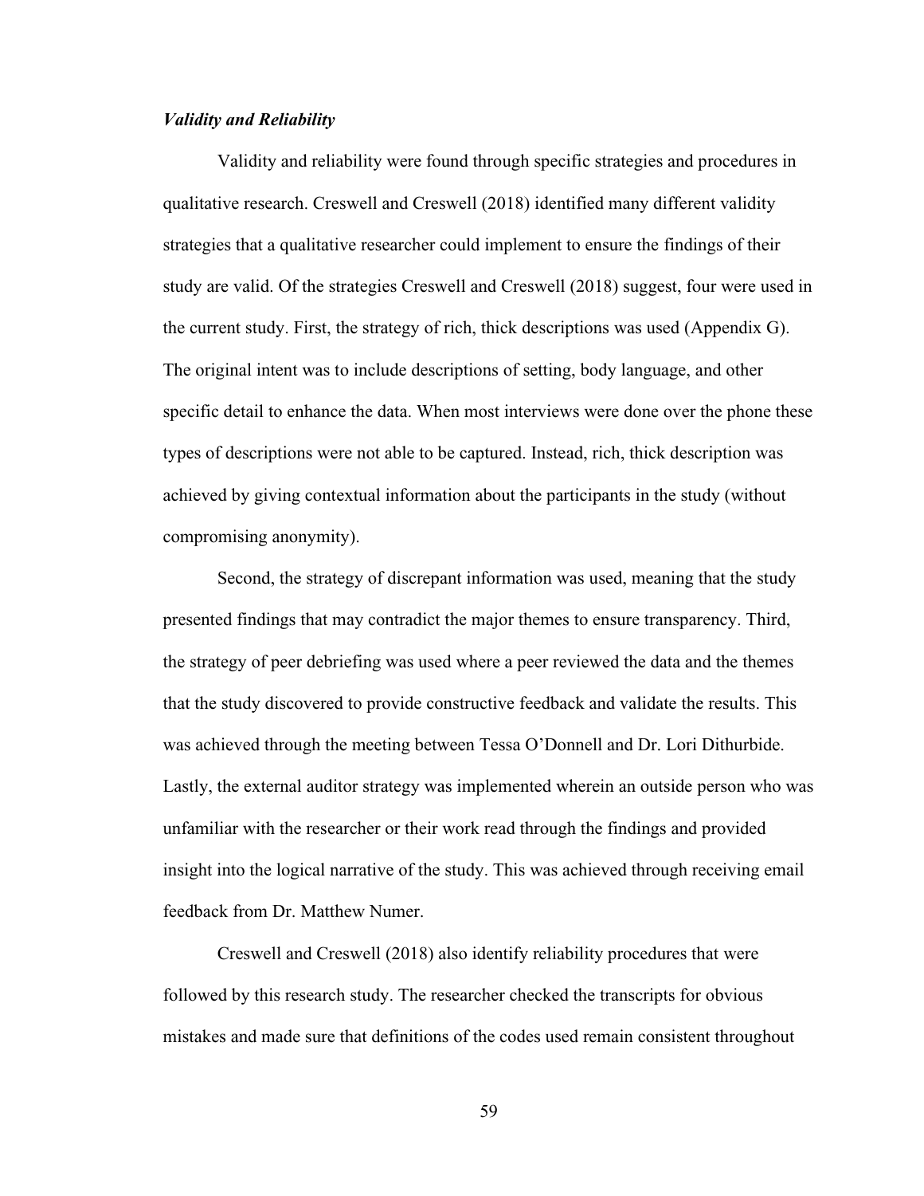### *Validity and Reliability*

Validity and reliability were found through specific strategies and procedures in qualitative research. Creswell and Creswell (2018) identified many different validity strategies that a qualitative researcher could implement to ensure the findings of their study are valid. Of the strategies Creswell and Creswell (2018) suggest, four were used in the current study. First, the strategy of rich, thick descriptions was used (Appendix G). The original intent was to include descriptions of setting, body language, and other specific detail to enhance the data. When most interviews were done over the phone these types of descriptions were not able to be captured. Instead, rich, thick description was achieved by giving contextual information about the participants in the study (without compromising anonymity).

Second, the strategy of discrepant information was used, meaning that the study presented findings that may contradict the major themes to ensure transparency. Third, the strategy of peer debriefing was used where a peer reviewed the data and the themes that the study discovered to provide constructive feedback and validate the results. This was achieved through the meeting between Tessa O'Donnell and Dr. Lori Dithurbide. Lastly, the external auditor strategy was implemented wherein an outside person who was unfamiliar with the researcher or their work read through the findings and provided insight into the logical narrative of the study. This was achieved through receiving email feedback from Dr. Matthew Numer.

Creswell and Creswell (2018) also identify reliability procedures that were followed by this research study. The researcher checked the transcripts for obvious mistakes and made sure that definitions of the codes used remain consistent throughout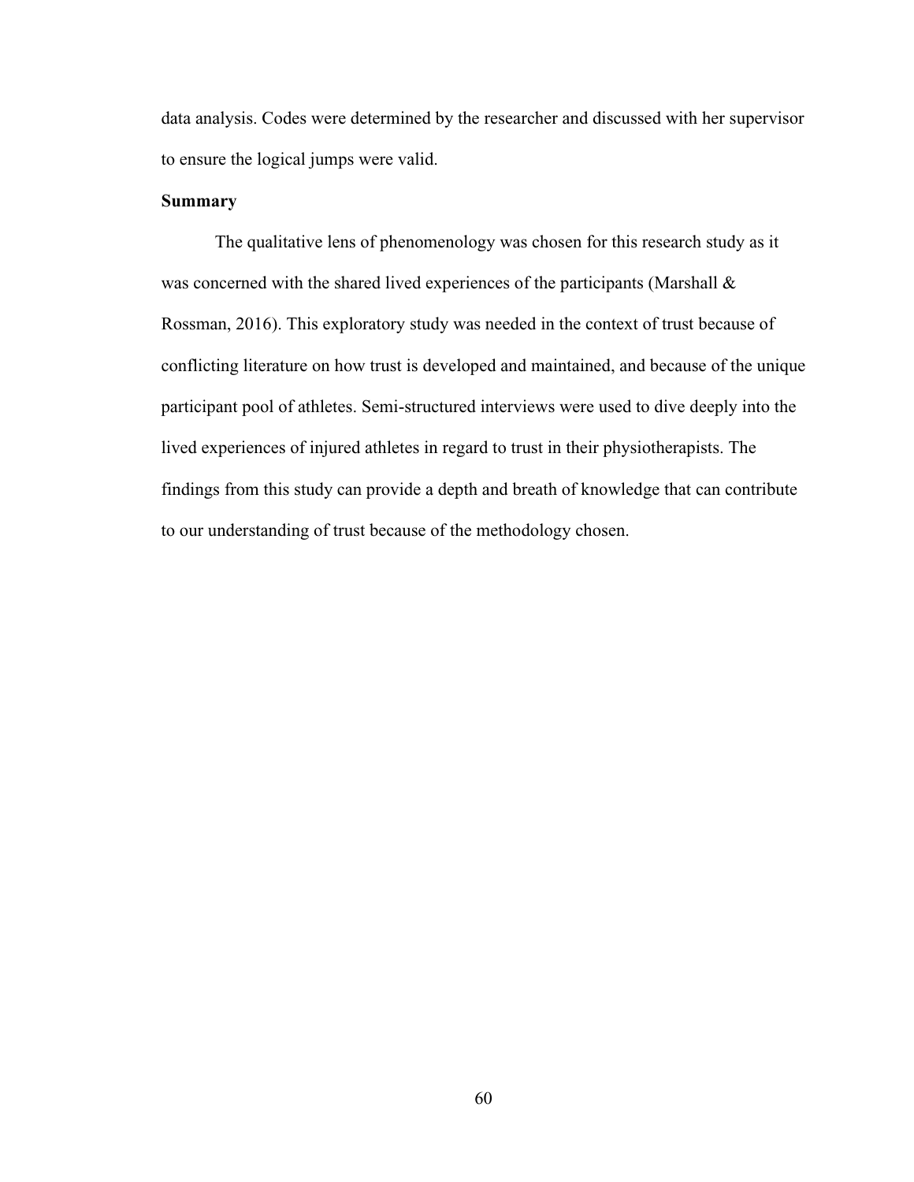data analysis. Codes were determined by the researcher and discussed with her supervisor to ensure the logical jumps were valid.

## Summary

The qualitative lens of phenomenology was chosen for this research study as it was concerned with the shared lived experiences of the participants (Marshall & Rossman, 2016). This exploratory study was needed in the context of trust because of conflicting literature on how trust is developed and maintained, and because of the unique participant pool of athletes. Semi-structured interviews were used to dive deeply into the lived experiences of injured athletes in regard to trust in their physiotherapists. The findings from this study can provide a depth and breath of knowledge that can contribute to our understanding of trust because of the methodology chosen.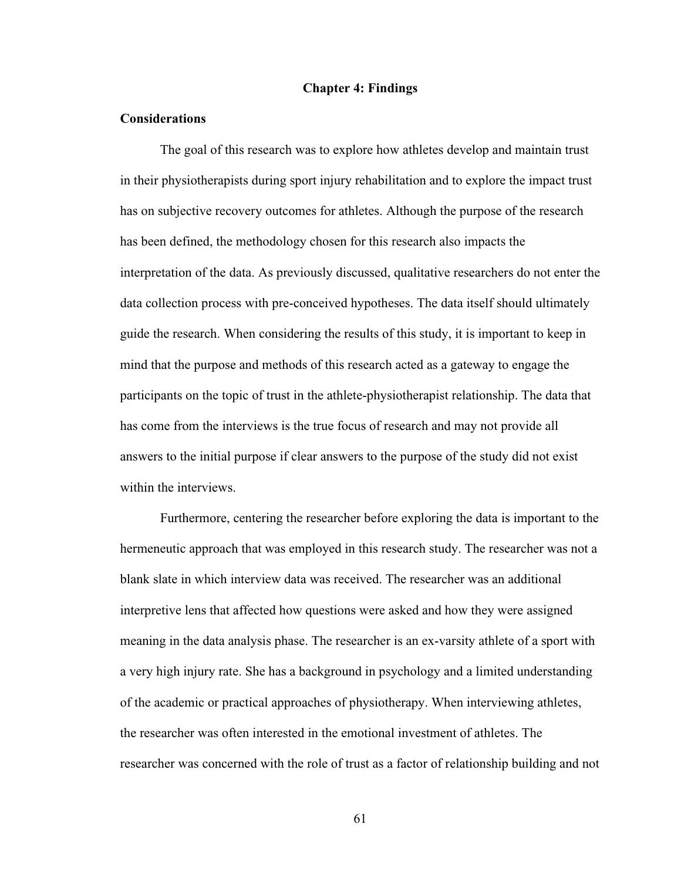# Chapter 4: Findings

## Considerations

The goal of this research was to explore how athletes develop and maintain trust in their physiotherapists during sport injury rehabilitation and to explore the impact trust has on subjective recovery outcomes for athletes. Although the purpose of the research has been defined, the methodology chosen for this research also impacts the interpretation of the data. As previously discussed, qualitative researchers do not enter the data collection process with pre-conceived hypotheses. The data itself should ultimately guide the research. When considering the results of this study, it is important to keep in mind that the purpose and methods of this research acted as a gateway to engage the participants on the topic of trust in the athlete-physiotherapist relationship. The data that has come from the interviews is the true focus of research and may not provide all answers to the initial purpose if clear answers to the purpose of the study did not exist within the interviews.

Furthermore, centering the researcher before exploring the data is important to the hermeneutic approach that was employed in this research study. The researcher was not a blank slate in which interview data was received. The researcher was an additional interpretive lens that affected how questions were asked and how they were assigned meaning in the data analysis phase. The researcher is an ex-varsity athlete of a sport with a very high injury rate. She has a background in psychology and a limited understanding of the academic or practical approaches of physiotherapy. When interviewing athletes, the researcher was often interested in the emotional investment of athletes. The researcher was concerned with the role of trust as a factor of relationship building and not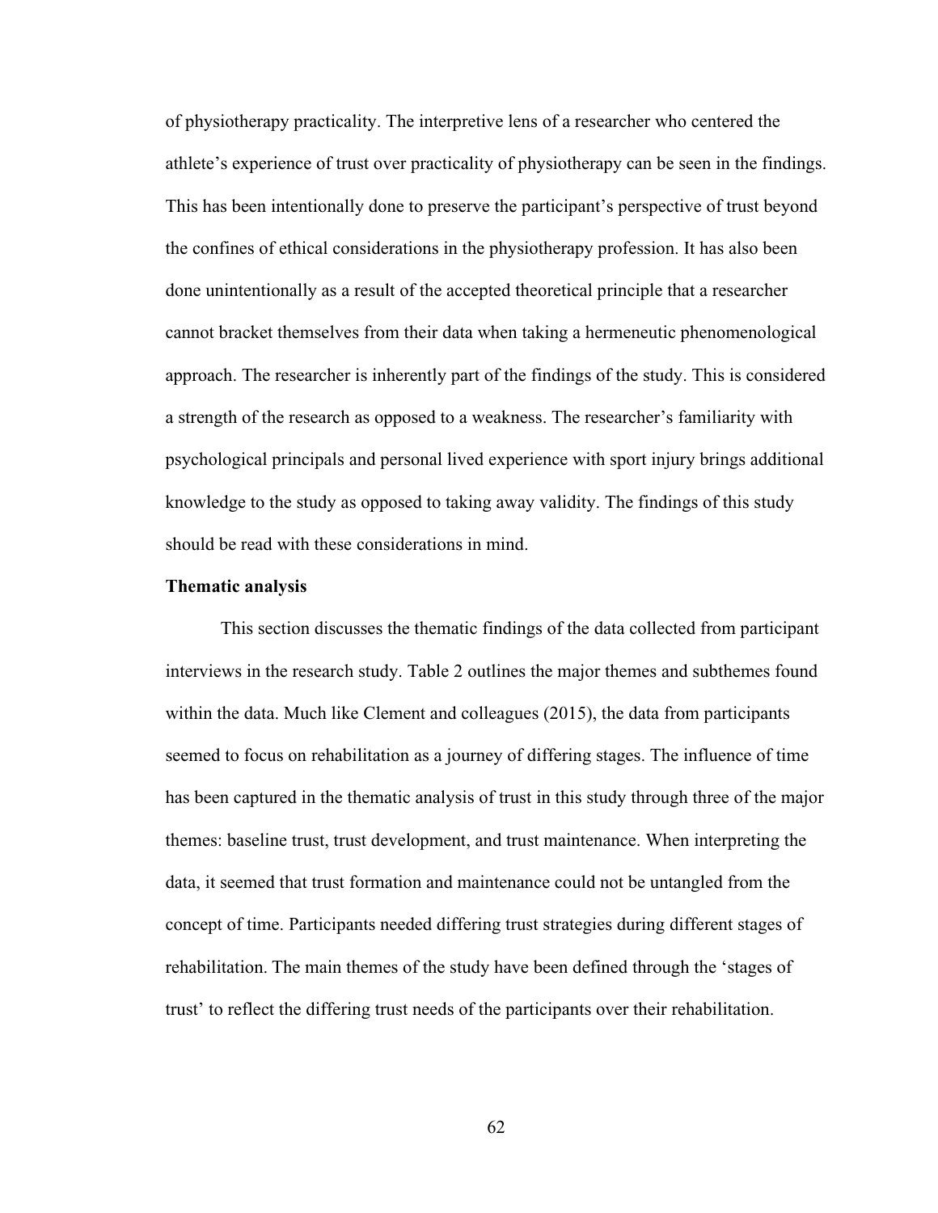of physiotherapy practicality. The interpretive lens of a researcher who centered the athlete's experience of trust over practicality of physiotherapy can be seen in the findings. This has been intentionally done to preserve the participant's perspective of trust beyond the confines of ethical considerations in the physiotherapy profession. It has also been done unintentionally as a result of the accepted theoretical principle that a researcher cannot bracket themselves from their data when taking a hermeneutic phenomenological approach. The researcher is inherently part of the findings of the study. This is considered a strength of the research as opposed to a weakness. The researcher's familiarity with psychological principals and personal lived experience with sport injury brings additional knowledge to the study as opposed to taking away validity. The findings of this study should be read with these considerations in mind.

**Thematic analysis**

This section discusses the thematic findings of the data collected from participant interviews in the research study. Table 2 outlines the major themes and subthemes found within the data. Much like Clement and colleagues (2015), the data from participants seemed to focus on rehabilitation as a journey of differing stages. The influence of time has been captured in the thematic analysis of trust in this study through three of the major themes: baseline trust, trust development, and trust maintenance. When interpreting the data, it seemed that trust formation and maintenance could not be untangled from the concept of time. Participants needed differing trust strategies during different stages of rehabilitation. The main themes of the study have been defined through the 'stages of trust' to reflect the differing trust needs of the participants over their rehabilitation.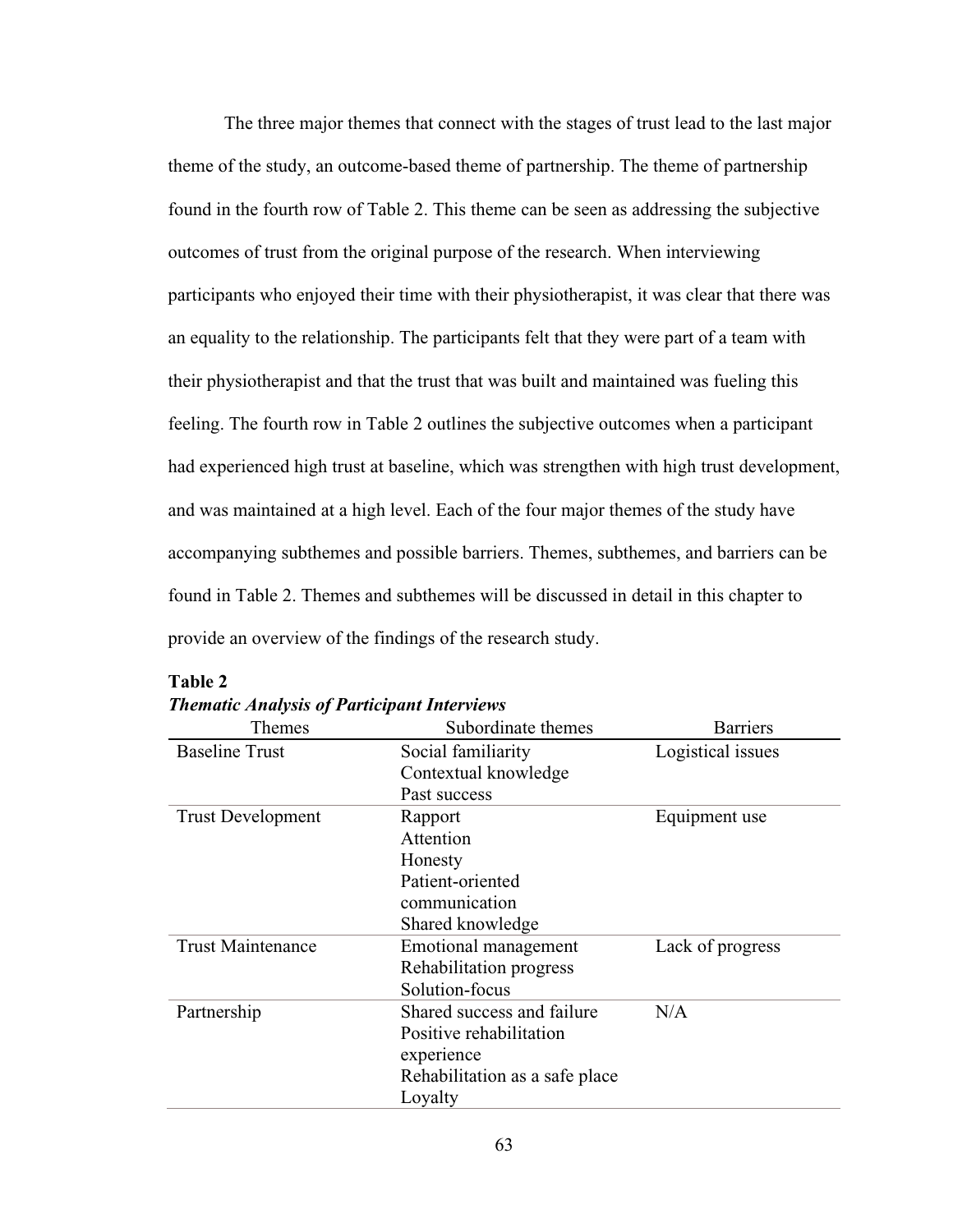The three major themes that connect with the stages of trust lead to the last major theme of the study, an outcome-based theme of partnership. The theme of partnership found in the fourth row of Table 2. This theme can be seen as addressing the subjective outcomes of trust from the original purpose of the research. When interviewing participants who enjoyed their time with their physiotherapist, it was clear that there was an equality to the relationship. The participants felt that they were part of a team with their physiotherapist and that the trust that was built and maintained was fueling this feeling. The fourth row in Table 2 outlines the subjective outcomes when a participant had experienced high trust at baseline, which was strengthen with high trust development, and was maintained at a high level. Each of the four major themes of the study have accompanying subthemes and possible barriers. Themes, subthemes, and barriers can be found in Table 2. Themes and subthemes will be discussed in detail in this chapter to provide an overview of the findings of the research study.

**Table 2**

***Thematic Analysis of Participant Interviews***

| Themes | Subordinate themes | Barriers |
|---|---|---|
| Baseline Trust | Social familiarity<br>Contextual knowledge<br>Past success | Logistical issues |
| Trust Development | Rapport<br>Attention<br>Honesty<br>Patient-oriented communication<br>Shared knowledge | Equipment use |
| Trust Maintenance | Emotional management<br>Rehabilitation progress<br>Solution-focus | Lack of progress |
| Partnership | Shared success and failure<br>Positive rehabilitation experience<br>Rehabilitation as a safe place<br>Loyalty | N/A |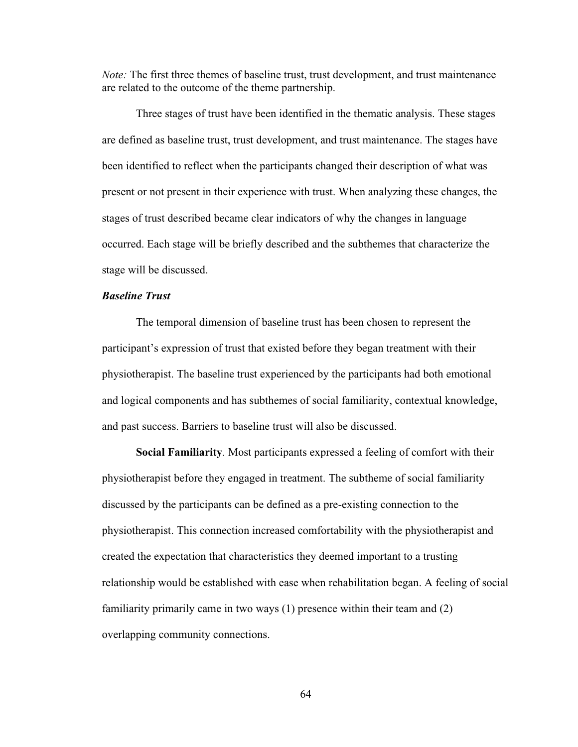*Note:* The first three themes of baseline trust, trust development, and trust maintenance are related to the outcome of the theme partnership.

Three stages of trust have been identified in the thematic analysis. These stages are defined as baseline trust, trust development, and trust maintenance. The stages have been identified to reflect when the participants changed their description of what was present or not present in their experience with trust. When analyzing these changes, the stages of trust described became clear indicators of why the changes in language occurred. Each stage will be briefly described and the subthemes that characterize the stage will be discussed.

### *Baseline Trust*

The temporal dimension of baseline trust has been chosen to represent the participant's expression of trust that existed before they began treatment with their physiotherapist. The baseline trust experienced by the participants had both emotional and logical components and has subthemes of social familiarity, contextual knowledge, and past success. Barriers to baseline trust will also be discussed.

**Social Familiarity***.* Most participants expressed a feeling of comfort with their physiotherapist before they engaged in treatment. The subtheme of social familiarity discussed by the participants can be defined as a pre-existing connection to the physiotherapist. This connection increased comfortability with the physiotherapist and created the expectation that characteristics they deemed important to a trusting relationship would be established with ease when rehabilitation began. A feeling of social familiarity primarily came in two ways (1) presence within their team and (2) overlapping community connections.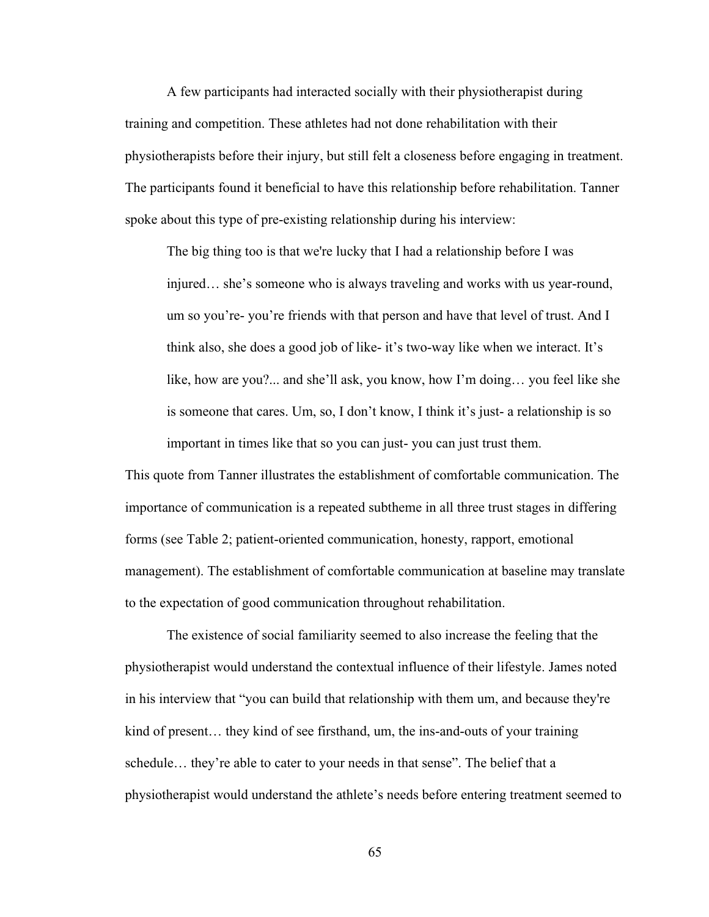A few participants had interacted socially with their physiotherapist during training and competition. These athletes had not done rehabilitation with their physiotherapists before their injury, but still felt a closeness before engaging in treatment. The participants found it beneficial to have this relationship before rehabilitation. Tanner spoke about this type of pre-existing relationship during his interview:

> The big thing too is that we're lucky that I had a relationship before I was injured… she's someone who is always traveling and works with us year-round, um so you're- you're friends with that person and have that level of trust. And I think also, she does a good job of like- it's two-way like when we interact. It's like, how are you?... and she'll ask, you know, how I'm doing… you feel like she is someone that cares. Um, so, I don't know, I think it's just- a relationship is so important in times like that so you can just- you can just trust them.

This quote from Tanner illustrates the establishment of comfortable communication. The importance of communication is a repeated subtheme in all three trust stages in differing forms (see Table 2; patient-oriented communication, honesty, rapport, emotional management). The establishment of comfortable communication at baseline may translate to the expectation of good communication throughout rehabilitation.

The existence of social familiarity seemed to also increase the feeling that the physiotherapist would understand the contextual influence of their lifestyle. James noted in his interview that "you can build that relationship with them um, and because they're kind of present… they kind of see firsthand, um, the ins-and-outs of your training schedule… they're able to cater to your needs in that sense". The belief that a physiotherapist would understand the athlete's needs before entering treatment seemed to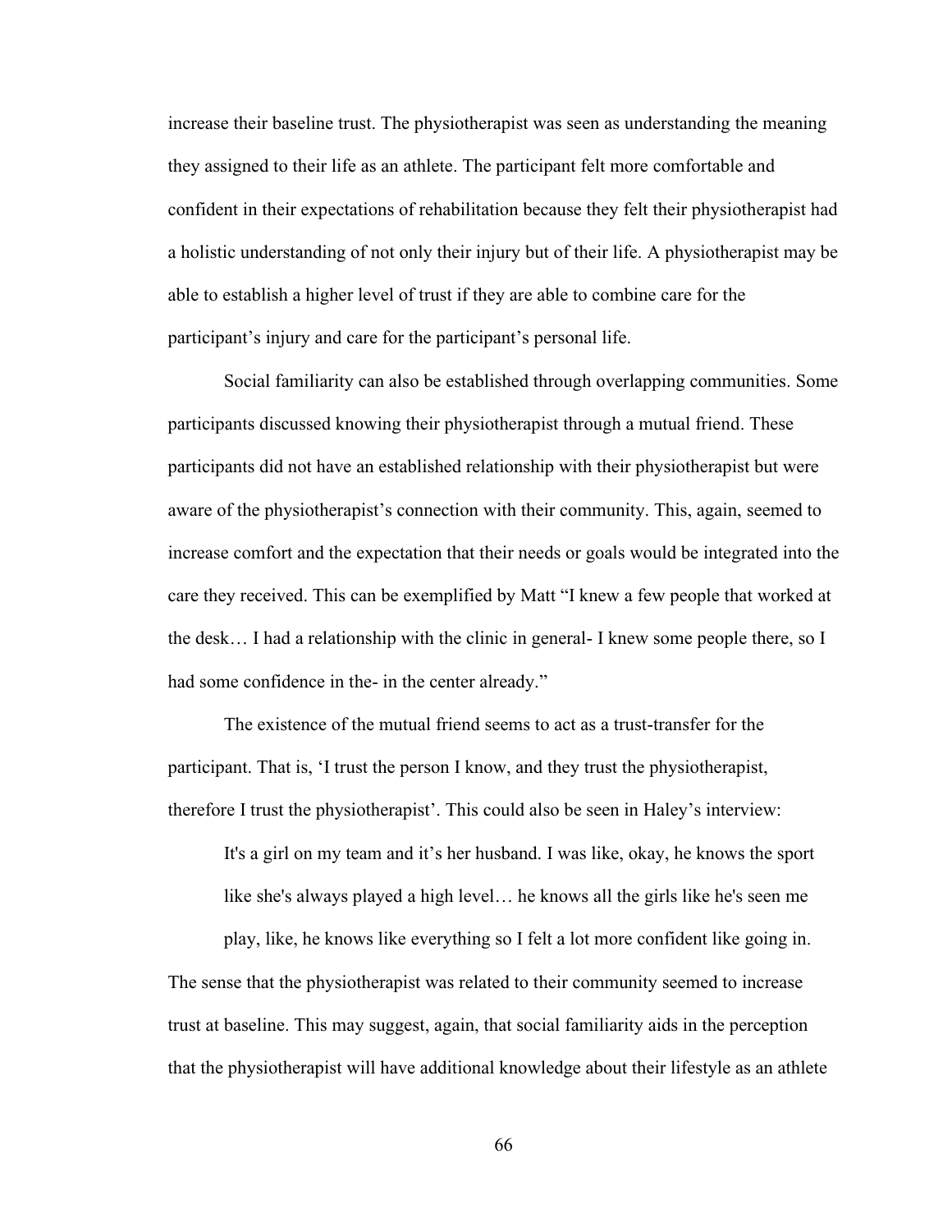increase their baseline trust. The physiotherapist was seen as understanding the meaning they assigned to their life as an athlete. The participant felt more comfortable and confident in their expectations of rehabilitation because they felt their physiotherapist had a holistic understanding of not only their injury but of their life. A physiotherapist may be able to establish a higher level of trust if they are able to combine care for the participant's injury and care for the participant's personal life.

Social familiarity can also be established through overlapping communities. Some participants discussed knowing their physiotherapist through a mutual friend. These participants did not have an established relationship with their physiotherapist but were aware of the physiotherapist's connection with their community. This, again, seemed to increase comfort and the expectation that their needs or goals would be integrated into the care they received. This can be exemplified by Matt "I knew a few people that worked at the desk… I had a relationship with the clinic in general- I knew some people there, so I had some confidence in the- in the center already."

The existence of the mutual friend seems to act as a trust-transfer for the participant. That is, 'I trust the person I know, and they trust the physiotherapist, therefore I trust the physiotherapist'. This could also be seen in Haley's interview:

> It's a girl on my team and it's her husband. I was like, okay, he knows the sport like she's always played a high level… he knows all the girls like he's seen me play, like, he knows like everything so I felt a lot more confident like going in.

The sense that the physiotherapist was related to their community seemed to increase trust at baseline. This may suggest, again, that social familiarity aids in the perception that the physiotherapist will have additional knowledge about their lifestyle as an athlete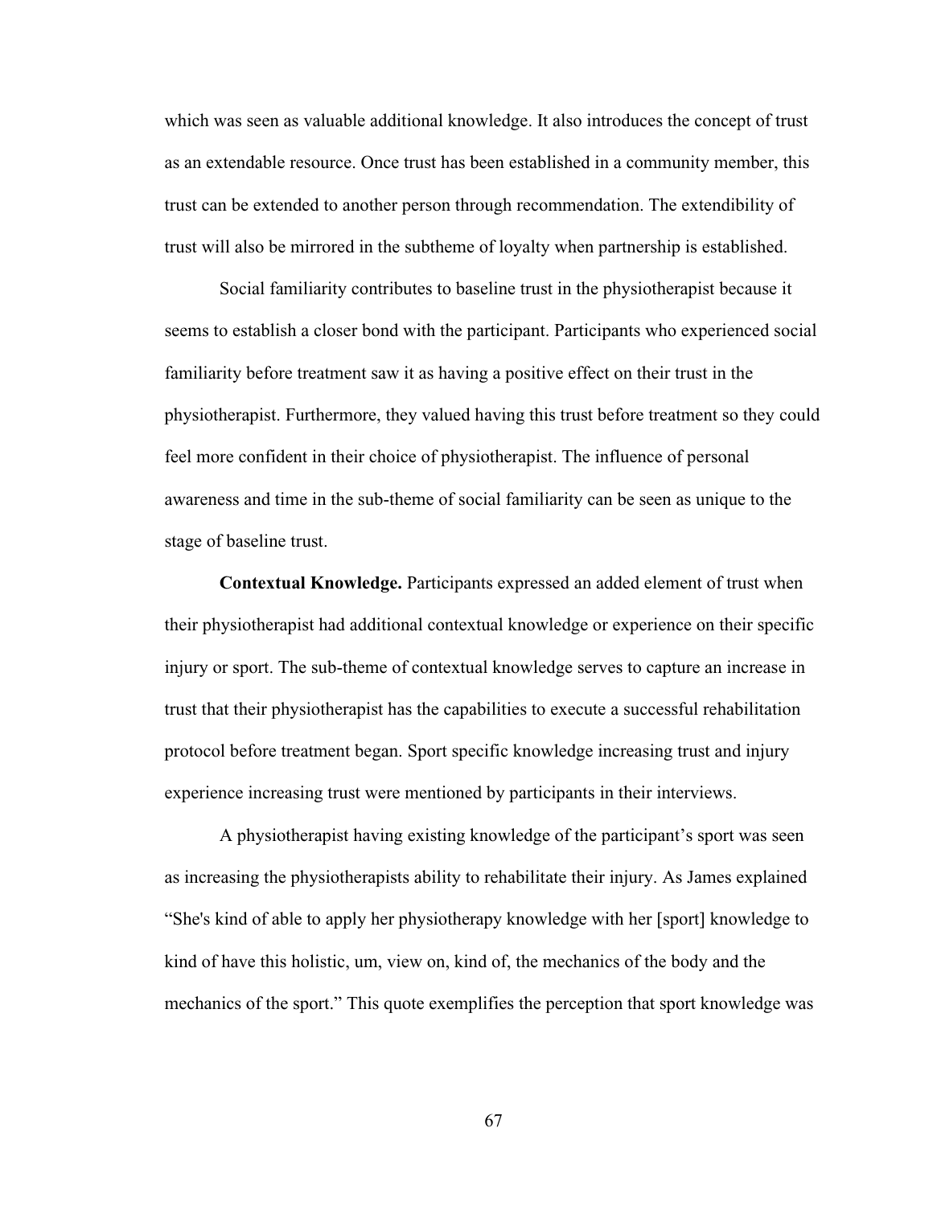which was seen as valuable additional knowledge. It also introduces the concept of trust as an extendable resource. Once trust has been established in a community member, this trust can be extended to another person through recommendation. The extendibility of trust will also be mirrored in the subtheme of loyalty when partnership is established.

Social familiarity contributes to baseline trust in the physiotherapist because it seems to establish a closer bond with the participant. Participants who experienced social familiarity before treatment saw it as having a positive effect on their trust in the physiotherapist. Furthermore, they valued having this trust before treatment so they could feel more confident in their choice of physiotherapist. The influence of personal awareness and time in the sub-theme of social familiarity can be seen as unique to the stage of baseline trust.

**Contextual Knowledge.** Participants expressed an added element of trust when their physiotherapist had additional contextual knowledge or experience on their specific injury or sport. The sub-theme of contextual knowledge serves to capture an increase in trust that their physiotherapist has the capabilities to execute a successful rehabilitation protocol before treatment began. Sport specific knowledge increasing trust and injury experience increasing trust were mentioned by participants in their interviews.

A physiotherapist having existing knowledge of the participant's sport was seen as increasing the physiotherapists ability to rehabilitate their injury. As James explained "She's kind of able to apply her physiotherapy knowledge with her [sport] knowledge to kind of have this holistic, um, view on, kind of, the mechanics of the body and the mechanics of the sport." This quote exemplifies the perception that sport knowledge was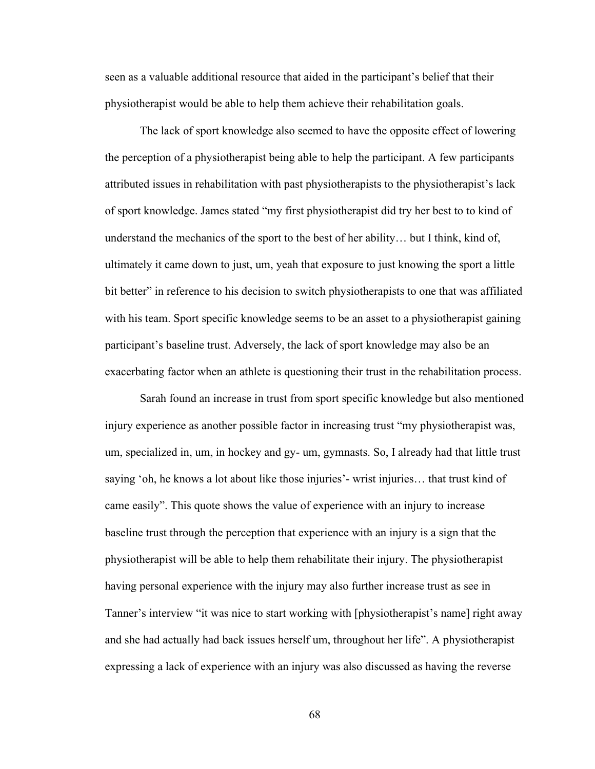seen as a valuable additional resource that aided in the participant's belief that their physiotherapist would be able to help them achieve their rehabilitation goals.

The lack of sport knowledge also seemed to have the opposite effect of lowering the perception of a physiotherapist being able to help the participant. A few participants attributed issues in rehabilitation with past physiotherapists to the physiotherapist's lack of sport knowledge. James stated "my first physiotherapist did try her best to to kind of understand the mechanics of the sport to the best of her ability… but I think, kind of, ultimately it came down to just, um, yeah that exposure to just knowing the sport a little bit better" in reference to his decision to switch physiotherapists to one that was affiliated with his team. Sport specific knowledge seems to be an asset to a physiotherapist gaining participant's baseline trust. Adversely, the lack of sport knowledge may also be an exacerbating factor when an athlete is questioning their trust in the rehabilitation process.

Sarah found an increase in trust from sport specific knowledge but also mentioned injury experience as another possible factor in increasing trust "my physiotherapist was, um, specialized in, um, in hockey and gy- um, gymnasts. So, I already had that little trust saying 'oh, he knows a lot about like those injuries'- wrist injuries… that trust kind of came easily". This quote shows the value of experience with an injury to increase baseline trust through the perception that experience with an injury is a sign that the physiotherapist will be able to help them rehabilitate their injury. The physiotherapist having personal experience with the injury may also further increase trust as see in Tanner's interview "it was nice to start working with [physiotherapist's name] right away and she had actually had back issues herself um, throughout her life". A physiotherapist expressing a lack of experience with an injury was also discussed as having the reverse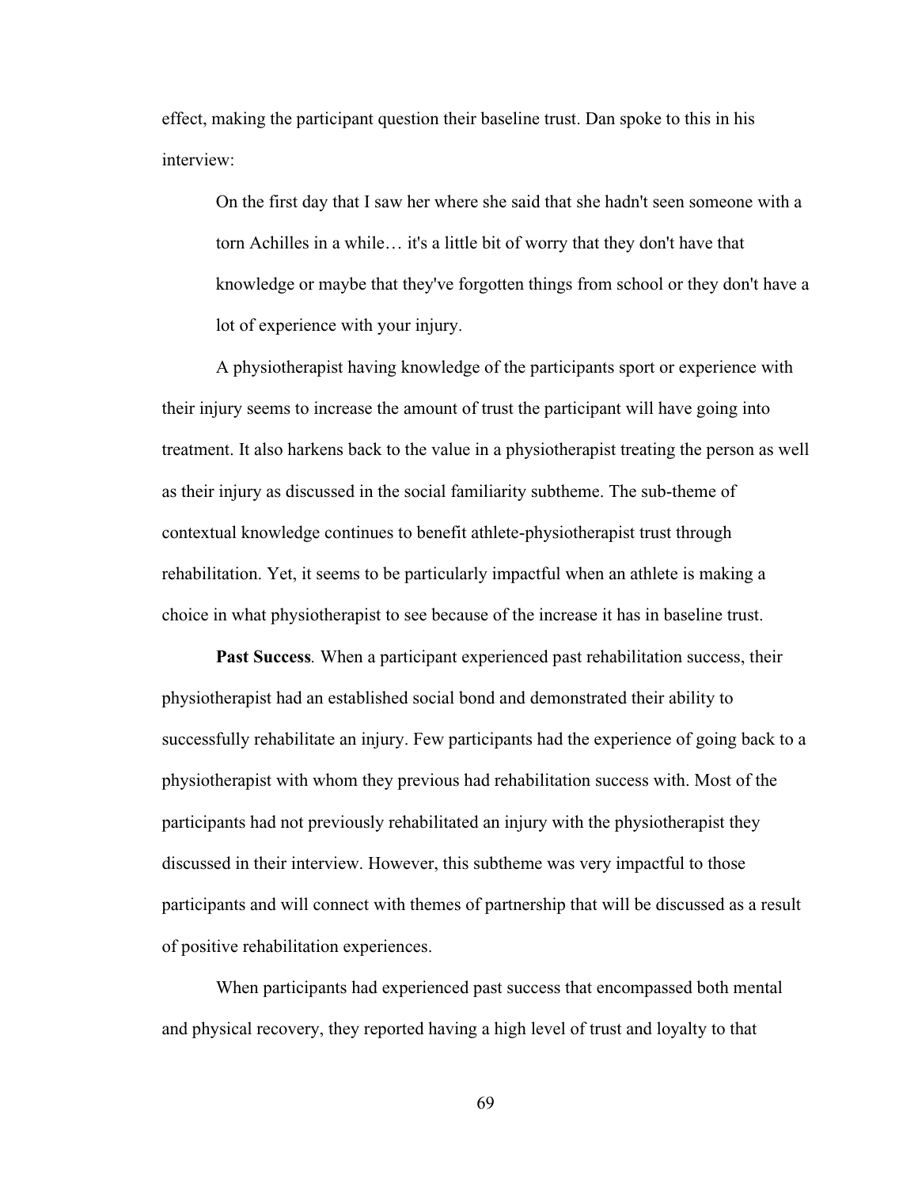effect, making the participant question their baseline trust. Dan spoke to this in his interview:

> On the first day that I saw her where she said that she hadn't seen someone with a torn Achilles in a while… it's a little bit of worry that they don't have that knowledge or maybe that they've forgotten things from school or they don't have a lot of experience with your injury.

A physiotherapist having knowledge of the participants sport or experience with their injury seems to increase the amount of trust the participant will have going into treatment. It also harkens back to the value in a physiotherapist treating the person as well as their injury as discussed in the social familiarity subtheme. The sub-theme of contextual knowledge continues to benefit athlete-physiotherapist trust through rehabilitation. Yet, it seems to be particularly impactful when an athlete is making a choice in what physiotherapist to see because of the increase it has in baseline trust.

**Past Success***.* When a participant experienced past rehabilitation success, their physiotherapist had an established social bond and demonstrated their ability to successfully rehabilitate an injury. Few participants had the experience of going back to a physiotherapist with whom they previous had rehabilitation success with. Most of the participants had not previously rehabilitated an injury with the physiotherapist they discussed in their interview. However, this subtheme was very impactful to those participants and will connect with themes of partnership that will be discussed as a result of positive rehabilitation experiences.

When participants had experienced past success that encompassed both mental and physical recovery, they reported having a high level of trust and loyalty to that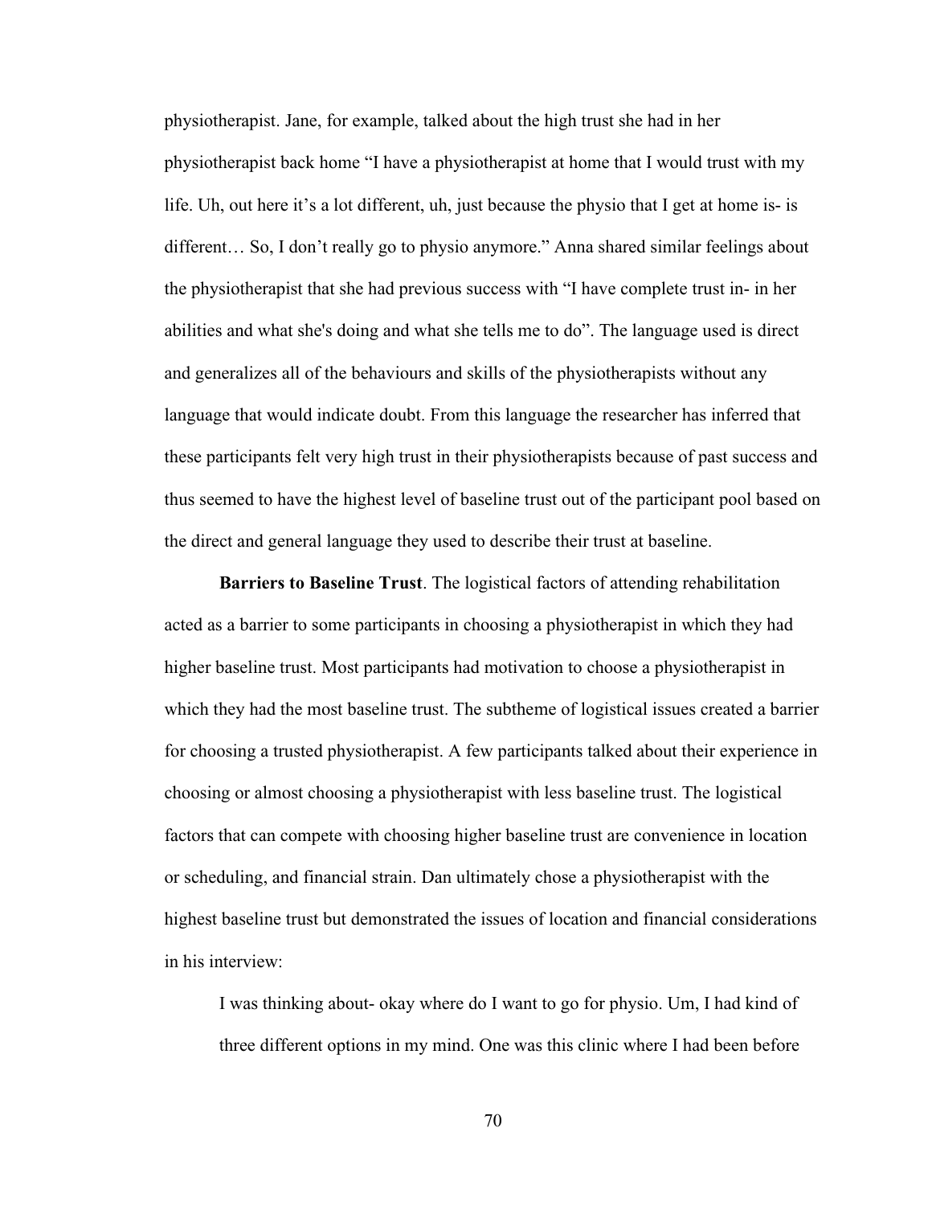physiotherapist. Jane, for example, talked about the high trust she had in her physiotherapist back home "I have a physiotherapist at home that I would trust with my life. Uh, out here it's a lot different, uh, just because the physio that I get at home is- is different… So, I don't really go to physio anymore." Anna shared similar feelings about the physiotherapist that she had previous success with "I have complete trust in- in her abilities and what she's doing and what she tells me to do". The language used is direct and generalizes all of the behaviours and skills of the physiotherapists without any language that would indicate doubt. From this language the researcher has inferred that these participants felt very high trust in their physiotherapists because of past success and thus seemed to have the highest level of baseline trust out of the participant pool based on the direct and general language they used to describe their trust at baseline.

**Barriers to Baseline Trust**. The logistical factors of attending rehabilitation acted as a barrier to some participants in choosing a physiotherapist in which they had higher baseline trust. Most participants had motivation to choose a physiotherapist in which they had the most baseline trust. The subtheme of logistical issues created a barrier for choosing a trusted physiotherapist. A few participants talked about their experience in choosing or almost choosing a physiotherapist with less baseline trust. The logistical factors that can compete with choosing higher baseline trust are convenience in location or scheduling, and financial strain. Dan ultimately chose a physiotherapist with the highest baseline trust but demonstrated the issues of location and financial considerations in his interview:

> I was thinking about- okay where do I want to go for physio. Um, I had kind of three different options in my mind. One was this clinic where I had been before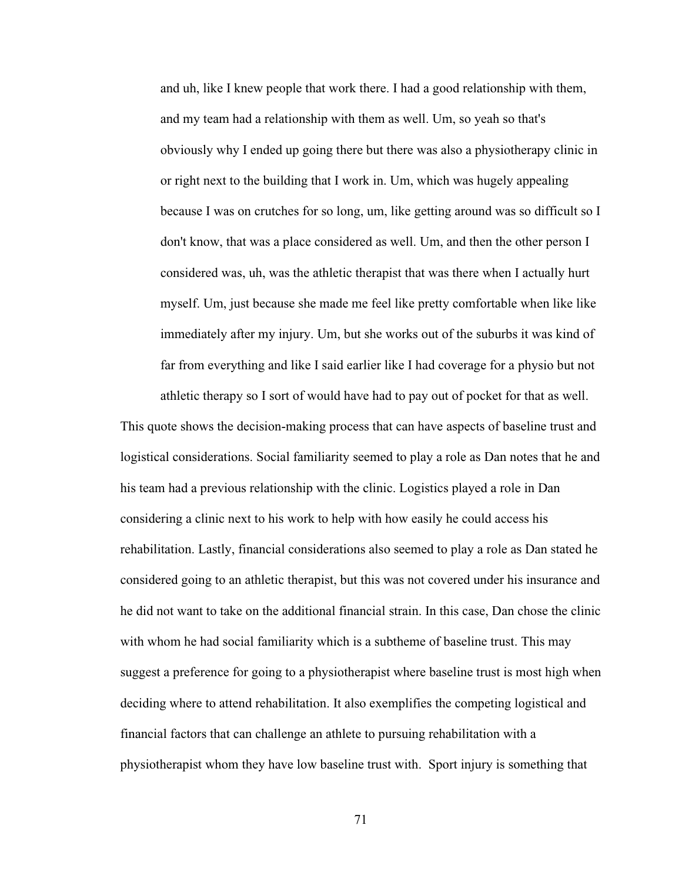> and uh, like I knew people that work there. I had a good relationship with them, and my team had a relationship with them as well. Um, so yeah so that's obviously why I ended up going there but there was also a physiotherapy clinic in or right next to the building that I work in. Um, which was hugely appealing because I was on crutches for so long, um, like getting around was so difficult so I don't know, that was a place considered as well. Um, and then the other person I considered was, uh, was the athletic therapist that was there when I actually hurt myself. Um, just because she made me feel like pretty comfortable when like like immediately after my injury. Um, but she works out of the suburbs it was kind of far from everything and like I said earlier like I had coverage for a physio but not athletic therapy so I sort of would have had to pay out of pocket for that as well.

This quote shows the decision-making process that can have aspects of baseline trust and logistical considerations. Social familiarity seemed to play a role as Dan notes that he and his team had a previous relationship with the clinic. Logistics played a role in Dan considering a clinic next to his work to help with how easily he could access his rehabilitation. Lastly, financial considerations also seemed to play a role as Dan stated he considered going to an athletic therapist, but this was not covered under his insurance and he did not want to take on the additional financial strain. In this case, Dan chose the clinic with whom he had social familiarity which is a subtheme of baseline trust. This may suggest a preference for going to a physiotherapist where baseline trust is most high when deciding where to attend rehabilitation. It also exemplifies the competing logistical and financial factors that can challenge an athlete to pursuing rehabilitation with a physiotherapist whom they have low baseline trust with. Sport injury is something that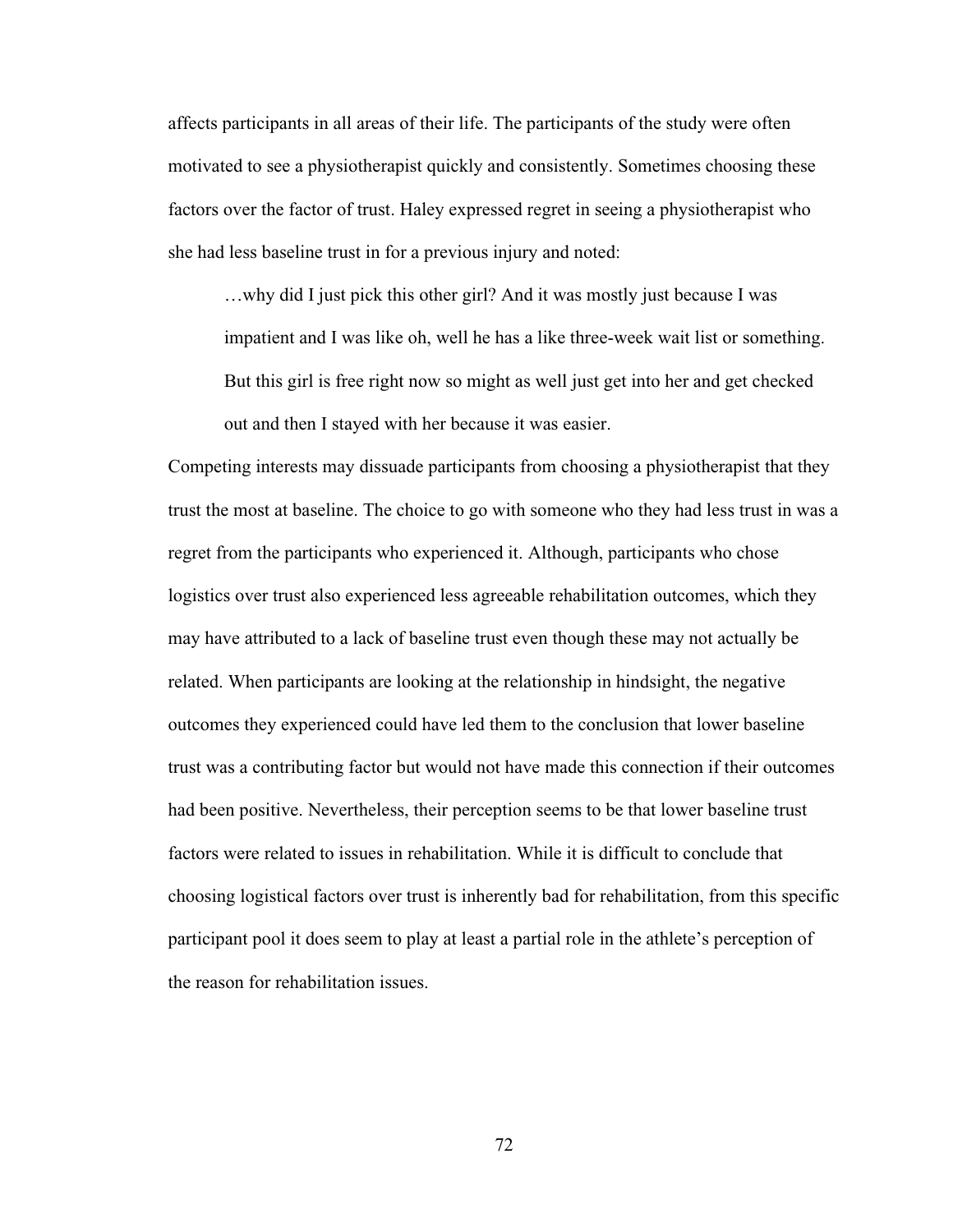affects participants in all areas of their life. The participants of the study were often motivated to see a physiotherapist quickly and consistently. Sometimes choosing these factors over the factor of trust. Haley expressed regret in seeing a physiotherapist who she had less baseline trust in for a previous injury and noted:

> …why did I just pick this other girl? And it was mostly just because I was impatient and I was like oh, well he has a like three-week wait list or something. But this girl is free right now so might as well just get into her and get checked out and then I stayed with her because it was easier.

Competing interests may dissuade participants from choosing a physiotherapist that they trust the most at baseline. The choice to go with someone who they had less trust in was a regret from the participants who experienced it. Although, participants who chose logistics over trust also experienced less agreeable rehabilitation outcomes, which they may have attributed to a lack of baseline trust even though these may not actually be related. When participants are looking at the relationship in hindsight, the negative outcomes they experienced could have led them to the conclusion that lower baseline trust was a contributing factor but would not have made this connection if their outcomes had been positive. Nevertheless, their perception seems to be that lower baseline trust factors were related to issues in rehabilitation. While it is difficult to conclude that choosing logistical factors over trust is inherently bad for rehabilitation, from this specific participant pool it does seem to play at least a partial role in the athlete's perception of the reason for rehabilitation issues.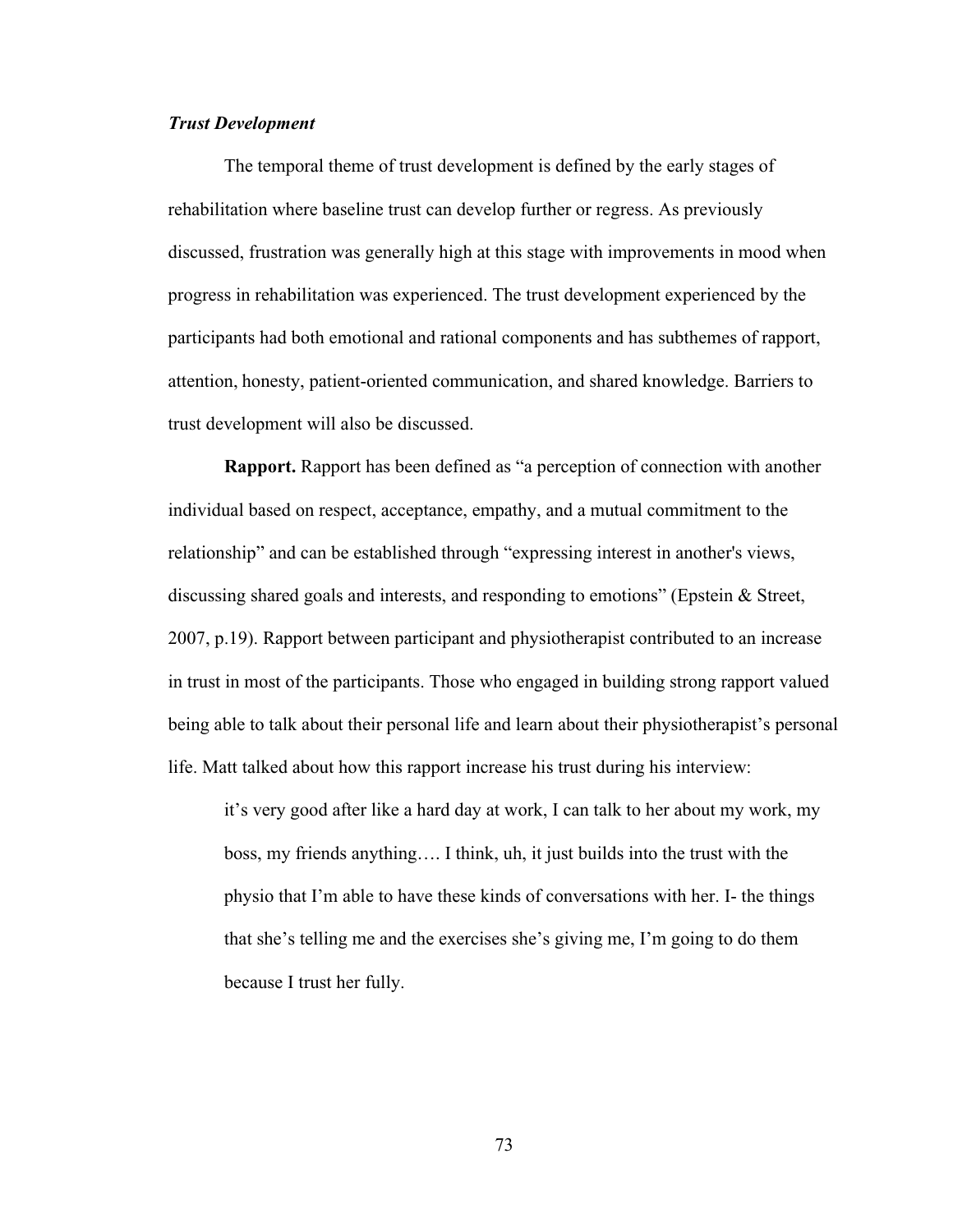### *Trust Development*

The temporal theme of trust development is defined by the early stages of rehabilitation where baseline trust can develop further or regress. As previously discussed, frustration was generally high at this stage with improvements in mood when progress in rehabilitation was experienced. The trust development experienced by the participants had both emotional and rational components and has subthemes of rapport, attention, honesty, patient-oriented communication, and shared knowledge. Barriers to trust development will also be discussed.

**Rapport.** Rapport has been defined as "a perception of connection with another individual based on respect, acceptance, empathy, and a mutual commitment to the relationship" and can be established through "expressing interest in another's views, discussing shared goals and interests, and responding to emotions" (Epstein & Street, 2007, p.19). Rapport between participant and physiotherapist contributed to an increase in trust in most of the participants. Those who engaged in building strong rapport valued being able to talk about their personal life and learn about their physiotherapist's personal life. Matt talked about how this rapport increase his trust during his interview:

> it's very good after like a hard day at work, I can talk to her about my work, my boss, my friends anything…. I think, uh, it just builds into the trust with the physio that I'm able to have these kinds of conversations with her. I- the things that she's telling me and the exercises she's giving me, I'm going to do them because I trust her fully.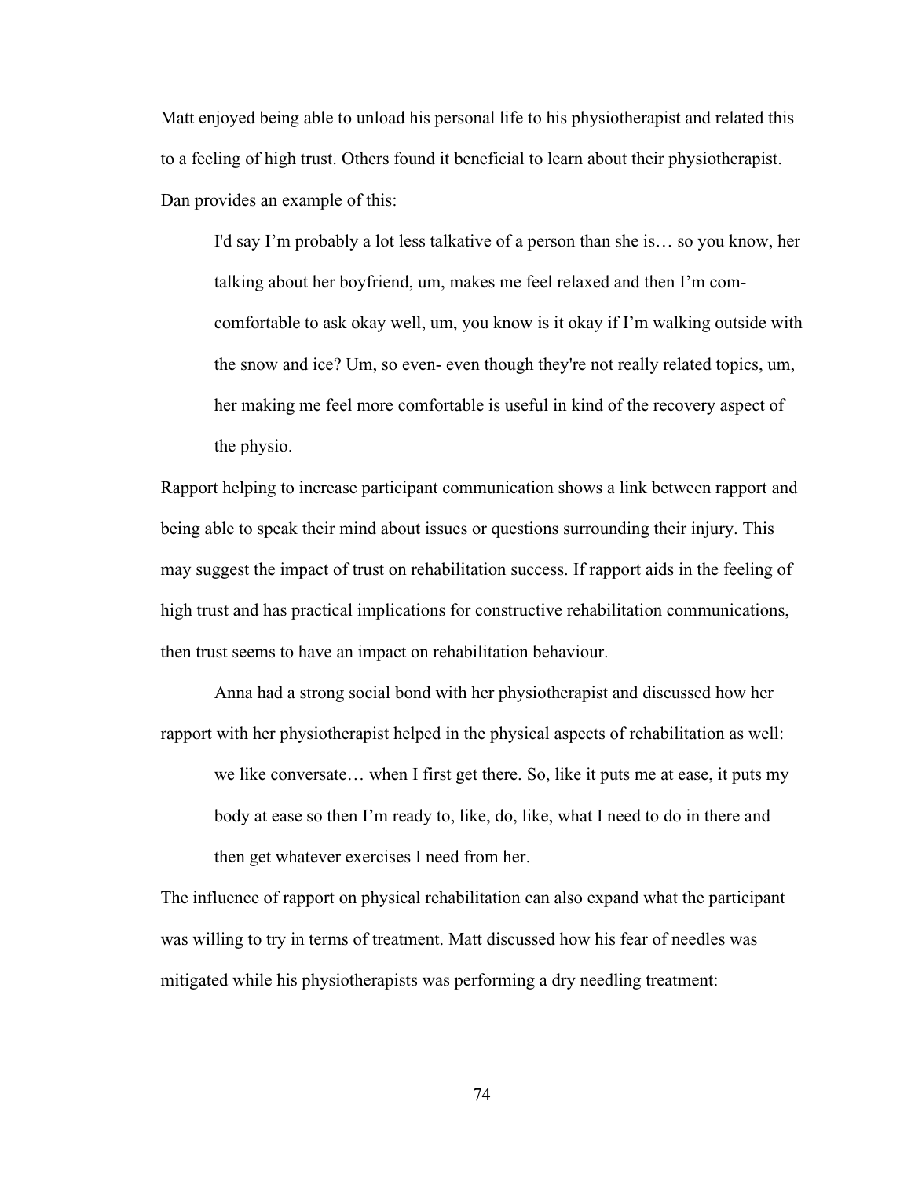Matt enjoyed being able to unload his personal life to his physiotherapist and related this to a feeling of high trust. Others found it beneficial to learn about their physiotherapist. Dan provides an example of this:

> I'd say I'm probably a lot less talkative of a person than she is… so you know, her talking about her boyfriend, um, makes me feel relaxed and then I'm com- comfortable to ask okay well, um, you know is it okay if I'm walking outside with the snow and ice? Um, so even- even though they're not really related topics, um, her making me feel more comfortable is useful in kind of the recovery aspect of the physio.

Rapport helping to increase participant communication shows a link between rapport and being able to speak their mind about issues or questions surrounding their injury. This may suggest the impact of trust on rehabilitation success. If rapport aids in the feeling of high trust and has practical implications for constructive rehabilitation communications, then trust seems to have an impact on rehabilitation behaviour.

Anna had a strong social bond with her physiotherapist and discussed how her rapport with her physiotherapist helped in the physical aspects of rehabilitation as well:

> we like conversate… when I first get there. So, like it puts me at ease, it puts my body at ease so then I'm ready to, like, do, like, what I need to do in there and then get whatever exercises I need from her.

The influence of rapport on physical rehabilitation can also expand what the participant was willing to try in terms of treatment. Matt discussed how his fear of needles was mitigated while his physiotherapists was performing a dry needling treatment: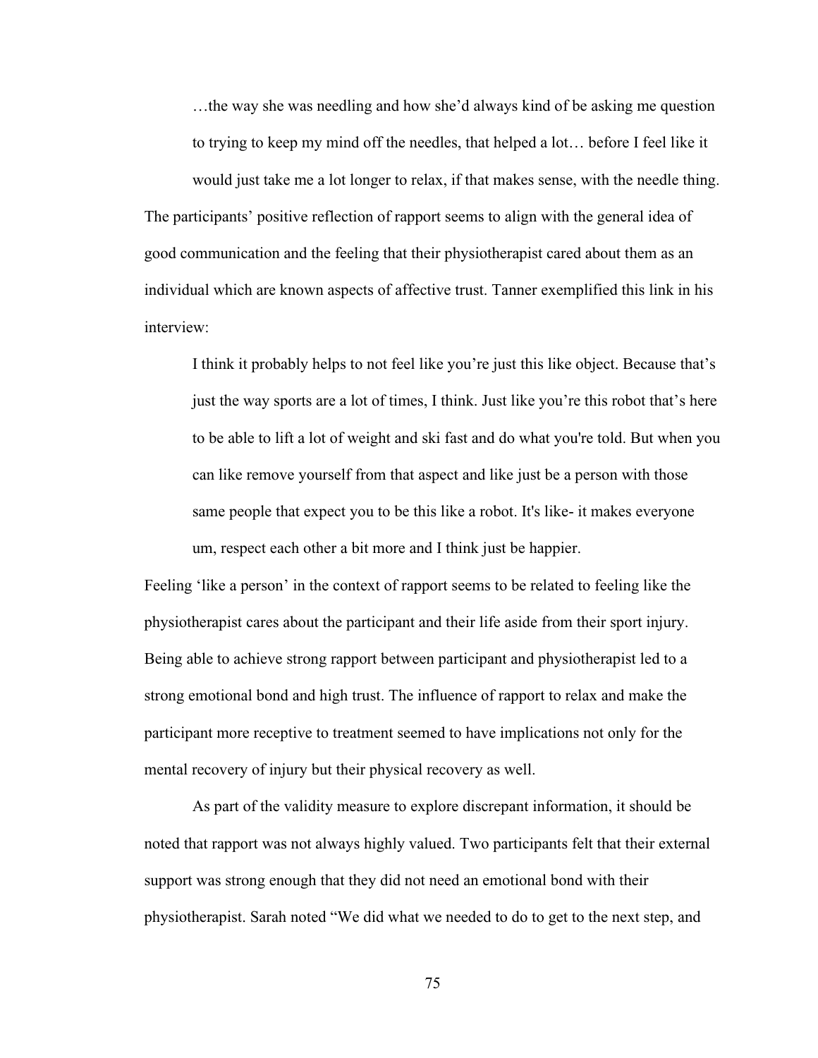> …the way she was needling and how she'd always kind of be asking me question to trying to keep my mind off the needles, that helped a lot… before I feel like it would just take me a lot longer to relax, if that makes sense, with the needle thing.

The participants' positive reflection of rapport seems to align with the general idea of good communication and the feeling that their physiotherapist cared about them as an individual which are known aspects of affective trust. Tanner exemplified this link in his interview:

> I think it probably helps to not feel like you're just this like object. Because that's just the way sports are a lot of times, I think. Just like you're this robot that's here to be able to lift a lot of weight and ski fast and do what you're told. But when you can like remove yourself from that aspect and like just be a person with those same people that expect you to be this like a robot. It's like- it makes everyone um, respect each other a bit more and I think just be happier.

Feeling 'like a person' in the context of rapport seems to be related to feeling like the physiotherapist cares about the participant and their life aside from their sport injury. Being able to achieve strong rapport between participant and physiotherapist led to a strong emotional bond and high trust. The influence of rapport to relax and make the participant more receptive to treatment seemed to have implications not only for the mental recovery of injury but their physical recovery as well.

As part of the validity measure to explore discrepant information, it should be noted that rapport was not always highly valued. Two participants felt that their external support was strong enough that they did not need an emotional bond with their physiotherapist. Sarah noted "We did what we needed to do to get to the next step, and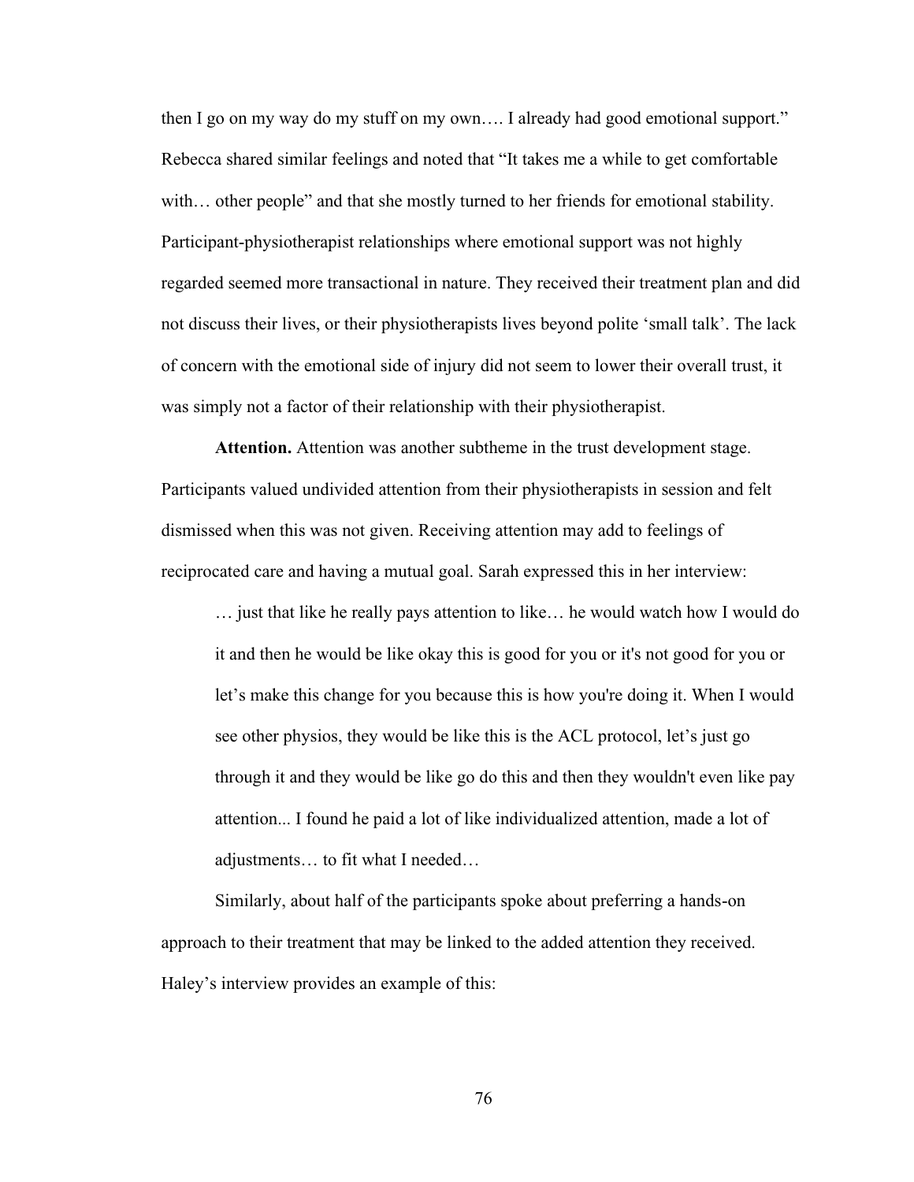then I go on my way do my stuff on my own…. I already had good emotional support." Rebecca shared similar feelings and noted that "It takes me a while to get comfortable with… other people" and that she mostly turned to her friends for emotional stability. Participant-physiotherapist relationships where emotional support was not highly regarded seemed more transactional in nature. They received their treatment plan and did not discuss their lives, or their physiotherapists lives beyond polite 'small talk'. The lack of concern with the emotional side of injury did not seem to lower their overall trust, it was simply not a factor of their relationship with their physiotherapist.

**Attention.** Attention was another subtheme in the trust development stage. Participants valued undivided attention from their physiotherapists in session and felt dismissed when this was not given. Receiving attention may add to feelings of reciprocated care and having a mutual goal. Sarah expressed this in her interview:

> … just that like he really pays attention to like… he would watch how I would do it and then he would be like okay this is good for you or it's not good for you or let's make this change for you because this is how you're doing it. When I would see other physios, they would be like this is the ACL protocol, let's just go through it and they would be like go do this and then they wouldn't even like pay attention... I found he paid a lot of like individualized attention, made a lot of adjustments… to fit what I needed…

Similarly, about half of the participants spoke about preferring a hands-on approach to their treatment that may be linked to the added attention they received. Haley's interview provides an example of this: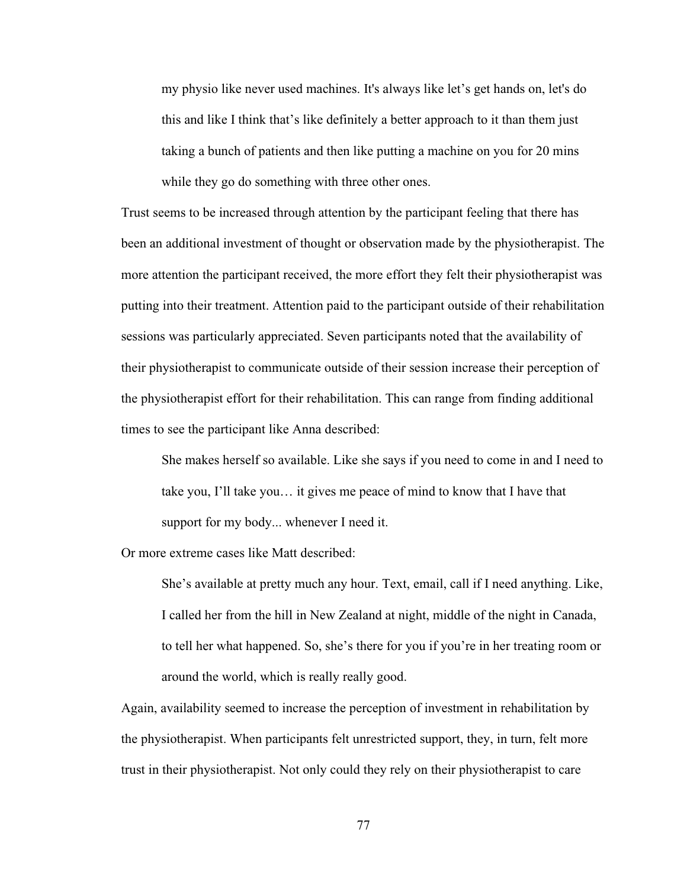> my physio like never used machines. It's always like let's get hands on, let's do this and like I think that's like definitely a better approach to it than them just taking a bunch of patients and then like putting a machine on you for 20 mins while they go do something with three other ones.

Trust seems to be increased through attention by the participant feeling that there has been an additional investment of thought or observation made by the physiotherapist. The more attention the participant received, the more effort they felt their physiotherapist was putting into their treatment. Attention paid to the participant outside of their rehabilitation sessions was particularly appreciated. Seven participants noted that the availability of their physiotherapist to communicate outside of their session increase their perception of the physiotherapist effort for their rehabilitation. This can range from finding additional times to see the participant like Anna described:

> She makes herself so available. Like she says if you need to come in and I need to take you, I'll take you… it gives me peace of mind to know that I have that support for my body... whenever I need it.

Or more extreme cases like Matt described:

> She's available at pretty much any hour. Text, email, call if I need anything. Like, I called her from the hill in New Zealand at night, middle of the night in Canada, to tell her what happened. So, she's there for you if you're in her treating room or around the world, which is really really good.

Again, availability seemed to increase the perception of investment in rehabilitation by the physiotherapist. When participants felt unrestricted support, they, in turn, felt more trust in their physiotherapist. Not only could they rely on their physiotherapist to care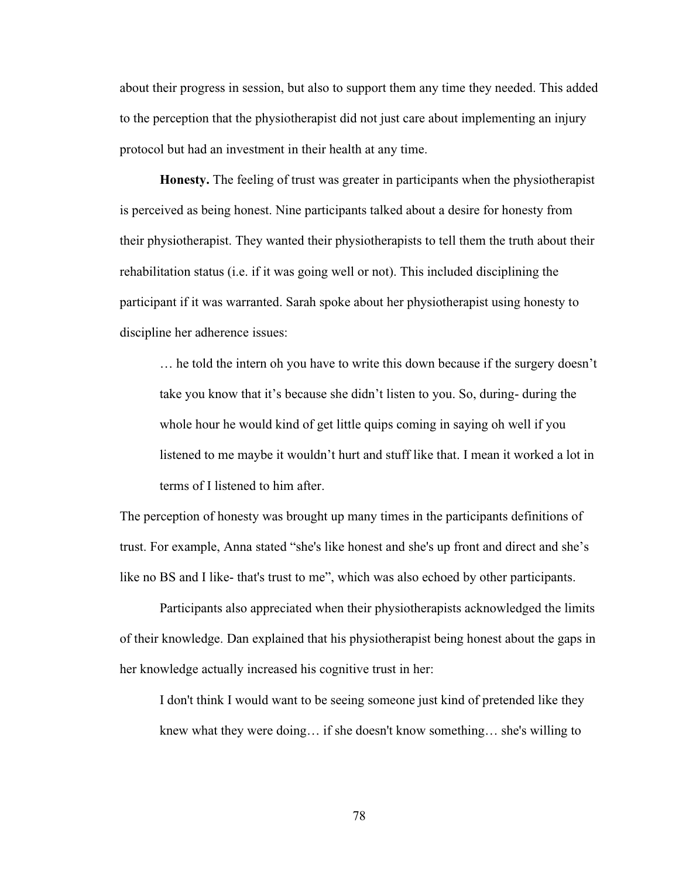about their progress in session, but also to support them any time they needed. This added to the perception that the physiotherapist did not just care about implementing an injury protocol but had an investment in their health at any time.

**Honesty.** The feeling of trust was greater in participants when the physiotherapist is perceived as being honest. Nine participants talked about a desire for honesty from their physiotherapist. They wanted their physiotherapists to tell them the truth about their rehabilitation status (i.e. if it was going well or not). This included disciplining the participant if it was warranted. Sarah spoke about her physiotherapist using honesty to discipline her adherence issues:

> … he told the intern oh you have to write this down because if the surgery doesn't take you know that it's because she didn't listen to you. So, during- during the whole hour he would kind of get little quips coming in saying oh well if you listened to me maybe it wouldn't hurt and stuff like that. I mean it worked a lot in terms of I listened to him after.

The perception of honesty was brought up many times in the participants definitions of trust. For example, Anna stated "she's like honest and she's up front and direct and she's like no BS and I like- that's trust to me", which was also echoed by other participants.

Participants also appreciated when their physiotherapists acknowledged the limits of their knowledge. Dan explained that his physiotherapist being honest about the gaps in her knowledge actually increased his cognitive trust in her:

> I don't think I would want to be seeing someone just kind of pretended like they knew what they were doing… if she doesn't know something… she's willing to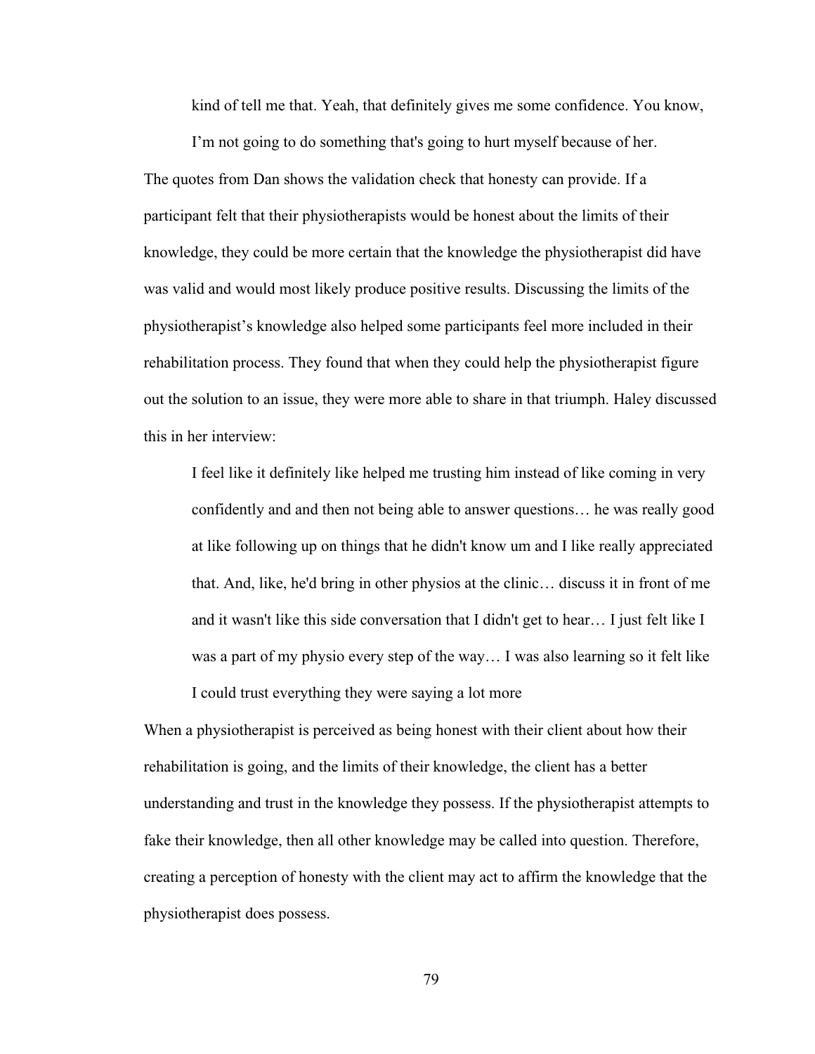> kind of tell me that. Yeah, that definitely gives me some confidence. You know, I'm not going to do something that's going to hurt myself because of her.

The quotes from Dan shows the validation check that honesty can provide. If a participant felt that their physiotherapists would be honest about the limits of their knowledge, they could be more certain that the knowledge the physiotherapist did have was valid and would most likely produce positive results. Discussing the limits of the physiotherapist's knowledge also helped some participants feel more included in their rehabilitation process. They found that when they could help the physiotherapist figure out the solution to an issue, they were more able to share in that triumph. Haley discussed this in her interview:

> I feel like it definitely like helped me trusting him instead of like coming in very confidently and and then not being able to answer questions… he was really good at like following up on things that he didn't know um and I like really appreciated that. And, like, he'd bring in other physios at the clinic… discuss it in front of me and it wasn't like this side conversation that I didn't get to hear… I just felt like I was a part of my physio every step of the way… I was also learning so it felt like I could trust everything they were saying a lot more

When a physiotherapist is perceived as being honest with their client about how their rehabilitation is going, and the limits of their knowledge, the client has a better understanding and trust in the knowledge they possess. If the physiotherapist attempts to fake their knowledge, then all other knowledge may be called into question. Therefore, creating a perception of honesty with the client may act to affirm the knowledge that the physiotherapist does possess.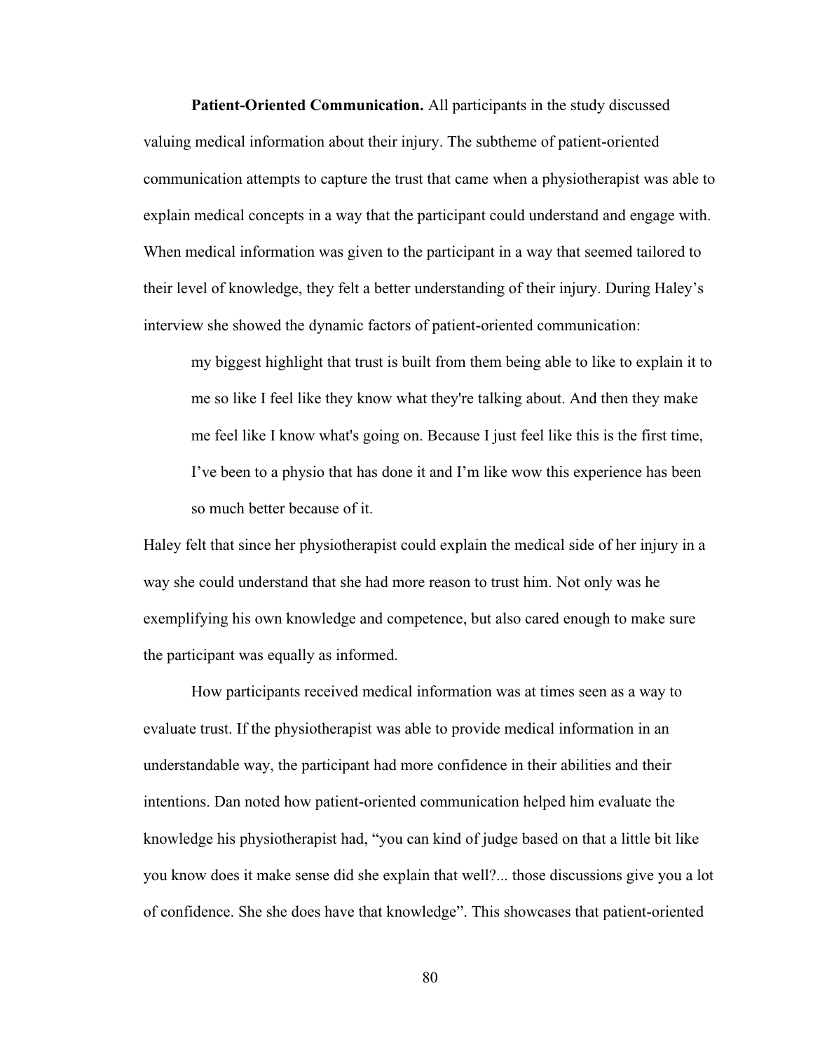**Patient-Oriented Communication.** All participants in the study discussed valuing medical information about their injury. The subtheme of patient-oriented communication attempts to capture the trust that came when a physiotherapist was able to explain medical concepts in a way that the participant could understand and engage with. When medical information was given to the participant in a way that seemed tailored to their level of knowledge, they felt a better understanding of their injury. During Haley's interview she showed the dynamic factors of patient-oriented communication:

> my biggest highlight that trust is built from them being able to like to explain it to me so like I feel like they know what they're talking about. And then they make me feel like I know what's going on. Because I just feel like this is the first time, I've been to a physio that has done it and I'm like wow this experience has been so much better because of it.

Haley felt that since her physiotherapist could explain the medical side of her injury in a way she could understand that she had more reason to trust him. Not only was he exemplifying his own knowledge and competence, but also cared enough to make sure the participant was equally as informed.

How participants received medical information was at times seen as a way to evaluate trust. If the physiotherapist was able to provide medical information in an understandable way, the participant had more confidence in their abilities and their intentions. Dan noted how patient-oriented communication helped him evaluate the knowledge his physiotherapist had, "you can kind of judge based on that a little bit like you know does it make sense did she explain that well?... those discussions give you a lot of confidence. She she does have that knowledge". This showcases that patient-oriented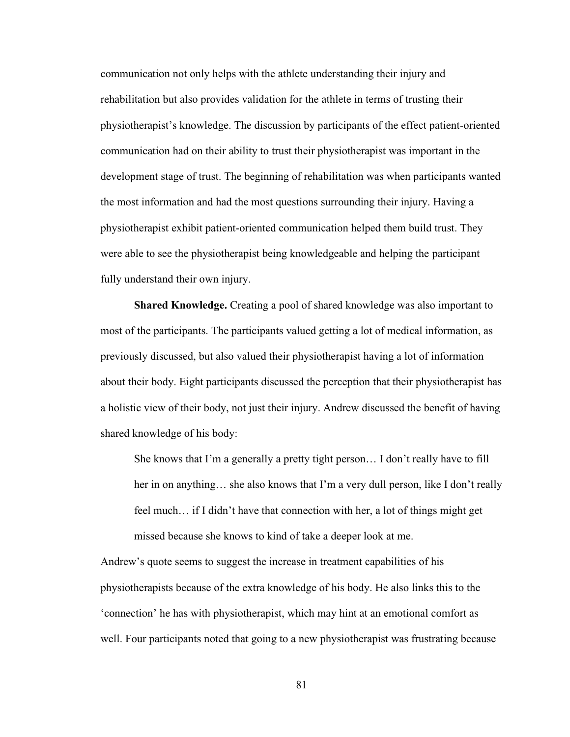communication not only helps with the athlete understanding their injury and rehabilitation but also provides validation for the athlete in terms of trusting their physiotherapist's knowledge. The discussion by participants of the effect patient-oriented communication had on their ability to trust their physiotherapist was important in the development stage of trust. The beginning of rehabilitation was when participants wanted the most information and had the most questions surrounding their injury. Having a physiotherapist exhibit patient-oriented communication helped them build trust. They were able to see the physiotherapist being knowledgeable and helping the participant fully understand their own injury.

**Shared Knowledge.** Creating a pool of shared knowledge was also important to most of the participants. The participants valued getting a lot of medical information, as previously discussed, but also valued their physiotherapist having a lot of information about their body. Eight participants discussed the perception that their physiotherapist has a holistic view of their body, not just their injury. Andrew discussed the benefit of having shared knowledge of his body:

> She knows that I'm a generally a pretty tight person… I don't really have to fill her in on anything… she also knows that I'm a very dull person, like I don't really feel much… if I didn't have that connection with her, a lot of things might get missed because she knows to kind of take a deeper look at me.

Andrew's quote seems to suggest the increase in treatment capabilities of his physiotherapists because of the extra knowledge of his body. He also links this to the 'connection' he has with physiotherapist, which may hint at an emotional comfort as well. Four participants noted that going to a new physiotherapist was frustrating because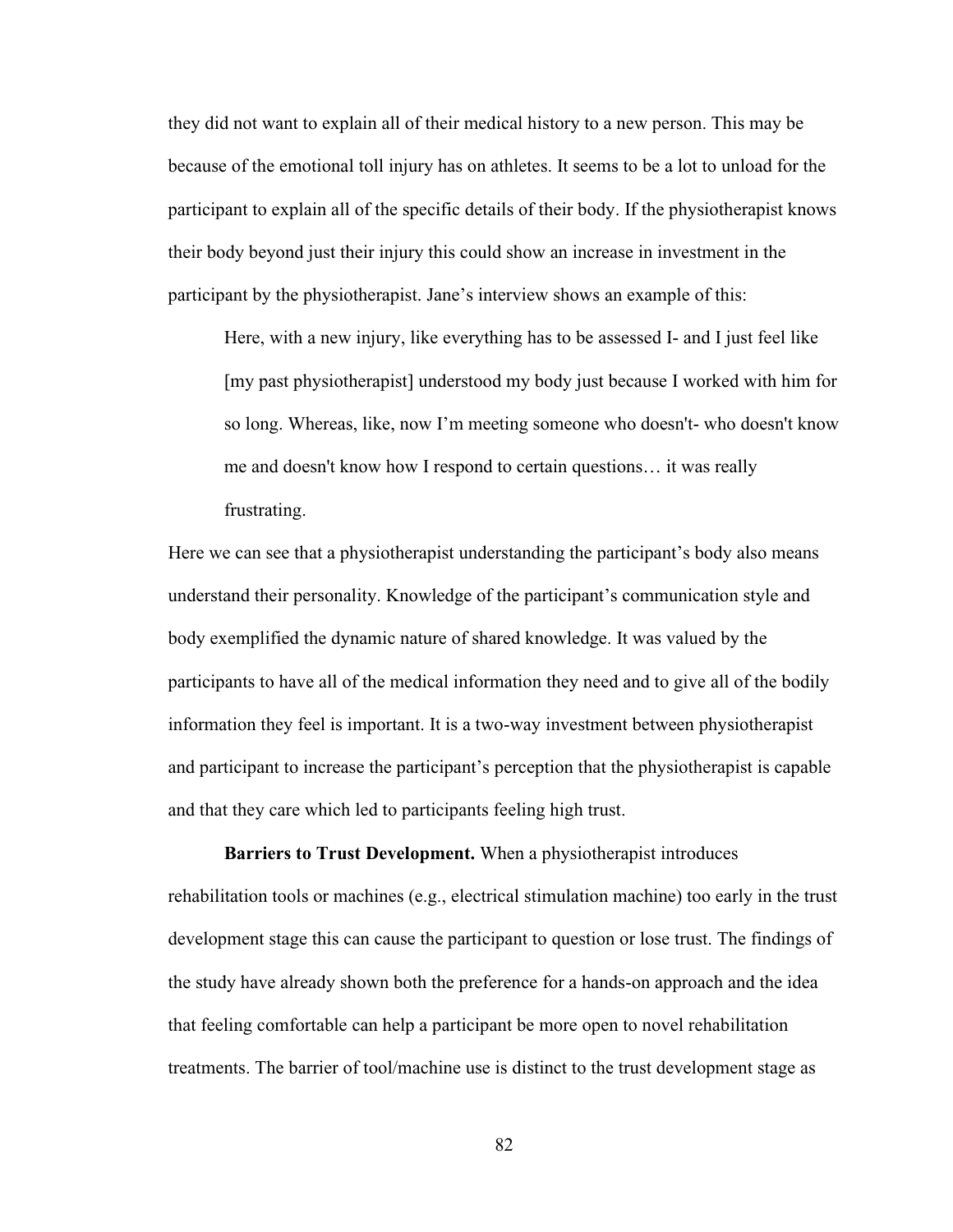they did not want to explain all of their medical history to a new person. This may be because of the emotional toll injury has on athletes. It seems to be a lot to unload for the participant to explain all of the specific details of their body. If the physiotherapist knows their body beyond just their injury this could show an increase in investment in the participant by the physiotherapist. Jane's interview shows an example of this:

> Here, with a new injury, like everything has to be assessed I- and I just feel like [my past physiotherapist] understood my body just because I worked with him for so long. Whereas, like, now I'm meeting someone who doesn't- who doesn't know me and doesn't know how I respond to certain questions… it was really frustrating.

Here we can see that a physiotherapist understanding the participant's body also means understand their personality. Knowledge of the participant's communication style and body exemplified the dynamic nature of shared knowledge. It was valued by the participants to have all of the medical information they need and to give all of the bodily information they feel is important. It is a two-way investment between physiotherapist and participant to increase the participant's perception that the physiotherapist is capable and that they care which led to participants feeling high trust.

**Barriers to Trust Development.** When a physiotherapist introduces rehabilitation tools or machines (e.g., electrical stimulation machine) too early in the trust development stage this can cause the participant to question or lose trust. The findings of the study have already shown both the preference for a hands-on approach and the idea that feeling comfortable can help a participant be more open to novel rehabilitation treatments. The barrier of tool/machine use is distinct to the trust development stage as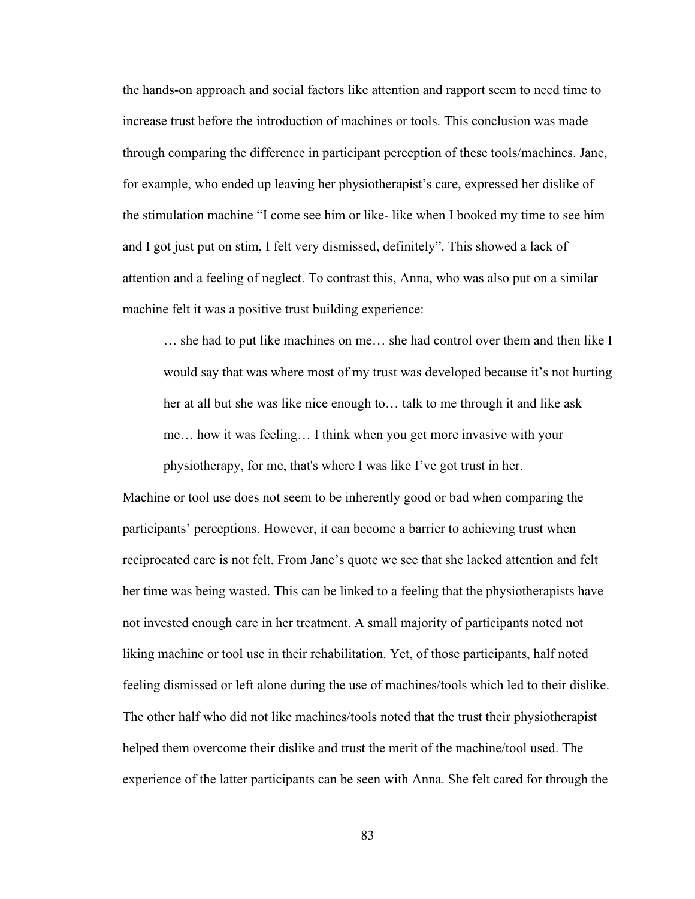the hands-on approach and social factors like attention and rapport seem to need time to increase trust before the introduction of machines or tools. This conclusion was made through comparing the difference in participant perception of these tools/machines. Jane, for example, who ended up leaving her physiotherapist's care, expressed her dislike of the stimulation machine "I come see him or like- like when I booked my time to see him and I got just put on stim, I felt very dismissed, definitely". This showed a lack of attention and a feeling of neglect. To contrast this, Anna, who was also put on a similar machine felt it was a positive trust building experience:

> … she had to put like machines on me… she had control over them and then like I would say that was where most of my trust was developed because it's not hurting her at all but she was like nice enough to… talk to me through it and like ask me… how it was feeling… I think when you get more invasive with your physiotherapy, for me, that's where I was like I've got trust in her.

Machine or tool use does not seem to be inherently good or bad when comparing the participants' perceptions. However, it can become a barrier to achieving trust when reciprocated care is not felt. From Jane's quote we see that she lacked attention and felt her time was being wasted. This can be linked to a feeling that the physiotherapists have not invested enough care in her treatment. A small majority of participants noted not liking machine or tool use in their rehabilitation. Yet, of those participants, half noted feeling dismissed or left alone during the use of machines/tools which led to their dislike. The other half who did not like machines/tools noted that the trust their physiotherapist helped them overcome their dislike and trust the merit of the machine/tool used. The experience of the latter participants can be seen with Anna. She felt cared for through the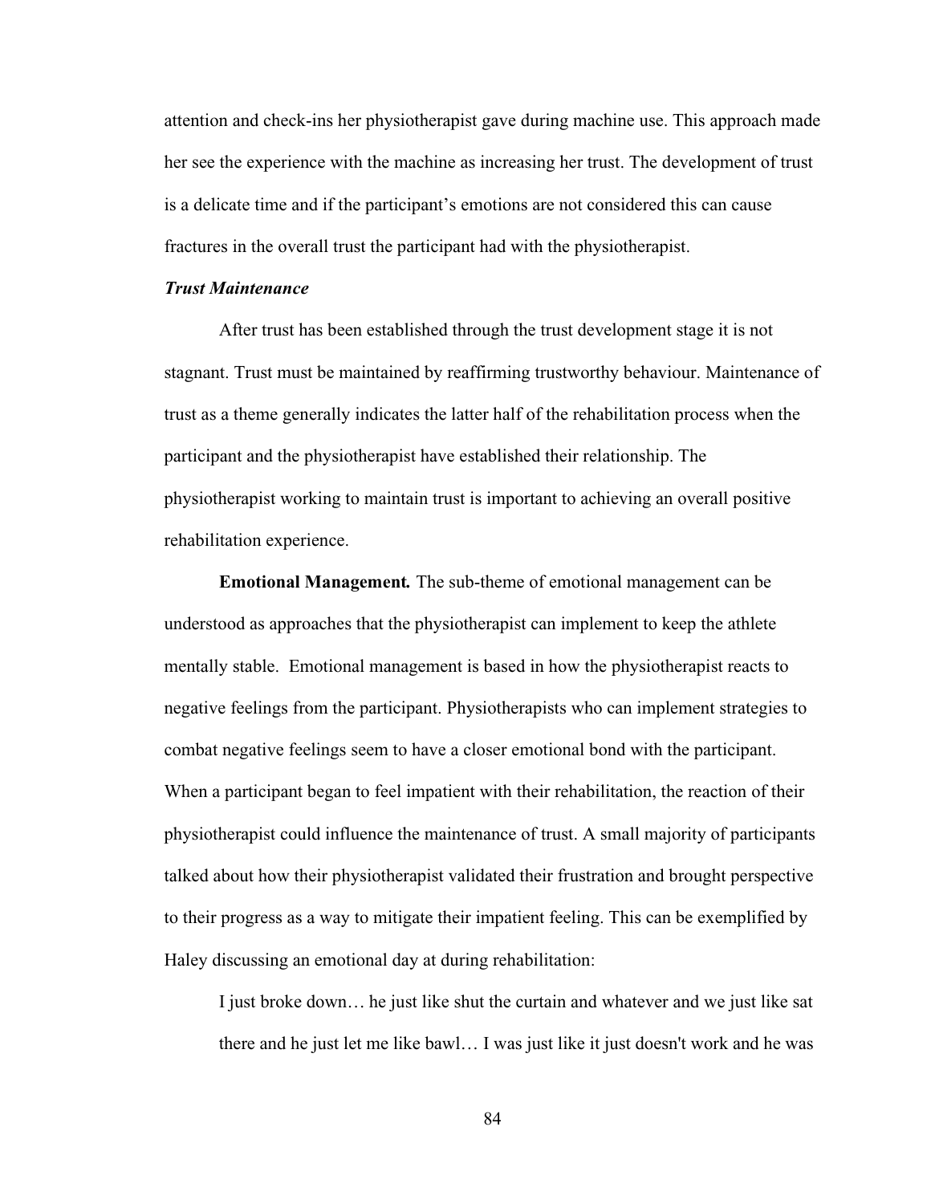attention and check-ins her physiotherapist gave during machine use. This approach made her see the experience with the machine as increasing her trust. The development of trust is a delicate time and if the participant's emotions are not considered this can cause fractures in the overall trust the participant had with the physiotherapist.

***Trust Maintenance***

After trust has been established through the trust development stage it is not stagnant. Trust must be maintained by reaffirming trustworthy behaviour. Maintenance of trust as a theme generally indicates the latter half of the rehabilitation process when the participant and the physiotherapist have established their relationship. The physiotherapist working to maintain trust is important to achieving an overall positive rehabilitation experience.

**Emotional Management.** The sub-theme of emotional management can be understood as approaches that the physiotherapist can implement to keep the athlete mentally stable. Emotional management is based in how the physiotherapist reacts to negative feelings from the participant. Physiotherapists who can implement strategies to combat negative feelings seem to have a closer emotional bond with the participant. When a participant began to feel impatient with their rehabilitation, the reaction of their physiotherapist could influence the maintenance of trust. A small majority of participants talked about how their physiotherapist validated their frustration and brought perspective to their progress as a way to mitigate their impatient feeling. This can be exemplified by Haley discussing an emotional day at during rehabilitation:

> I just broke down… he just like shut the curtain and whatever and we just like sat there and he just let me like bawl… I was just like it just doesn't work and he was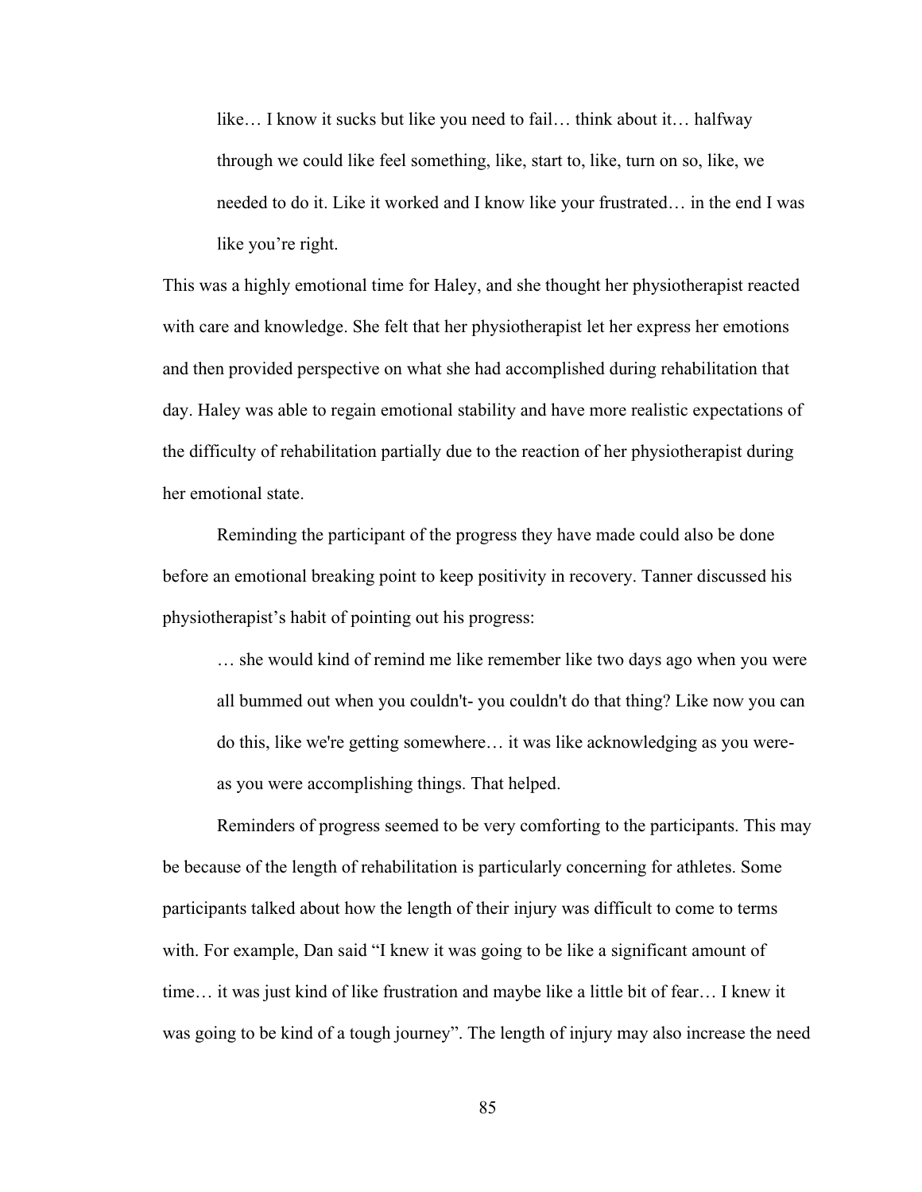> like… I know it sucks but like you need to fail… think about it… halfway through we could like feel something, like, start to, like, turn on so, like, we needed to do it. Like it worked and I know like your frustrated… in the end I was like you're right.

This was a highly emotional time for Haley, and she thought her physiotherapist reacted with care and knowledge. She felt that her physiotherapist let her express her emotions and then provided perspective on what she had accomplished during rehabilitation that day. Haley was able to regain emotional stability and have more realistic expectations of the difficulty of rehabilitation partially due to the reaction of her physiotherapist during her emotional state.

Reminding the participant of the progress they have made could also be done before an emotional breaking point to keep positivity in recovery. Tanner discussed his physiotherapist's habit of pointing out his progress:

> … she would kind of remind me like remember like two days ago when you were all bummed out when you couldn't- you couldn't do that thing? Like now you can do this, like we're getting somewhere… it was like acknowledging as you were- as you were accomplishing things. That helped.

Reminders of progress seemed to be very comforting to the participants. This may be because of the length of rehabilitation is particularly concerning for athletes. Some participants talked about how the length of their injury was difficult to come to terms with. For example, Dan said "I knew it was going to be like a significant amount of time… it was just kind of like frustration and maybe like a little bit of fear… I knew it was going to be kind of a tough journey". The length of injury may also increase the need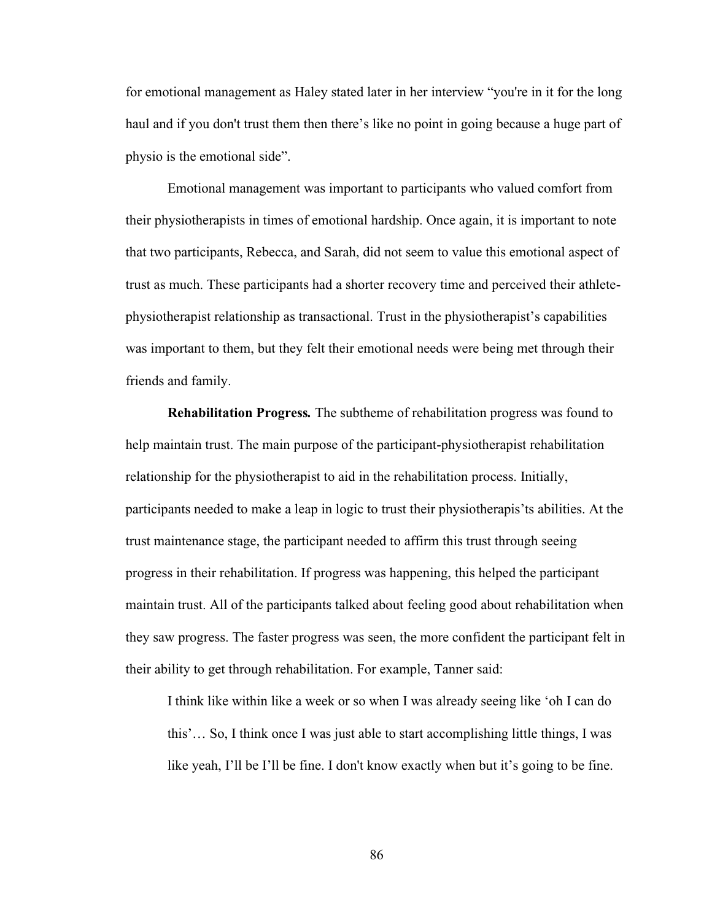for emotional management as Haley stated later in her interview "you're in it for the long haul and if you don't trust them then there's like no point in going because a huge part of physio is the emotional side".

Emotional management was important to participants who valued comfort from their physiotherapists in times of emotional hardship. Once again, it is important to note that two participants, Rebecca, and Sarah, did not seem to value this emotional aspect of trust as much. These participants had a shorter recovery time and perceived their athlete-physiotherapist relationship as transactional. Trust in the physiotherapist's capabilities was important to them, but they felt their emotional needs were being met through their friends and family.

**Rehabilitation Progress.** The subtheme of rehabilitation progress was found to help maintain trust. The main purpose of the participant-physiotherapist rehabilitation relationship for the physiotherapist to aid in the rehabilitation process. Initially, participants needed to make a leap in logic to trust their physiotherapis'ts abilities. At the trust maintenance stage, the participant needed to affirm this trust through seeing progress in their rehabilitation. If progress was happening, this helped the participant maintain trust. All of the participants talked about feeling good about rehabilitation when they saw progress. The faster progress was seen, the more confident the participant felt in their ability to get through rehabilitation. For example, Tanner said:

> I think like within like a week or so when I was already seeing like 'oh I can do this'… So, I think once I was just able to start accomplishing little things, I was like yeah, I'll be I'll be fine. I don't know exactly when but it's going to be fine.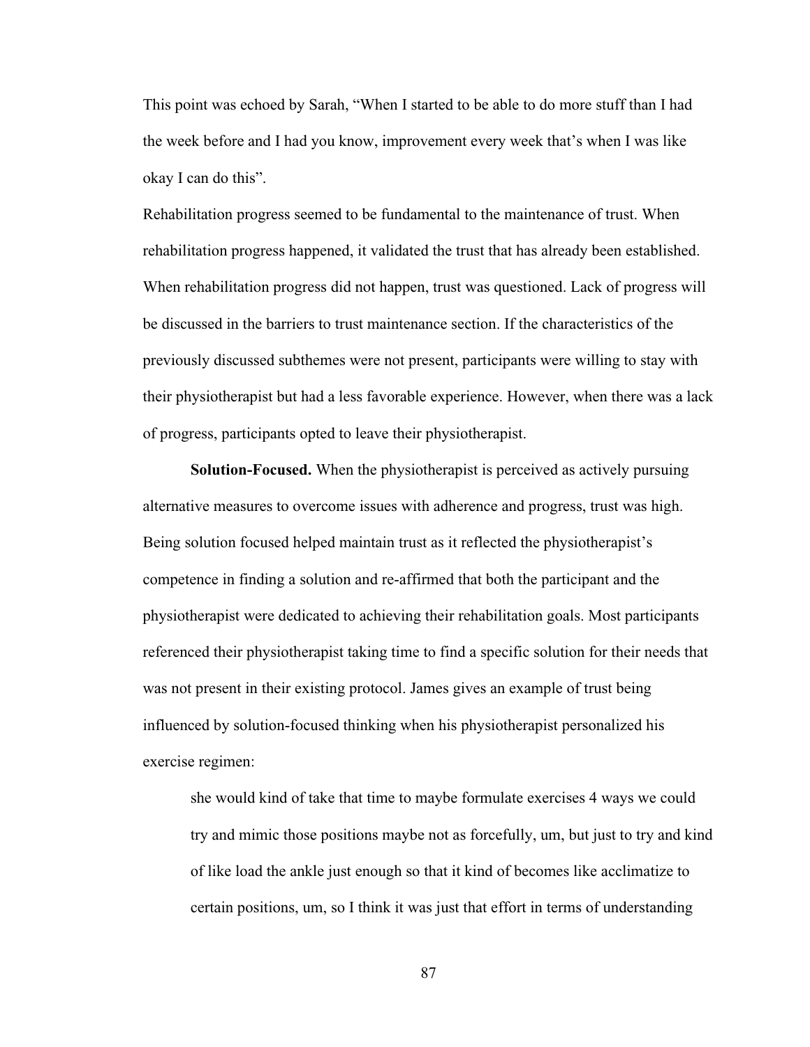This point was echoed by Sarah, “When I started to be able to do more stuff than I had the week before and I had you know, improvement every week that’s when I was like okay I can do this”.

Rehabilitation progress seemed to be fundamental to the maintenance of trust. When rehabilitation progress happened, it validated the trust that has already been established. When rehabilitation progress did not happen, trust was questioned. Lack of progress will be discussed in the barriers to trust maintenance section. If the characteristics of the previously discussed subthemes were not present, participants were willing to stay with their physiotherapist but had a less favorable experience. However, when there was a lack of progress, participants opted to leave their physiotherapist.

**Solution-Focused.** When the physiotherapist is perceived as actively pursuing alternative measures to overcome issues with adherence and progress, trust was high. Being solution focused helped maintain trust as it reflected the physiotherapist’s competence in finding a solution and re-affirmed that both the participant and the physiotherapist were dedicated to achieving their rehabilitation goals. Most participants referenced their physiotherapist taking time to find a specific solution for their needs that was not present in their existing protocol. James gives an example of trust being influenced by solution-focused thinking when his physiotherapist personalized his exercise regimen:

> she would kind of take that time to maybe formulate exercises 4 ways we could try and mimic those positions maybe not as forcefully, um, but just to try and kind of like load the ankle just enough so that it kind of becomes like acclimatize to certain positions, um, so I think it was just that effort in terms of understanding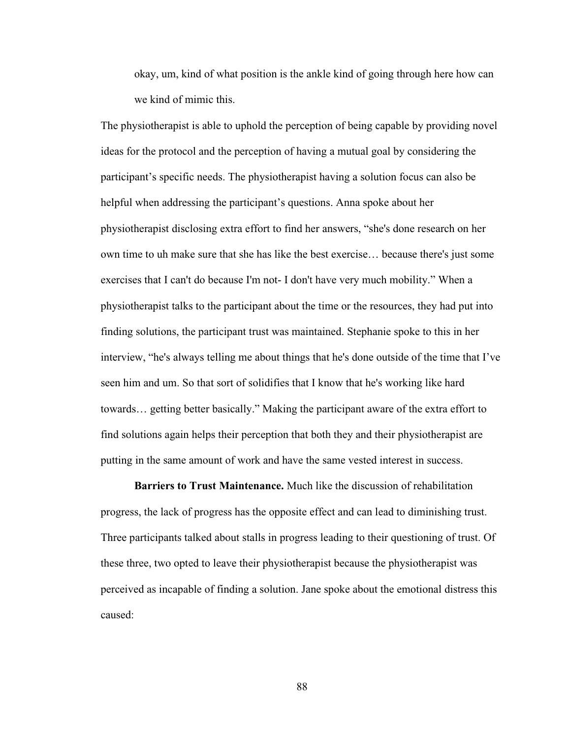> okay, um, kind of what position is the ankle kind of going through here how can we kind of mimic this.

The physiotherapist is able to uphold the perception of being capable by providing novel ideas for the protocol and the perception of having a mutual goal by considering the participant's specific needs. The physiotherapist having a solution focus can also be helpful when addressing the participant's questions. Anna spoke about her physiotherapist disclosing extra effort to find her answers, "she's done research on her own time to uh make sure that she has like the best exercise… because there's just some exercises that I can't do because I'm not- I don't have very much mobility." When a physiotherapist talks to the participant about the time or the resources, they had put into finding solutions, the participant trust was maintained. Stephanie spoke to this in her interview, "he's always telling me about things that he's done outside of the time that I've seen him and um. So that sort of solidifies that I know that he's working like hard towards… getting better basically." Making the participant aware of the extra effort to find solutions again helps their perception that both they and their physiotherapist are putting in the same amount of work and have the same vested interest in success.

**Barriers to Trust Maintenance.** Much like the discussion of rehabilitation progress, the lack of progress has the opposite effect and can lead to diminishing trust. Three participants talked about stalls in progress leading to their questioning of trust. Of these three, two opted to leave their physiotherapist because the physiotherapist was perceived as incapable of finding a solution. Jane spoke about the emotional distress this caused: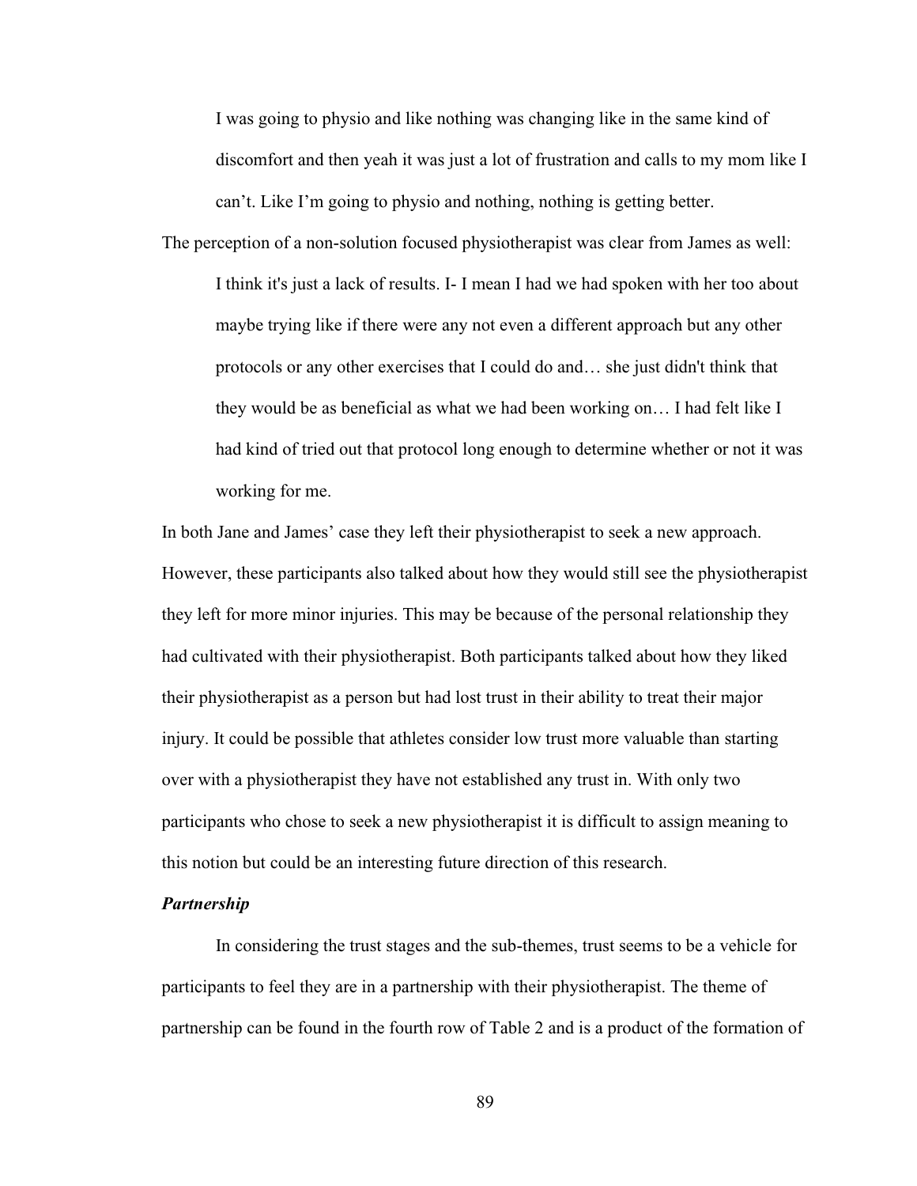> I was going to physio and like nothing was changing like in the same kind of discomfort and then yeah it was just a lot of frustration and calls to my mom like I can't. Like I'm going to physio and nothing, nothing is getting better.

The perception of a non-solution focused physiotherapist was clear from James as well:

> I think it's just a lack of results. I- I mean I had we had spoken with her too about maybe trying like if there were any not even a different approach but any other protocols or any other exercises that I could do and… she just didn't think that they would be as beneficial as what we had been working on… I had felt like I had kind of tried out that protocol long enough to determine whether or not it was working for me.

In both Jane and James' case they left their physiotherapist to seek a new approach. However, these participants also talked about how they would still see the physiotherapist they left for more minor injuries. This may be because of the personal relationship they had cultivated with their physiotherapist. Both participants talked about how they liked their physiotherapist as a person but had lost trust in their ability to treat their major injury. It could be possible that athletes consider low trust more valuable than starting over with a physiotherapist they have not established any trust in. With only two participants who chose to seek a new physiotherapist it is difficult to assign meaning to this notion but could be an interesting future direction of this research.

***Partnership***

In considering the trust stages and the sub-themes, trust seems to be a vehicle for participants to feel they are in a partnership with their physiotherapist. The theme of partnership can be found in the fourth row of Table 2 and is a product of the formation of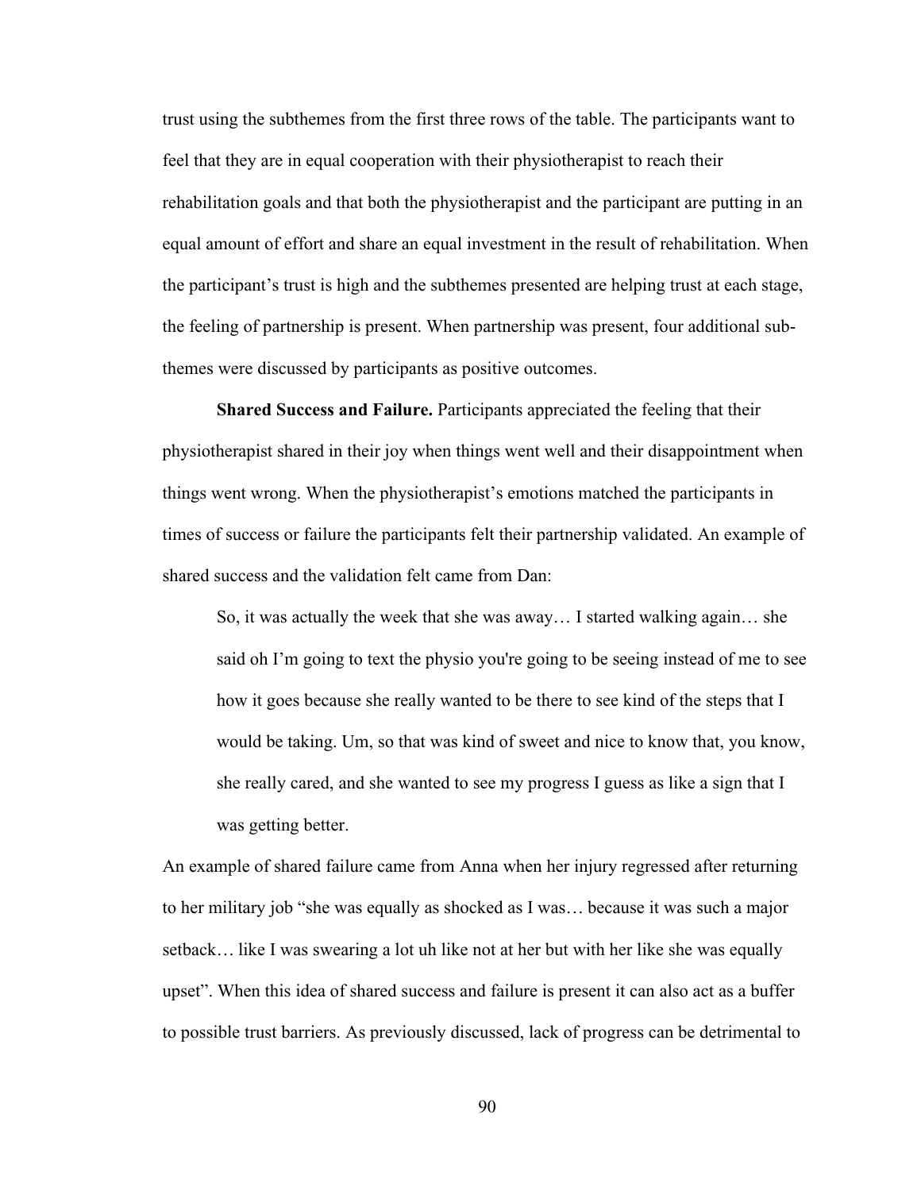trust using the subthemes from the first three rows of the table. The participants want to feel that they are in equal cooperation with their physiotherapist to reach their rehabilitation goals and that both the physiotherapist and the participant are putting in an equal amount of effort and share an equal investment in the result of rehabilitation. When the participant's trust is high and the subthemes presented are helping trust at each stage, the feeling of partnership is present. When partnership was present, four additional sub-themes were discussed by participants as positive outcomes.

**Shared Success and Failure.** Participants appreciated the feeling that their physiotherapist shared in their joy when things went well and their disappointment when things went wrong. When the physiotherapist's emotions matched the participants in times of success or failure the participants felt their partnership validated. An example of shared success and the validation felt came from Dan:

> So, it was actually the week that she was away… I started walking again… she said oh I'm going to text the physio you're going to be seeing instead of me to see how it goes because she really wanted to be there to see kind of the steps that I would be taking. Um, so that was kind of sweet and nice to know that, you know, she really cared, and she wanted to see my progress I guess as like a sign that I was getting better.

An example of shared failure came from Anna when her injury regressed after returning to her military job "she was equally as shocked as I was… because it was such a major setback… like I was swearing a lot uh like not at her but with her like she was equally upset". When this idea of shared success and failure is present it can also act as a buffer to possible trust barriers. As previously discussed, lack of progress can be detrimental to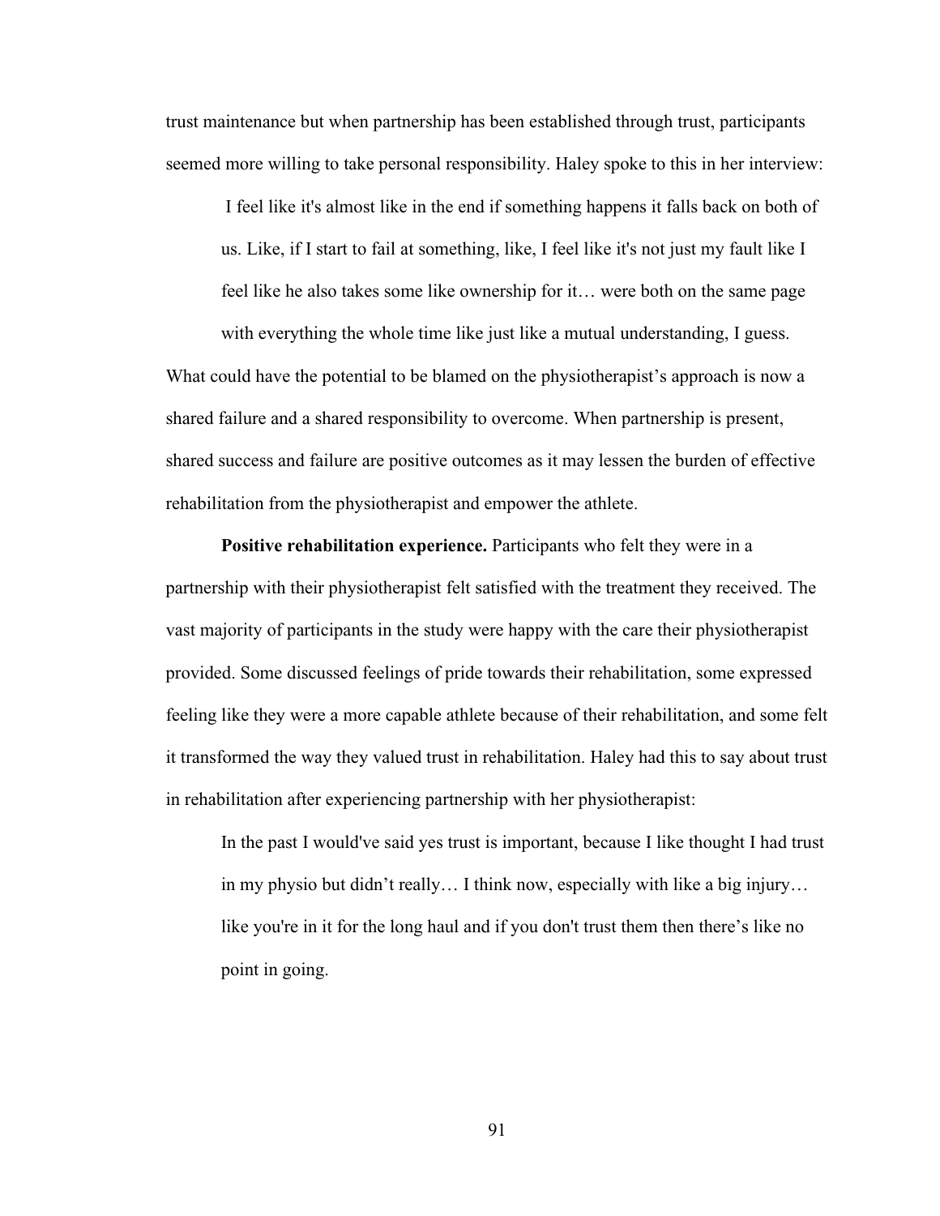trust maintenance but when partnership has been established through trust, participants seemed more willing to take personal responsibility. Haley spoke to this in her interview:

> I feel like it's almost like in the end if something happens it falls back on both of us. Like, if I start to fail at something, like, I feel like it's not just my fault like I feel like he also takes some like ownership for it… were both on the same page with everything the whole time like just like a mutual understanding, I guess.

What could have the potential to be blamed on the physiotherapist's approach is now a shared failure and a shared responsibility to overcome. When partnership is present, shared success and failure are positive outcomes as it may lessen the burden of effective rehabilitation from the physiotherapist and empower the athlete.

**Positive rehabilitation experience.** Participants who felt they were in a partnership with their physiotherapist felt satisfied with the treatment they received. The vast majority of participants in the study were happy with the care their physiotherapist provided. Some discussed feelings of pride towards their rehabilitation, some expressed feeling like they were a more capable athlete because of their rehabilitation, and some felt it transformed the way they valued trust in rehabilitation. Haley had this to say about trust in rehabilitation after experiencing partnership with her physiotherapist:

> In the past I would've said yes trust is important, because I like thought I had trust in my physio but didn't really… I think now, especially with like a big injury… like you're in it for the long haul and if you don't trust them then there's like no point in going.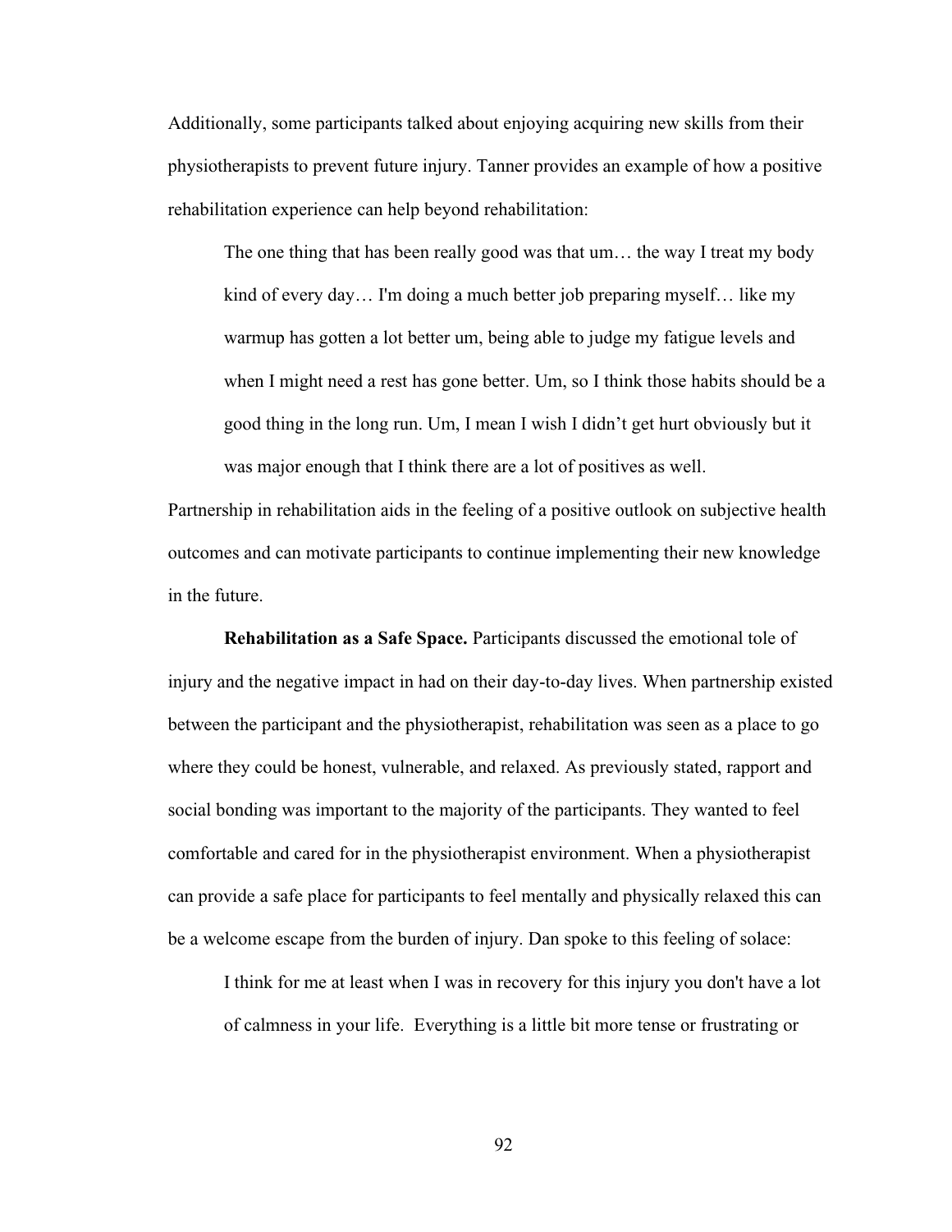Additionally, some participants talked about enjoying acquiring new skills from their physiotherapists to prevent future injury. Tanner provides an example of how a positive rehabilitation experience can help beyond rehabilitation:

> The one thing that has been really good was that um… the way I treat my body kind of every day… I'm doing a much better job preparing myself… like my warmup has gotten a lot better um, being able to judge my fatigue levels and when I might need a rest has gone better. Um, so I think those habits should be a good thing in the long run. Um, I mean I wish I didn't get hurt obviously but it was major enough that I think there are a lot of positives as well.

Partnership in rehabilitation aids in the feeling of a positive outlook on subjective health outcomes and can motivate participants to continue implementing their new knowledge in the future.

**Rehabilitation as a Safe Space.** Participants discussed the emotional tole of injury and the negative impact in had on their day-to-day lives. When partnership existed between the participant and the physiotherapist, rehabilitation was seen as a place to go where they could be honest, vulnerable, and relaxed. As previously stated, rapport and social bonding was important to the majority of the participants. They wanted to feel comfortable and cared for in the physiotherapist environment. When a physiotherapist can provide a safe place for participants to feel mentally and physically relaxed this can be a welcome escape from the burden of injury. Dan spoke to this feeling of solace:

> I think for me at least when I was in recovery for this injury you don't have a lot of calmness in your life. Everything is a little bit more tense or frustrating or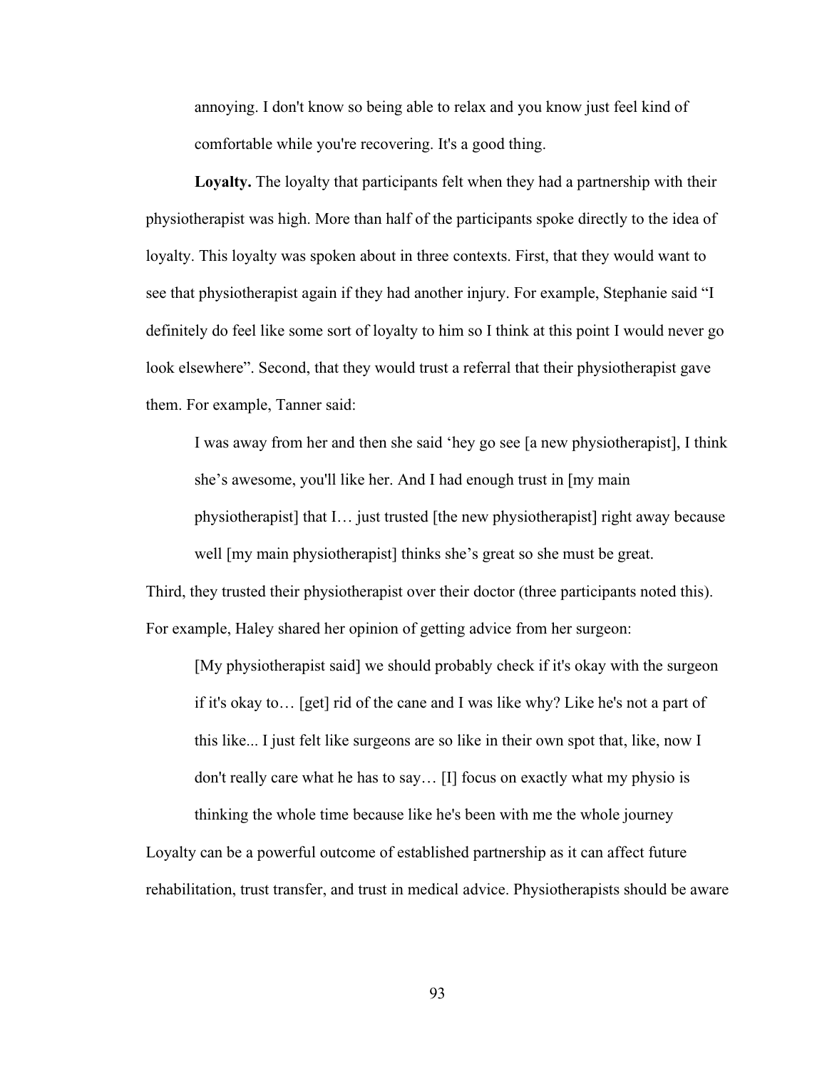annoying. I don't know so being able to relax and you know just feel kind of comfortable while you're recovering. It's a good thing.

**Loyalty.** The loyalty that participants felt when they had a partnership with their physiotherapist was high. More than half of the participants spoke directly to the idea of loyalty. This loyalty was spoken about in three contexts. First, that they would want to see that physiotherapist again if they had another injury. For example, Stephanie said "I definitely do feel like some sort of loyalty to him so I think at this point I would never go look elsewhere". Second, that they would trust a referral that their physiotherapist gave them. For example, Tanner said:

> I was away from her and then she said 'hey go see [a new physiotherapist], I think she's awesome, you'll like her. And I had enough trust in [my main physiotherapist] that I… just trusted [the new physiotherapist] right away because well [my main physiotherapist] thinks she's great so she must be great.

Third, they trusted their physiotherapist over their doctor (three participants noted this). For example, Haley shared her opinion of getting advice from her surgeon:

> [My physiotherapist said] we should probably check if it's okay with the surgeon if it's okay to… [get] rid of the cane and I was like why? Like he's not a part of this like... I just felt like surgeons are so like in their own spot that, like, now I don't really care what he has to say… [I] focus on exactly what my physio is thinking the whole time because like he's been with me the whole journey

Loyalty can be a powerful outcome of established partnership as it can affect future rehabilitation, trust transfer, and trust in medical advice. Physiotherapists should be aware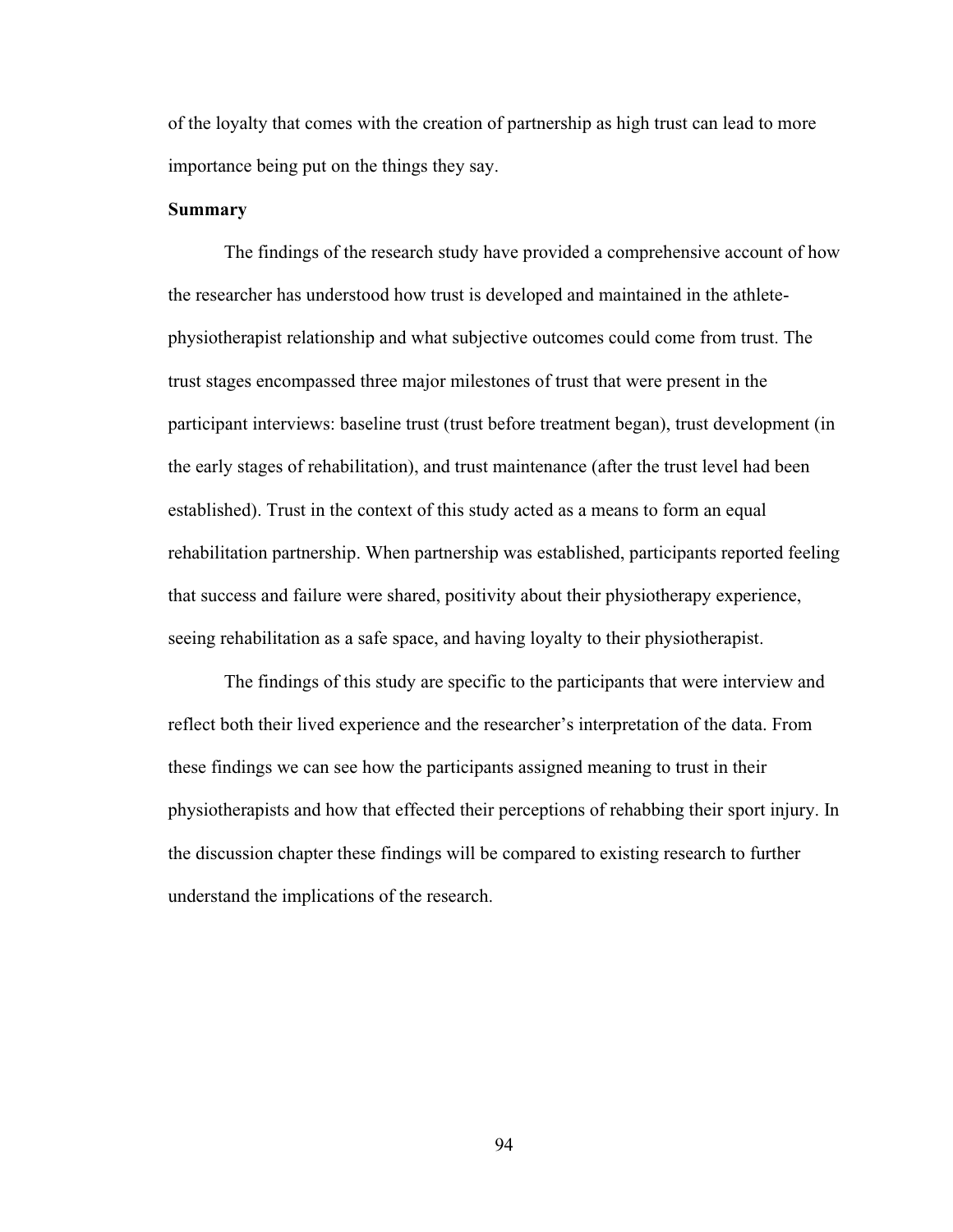of the loyalty that comes with the creation of partnership as high trust can lead to more importance being put on the things they say.

**Summary**

The findings of the research study have provided a comprehensive account of how the researcher has understood how trust is developed and maintained in the athlete-physiotherapist relationship and what subjective outcomes could come from trust. The trust stages encompassed three major milestones of trust that were present in the participant interviews: baseline trust (trust before treatment began), trust development (in the early stages of rehabilitation), and trust maintenance (after the trust level had been established). Trust in the context of this study acted as a means to form an equal rehabilitation partnership. When partnership was established, participants reported feeling that success and failure were shared, positivity about their physiotherapy experience, seeing rehabilitation as a safe space, and having loyalty to their physiotherapist.

The findings of this study are specific to the participants that were interview and reflect both their lived experience and the researcher's interpretation of the data. From these findings we can see how the participants assigned meaning to trust in their physiotherapists and how that effected their perceptions of rehabbing their sport injury. In the discussion chapter these findings will be compared to existing research to further understand the implications of the research.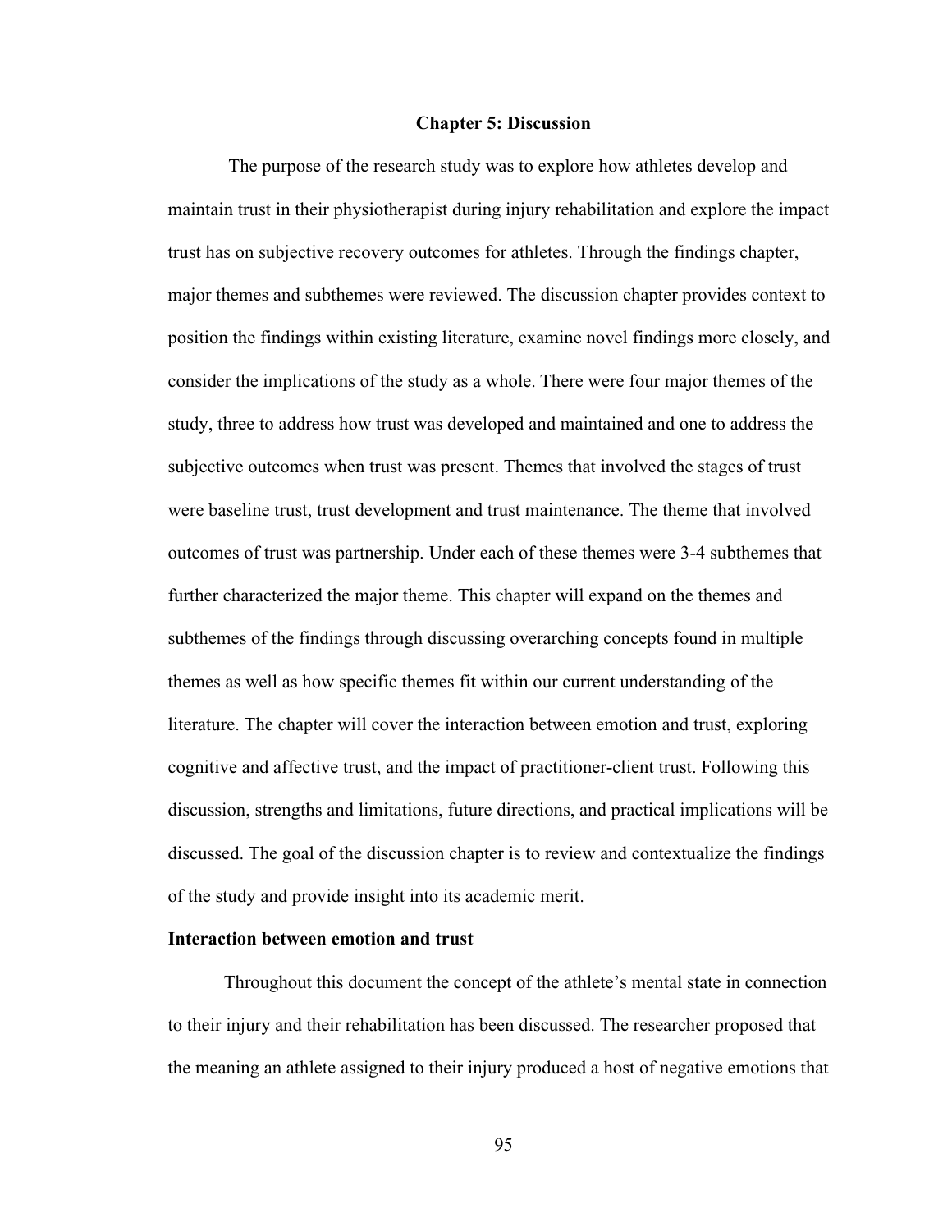# Chapter 5: Discussion

The purpose of the research study was to explore how athletes develop and maintain trust in their physiotherapist during injury rehabilitation and explore the impact trust has on subjective recovery outcomes for athletes. Through the findings chapter, major themes and subthemes were reviewed. The discussion chapter provides context to position the findings within existing literature, examine novel findings more closely, and consider the implications of the study as a whole. There were four major themes of the study, three to address how trust was developed and maintained and one to address the subjective outcomes when trust was present. Themes that involved the stages of trust were baseline trust, trust development and trust maintenance. The theme that involved outcomes of trust was partnership. Under each of these themes were 3-4 subthemes that further characterized the major theme. This chapter will expand on the themes and subthemes of the findings through discussing overarching concepts found in multiple themes as well as how specific themes fit within our current understanding of the literature. The chapter will cover the interaction between emotion and trust, exploring cognitive and affective trust, and the impact of practitioner-client trust. Following this discussion, strengths and limitations, future directions, and practical implications will be discussed. The goal of the discussion chapter is to review and contextualize the findings of the study and provide insight into its academic merit.

## Interaction between emotion and trust

Throughout this document the concept of the athlete's mental state in connection to their injury and their rehabilitation has been discussed. The researcher proposed that the meaning an athlete assigned to their injury produced a host of negative emotions that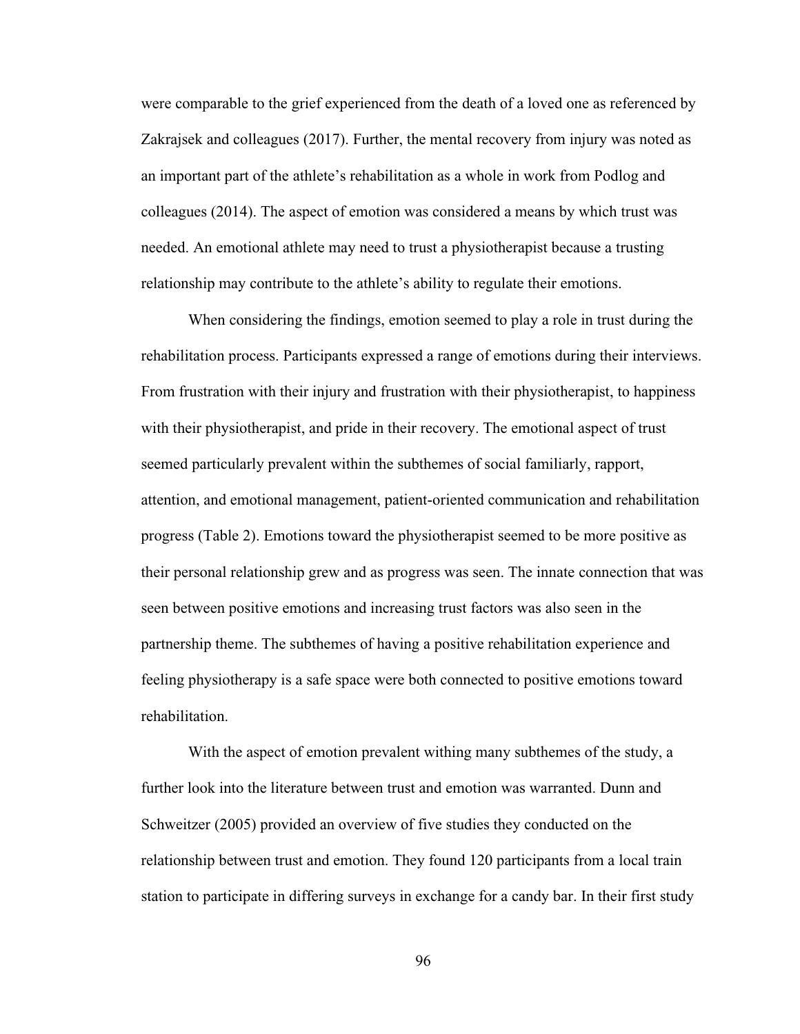were comparable to the grief experienced from the death of a loved one as referenced by Zakrajsek and colleagues (2017). Further, the mental recovery from injury was noted as an important part of the athlete's rehabilitation as a whole in work from Podlog and colleagues (2014). The aspect of emotion was considered a means by which trust was needed. An emotional athlete may need to trust a physiotherapist because a trusting relationship may contribute to the athlete's ability to regulate their emotions.

When considering the findings, emotion seemed to play a role in trust during the rehabilitation process. Participants expressed a range of emotions during their interviews. From frustration with their injury and frustration with their physiotherapist, to happiness with their physiotherapist, and pride in their recovery. The emotional aspect of trust seemed particularly prevalent within the subthemes of social familiarly, rapport, attention, and emotional management, patient-oriented communication and rehabilitation progress (Table 2). Emotions toward the physiotherapist seemed to be more positive as their personal relationship grew and as progress was seen. The innate connection that was seen between positive emotions and increasing trust factors was also seen in the partnership theme. The subthemes of having a positive rehabilitation experience and feeling physiotherapy is a safe space were both connected to positive emotions toward rehabilitation.

With the aspect of emotion prevalent withing many subthemes of the study, a further look into the literature between trust and emotion was warranted. Dunn and Schweitzer (2005) provided an overview of five studies they conducted on the relationship between trust and emotion. They found 120 participants from a local train station to participate in differing surveys in exchange for a candy bar. In their first study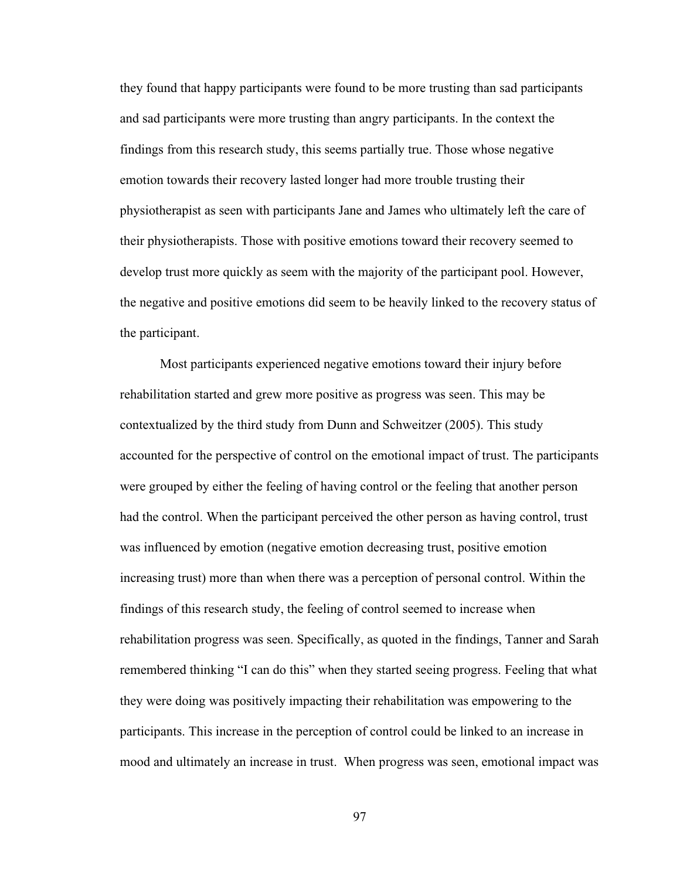they found that happy participants were found to be more trusting than sad participants and sad participants were more trusting than angry participants. In the context the findings from this research study, this seems partially true. Those whose negative emotion towards their recovery lasted longer had more trouble trusting their physiotherapist as seen with participants Jane and James who ultimately left the care of their physiotherapists. Those with positive emotions toward their recovery seemed to develop trust more quickly as seem with the majority of the participant pool. However, the negative and positive emotions did seem to be heavily linked to the recovery status of the participant.

Most participants experienced negative emotions toward their injury before rehabilitation started and grew more positive as progress was seen. This may be contextualized by the third study from Dunn and Schweitzer (2005). This study accounted for the perspective of control on the emotional impact of trust. The participants were grouped by either the feeling of having control or the feeling that another person had the control. When the participant perceived the other person as having control, trust was influenced by emotion (negative emotion decreasing trust, positive emotion increasing trust) more than when there was a perception of personal control. Within the findings of this research study, the feeling of control seemed to increase when rehabilitation progress was seen. Specifically, as quoted in the findings, Tanner and Sarah remembered thinking "I can do this" when they started seeing progress. Feeling that what they were doing was positively impacting their rehabilitation was empowering to the participants. This increase in the perception of control could be linked to an increase in mood and ultimately an increase in trust. When progress was seen, emotional impact was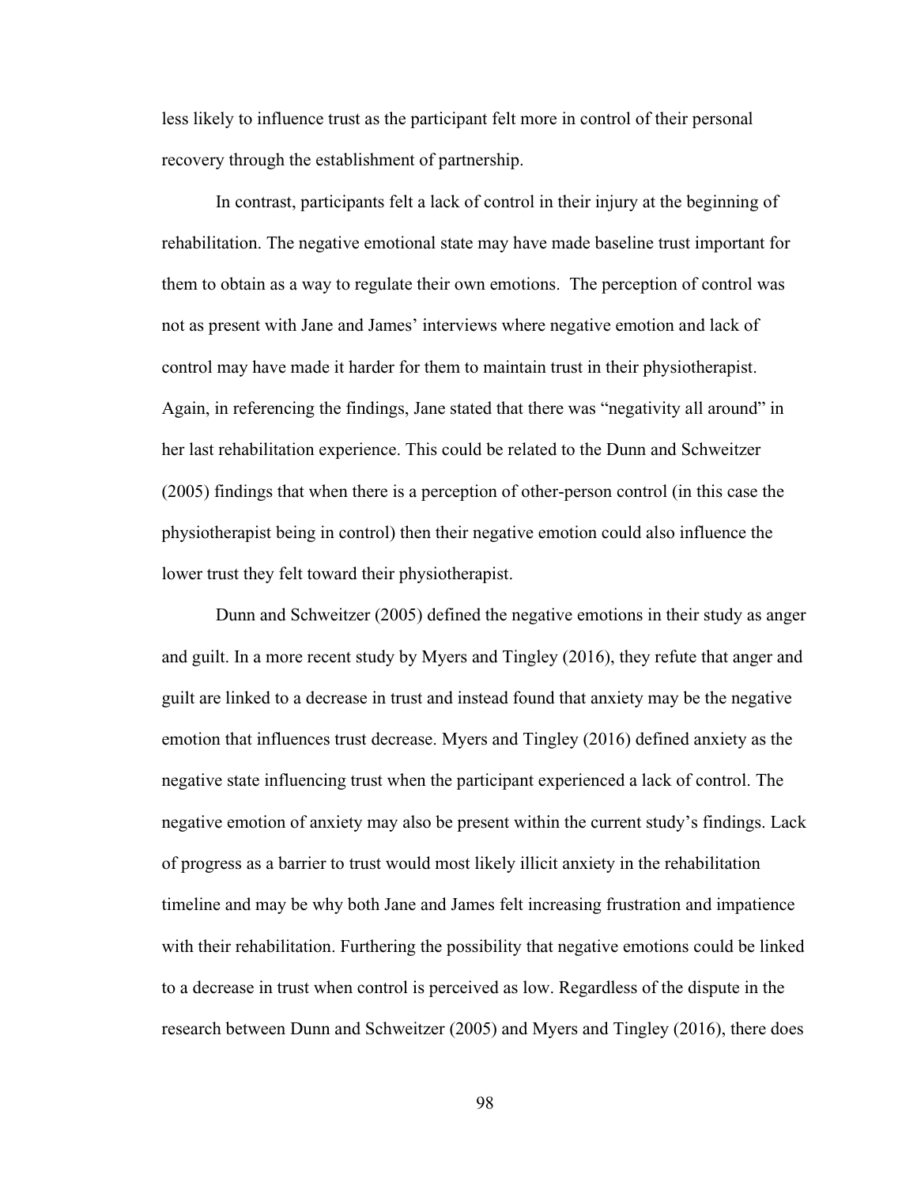less likely to influence trust as the participant felt more in control of their personal recovery through the establishment of partnership.

In contrast, participants felt a lack of control in their injury at the beginning of rehabilitation. The negative emotional state may have made baseline trust important for them to obtain as a way to regulate their own emotions. The perception of control was not as present with Jane and James' interviews where negative emotion and lack of control may have made it harder for them to maintain trust in their physiotherapist. Again, in referencing the findings, Jane stated that there was "negativity all around" in her last rehabilitation experience. This could be related to the Dunn and Schweitzer (2005) findings that when there is a perception of other-person control (in this case the physiotherapist being in control) then their negative emotion could also influence the lower trust they felt toward their physiotherapist.

Dunn and Schweitzer (2005) defined the negative emotions in their study as anger and guilt. In a more recent study by Myers and Tingley (2016), they refute that anger and guilt are linked to a decrease in trust and instead found that anxiety may be the negative emotion that influences trust decrease. Myers and Tingley (2016) defined anxiety as the negative state influencing trust when the participant experienced a lack of control. The negative emotion of anxiety may also be present within the current study's findings. Lack of progress as a barrier to trust would most likely illicit anxiety in the rehabilitation timeline and may be why both Jane and James felt increasing frustration and impatience with their rehabilitation. Furthering the possibility that negative emotions could be linked to a decrease in trust when control is perceived as low. Regardless of the dispute in the research between Dunn and Schweitzer (2005) and Myers and Tingley (2016), there does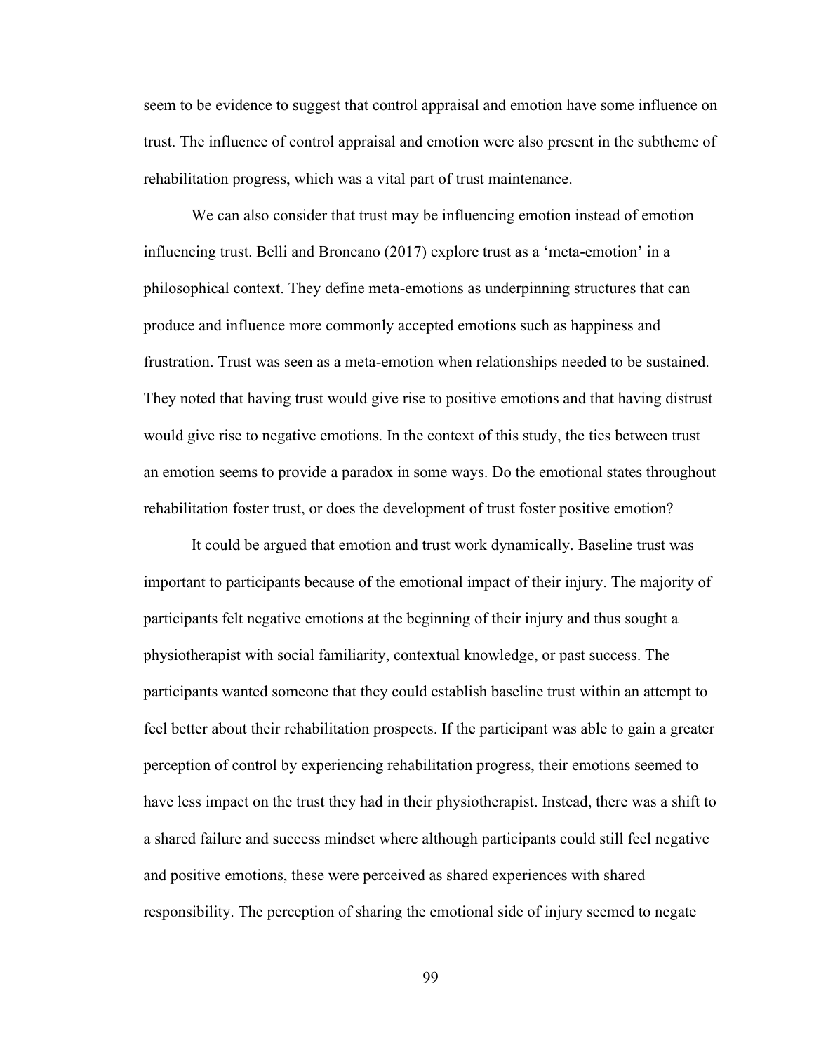seem to be evidence to suggest that control appraisal and emotion have some influence on trust. The influence of control appraisal and emotion were also present in the subtheme of rehabilitation progress, which was a vital part of trust maintenance.

We can also consider that trust may be influencing emotion instead of emotion influencing trust. Belli and Broncano (2017) explore trust as a 'meta-emotion' in a philosophical context. They define meta-emotions as underpinning structures that can produce and influence more commonly accepted emotions such as happiness and frustration. Trust was seen as a meta-emotion when relationships needed to be sustained. They noted that having trust would give rise to positive emotions and that having distrust would give rise to negative emotions. In the context of this study, the ties between trust an emotion seems to provide a paradox in some ways. Do the emotional states throughout rehabilitation foster trust, or does the development of trust foster positive emotion?

It could be argued that emotion and trust work dynamically. Baseline trust was important to participants because of the emotional impact of their injury. The majority of participants felt negative emotions at the beginning of their injury and thus sought a physiotherapist with social familiarity, contextual knowledge, or past success. The participants wanted someone that they could establish baseline trust within an attempt to feel better about their rehabilitation prospects. If the participant was able to gain a greater perception of control by experiencing rehabilitation progress, their emotions seemed to have less impact on the trust they had in their physiotherapist. Instead, there was a shift to a shared failure and success mindset where although participants could still feel negative and positive emotions, these were perceived as shared experiences with shared responsibility. The perception of sharing the emotional side of injury seemed to negate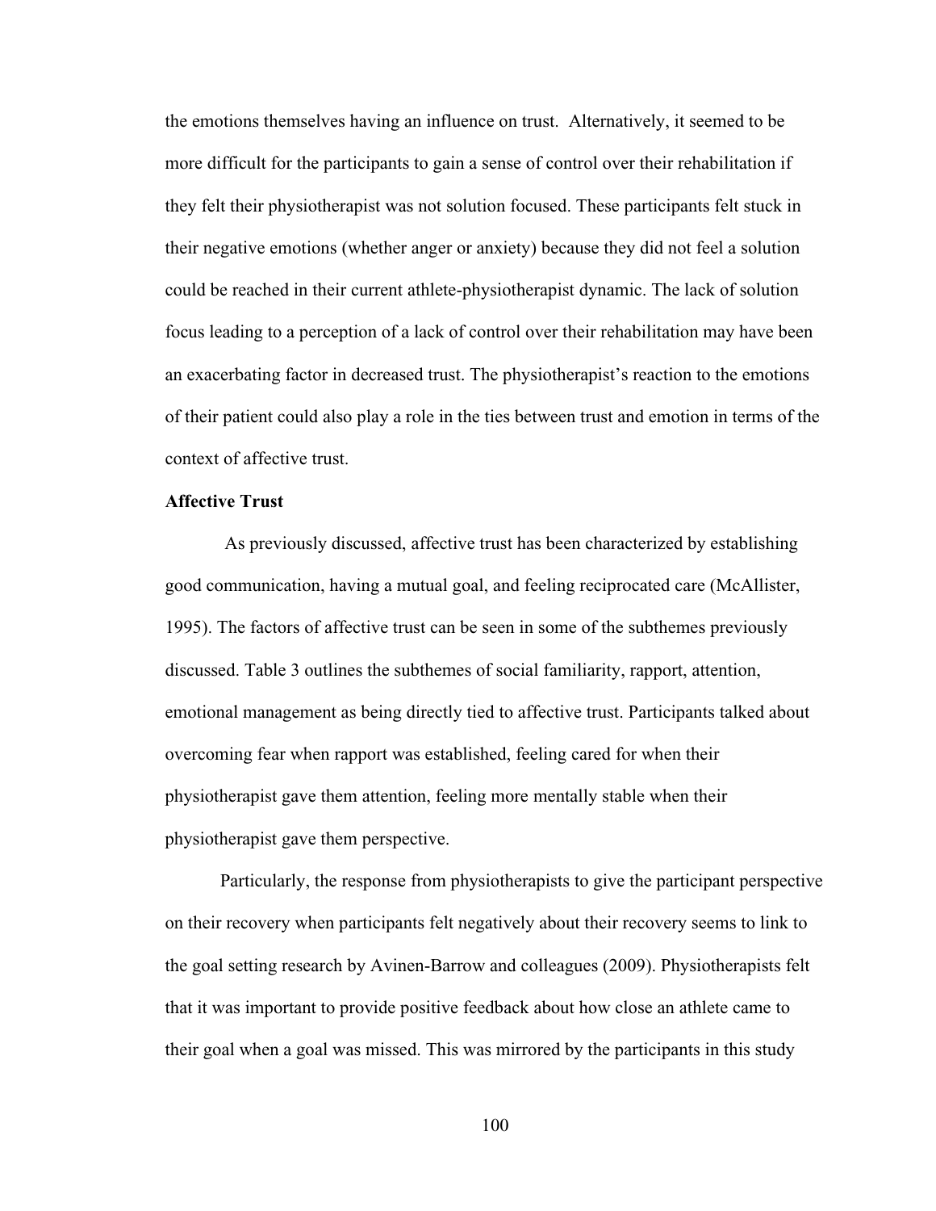the emotions themselves having an influence on trust. Alternatively, it seemed to be more difficult for the participants to gain a sense of control over their rehabilitation if they felt their physiotherapist was not solution focused. These participants felt stuck in their negative emotions (whether anger or anxiety) because they did not feel a solution could be reached in their current athlete-physiotherapist dynamic. The lack of solution focus leading to a perception of a lack of control over their rehabilitation may have been an exacerbating factor in decreased trust. The physiotherapist's reaction to the emotions of their patient could also play a role in the ties between trust and emotion in terms of the context of affective trust.

**Affective Trust**

As previously discussed, affective trust has been characterized by establishing good communication, having a mutual goal, and feeling reciprocated care (McAllister, 1995). The factors of affective trust can be seen in some of the subthemes previously discussed. Table 3 outlines the subthemes of social familiarity, rapport, attention, emotional management as being directly tied to affective trust. Participants talked about overcoming fear when rapport was established, feeling cared for when their physiotherapist gave them attention, feeling more mentally stable when their physiotherapist gave them perspective.

Particularly, the response from physiotherapists to give the participant perspective on their recovery when participants felt negatively about their recovery seems to link to the goal setting research by Avinen-Barrow and colleagues (2009). Physiotherapists felt that it was important to provide positive feedback about how close an athlete came to their goal when a goal was missed. This was mirrored by the participants in this study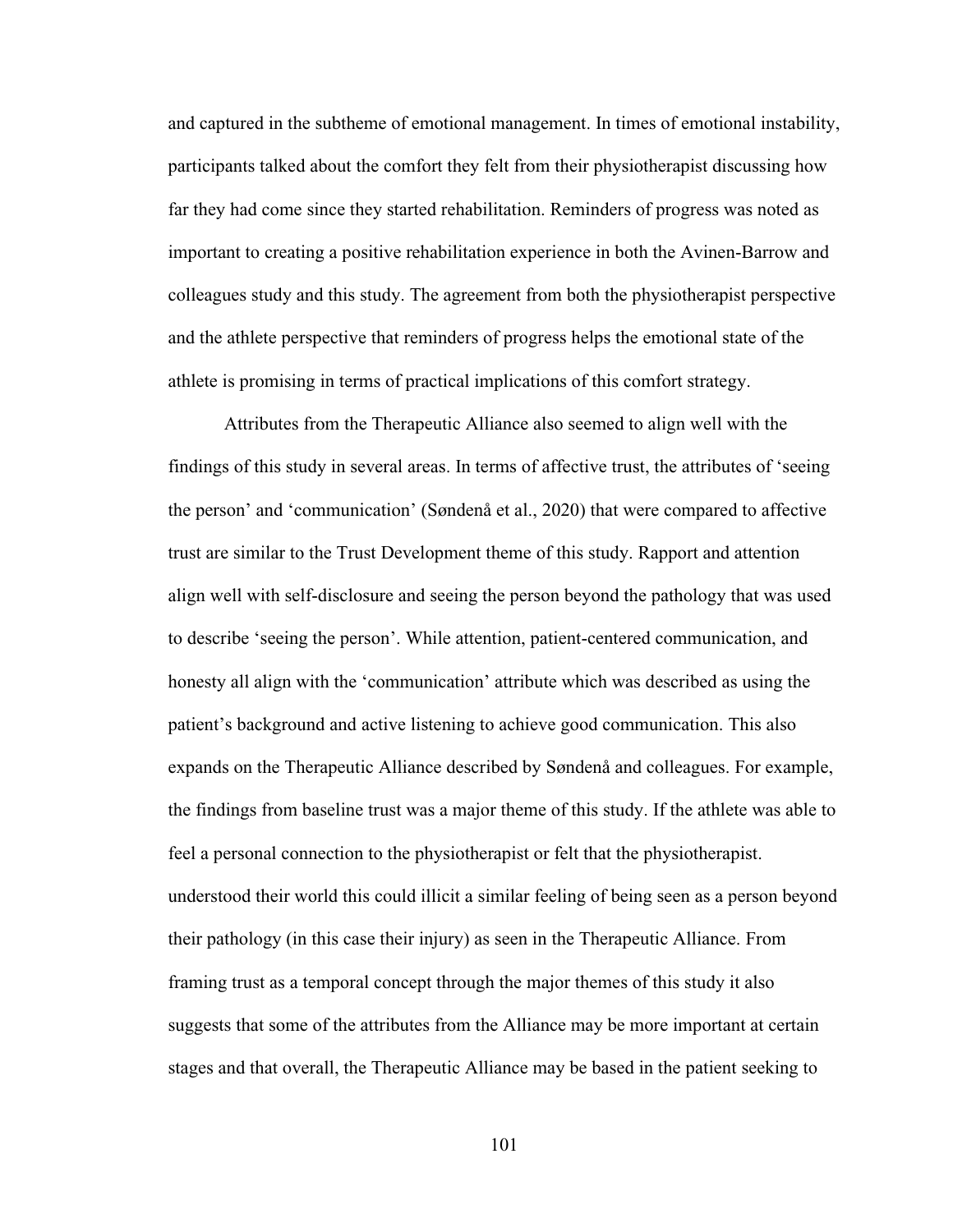and captured in the subtheme of emotional management. In times of emotional instability, participants talked about the comfort they felt from their physiotherapist discussing how far they had come since they started rehabilitation. Reminders of progress was noted as important to creating a positive rehabilitation experience in both the Avinen-Barrow and colleagues study and this study. The agreement from both the physiotherapist perspective and the athlete perspective that reminders of progress helps the emotional state of the athlete is promising in terms of practical implications of this comfort strategy.

Attributes from the Therapeutic Alliance also seemed to align well with the findings of this study in several areas. In terms of affective trust, the attributes of 'seeing the person' and 'communication' (Søndenå et al., 2020) that were compared to affective trust are similar to the Trust Development theme of this study. Rapport and attention align well with self-disclosure and seeing the person beyond the pathology that was used to describe 'seeing the person'. While attention, patient-centered communication, and honesty all align with the 'communication' attribute which was described as using the patient's background and active listening to achieve good communication. This also expands on the Therapeutic Alliance described by Søndenå and colleagues. For example, the findings from baseline trust was a major theme of this study. If the athlete was able to feel a personal connection to the physiotherapist or felt that the physiotherapist. understood their world this could illicit a similar feeling of being seen as a person beyond their pathology (in this case their injury) as seen in the Therapeutic Alliance. From framing trust as a temporal concept through the major themes of this study it also suggests that some of the attributes from the Alliance may be more important at certain stages and that overall, the Therapeutic Alliance may be based in the patient seeking to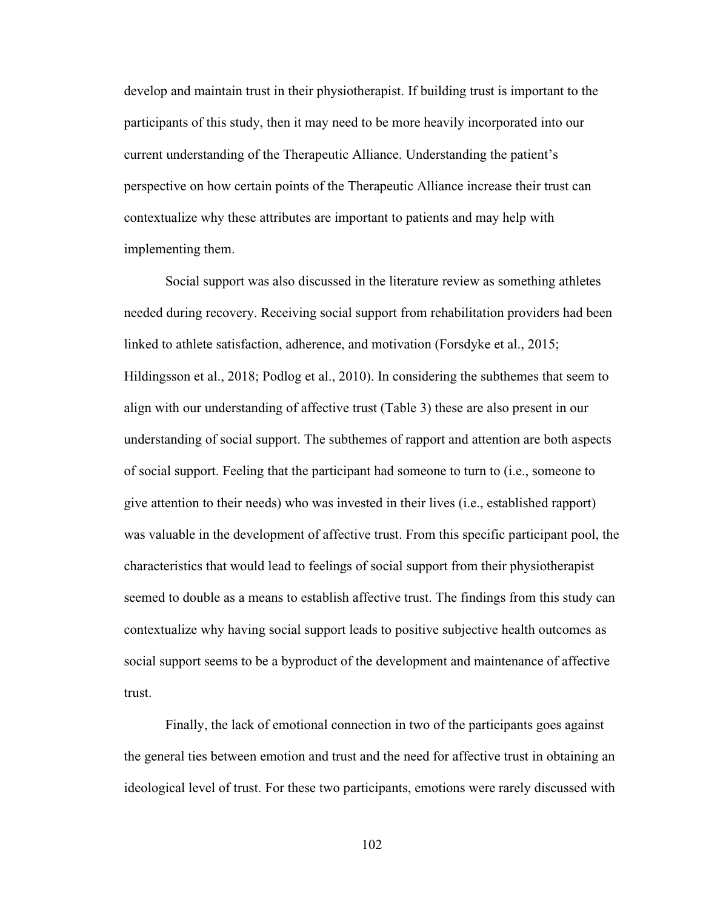develop and maintain trust in their physiotherapist. If building trust is important to the participants of this study, then it may need to be more heavily incorporated into our current understanding of the Therapeutic Alliance. Understanding the patient's perspective on how certain points of the Therapeutic Alliance increase their trust can contextualize why these attributes are important to patients and may help with implementing them.

Social support was also discussed in the literature review as something athletes needed during recovery. Receiving social support from rehabilitation providers had been linked to athlete satisfaction, adherence, and motivation (Forsdyke et al., 2015; Hildingsson et al., 2018; Podlog et al., 2010). In considering the subthemes that seem to align with our understanding of affective trust (Table 3) these are also present in our understanding of social support. The subthemes of rapport and attention are both aspects of social support. Feeling that the participant had someone to turn to (i.e., someone to give attention to their needs) who was invested in their lives (i.e., established rapport) was valuable in the development of affective trust. From this specific participant pool, the characteristics that would lead to feelings of social support from their physiotherapist seemed to double as a means to establish affective trust. The findings from this study can contextualize why having social support leads to positive subjective health outcomes as social support seems to be a byproduct of the development and maintenance of affective trust.

Finally, the lack of emotional connection in two of the participants goes against the general ties between emotion and trust and the need for affective trust in obtaining an ideological level of trust. For these two participants, emotions were rarely discussed with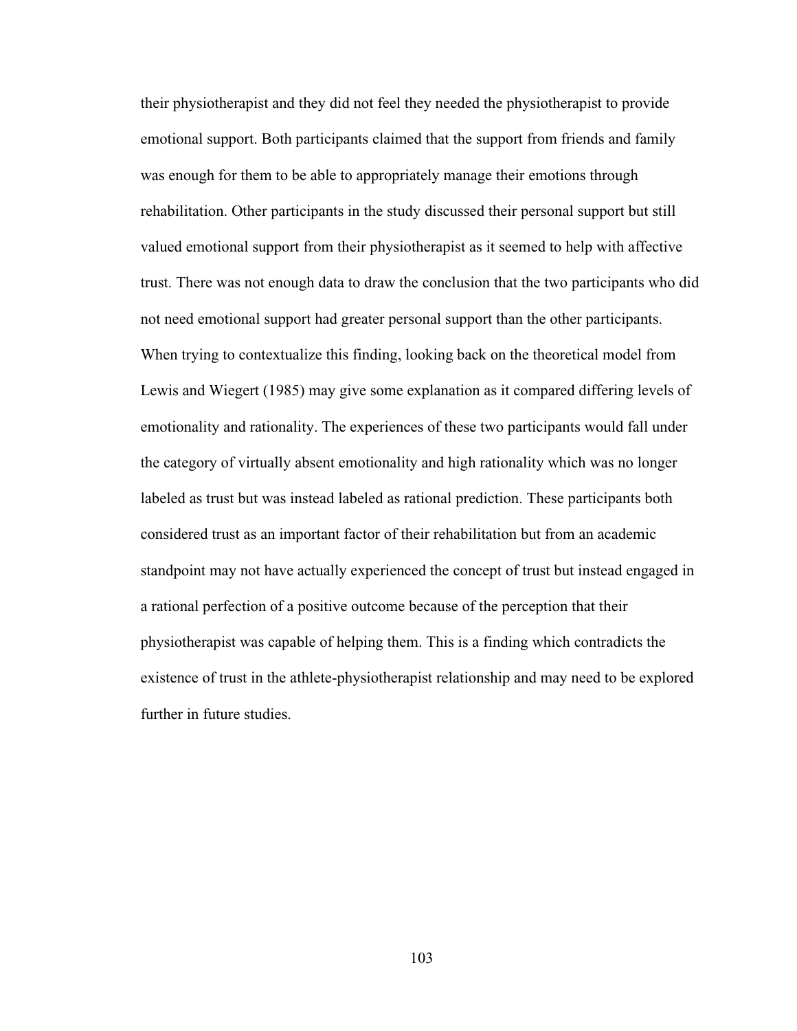their physiotherapist and they did not feel they needed the physiotherapist to provide emotional support. Both participants claimed that the support from friends and family was enough for them to be able to appropriately manage their emotions through rehabilitation. Other participants in the study discussed their personal support but still valued emotional support from their physiotherapist as it seemed to help with affective trust. There was not enough data to draw the conclusion that the two participants who did not need emotional support had greater personal support than the other participants. When trying to contextualize this finding, looking back on the theoretical model from Lewis and Wiegert (1985) may give some explanation as it compared differing levels of emotionality and rationality. The experiences of these two participants would fall under the category of virtually absent emotionality and high rationality which was no longer labeled as trust but was instead labeled as rational prediction. These participants both considered trust as an important factor of their rehabilitation but from an academic standpoint may not have actually experienced the concept of trust but instead engaged in a rational perfection of a positive outcome because of the perception that their physiotherapist was capable of helping them. This is a finding which contradicts the existence of trust in the athlete-physiotherapist relationship and may need to be explored further in future studies.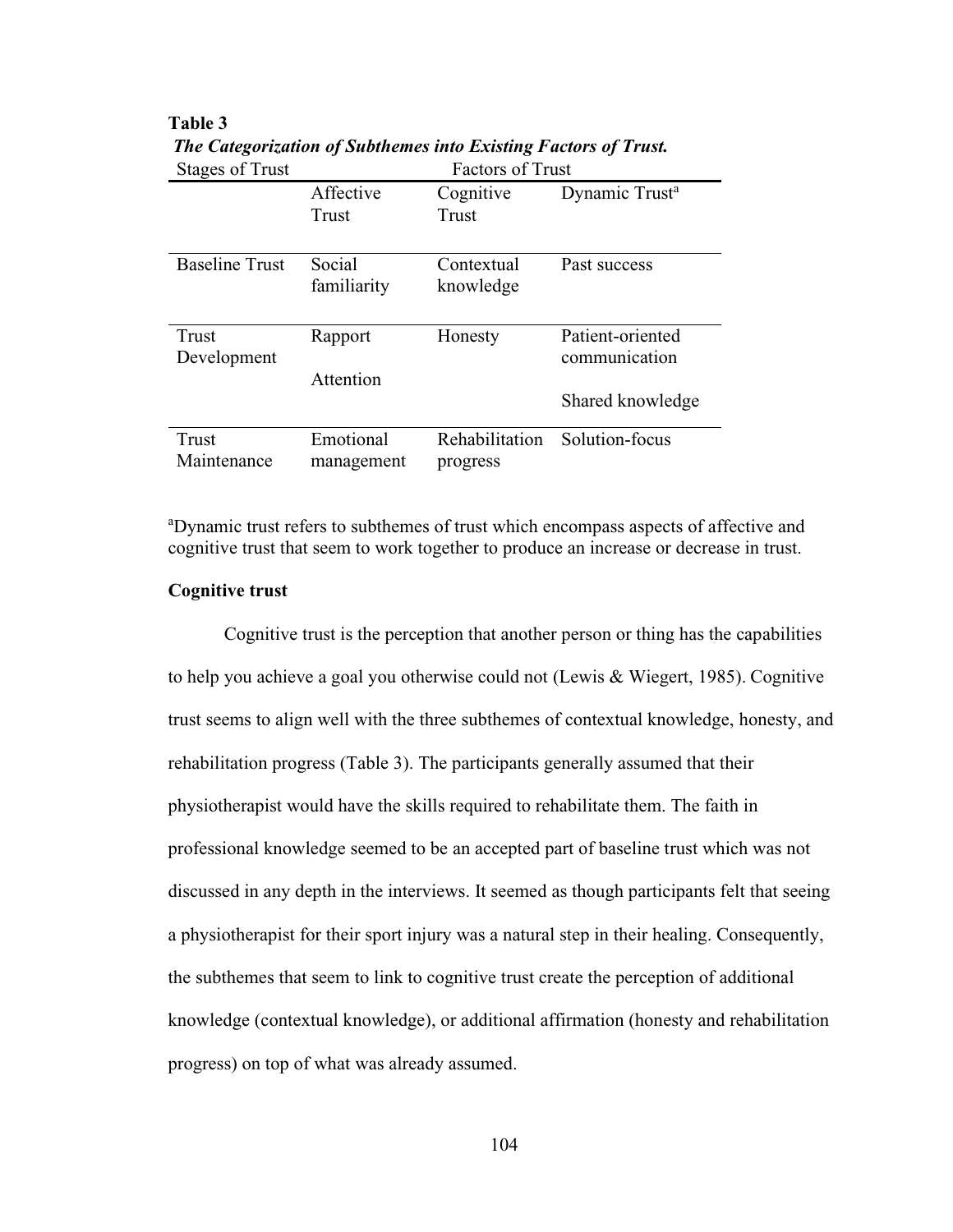**Table 3**

***The Categorization of Subthemes into Existing Factors of Trust.***

| Stages of Trust | Factors of Trust | | |
|---|---|---|---|
| | Affective Trust | Cognitive Trust | Dynamic Trust[a] |
| Baseline Trust | Social familiarity | Contextual knowledge | Past success |
| Trust Development | Rapport<br><br>Attention | Honesty | Patient-oriented communication<br><br>Shared knowledge |
| Trust Maintenance | Emotional management | Rehabilitation progress | Solution-focus |

[a]Dynamic trust refers to subthemes of trust which encompass aspects of affective and cognitive trust that seem to work together to produce an increase or decrease in trust.

**Cognitive trust**

Cognitive trust is the perception that another person or thing has the capabilities to help you achieve a goal you otherwise could not (Lewis & Wiegert, 1985). Cognitive trust seems to align well with the three subthemes of contextual knowledge, honesty, and rehabilitation progress (Table 3). The participants generally assumed that their physiotherapist would have the skills required to rehabilitate them. The faith in professional knowledge seemed to be an accepted part of baseline trust which was not discussed in any depth in the interviews. It seemed as though participants felt that seeing a physiotherapist for their sport injury was a natural step in their healing. Consequently, the subthemes that seem to link to cognitive trust create the perception of additional knowledge (contextual knowledge), or additional affirmation (honesty and rehabilitation progress) on top of what was already assumed.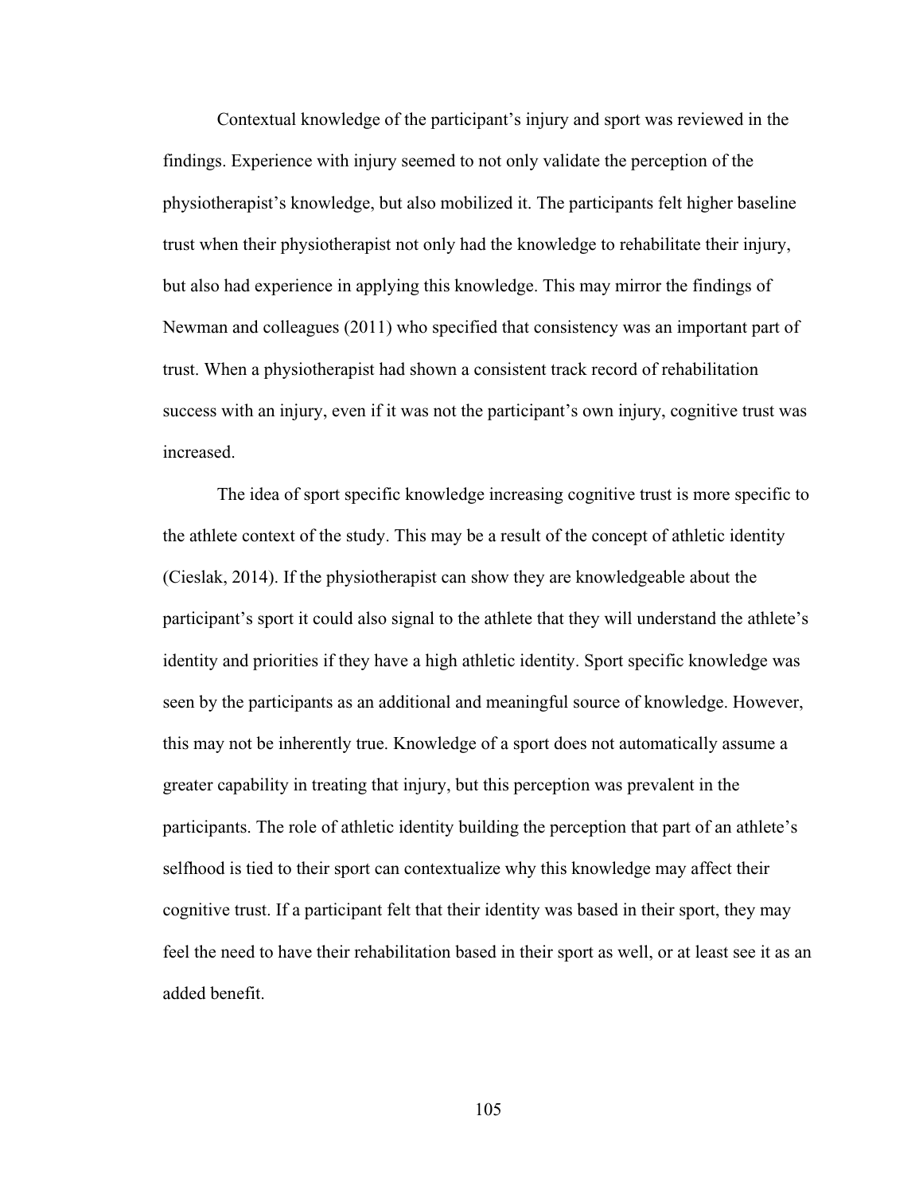Contextual knowledge of the participant's injury and sport was reviewed in the findings. Experience with injury seemed to not only validate the perception of the physiotherapist's knowledge, but also mobilized it. The participants felt higher baseline trust when their physiotherapist not only had the knowledge to rehabilitate their injury, but also had experience in applying this knowledge. This may mirror the findings of Newman and colleagues (2011) who specified that consistency was an important part of trust. When a physiotherapist had shown a consistent track record of rehabilitation success with an injury, even if it was not the participant's own injury, cognitive trust was increased.

The idea of sport specific knowledge increasing cognitive trust is more specific to the athlete context of the study. This may be a result of the concept of athletic identity (Cieslak, 2014). If the physiotherapist can show they are knowledgeable about the participant's sport it could also signal to the athlete that they will understand the athlete's identity and priorities if they have a high athletic identity. Sport specific knowledge was seen by the participants as an additional and meaningful source of knowledge. However, this may not be inherently true. Knowledge of a sport does not automatically assume a greater capability in treating that injury, but this perception was prevalent in the participants. The role of athletic identity building the perception that part of an athlete's selfhood is tied to their sport can contextualize why this knowledge may affect their cognitive trust. If a participant felt that their identity was based in their sport, they may feel the need to have their rehabilitation based in their sport as well, or at least see it as an added benefit.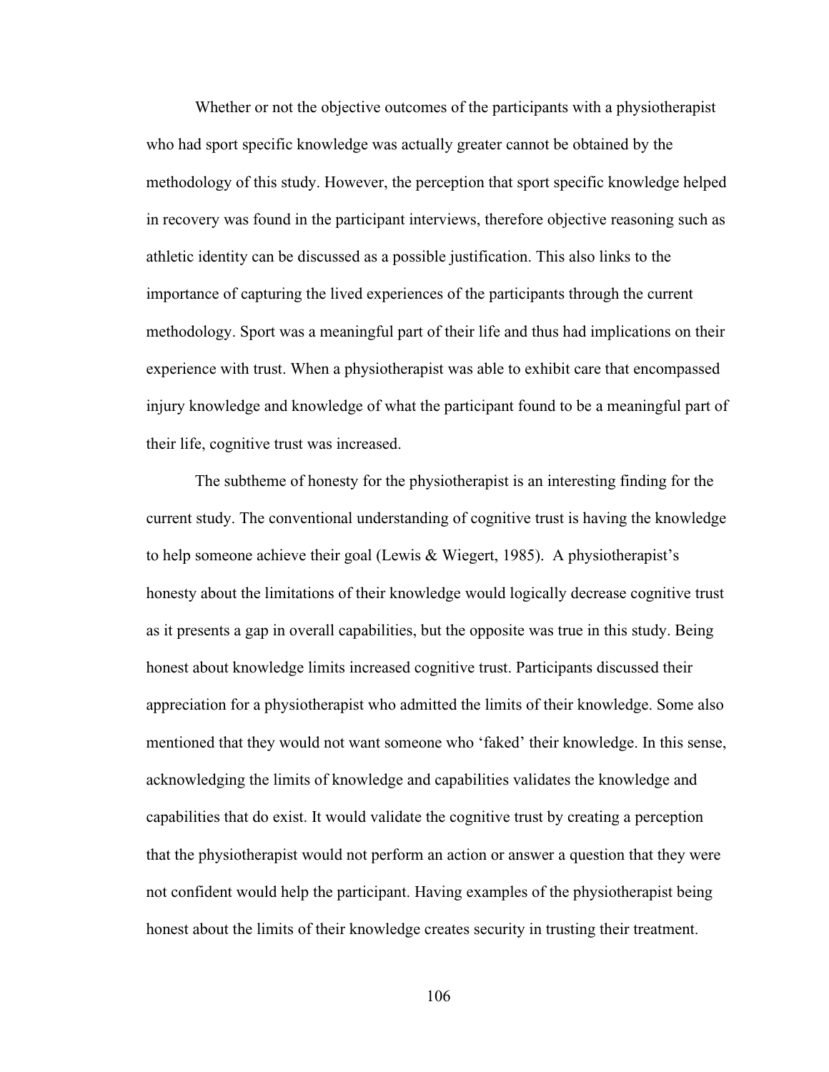Whether or not the objective outcomes of the participants with a physiotherapist who had sport specific knowledge was actually greater cannot be obtained by the methodology of this study. However, the perception that sport specific knowledge helped in recovery was found in the participant interviews, therefore objective reasoning such as athletic identity can be discussed as a possible justification. This also links to the importance of capturing the lived experiences of the participants through the current methodology. Sport was a meaningful part of their life and thus had implications on their experience with trust. When a physiotherapist was able to exhibit care that encompassed injury knowledge and knowledge of what the participant found to be a meaningful part of their life, cognitive trust was increased.

The subtheme of honesty for the physiotherapist is an interesting finding for the current study. The conventional understanding of cognitive trust is having the knowledge to help someone achieve their goal (Lewis & Wiegert, 1985). A physiotherapist's honesty about the limitations of their knowledge would logically decrease cognitive trust as it presents a gap in overall capabilities, but the opposite was true in this study. Being honest about knowledge limits increased cognitive trust. Participants discussed their appreciation for a physiotherapist who admitted the limits of their knowledge. Some also mentioned that they would not want someone who 'faked' their knowledge. In this sense, acknowledging the limits of knowledge and capabilities validates the knowledge and capabilities that do exist. It would validate the cognitive trust by creating a perception that the physiotherapist would not perform an action or answer a question that they were not confident would help the participant. Having examples of the physiotherapist being honest about the limits of their knowledge creates security in trusting their treatment.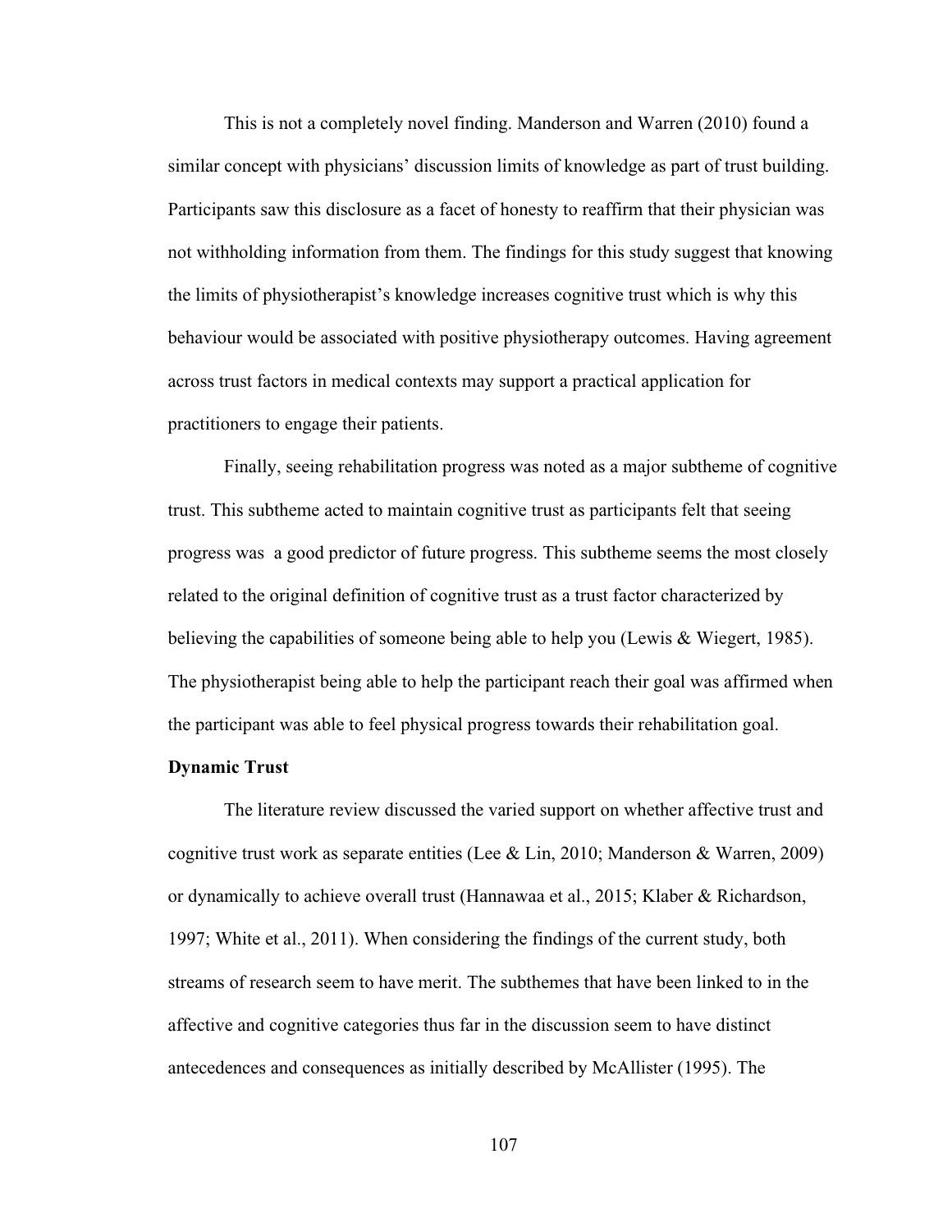This is not a completely novel finding. Manderson and Warren (2010) found a similar concept with physicians' discussion limits of knowledge as part of trust building. Participants saw this disclosure as a facet of honesty to reaffirm that their physician was not withholding information from them. The findings for this study suggest that knowing the limits of physiotherapist's knowledge increases cognitive trust which is why this behaviour would be associated with positive physiotherapy outcomes. Having agreement across trust factors in medical contexts may support a practical application for practitioners to engage their patients.

Finally, seeing rehabilitation progress was noted as a major subtheme of cognitive trust. This subtheme acted to maintain cognitive trust as participants felt that seeing progress was a good predictor of future progress. This subtheme seems the most closely related to the original definition of cognitive trust as a trust factor characterized by believing the capabilities of someone being able to help you (Lewis & Wiegert, 1985). The physiotherapist being able to help the participant reach their goal was affirmed when the participant was able to feel physical progress towards their rehabilitation goal.

**Dynamic Trust**

The literature review discussed the varied support on whether affective trust and cognitive trust work as separate entities (Lee & Lin, 2010; Manderson & Warren, 2009) or dynamically to achieve overall trust (Hannawaa et al., 2015; Klaber & Richardson, 1997; White et al., 2011). When considering the findings of the current study, both streams of research seem to have merit. The subthemes that have been linked to in the affective and cognitive categories thus far in the discussion seem to have distinct antecedences and consequences as initially described by McAllister (1995). The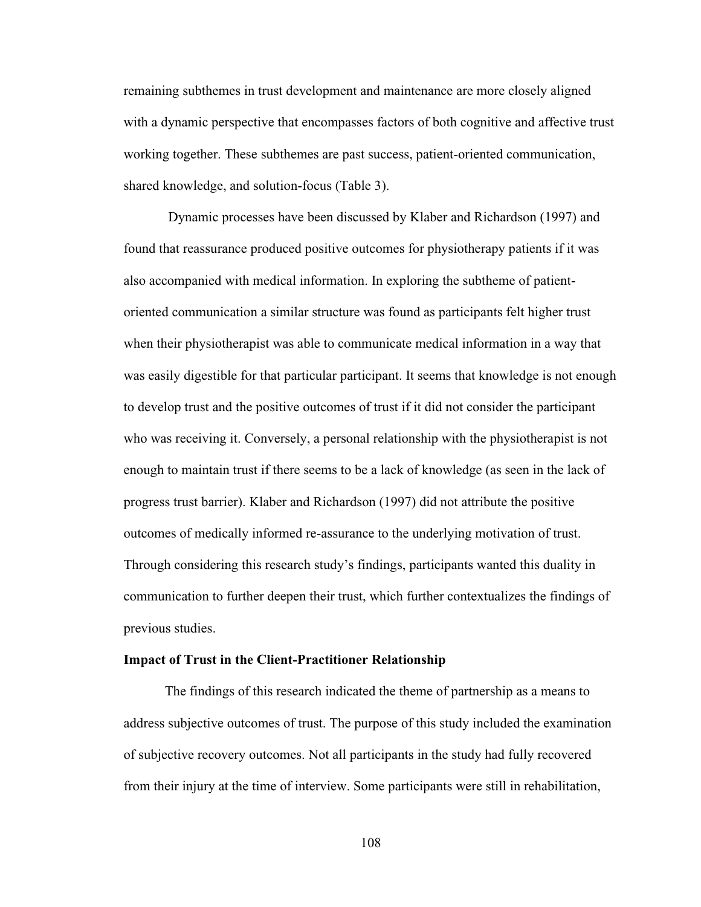remaining subthemes in trust development and maintenance are more closely aligned with a dynamic perspective that encompasses factors of both cognitive and affective trust working together. These subthemes are past success, patient-oriented communication, shared knowledge, and solution-focus (Table 3).

Dynamic processes have been discussed by Klaber and Richardson (1997) and found that reassurance produced positive outcomes for physiotherapy patients if it was also accompanied with medical information. In exploring the subtheme of patient-oriented communication a similar structure was found as participants felt higher trust when their physiotherapist was able to communicate medical information in a way that was easily digestible for that particular participant. It seems that knowledge is not enough to develop trust and the positive outcomes of trust if it did not consider the participant who was receiving it. Conversely, a personal relationship with the physiotherapist is not enough to maintain trust if there seems to be a lack of knowledge (as seen in the lack of progress trust barrier). Klaber and Richardson (1997) did not attribute the positive outcomes of medically informed re-assurance to the underlying motivation of trust. Through considering this research study's findings, participants wanted this duality in communication to further deepen their trust, which further contextualizes the findings of previous studies.

**Impact of Trust in the Client-Practitioner Relationship**

The findings of this research indicated the theme of partnership as a means to address subjective outcomes of trust. The purpose of this study included the examination of subjective recovery outcomes. Not all participants in the study had fully recovered from their injury at the time of interview. Some participants were still in rehabilitation,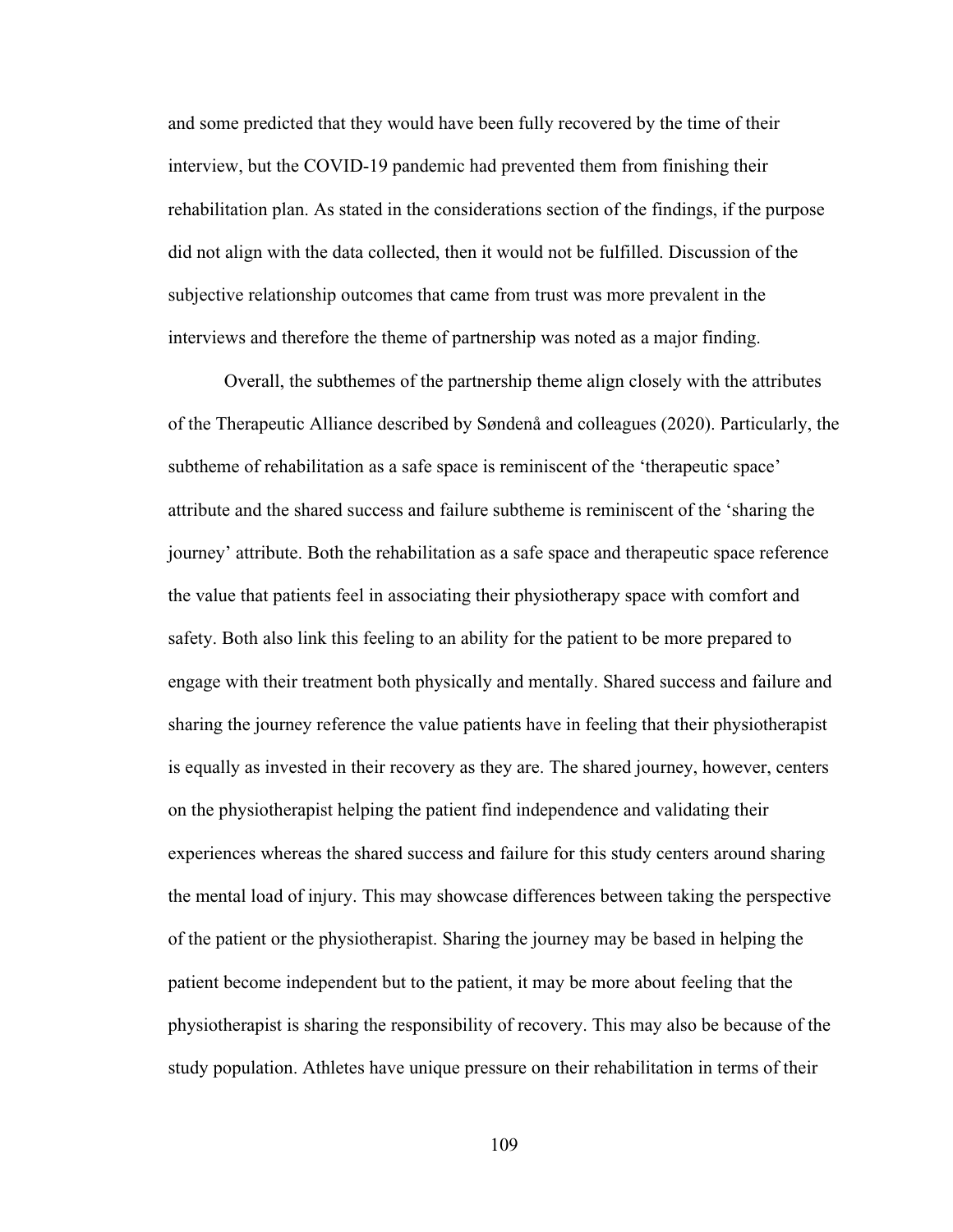and some predicted that they would have been fully recovered by the time of their interview, but the COVID-19 pandemic had prevented them from finishing their rehabilitation plan. As stated in the considerations section of the findings, if the purpose did not align with the data collected, then it would not be fulfilled. Discussion of the subjective relationship outcomes that came from trust was more prevalent in the interviews and therefore the theme of partnership was noted as a major finding.

Overall, the subthemes of the partnership theme align closely with the attributes of the Therapeutic Alliance described by Søndenå and colleagues (2020). Particularly, the subtheme of rehabilitation as a safe space is reminiscent of the 'therapeutic space' attribute and the shared success and failure subtheme is reminiscent of the 'sharing the journey' attribute. Both the rehabilitation as a safe space and therapeutic space reference the value that patients feel in associating their physiotherapy space with comfort and safety. Both also link this feeling to an ability for the patient to be more prepared to engage with their treatment both physically and mentally. Shared success and failure and sharing the journey reference the value patients have in feeling that their physiotherapist is equally as invested in their recovery as they are. The shared journey, however, centers on the physiotherapist helping the patient find independence and validating their experiences whereas the shared success and failure for this study centers around sharing the mental load of injury. This may showcase differences between taking the perspective of the patient or the physiotherapist. Sharing the journey may be based in helping the patient become independent but to the patient, it may be more about feeling that the physiotherapist is sharing the responsibility of recovery. This may also be because of the study population. Athletes have unique pressure on their rehabilitation in terms of their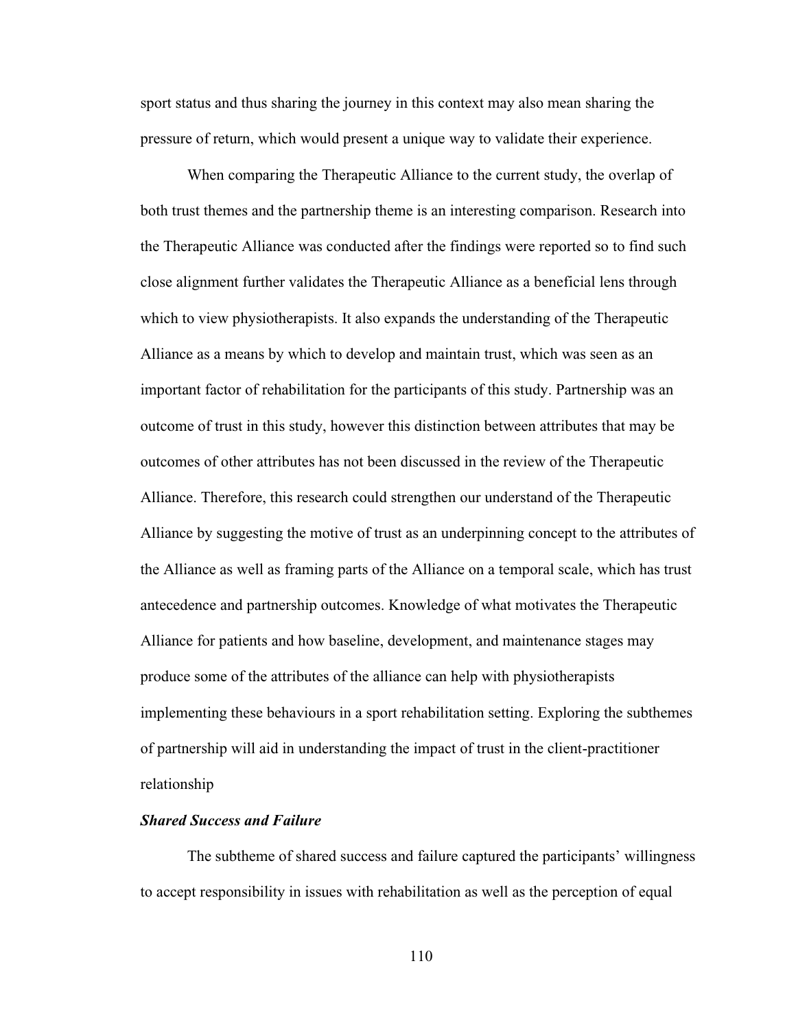sport status and thus sharing the journey in this context may also mean sharing the pressure of return, which would present a unique way to validate their experience.

When comparing the Therapeutic Alliance to the current study, the overlap of both trust themes and the partnership theme is an interesting comparison. Research into the Therapeutic Alliance was conducted after the findings were reported so to find such close alignment further validates the Therapeutic Alliance as a beneficial lens through which to view physiotherapists. It also expands the understanding of the Therapeutic Alliance as a means by which to develop and maintain trust, which was seen as an important factor of rehabilitation for the participants of this study. Partnership was an outcome of trust in this study, however this distinction between attributes that may be outcomes of other attributes has not been discussed in the review of the Therapeutic Alliance. Therefore, this research could strengthen our understand of the Therapeutic Alliance by suggesting the motive of trust as an underpinning concept to the attributes of the Alliance as well as framing parts of the Alliance on a temporal scale, which has trust antecedence and partnership outcomes. Knowledge of what motivates the Therapeutic Alliance for patients and how baseline, development, and maintenance stages may produce some of the attributes of the alliance can help with physiotherapists implementing these behaviours in a sport rehabilitation setting. Exploring the subthemes of partnership will aid in understanding the impact of trust in the client-practitioner relationship

***Shared Success and Failure***

The subtheme of shared success and failure captured the participants' willingness to accept responsibility in issues with rehabilitation as well as the perception of equal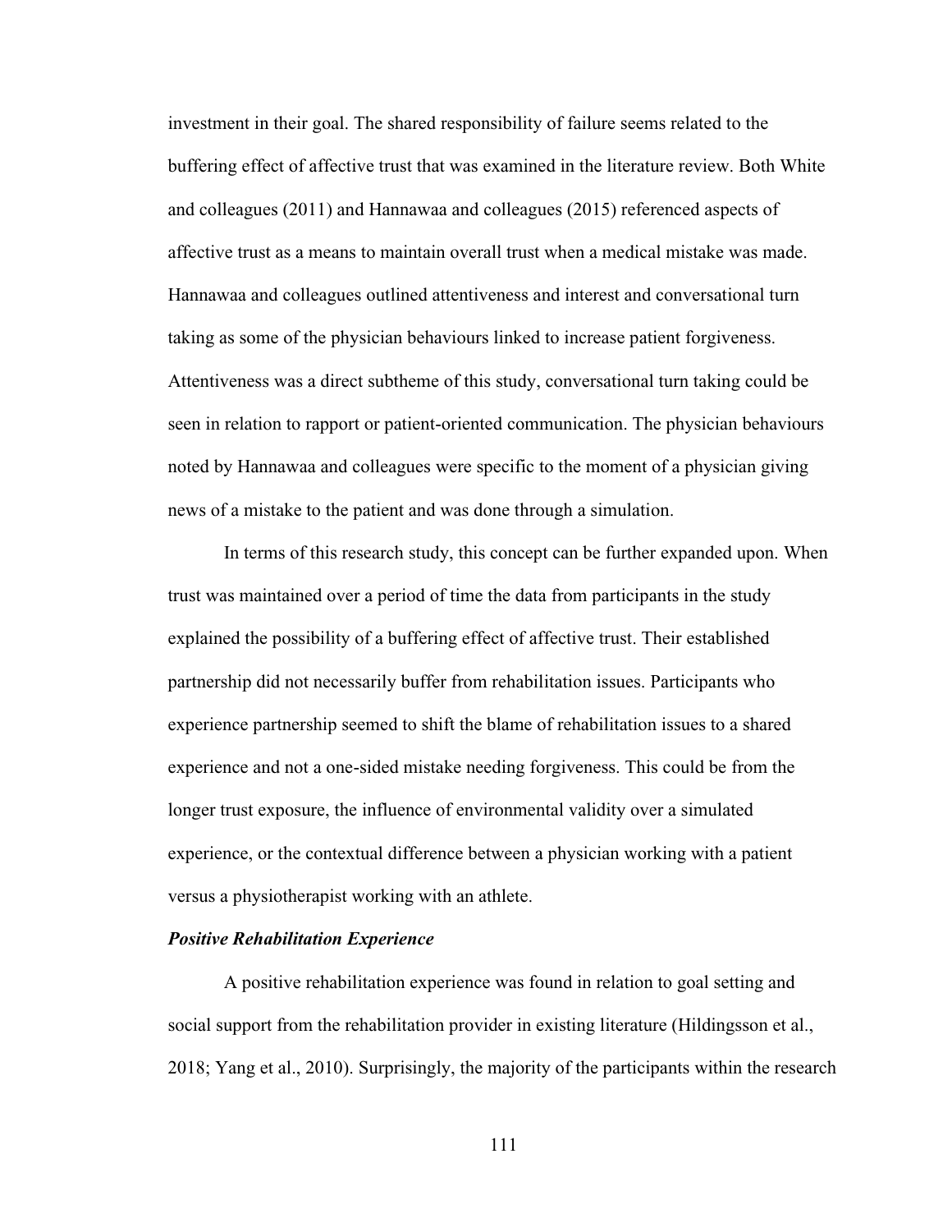investment in their goal. The shared responsibility of failure seems related to the buffering effect of affective trust that was examined in the literature review. Both White and colleagues (2011) and Hannawaa and colleagues (2015) referenced aspects of affective trust as a means to maintain overall trust when a medical mistake was made. Hannawaa and colleagues outlined attentiveness and interest and conversational turn taking as some of the physician behaviours linked to increase patient forgiveness. Attentiveness was a direct subtheme of this study, conversational turn taking could be seen in relation to rapport or patient-oriented communication. The physician behaviours noted by Hannawaa and colleagues were specific to the moment of a physician giving news of a mistake to the patient and was done through a simulation.

In terms of this research study, this concept can be further expanded upon. When trust was maintained over a period of time the data from participants in the study explained the possibility of a buffering effect of affective trust. Their established partnership did not necessarily buffer from rehabilitation issues. Participants who experience partnership seemed to shift the blame of rehabilitation issues to a shared experience and not a one-sided mistake needing forgiveness. This could be from the longer trust exposure, the influence of environmental validity over a simulated experience, or the contextual difference between a physician working with a patient versus a physiotherapist working with an athlete.

***Positive Rehabilitation Experience***

A positive rehabilitation experience was found in relation to goal setting and social support from the rehabilitation provider in existing literature (Hildingsson et al., 2018; Yang et al., 2010). Surprisingly, the majority of the participants within the research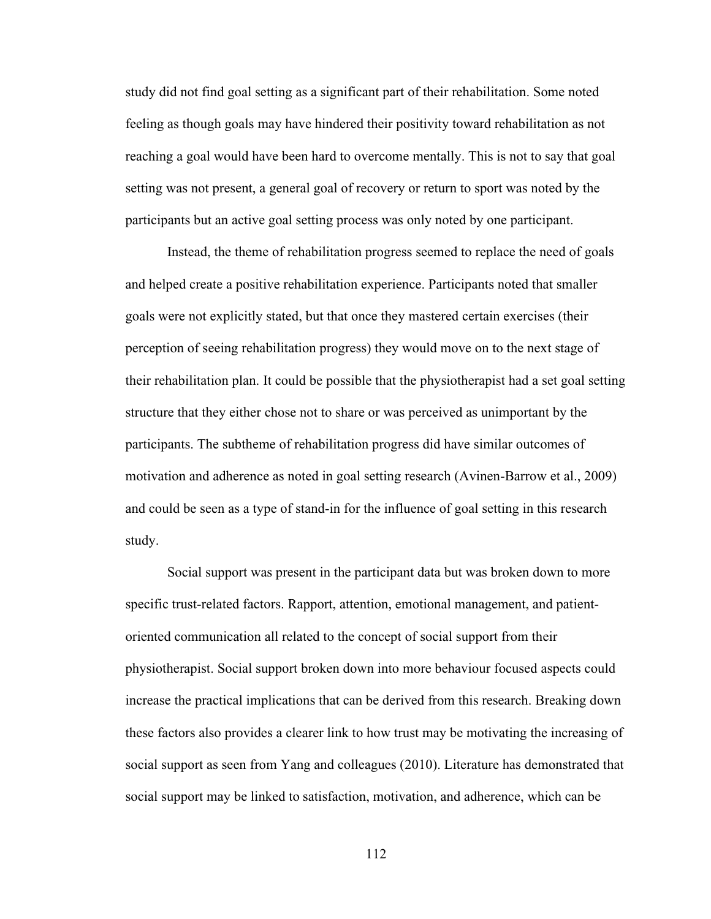study did not find goal setting as a significant part of their rehabilitation. Some noted feeling as though goals may have hindered their positivity toward rehabilitation as not reaching a goal would have been hard to overcome mentally. This is not to say that goal setting was not present, a general goal of recovery or return to sport was noted by the participants but an active goal setting process was only noted by one participant.

Instead, the theme of rehabilitation progress seemed to replace the need of goals and helped create a positive rehabilitation experience. Participants noted that smaller goals were not explicitly stated, but that once they mastered certain exercises (their perception of seeing rehabilitation progress) they would move on to the next stage of their rehabilitation plan. It could be possible that the physiotherapist had a set goal setting structure that they either chose not to share or was perceived as unimportant by the participants. The subtheme of rehabilitation progress did have similar outcomes of motivation and adherence as noted in goal setting research (Avinen-Barrow et al., 2009) and could be seen as a type of stand-in for the influence of goal setting in this research study.

Social support was present in the participant data but was broken down to more specific trust-related factors. Rapport, attention, emotional management, and patient-oriented communication all related to the concept of social support from their physiotherapist. Social support broken down into more behaviour focused aspects could increase the practical implications that can be derived from this research. Breaking down these factors also provides a clearer link to how trust may be motivating the increasing of social support as seen from Yang and colleagues (2010). Literature has demonstrated that social support may be linked to satisfaction, motivation, and adherence, which can be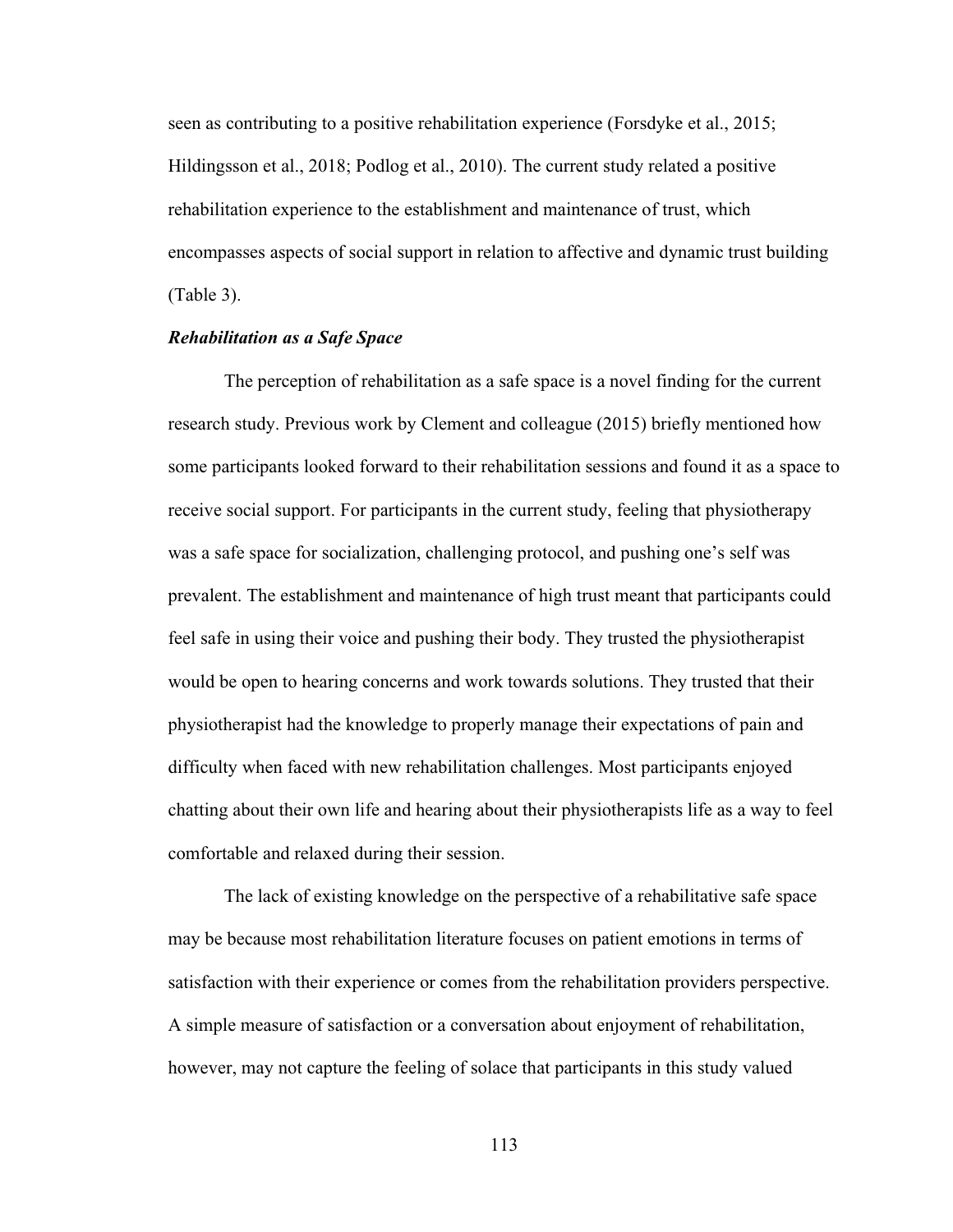seen as contributing to a positive rehabilitation experience (Forsdyke et al., 2015; Hildingsson et al., 2018; Podlog et al., 2010). The current study related a positive rehabilitation experience to the establishment and maintenance of trust, which encompasses aspects of social support in relation to affective and dynamic trust building (Table 3).

### *Rehabilitation as a Safe Space*

The perception of rehabilitation as a safe space is a novel finding for the current research study. Previous work by Clement and colleague (2015) briefly mentioned how some participants looked forward to their rehabilitation sessions and found it as a space to receive social support. For participants in the current study, feeling that physiotherapy was a safe space for socialization, challenging protocol, and pushing one's self was prevalent. The establishment and maintenance of high trust meant that participants could feel safe in using their voice and pushing their body. They trusted the physiotherapist would be open to hearing concerns and work towards solutions. They trusted that their physiotherapist had the knowledge to properly manage their expectations of pain and difficulty when faced with new rehabilitation challenges. Most participants enjoyed chatting about their own life and hearing about their physiotherapists life as a way to feel comfortable and relaxed during their session.

The lack of existing knowledge on the perspective of a rehabilitative safe space may be because most rehabilitation literature focuses on patient emotions in terms of satisfaction with their experience or comes from the rehabilitation providers perspective. A simple measure of satisfaction or a conversation about enjoyment of rehabilitation, however, may not capture the feeling of solace that participants in this study valued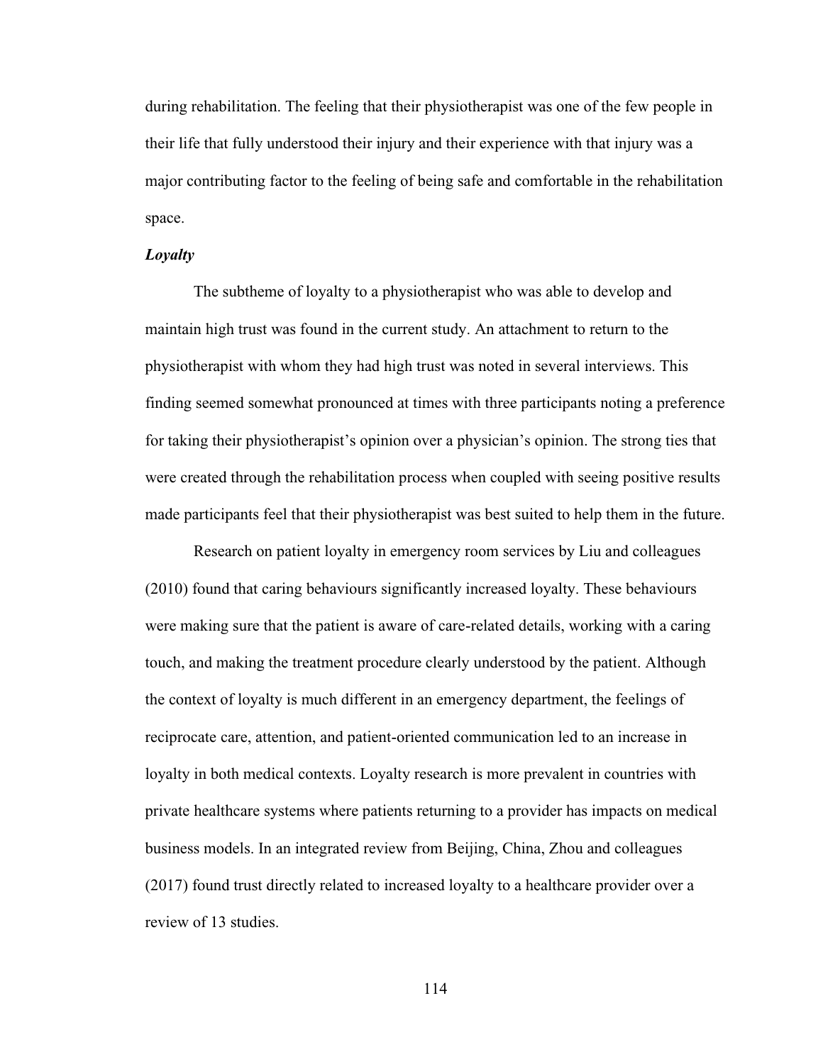during rehabilitation. The feeling that their physiotherapist was one of the few people in their life that fully understood their injury and their experience with that injury was a major contributing factor to the feeling of being safe and comfortable in the rehabilitation space.

### *Loyalty*

The subtheme of loyalty to a physiotherapist who was able to develop and maintain high trust was found in the current study. An attachment to return to the physiotherapist with whom they had high trust was noted in several interviews. This finding seemed somewhat pronounced at times with three participants noting a preference for taking their physiotherapist's opinion over a physician's opinion. The strong ties that were created through the rehabilitation process when coupled with seeing positive results made participants feel that their physiotherapist was best suited to help them in the future.

Research on patient loyalty in emergency room services by Liu and colleagues (2010) found that caring behaviours significantly increased loyalty. These behaviours were making sure that the patient is aware of care-related details, working with a caring touch, and making the treatment procedure clearly understood by the patient. Although the context of loyalty is much different in an emergency department, the feelings of reciprocate care, attention, and patient-oriented communication led to an increase in loyalty in both medical contexts. Loyalty research is more prevalent in countries with private healthcare systems where patients returning to a provider has impacts on medical business models. In an integrated review from Beijing, China, Zhou and colleagues (2017) found trust directly related to increased loyalty to a healthcare provider over a review of 13 studies.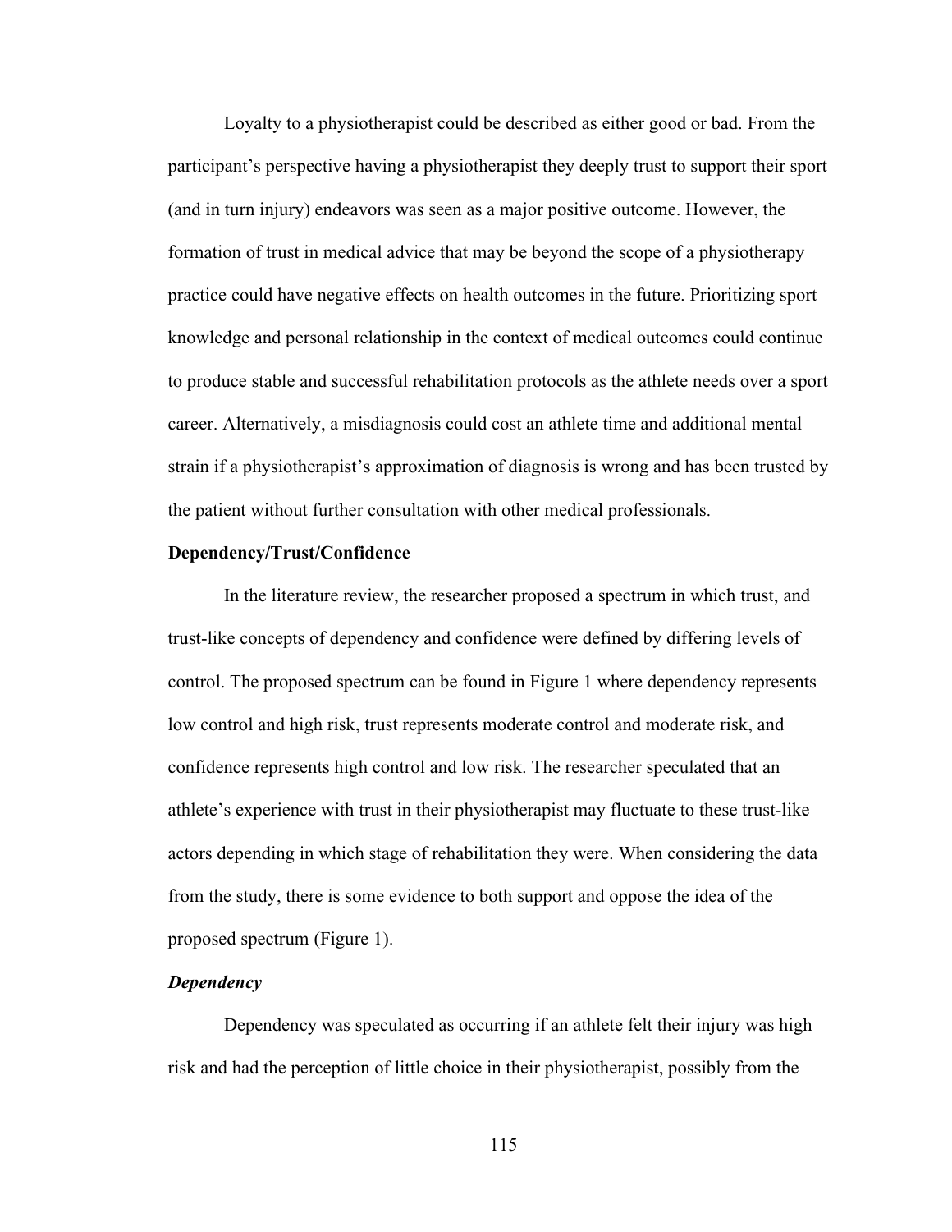Loyalty to a physiotherapist could be described as either good or bad. From the participant's perspective having a physiotherapist they deeply trust to support their sport (and in turn injury) endeavors was seen as a major positive outcome. However, the formation of trust in medical advice that may be beyond the scope of a physiotherapy practice could have negative effects on health outcomes in the future. Prioritizing sport knowledge and personal relationship in the context of medical outcomes could continue to produce stable and successful rehabilitation protocols as the athlete needs over a sport career. Alternatively, a misdiagnosis could cost an athlete time and additional mental strain if a physiotherapist's approximation of diagnosis is wrong and has been trusted by the patient without further consultation with other medical professionals.

## Dependency/Trust/Confidence

In the literature review, the researcher proposed a spectrum in which trust, and trust-like concepts of dependency and confidence were defined by differing levels of control. The proposed spectrum can be found in Figure 1 where dependency represents low control and high risk, trust represents moderate control and moderate risk, and confidence represents high control and low risk. The researcher speculated that an athlete's experience with trust in their physiotherapist may fluctuate to these trust-like actors depending in which stage of rehabilitation they were. When considering the data from the study, there is some evidence to both support and oppose the idea of the proposed spectrum (Figure 1).

### *Dependency*

Dependency was speculated as occurring if an athlete felt their injury was high risk and had the perception of little choice in their physiotherapist, possibly from the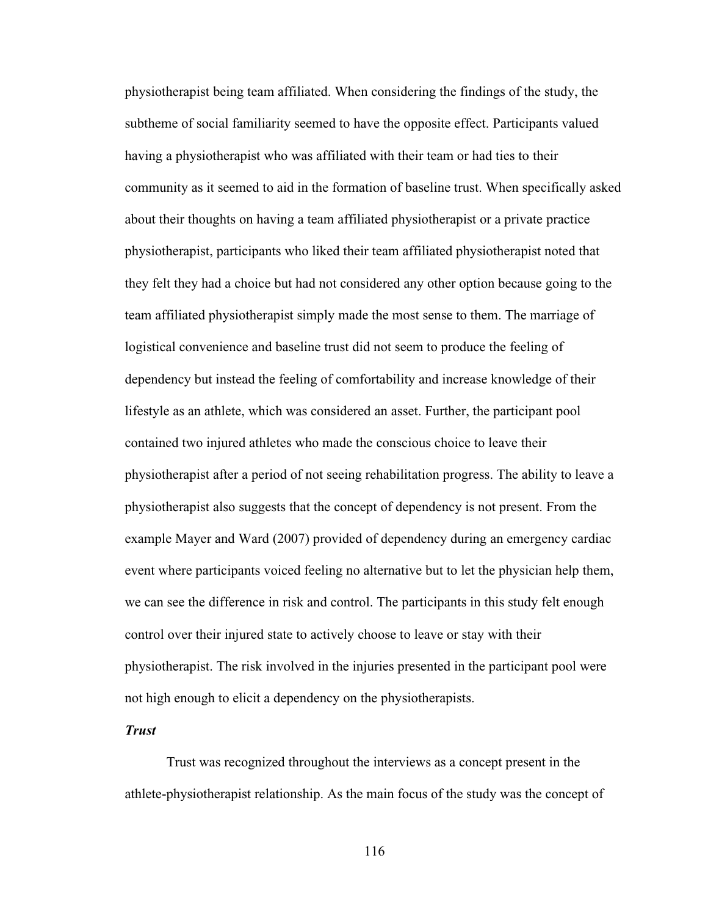physiotherapist being team affiliated. When considering the findings of the study, the subtheme of social familiarity seemed to have the opposite effect. Participants valued having a physiotherapist who was affiliated with their team or had ties to their community as it seemed to aid in the formation of baseline trust. When specifically asked about their thoughts on having a team affiliated physiotherapist or a private practice physiotherapist, participants who liked their team affiliated physiotherapist noted that they felt they had a choice but had not considered any other option because going to the team affiliated physiotherapist simply made the most sense to them. The marriage of logistical convenience and baseline trust did not seem to produce the feeling of dependency but instead the feeling of comfortability and increase knowledge of their lifestyle as an athlete, which was considered an asset. Further, the participant pool contained two injured athletes who made the conscious choice to leave their physiotherapist after a period of not seeing rehabilitation progress. The ability to leave a physiotherapist also suggests that the concept of dependency is not present. From the example Mayer and Ward (2007) provided of dependency during an emergency cardiac event where participants voiced feeling no alternative but to let the physician help them, we can see the difference in risk and control. The participants in this study felt enough control over their injured state to actively choose to leave or stay with their physiotherapist. The risk involved in the injuries presented in the participant pool were not high enough to elicit a dependency on the physiotherapists.

***Trust***

Trust was recognized throughout the interviews as a concept present in the athlete-physiotherapist relationship. As the main focus of the study was the concept of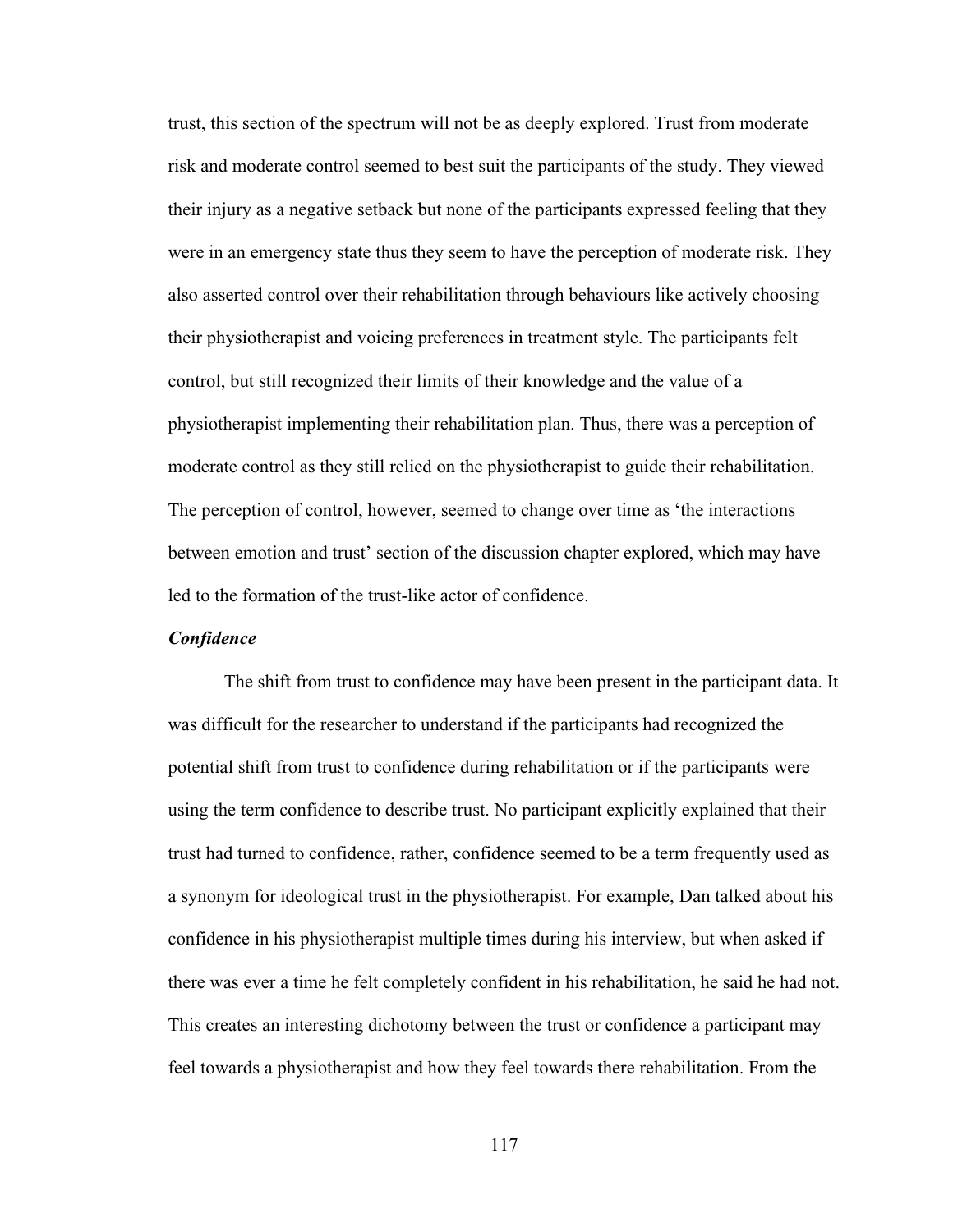trust, this section of the spectrum will not be as deeply explored. Trust from moderate risk and moderate control seemed to best suit the participants of the study. They viewed their injury as a negative setback but none of the participants expressed feeling that they were in an emergency state thus they seem to have the perception of moderate risk. They also asserted control over their rehabilitation through behaviours like actively choosing their physiotherapist and voicing preferences in treatment style. The participants felt control, but still recognized their limits of their knowledge and the value of a physiotherapist implementing their rehabilitation plan. Thus, there was a perception of moderate control as they still relied on the physiotherapist to guide their rehabilitation. The perception of control, however, seemed to change over time as 'the interactions between emotion and trust' section of the discussion chapter explored, which may have led to the formation of the trust-like actor of confidence.

***Confidence***

The shift from trust to confidence may have been present in the participant data. It was difficult for the researcher to understand if the participants had recognized the potential shift from trust to confidence during rehabilitation or if the participants were using the term confidence to describe trust. No participant explicitly explained that their trust had turned to confidence, rather, confidence seemed to be a term frequently used as a synonym for ideological trust in the physiotherapist. For example, Dan talked about his confidence in his physiotherapist multiple times during his interview, but when asked if there was ever a time he felt completely confident in his rehabilitation, he said he had not. This creates an interesting dichotomy between the trust or confidence a participant may feel towards a physiotherapist and how they feel towards there rehabilitation. From the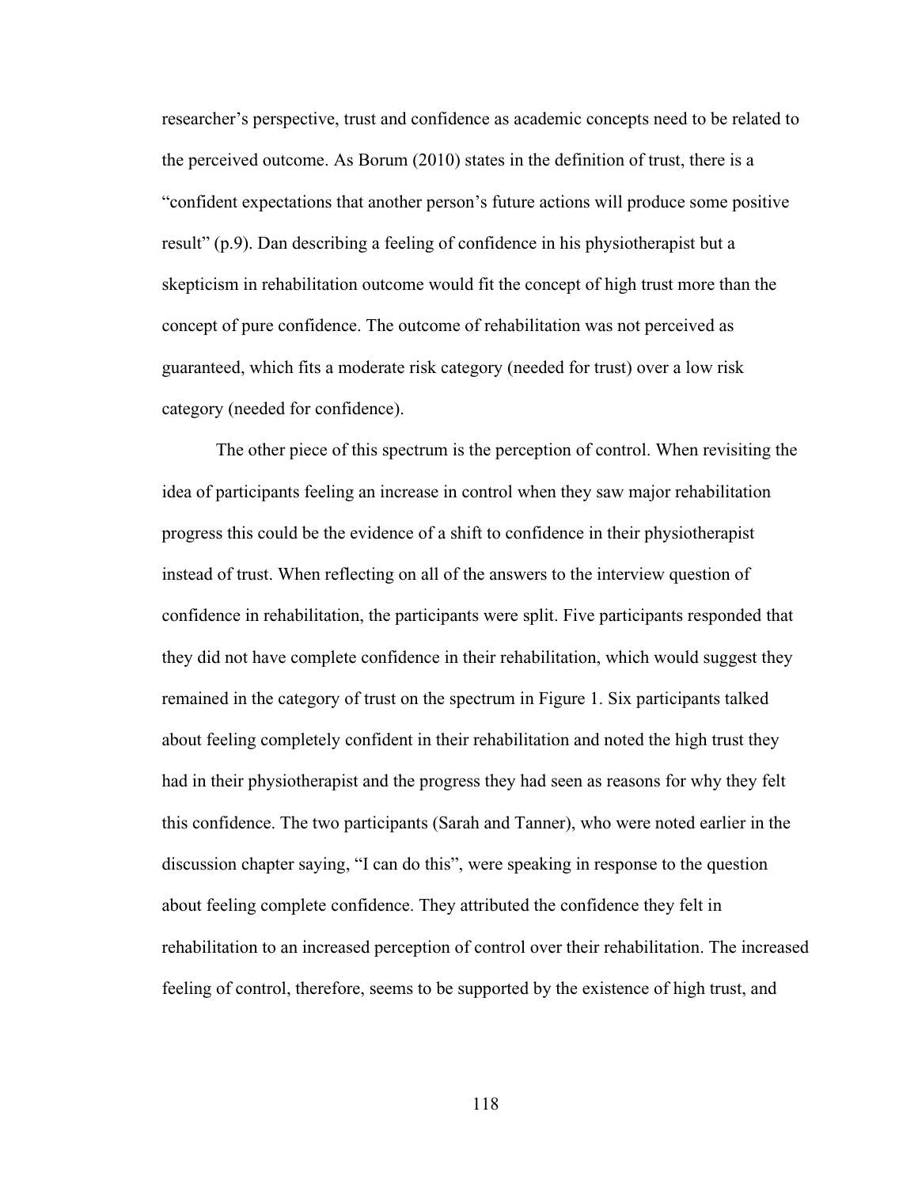researcher's perspective, trust and confidence as academic concepts need to be related to the perceived outcome. As Borum (2010) states in the definition of trust, there is a "confident expectations that another person's future actions will produce some positive result" (p.9). Dan describing a feeling of confidence in his physiotherapist but a skepticism in rehabilitation outcome would fit the concept of high trust more than the concept of pure confidence. The outcome of rehabilitation was not perceived as guaranteed, which fits a moderate risk category (needed for trust) over a low risk category (needed for confidence).

The other piece of this spectrum is the perception of control. When revisiting the idea of participants feeling an increase in control when they saw major rehabilitation progress this could be the evidence of a shift to confidence in their physiotherapist instead of trust. When reflecting on all of the answers to the interview question of confidence in rehabilitation, the participants were split. Five participants responded that they did not have complete confidence in their rehabilitation, which would suggest they remained in the category of trust on the spectrum in Figure 1. Six participants talked about feeling completely confident in their rehabilitation and noted the high trust they had in their physiotherapist and the progress they had seen as reasons for why they felt this confidence. The two participants (Sarah and Tanner), who were noted earlier in the discussion chapter saying, "I can do this", were speaking in response to the question about feeling complete confidence. They attributed the confidence they felt in rehabilitation to an increased perception of control over their rehabilitation. The increased feeling of control, therefore, seems to be supported by the existence of high trust, and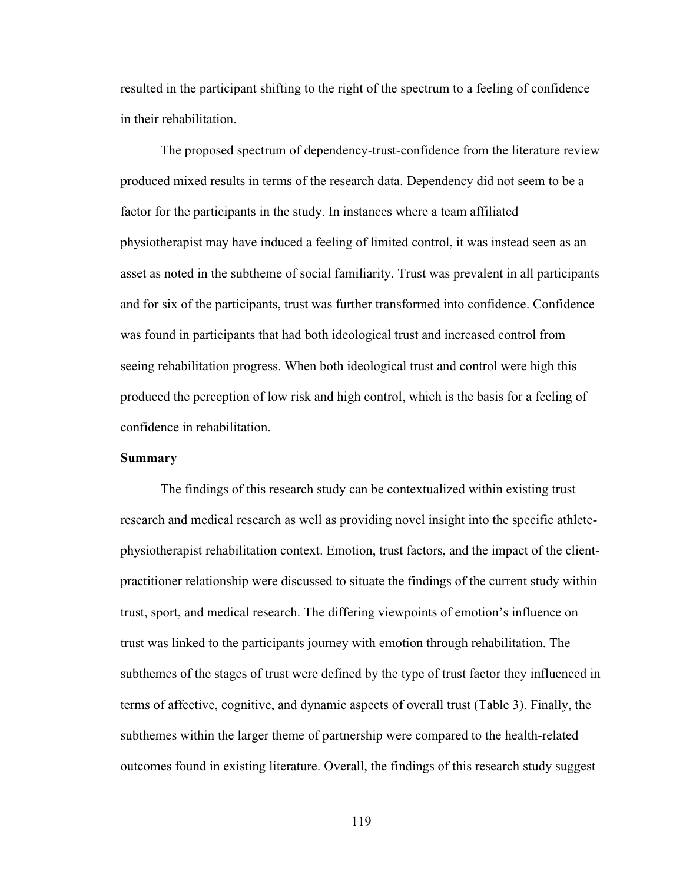resulted in the participant shifting to the right of the spectrum to a feeling of confidence in their rehabilitation.

The proposed spectrum of dependency-trust-confidence from the literature review produced mixed results in terms of the research data. Dependency did not seem to be a factor for the participants in the study. In instances where a team affiliated physiotherapist may have induced a feeling of limited control, it was instead seen as an asset as noted in the subtheme of social familiarity. Trust was prevalent in all participants and for six of the participants, trust was further transformed into confidence. Confidence was found in participants that had both ideological trust and increased control from seeing rehabilitation progress. When both ideological trust and control were high this produced the perception of low risk and high control, which is the basis for a feeling of confidence in rehabilitation.

**Summary**

The findings of this research study can be contextualized within existing trust research and medical research as well as providing novel insight into the specific athlete-physiotherapist rehabilitation context. Emotion, trust factors, and the impact of the client-practitioner relationship were discussed to situate the findings of the current study within trust, sport, and medical research. The differing viewpoints of emotion's influence on trust was linked to the participants journey with emotion through rehabilitation. The subthemes of the stages of trust were defined by the type of trust factor they influenced in terms of affective, cognitive, and dynamic aspects of overall trust (Table 3). Finally, the subthemes within the larger theme of partnership were compared to the health-related outcomes found in existing literature. Overall, the findings of this research study suggest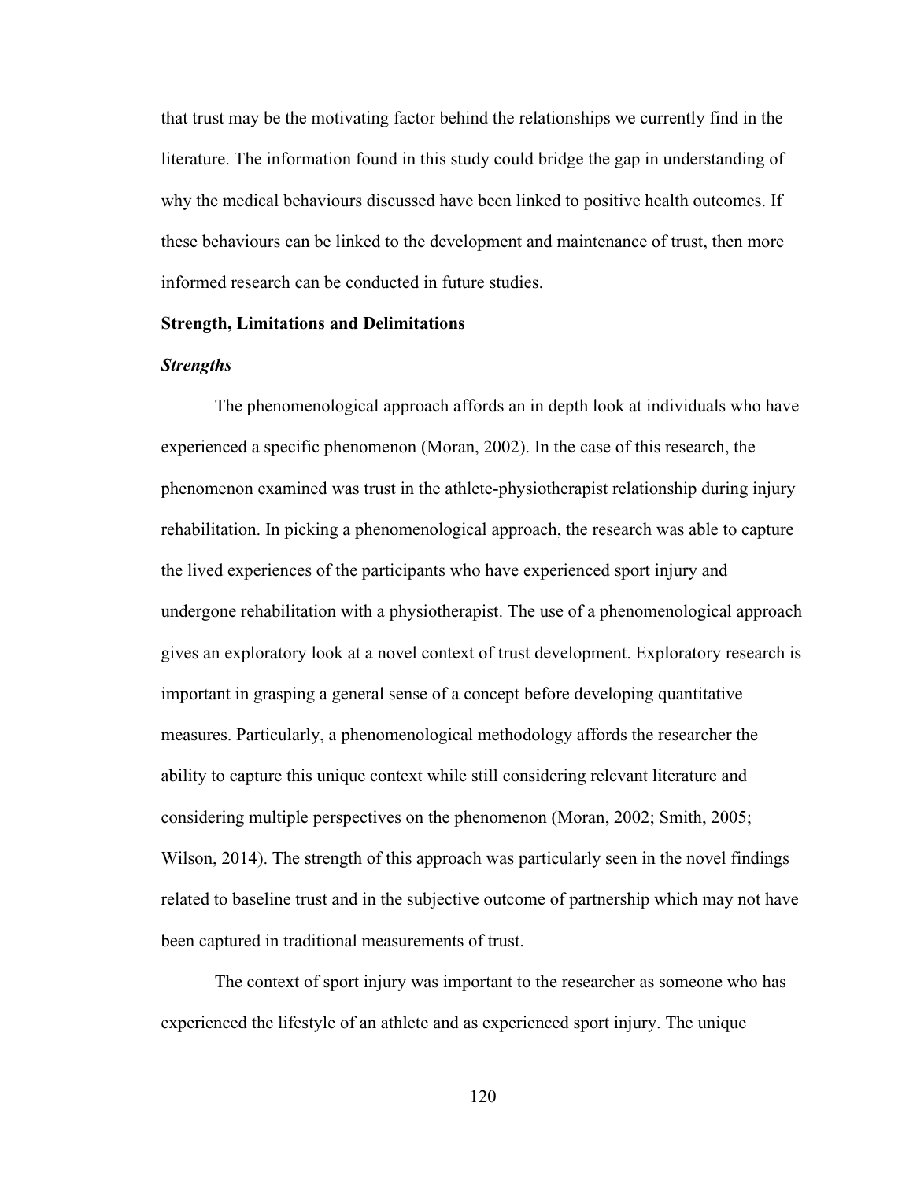that trust may be the motivating factor behind the relationships we currently find in the literature. The information found in this study could bridge the gap in understanding of why the medical behaviours discussed have been linked to positive health outcomes. If these behaviours can be linked to the development and maintenance of trust, then more informed research can be conducted in future studies.

## Strength, Limitations and Delimitations

### *Strengths*

The phenomenological approach affords an in depth look at individuals who have experienced a specific phenomenon (Moran, 2002). In the case of this research, the phenomenon examined was trust in the athlete-physiotherapist relationship during injury rehabilitation. In picking a phenomenological approach, the research was able to capture the lived experiences of the participants who have experienced sport injury and undergone rehabilitation with a physiotherapist. The use of a phenomenological approach gives an exploratory look at a novel context of trust development. Exploratory research is important in grasping a general sense of a concept before developing quantitative measures. Particularly, a phenomenological methodology affords the researcher the ability to capture this unique context while still considering relevant literature and considering multiple perspectives on the phenomenon (Moran, 2002; Smith, 2005; Wilson, 2014). The strength of this approach was particularly seen in the novel findings related to baseline trust and in the subjective outcome of partnership which may not have been captured in traditional measurements of trust.

The context of sport injury was important to the researcher as someone who has experienced the lifestyle of an athlete and as experienced sport injury. The unique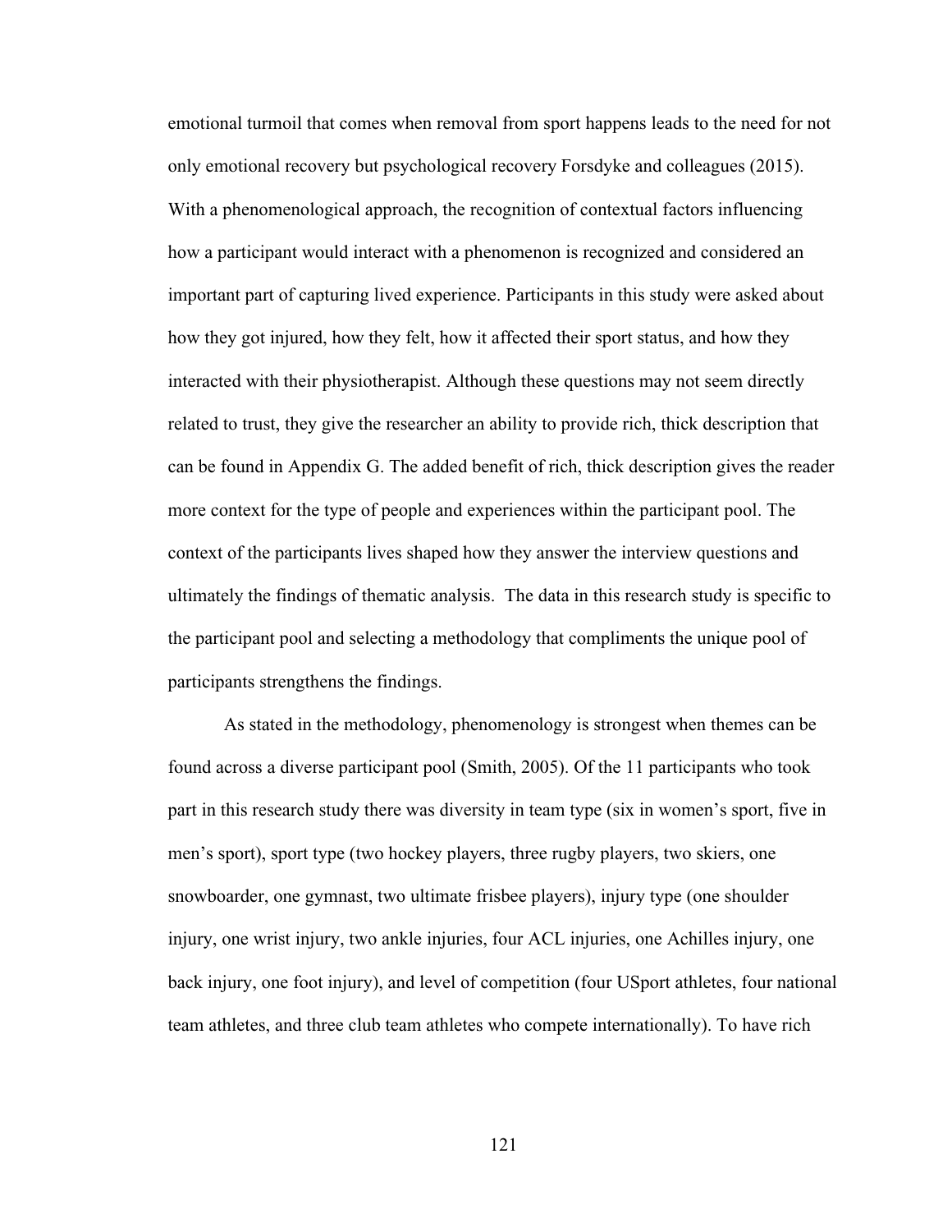emotional turmoil that comes when removal from sport happens leads to the need for not only emotional recovery but psychological recovery Forsdyke and colleagues (2015). With a phenomenological approach, the recognition of contextual factors influencing how a participant would interact with a phenomenon is recognized and considered an important part of capturing lived experience. Participants in this study were asked about how they got injured, how they felt, how it affected their sport status, and how they interacted with their physiotherapist. Although these questions may not seem directly related to trust, they give the researcher an ability to provide rich, thick description that can be found in Appendix G. The added benefit of rich, thick description gives the reader more context for the type of people and experiences within the participant pool. The context of the participants lives shaped how they answer the interview questions and ultimately the findings of thematic analysis. The data in this research study is specific to the participant pool and selecting a methodology that compliments the unique pool of participants strengthens the findings.

As stated in the methodology, phenomenology is strongest when themes can be found across a diverse participant pool (Smith, 2005). Of the 11 participants who took part in this research study there was diversity in team type (six in women's sport, five in men's sport), sport type (two hockey players, three rugby players, two skiers, one snowboarder, one gymnast, two ultimate frisbee players), injury type (one shoulder injury, one wrist injury, two ankle injuries, four ACL injuries, one Achilles injury, one back injury, one foot injury), and level of competition (four USport athletes, four national team athletes, and three club team athletes who compete internationally). To have rich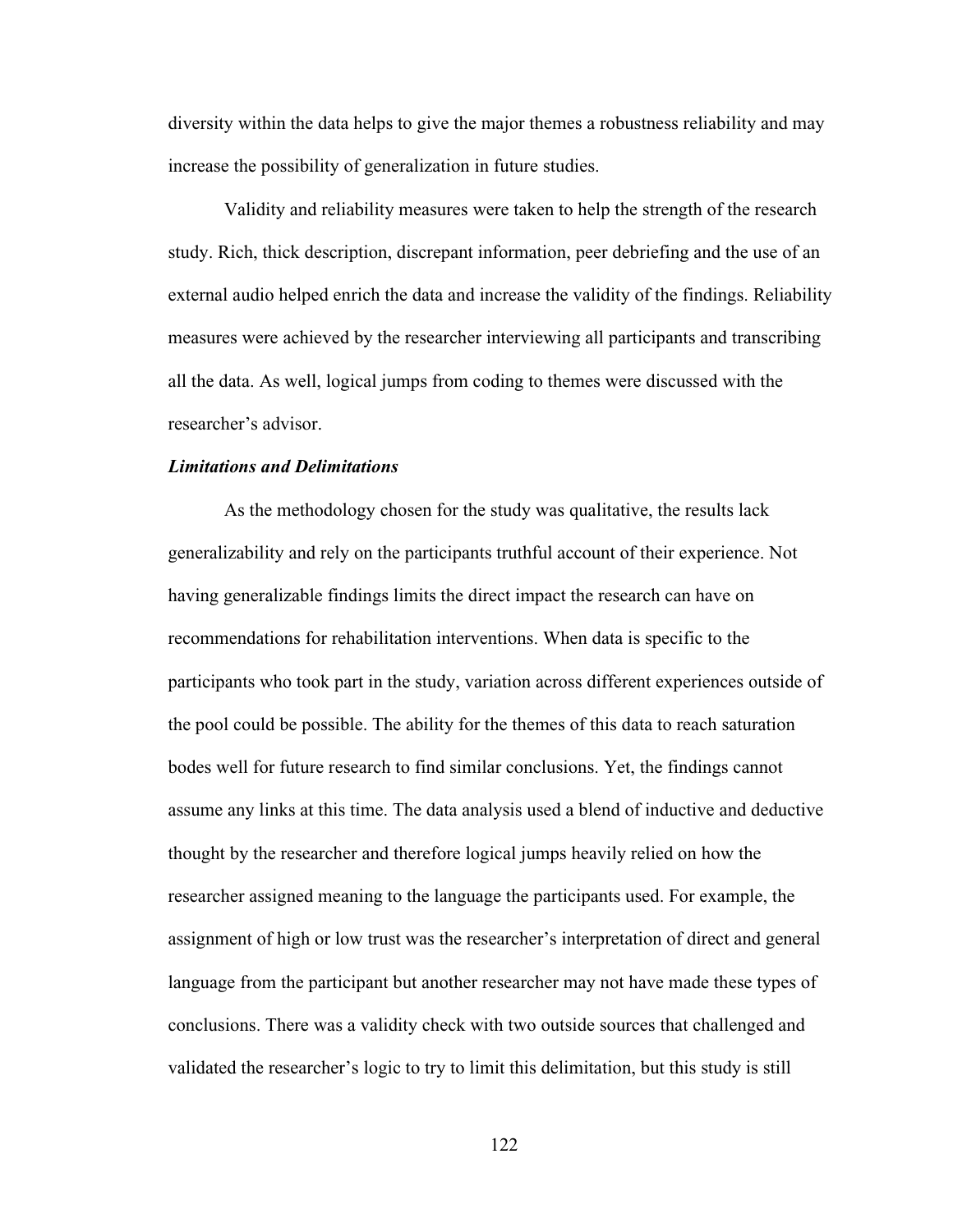diversity within the data helps to give the major themes a robustness reliability and may increase the possibility of generalization in future studies.

Validity and reliability measures were taken to help the strength of the research study. Rich, thick description, discrepant information, peer debriefing and the use of an external audio helped enrich the data and increase the validity of the findings. Reliability measures were achieved by the researcher interviewing all participants and transcribing all the data. As well, logical jumps from coding to themes were discussed with the researcher's advisor.

***Limitations and Delimitations***

As the methodology chosen for the study was qualitative, the results lack generalizability and rely on the participants truthful account of their experience. Not having generalizable findings limits the direct impact the research can have on recommendations for rehabilitation interventions. When data is specific to the participants who took part in the study, variation across different experiences outside of the pool could be possible. The ability for the themes of this data to reach saturation bodes well for future research to find similar conclusions. Yet, the findings cannot assume any links at this time. The data analysis used a blend of inductive and deductive thought by the researcher and therefore logical jumps heavily relied on how the researcher assigned meaning to the language the participants used. For example, the assignment of high or low trust was the researcher's interpretation of direct and general language from the participant but another researcher may not have made these types of conclusions. There was a validity check with two outside sources that challenged and validated the researcher's logic to try to limit this delimitation, but this study is still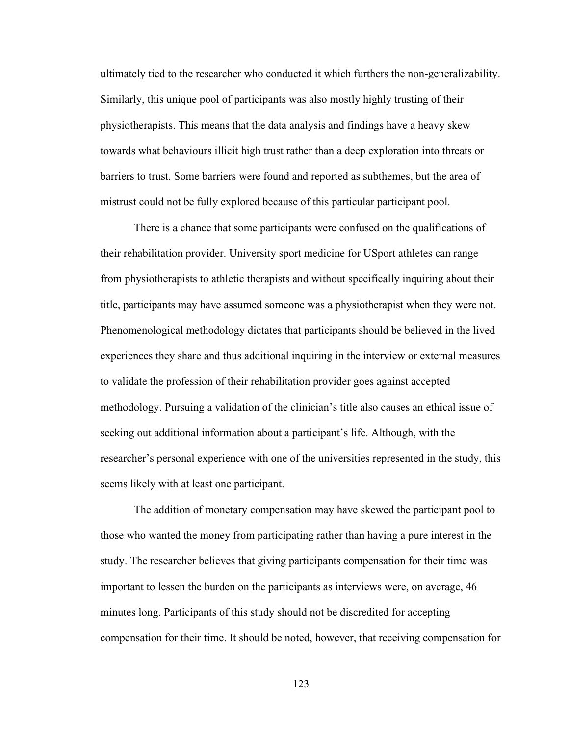ultimately tied to the researcher who conducted it which furthers the non-generalizability. Similarly, this unique pool of participants was also mostly highly trusting of their physiotherapists. This means that the data analysis and findings have a heavy skew towards what behaviours illicit high trust rather than a deep exploration into threats or barriers to trust. Some barriers were found and reported as subthemes, but the area of mistrust could not be fully explored because of this particular participant pool.

There is a chance that some participants were confused on the qualifications of their rehabilitation provider. University sport medicine for USport athletes can range from physiotherapists to athletic therapists and without specifically inquiring about their title, participants may have assumed someone was a physiotherapist when they were not. Phenomenological methodology dictates that participants should be believed in the lived experiences they share and thus additional inquiring in the interview or external measures to validate the profession of their rehabilitation provider goes against accepted methodology. Pursuing a validation of the clinician's title also causes an ethical issue of seeking out additional information about a participant's life. Although, with the researcher's personal experience with one of the universities represented in the study, this seems likely with at least one participant.

The addition of monetary compensation may have skewed the participant pool to those who wanted the money from participating rather than having a pure interest in the study. The researcher believes that giving participants compensation for their time was important to lessen the burden on the participants as interviews were, on average, 46 minutes long. Participants of this study should not be discredited for accepting compensation for their time. It should be noted, however, that receiving compensation for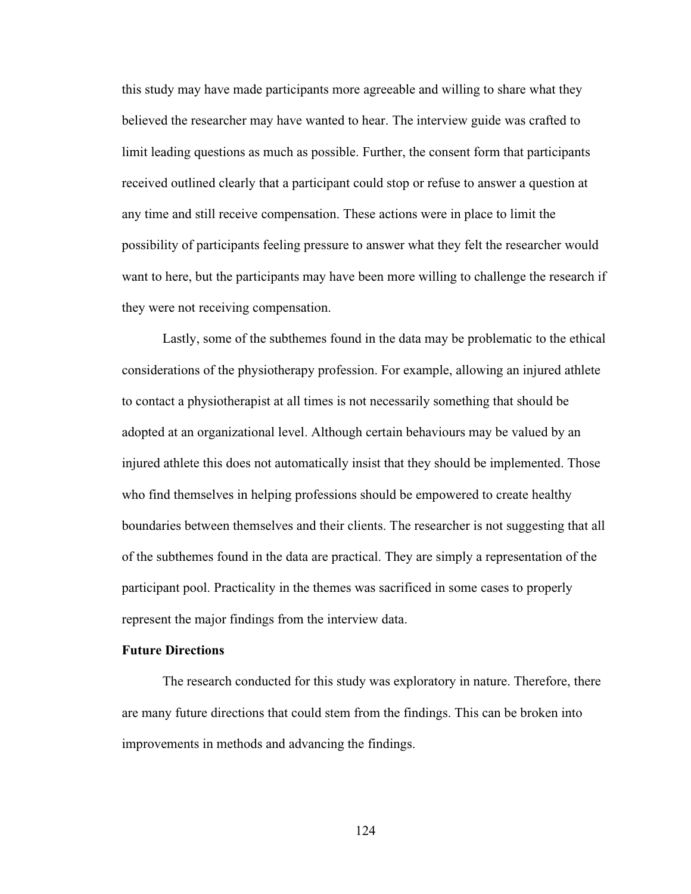this study may have made participants more agreeable and willing to share what they believed the researcher may have wanted to hear. The interview guide was crafted to limit leading questions as much as possible. Further, the consent form that participants received outlined clearly that a participant could stop or refuse to answer a question at any time and still receive compensation. These actions were in place to limit the possibility of participants feeling pressure to answer what they felt the researcher would want to here, but the participants may have been more willing to challenge the research if they were not receiving compensation.

Lastly, some of the subthemes found in the data may be problematic to the ethical considerations of the physiotherapy profession. For example, allowing an injured athlete to contact a physiotherapist at all times is not necessarily something that should be adopted at an organizational level. Although certain behaviours may be valued by an injured athlete this does not automatically insist that they should be implemented. Those who find themselves in helping professions should be empowered to create healthy boundaries between themselves and their clients. The researcher is not suggesting that all of the subthemes found in the data are practical. They are simply a representation of the participant pool. Practicality in the themes was sacrificed in some cases to properly represent the major findings from the interview data.

**Future Directions**

The research conducted for this study was exploratory in nature. Therefore, there are many future directions that could stem from the findings. This can be broken into improvements in methods and advancing the findings.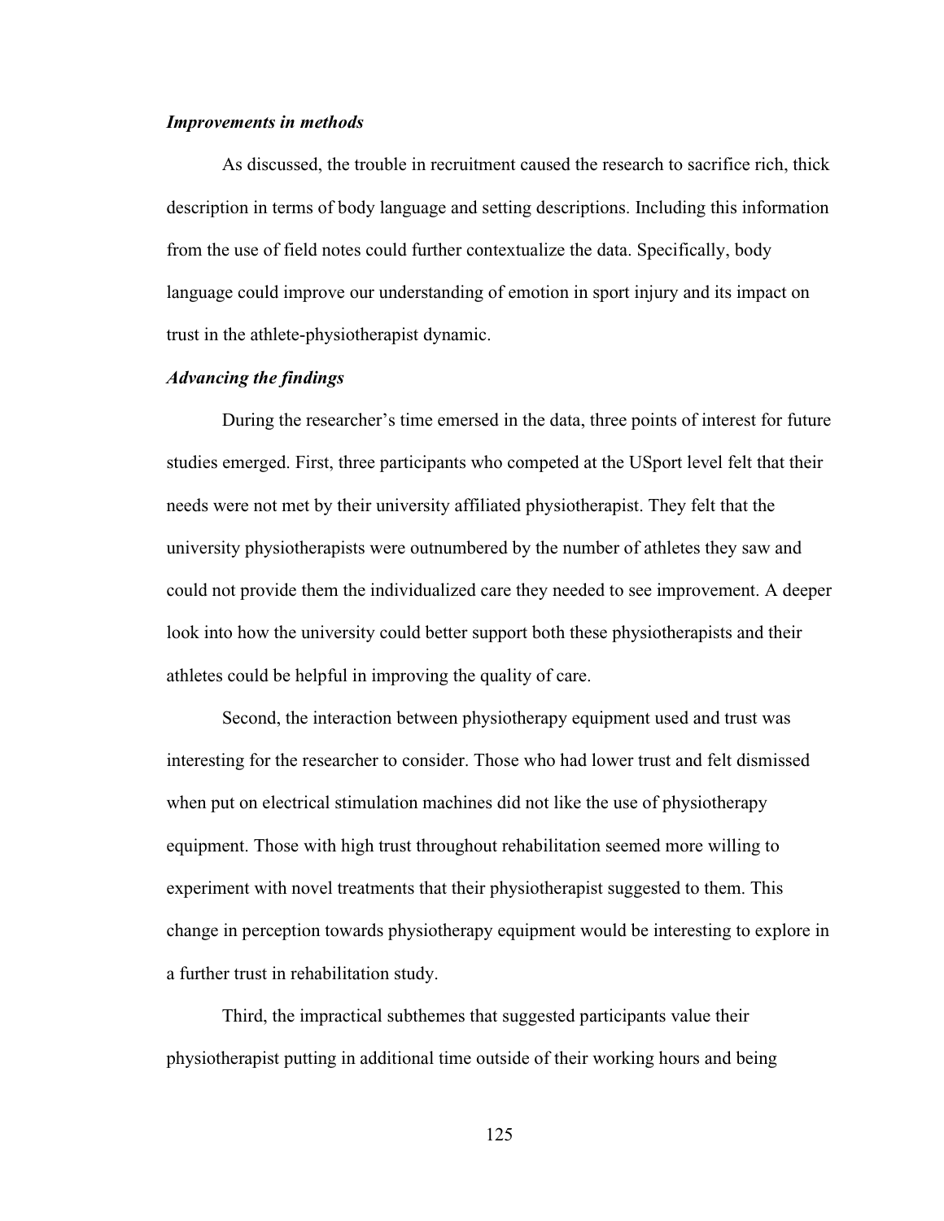### *Improvements in methods*

As discussed, the trouble in recruitment caused the research to sacrifice rich, thick description in terms of body language and setting descriptions. Including this information from the use of field notes could further contextualize the data. Specifically, body language could improve our understanding of emotion in sport injury and its impact on trust in the athlete-physiotherapist dynamic.

### *Advancing the findings*

During the researcher's time emersed in the data, three points of interest for future studies emerged. First, three participants who competed at the USport level felt that their needs were not met by their university affiliated physiotherapist. They felt that the university physiotherapists were outnumbered by the number of athletes they saw and could not provide them the individualized care they needed to see improvement. A deeper look into how the university could better support both these physiotherapists and their athletes could be helpful in improving the quality of care.

Second, the interaction between physiotherapy equipment used and trust was interesting for the researcher to consider. Those who had lower trust and felt dismissed when put on electrical stimulation machines did not like the use of physiotherapy equipment. Those with high trust throughout rehabilitation seemed more willing to experiment with novel treatments that their physiotherapist suggested to them. This change in perception towards physiotherapy equipment would be interesting to explore in a further trust in rehabilitation study.

Third, the impractical subthemes that suggested participants value their physiotherapist putting in additional time outside of their working hours and being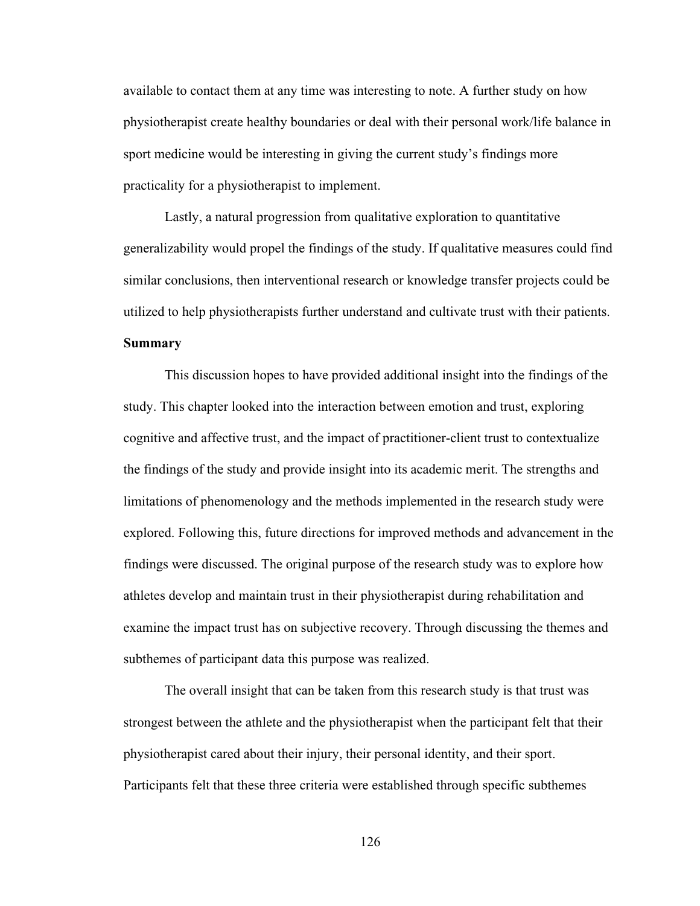available to contact them at any time was interesting to note. A further study on how physiotherapist create healthy boundaries or deal with their personal work/life balance in sport medicine would be interesting in giving the current study's findings more practicality for a physiotherapist to implement.

Lastly, a natural progression from qualitative exploration to quantitative generalizability would propel the findings of the study. If qualitative measures could find similar conclusions, then interventional research or knowledge transfer projects could be utilized to help physiotherapists further understand and cultivate trust with their patients.

**Summary**

This discussion hopes to have provided additional insight into the findings of the study. This chapter looked into the interaction between emotion and trust, exploring cognitive and affective trust, and the impact of practitioner-client trust to contextualize the findings of the study and provide insight into its academic merit. The strengths and limitations of phenomenology and the methods implemented in the research study were explored. Following this, future directions for improved methods and advancement in the findings were discussed. The original purpose of the research study was to explore how athletes develop and maintain trust in their physiotherapist during rehabilitation and examine the impact trust has on subjective recovery. Through discussing the themes and subthemes of participant data this purpose was realized.

The overall insight that can be taken from this research study is that trust was strongest between the athlete and the physiotherapist when the participant felt that their physiotherapist cared about their injury, their personal identity, and their sport. Participants felt that these three criteria were established through specific subthemes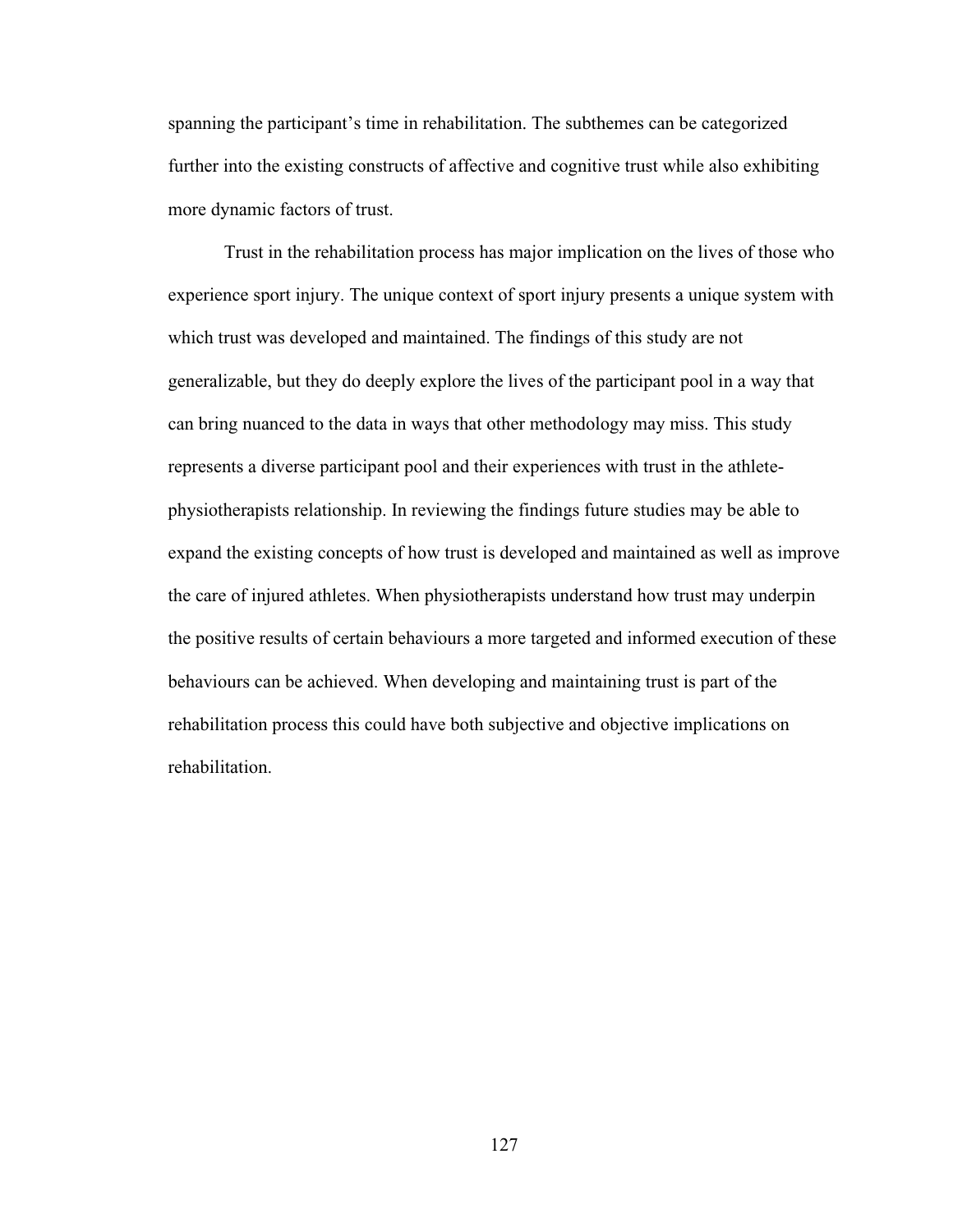spanning the participant's time in rehabilitation. The subthemes can be categorized further into the existing constructs of affective and cognitive trust while also exhibiting more dynamic factors of trust.

Trust in the rehabilitation process has major implication on the lives of those who experience sport injury. The unique context of sport injury presents a unique system with which trust was developed and maintained. The findings of this study are not generalizable, but they do deeply explore the lives of the participant pool in a way that can bring nuanced to the data in ways that other methodology may miss. This study represents a diverse participant pool and their experiences with trust in the athlete-physiotherapists relationship. In reviewing the findings future studies may be able to expand the existing concepts of how trust is developed and maintained as well as improve the care of injured athletes. When physiotherapists understand how trust may underpin the positive results of certain behaviours a more targeted and informed execution of these behaviours can be achieved. When developing and maintaining trust is part of the rehabilitation process this could have both subjective and objective implications on rehabilitation.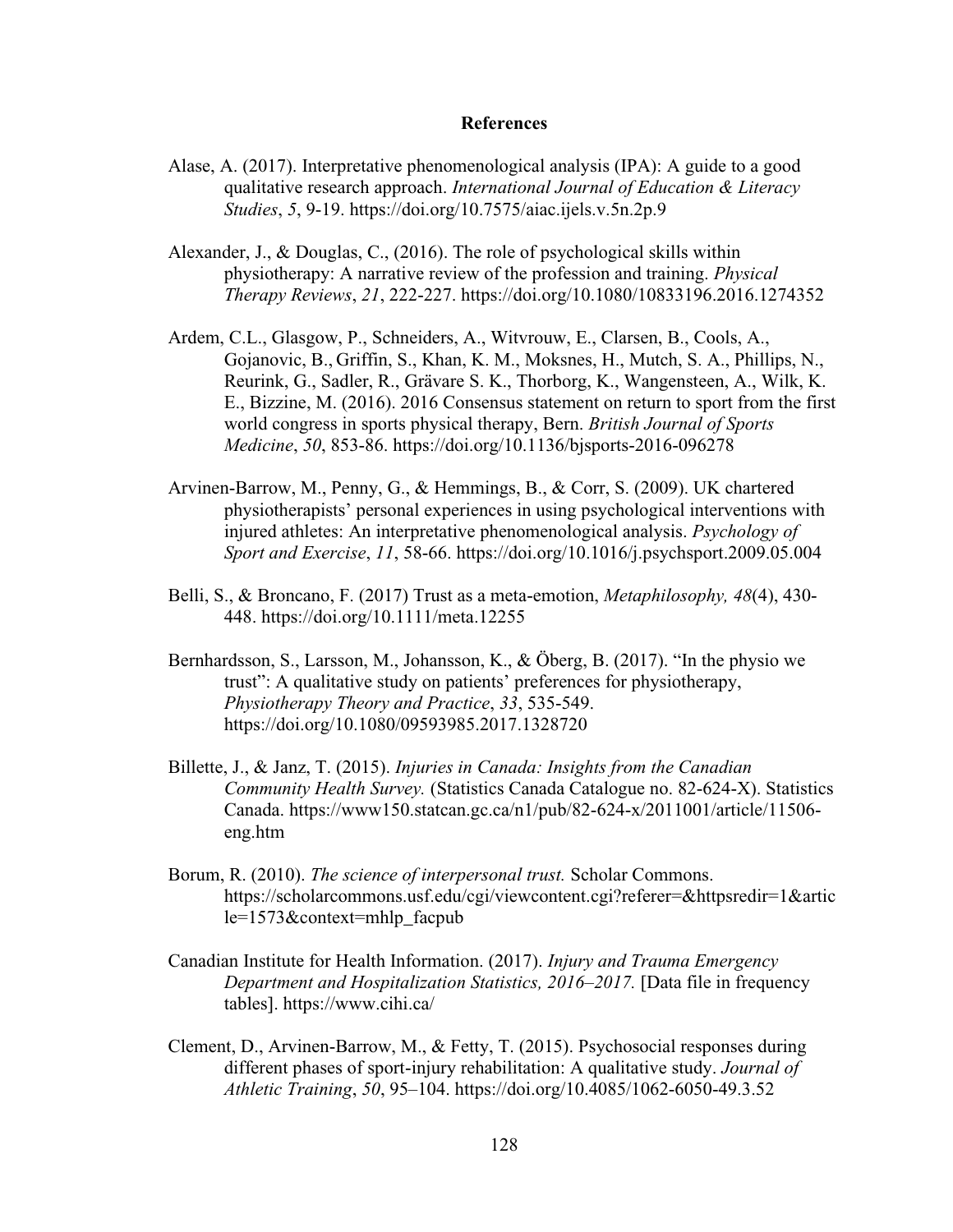# References

Alase, A. (2017). Interpretative phenomenological analysis (IPA): A guide to a good qualitative research approach. *International Journal of Education & Literacy Studies*, *5*, 9-19. https://doi.org/10.7575/aiac.ijels.v.5n.2p.9

Alexander, J., & Douglas, C., (2016). The role of psychological skills within physiotherapy: A narrative review of the profession and training. *Physical Therapy Reviews*, *21*, 222-227. https://doi.org/10.1080/10833196.2016.1274352

Ardem, C.L., Glasgow, P., Schneiders, A., Witvrouw, E., Clarsen, B., Cools, A., Gojanovic, B., Griffin, S., Khan, K. M., Moksnes, H., Mutch, S. A., Phillips, N., Reurink, G., Sadler, R., Grävare S. K., Thorborg, K., Wangensteen, A., Wilk, K. E., Bizzine, M. (2016). 2016 Consensus statement on return to sport from the first world congress in sports physical therapy, Bern. *British Journal of Sports Medicine*, *50*, 853-86. https://doi.org/10.1136/bjsports-2016-096278

Arvinen-Barrow, M., Penny, G., & Hemmings, B., & Corr, S. (2009). UK chartered physiotherapists' personal experiences in using psychological interventions with injured athletes: An interpretative phenomenological analysis. *Psychology of Sport and Exercise*, *11*, 58-66. https://doi.org/10.1016/j.psychsport.2009.05.004

Belli, S., & Broncano, F. (2017) Trust as a meta-emotion, *Metaphilosophy, 48*(4), 430-448. https://doi.org/10.1111/meta.12255

Bernhardsson, S., Larsson, M., Johansson, K., & Öberg, B. (2017). "In the physio we trust": A qualitative study on patients' preferences for physiotherapy, *Physiotherapy Theory and Practice*, *33*, 535-549. https://doi.org/10.1080/09593985.2017.1328720

Billette, J., & Janz, T. (2015). *Injuries in Canada: Insights from the Canadian Community Health Survey.* (Statistics Canada Catalogue no. 82-624-X). Statistics Canada. https://www150.statcan.gc.ca/n1/pub/82-624-x/2011001/article/11506-eng.htm

Borum, R. (2010). *The science of interpersonal trust.* Scholar Commons. https://scholarcommons.usf.edu/cgi/viewcontent.cgi?referer=&httpsredir=1&article=1573&context=mhlp_facpub

Canadian Institute for Health Information. (2017). *Injury and Trauma Emergency Department and Hospitalization Statistics, 2016–2017.* [Data file in frequency tables]. https://www.cihi.ca/

Clement, D., Arvinen-Barrow, M., & Fetty, T. (2015). Psychosocial responses during different phases of sport-injury rehabilitation: A qualitative study. *Journal of Athletic Training*, *50*, 95–104. https://doi.org/10.4085/1062-6050-49.3.52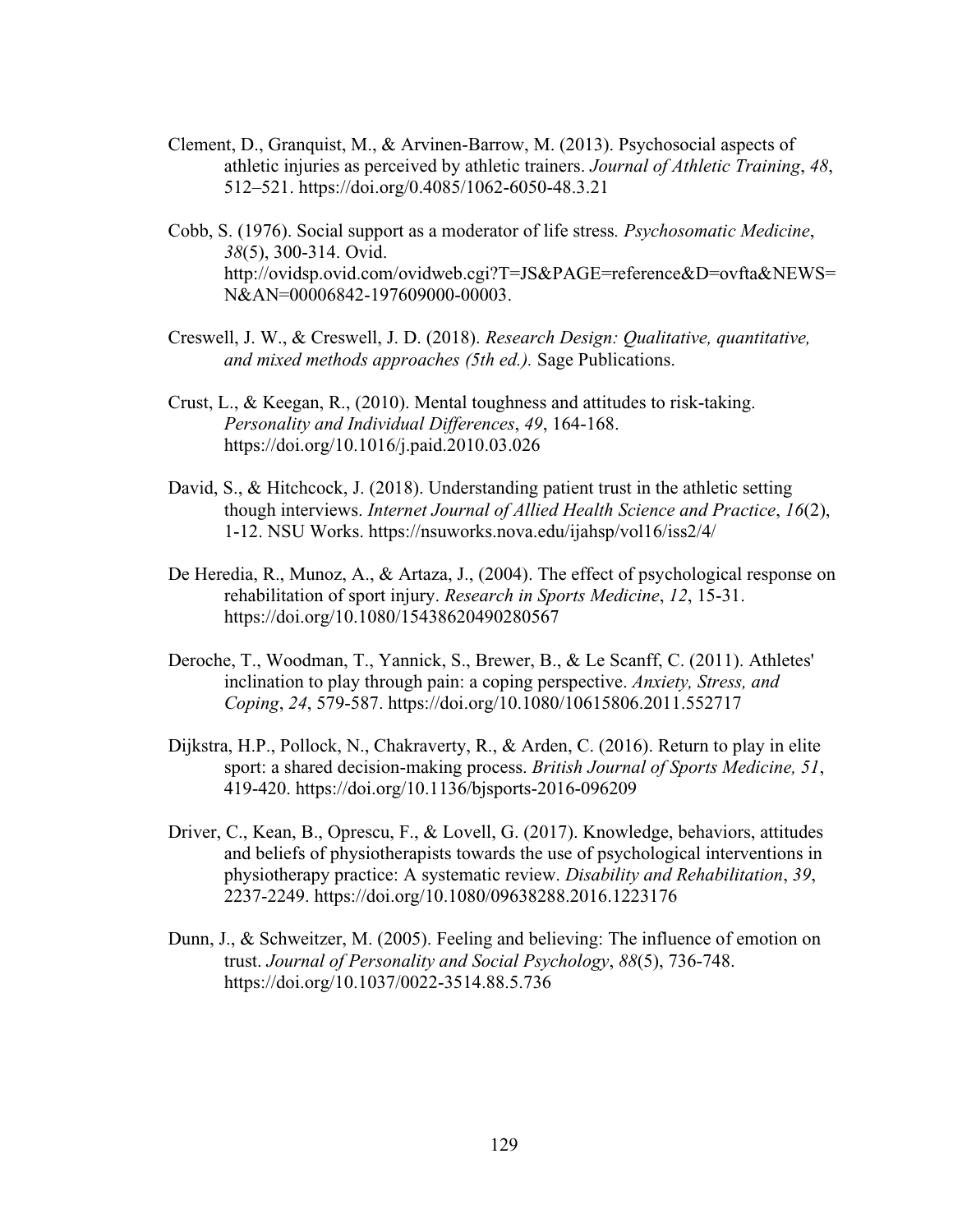Clement, D., Granquist, M., & Arvinen-Barrow, M. (2013). Psychosocial aspects of athletic injuries as perceived by athletic trainers. *Journal of Athletic Training*, *48*, 512–521. https://doi.org/0.4085/1062-6050-48.3.21

Cobb, S. (1976). Social support as a moderator of life stress*. Psychosomatic Medicine*, *38*(5), 300-314. Ovid. http://ovidsp.ovid.com/ovidweb.cgi?T=JS&PAGE=reference&D=ovfta&NEWS=N&AN=00006842-197609000-00003.

Creswell, J. W., & Creswell, J. D. (2018). *Research Design: Qualitative, quantitative, and mixed methods approaches (5th ed.).* Sage Publications.

Crust, L., & Keegan, R., (2010). Mental toughness and attitudes to risk-taking. *Personality and Individual Differences*, *49*, 164-168. https://doi.org/10.1016/j.paid.2010.03.026

David, S., & Hitchcock, J. (2018). Understanding patient trust in the athletic setting though interviews. *Internet Journal of Allied Health Science and Practice*, *16*(2), 1-12. NSU Works. https://nsuworks.nova.edu/ijahsp/vol16/iss2/4/

De Heredia, R., Munoz, A., & Artaza, J., (2004). The effect of psychological response on rehabilitation of sport injury. *Research in Sports Medicine*, *12*, 15-31. https://doi.org/10.1080/15438620490280567

Deroche, T., Woodman, T., Yannick, S., Brewer, B., & Le Scanff, C. (2011). Athletes' inclination to play through pain: a coping perspective. *Anxiety, Stress, and Coping*, *24*, 579-587. https://doi.org/10.1080/10615806.2011.552717

Dijkstra, H.P., Pollock, N., Chakraverty, R., & Arden, C. (2016). Return to play in elite sport: a shared decision-making process. *British Journal of Sports Medicine, 51*, 419-420. https://doi.org/10.1136/bjsports-2016-096209

Driver, C., Kean, B., Oprescu, F., & Lovell, G. (2017). Knowledge, behaviors, attitudes and beliefs of physiotherapists towards the use of psychological interventions in physiotherapy practice: A systematic review. *Disability and Rehabilitation*, *39*, 2237-2249. https://doi.org/10.1080/09638288.2016.1223176

Dunn, J., & Schweitzer, M. (2005). Feeling and believing: The influence of emotion on trust. *Journal of Personality and Social Psychology*, *88*(5), 736-748. https://doi.org/10.1037/0022-3514.88.5.736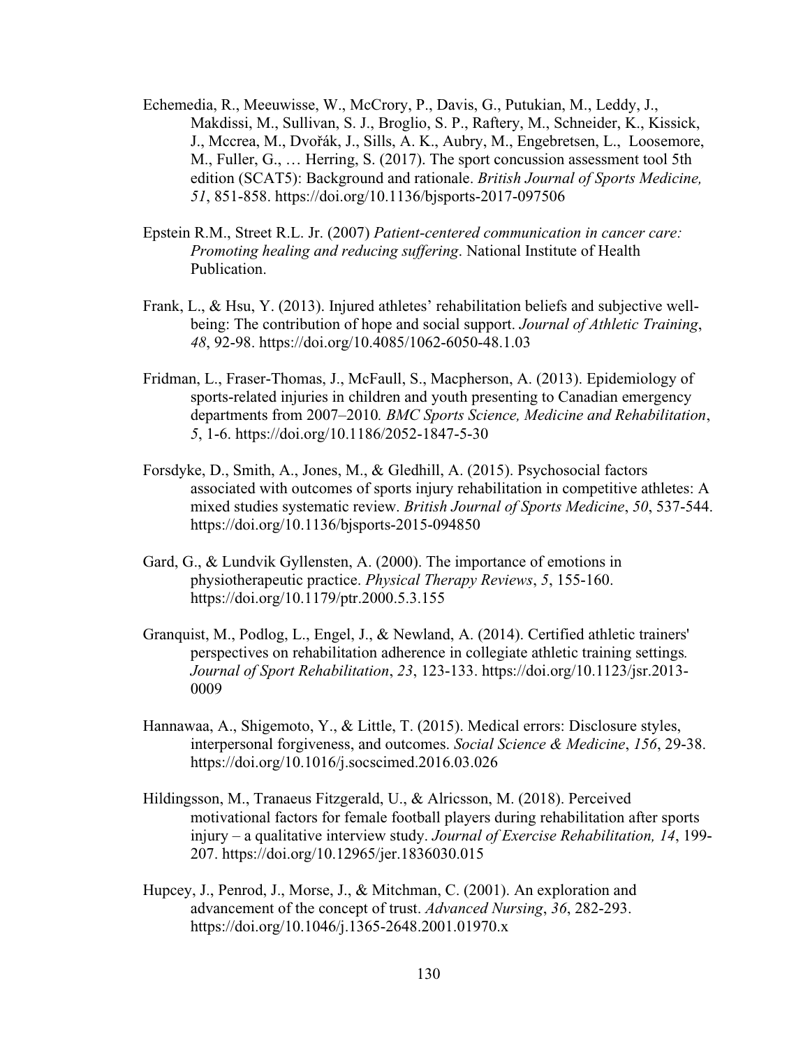Echemedia, R., Meeuwisse, W., McCrory, P., Davis, G., Putukian, M., Leddy, J., Makdissi, M., Sullivan, S. J., Broglio, S. P., Raftery, M., Schneider, K., Kissick, J., Mccrea, M., Dvořák, J., Sills, A. K., Aubry, M., Engebretsen, L., Loosemore, M., Fuller, G., … Herring, S. (2017). The sport concussion assessment tool 5th edition (SCAT5): Background and rationale. *British Journal of Sports Medicine, 51*, 851-858. https://doi.org/10.1136/bjsports-2017-097506

Epstein R.M., Street R.L. Jr. (2007) *Patient-centered communication in cancer care: Promoting healing and reducing suffering*. National Institute of Health Publication.

Frank, L., & Hsu, Y. (2013). Injured athletes' rehabilitation beliefs and subjective well-being: The contribution of hope and social support. *Journal of Athletic Training*, *48*, 92-98. https://doi.org/10.4085/1062-6050-48.1.03

Fridman, L., Fraser-Thomas, J., McFaull, S., Macpherson, A. (2013). Epidemiology of sports-related injuries in children and youth presenting to Canadian emergency departments from 2007–2010*. BMC Sports Science, Medicine and Rehabilitation*, *5*, 1-6. https://doi.org/10.1186/2052-1847-5-30

Forsdyke, D., Smith, A., Jones, M., & Gledhill, A. (2015). Psychosocial factors associated with outcomes of sports injury rehabilitation in competitive athletes: A mixed studies systematic review. *British Journal of Sports Medicine*, *50*, 537-544. https://doi.org/10.1136/bjsports-2015-094850

Gard, G., & Lundvik Gyllensten, A. (2000). The importance of emotions in physiotherapeutic practice. *Physical Therapy Reviews*, *5*, 155-160. https://doi.org/10.1179/ptr.2000.5.3.155

Granquist, M., Podlog, L., Engel, J., & Newland, A. (2014). Certified athletic trainers' perspectives on rehabilitation adherence in collegiate athletic training settings*. Journal of Sport Rehabilitation*, *23*, 123-133. https://doi.org/10.1123/jsr.2013-0009

Hannawaa, A., Shigemoto, Y., & Little, T. (2015). Medical errors: Disclosure styles, interpersonal forgiveness, and outcomes. *Social Science & Medicine*, *156*, 29-38. https://doi.org/10.1016/j.socscimed.2016.03.026

Hildingsson, M., Tranaeus Fitzgerald, U., & Alricsson, M. (2018). Perceived motivational factors for female football players during rehabilitation after sports injury – a qualitative interview study. *Journal of Exercise Rehabilitation, 14*, 199-207. https://doi.org/10.12965/jer.1836030.015

Hupcey, J., Penrod, J., Morse, J., & Mitchman, C. (2001). An exploration and advancement of the concept of trust. *Advanced Nursing*, *36*, 282-293. https://doi.org/10.1046/j.1365-2648.2001.01970.x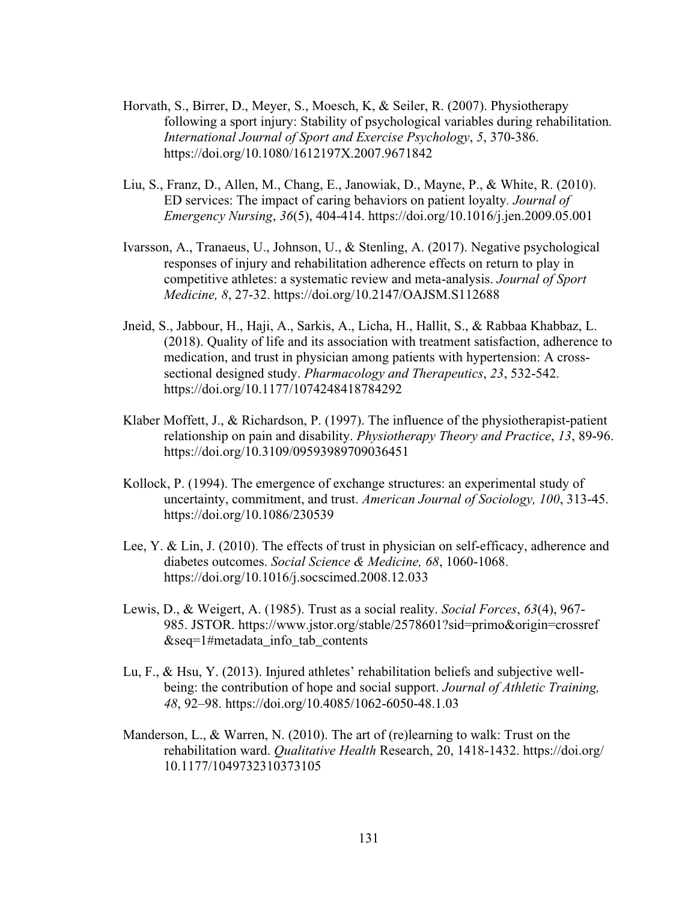Horvath, S., Birrer, D., Meyer, S., Moesch, K, & Seiler, R. (2007). Physiotherapy following a sport injury: Stability of psychological variables during rehabilitation. *International Journal of Sport and Exercise Psychology*, *5*, 370-386. https://doi.org/10.1080/1612197X.2007.9671842

Liu, S., Franz, D., Allen, M., Chang, E., Janowiak, D., Mayne, P., & White, R. (2010). ED services: The impact of caring behaviors on patient loyalty. *Journal of Emergency Nursing*, *36*(5), 404-414. https://doi.org/10.1016/j.jen.2009.05.001

Ivarsson, A., Tranaeus, U., Johnson, U., & Stenling, A. (2017). Negative psychological responses of injury and rehabilitation adherence effects on return to play in competitive athletes: a systematic review and meta-analysis. *Journal of Sport Medicine, 8*, 27-32. https://doi.org/10.2147/OAJSM.S112688

Jneid, S., Jabbour, H., Haji, A., Sarkis, A., Licha, H., Hallit, S., & Rabbaa Khabbaz, L. (2018). Quality of life and its association with treatment satisfaction, adherence to medication, and trust in physician among patients with hypertension: A cross-sectional designed study. *Pharmacology and Therapeutics*, *23*, 532-542. https://doi.org/10.1177/1074248418784292

Klaber Moffett, J., & Richardson, P. (1997). The influence of the physiotherapist-patient relationship on pain and disability. *Physiotherapy Theory and Practice*, *13*, 89-96. https://doi.org/10.3109/09593989709036451

Kollock, P. (1994). The emergence of exchange structures: an experimental study of uncertainty, commitment, and trust. *American Journal of Sociology, 100*, 313-45. https://doi.org/10.1086/230539

Lee, Y. & Lin, J. (2010). The effects of trust in physician on self-efficacy, adherence and diabetes outcomes. *Social Science & Medicine, 68*, 1060-1068. https://doi.org/10.1016/j.socscimed.2008.12.033

Lewis, D., & Weigert, A. (1985). Trust as a social reality. *Social Forces*, *63*(4), 967-985. JSTOR. https://www.jstor.org/stable/2578601?sid=primo&origin=crossref&seq=1#metadata_info_tab_contents

Lu, F., & Hsu, Y. (2013). Injured athletes' rehabilitation beliefs and subjective well-being: the contribution of hope and social support. *Journal of Athletic Training, 48*, 92–98. https://doi.org/10.4085/1062-6050-48.1.03

Manderson, L., & Warren, N. (2010). The art of (re)learning to walk: Trust on the rehabilitation ward. *Qualitative Health* Research, 20, 1418-1432. https://doi.org/10.1177/1049732310373105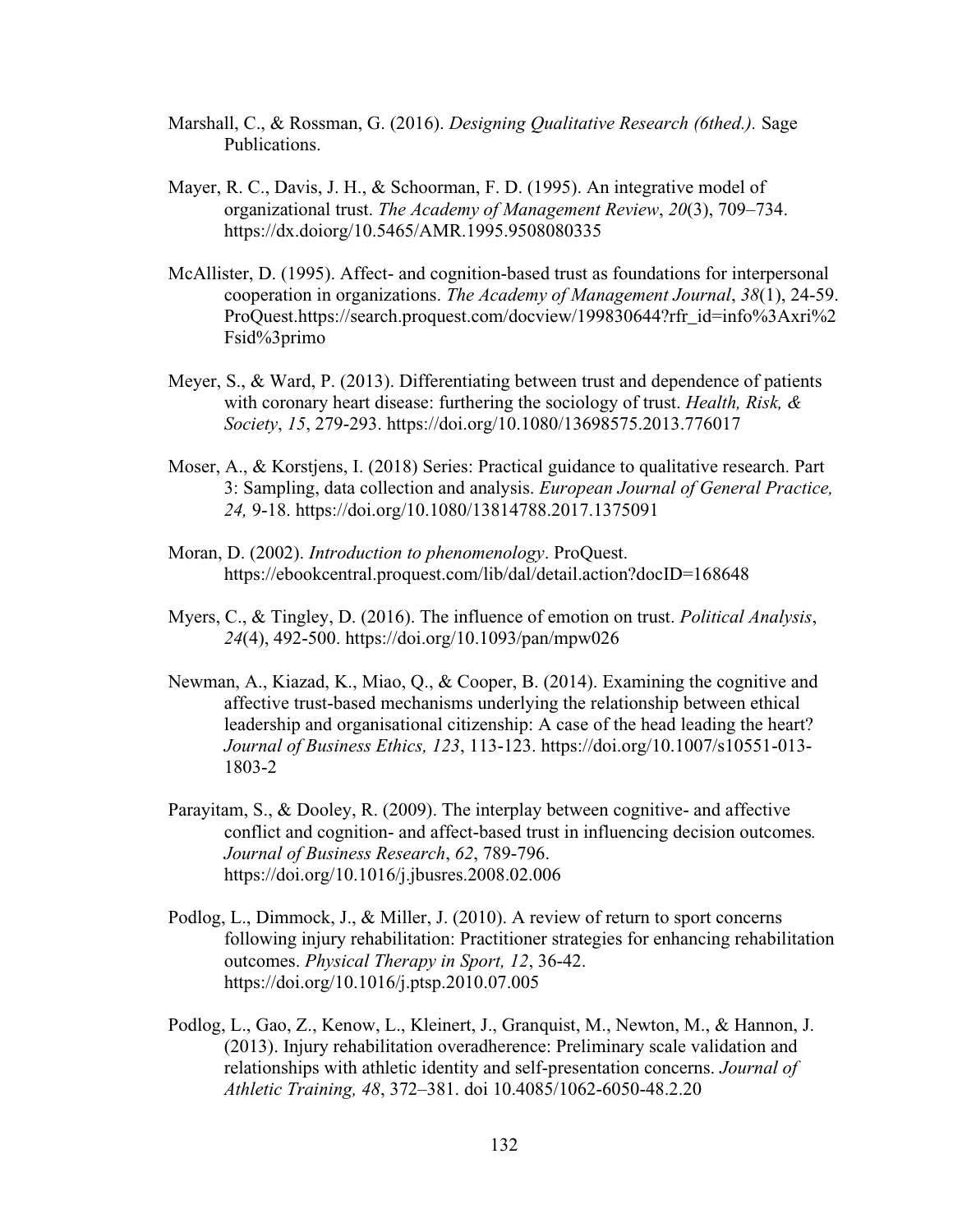Marshall, C., & Rossman, G. (2016). *Designing Qualitative Research (6thed.).* Sage Publications.

Mayer, R. C., Davis, J. H., & Schoorman, F. D. (1995). An integrative model of organizational trust. *The Academy of Management Review*, *20*(3), 709–734. https://dx.doiorg/10.5465/AMR.1995.9508080335

McAllister, D. (1995). Affect- and cognition-based trust as foundations for interpersonal cooperation in organizations. *The Academy of Management Journal*, *38*(1), 24-59. ProQuest.https://search.proquest.com/docview/199830644?rfr_id=info%3Axri%2Fsid%3primo

Meyer, S., & Ward, P. (2013). Differentiating between trust and dependence of patients with coronary heart disease: furthering the sociology of trust. *Health, Risk, & Society*, *15*, 279-293. https://doi.org/10.1080/13698575.2013.776017

Moser, A., & Korstjens, I. (2018) Series: Practical guidance to qualitative research. Part 3: Sampling, data collection and analysis. *European Journal of General Practice, 24,* 9-18. https://doi.org/10.1080/13814788.2017.1375091

Moran, D. (2002). *Introduction to phenomenology*. ProQuest. https://ebookcentral.proquest.com/lib/dal/detail.action?docID=168648

Myers, C., & Tingley, D. (2016). The influence of emotion on trust. *Political Analysis*, *24*(4), 492-500. https://doi.org/10.1093/pan/mpw026

Newman, A., Kiazad, K., Miao, Q., & Cooper, B. (2014). Examining the cognitive and affective trust-based mechanisms underlying the relationship between ethical leadership and organisational citizenship: A case of the head leading the heart? *Journal of Business Ethics, 123*, 113-123. https://doi.org/10.1007/s10551-013-1803-2

Parayitam, S., & Dooley, R. (2009). The interplay between cognitive- and affective conflict and cognition- and affect-based trust in influencing decision outcomes*. Journal of Business Research*, *62*, 789-796. https://doi.org/10.1016/j.jbusres.2008.02.006

Podlog, L., Dimmock, J., & Miller, J. (2010). A review of return to sport concerns following injury rehabilitation: Practitioner strategies for enhancing rehabilitation outcomes. *Physical Therapy in Sport, 12*, 36-42. https://doi.org/10.1016/j.ptsp.2010.07.005

Podlog, L., Gao, Z., Kenow, L., Kleinert, J., Granquist, M., Newton, M., & Hannon, J. (2013). Injury rehabilitation overadherence: Preliminary scale validation and relationships with athletic identity and self-presentation concerns. *Journal of Athletic Training, 48*, 372–381. doi 10.4085/1062-6050-48.2.20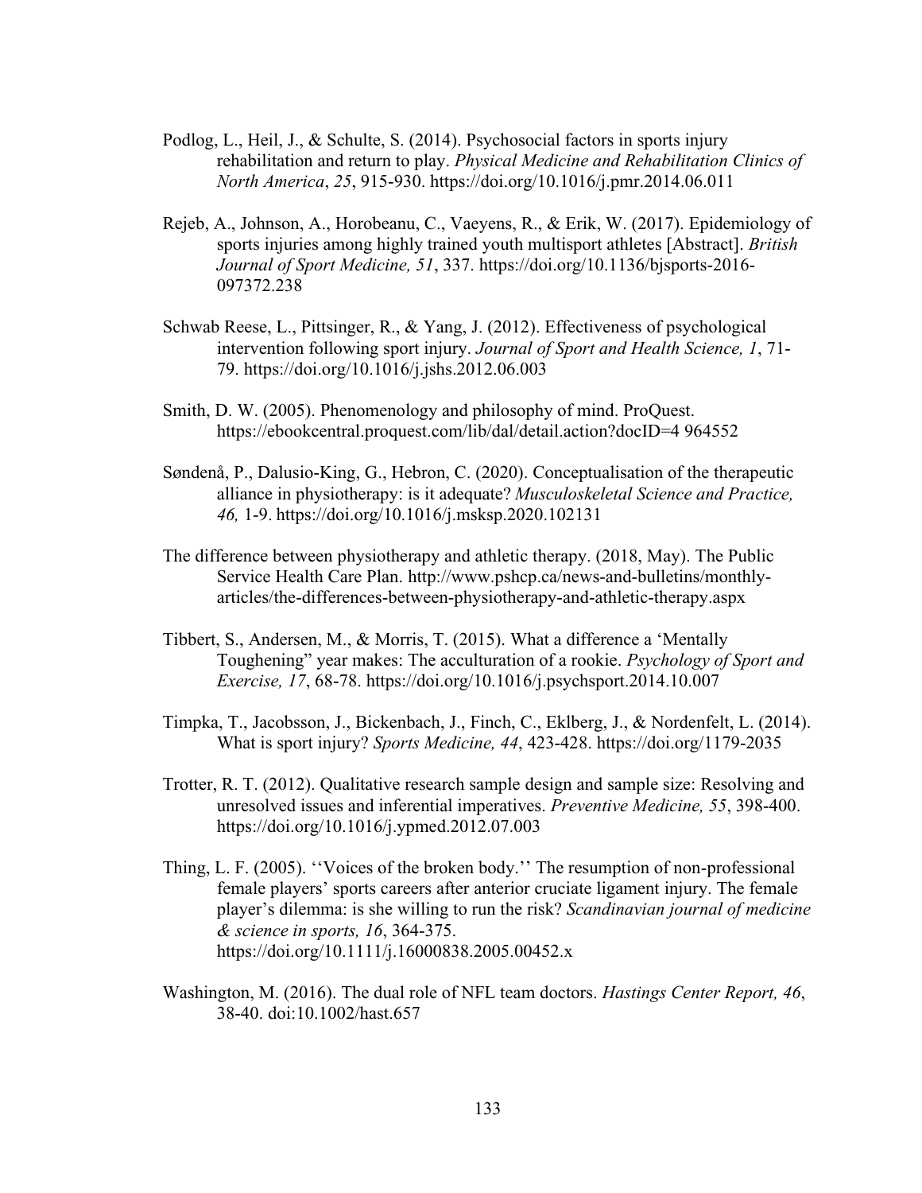Podlog, L., Heil, J., & Schulte, S. (2014). Psychosocial factors in sports injury rehabilitation and return to play. *Physical Medicine and Rehabilitation Clinics of North America*, *25*, 915-930. https://doi.org/10.1016/j.pmr.2014.06.011

Rejeb, A., Johnson, A., Horobeanu, C., Vaeyens, R., & Erik, W. (2017). Epidemiology of sports injuries among highly trained youth multisport athletes [Abstract]. *British Journal of Sport Medicine, 51*, 337. https://doi.org/10.1136/bjsports-2016-097372.238

Schwab Reese, L., Pittsinger, R., & Yang, J. (2012). Effectiveness of psychological intervention following sport injury. *Journal of Sport and Health Science, 1*, 71-79. https://doi.org/10.1016/j.jshs.2012.06.003

Smith, D. W. (2005). Phenomenology and philosophy of mind. ProQuest. https://ebookcentral.proquest.com/lib/dal/detail.action?docID=4 964552

Søndenå, P., Dalusio-King, G., Hebron, C. (2020). Conceptualisation of the therapeutic alliance in physiotherapy: is it adequate? *Musculoskeletal Science and Practice, 46,* 1-9. https://doi.org/10.1016/j.msksp.2020.102131

The difference between physiotherapy and athletic therapy. (2018, May). The Public Service Health Care Plan. http://www.pshcp.ca/news-and-bulletins/monthly-articles/the-differences-between-physiotherapy-and-athletic-therapy.aspx

Tibbert, S., Andersen, M., & Morris, T. (2015). What a difference a 'Mentally Toughening" year makes: The acculturation of a rookie. *Psychology of Sport and Exercise, 17*, 68-78. https://doi.org/10.1016/j.psychsport.2014.10.007

Timpka, T., Jacobsson, J., Bickenbach, J., Finch, C., Eklberg, J., & Nordenfelt, L. (2014). What is sport injury? *Sports Medicine, 44*, 423-428. https://doi.org/1179-2035

Trotter, R. T. (2012). Qualitative research sample design and sample size: Resolving and unresolved issues and inferential imperatives. *Preventive Medicine, 55*, 398-400. https://doi.org/10.1016/j.ypmed.2012.07.003

Thing, L. F. (2005). ''Voices of the broken body.'' The resumption of non-professional female players' sports careers after anterior cruciate ligament injury. The female player's dilemma: is she willing to run the risk? *Scandinavian journal of medicine & science in sports, 16*, 364-375. https://doi.org/10.1111/j.16000838.2005.00452.x

Washington, M. (2016). The dual role of NFL team doctors. *Hastings Center Report, 46*, 38-40. doi:10.1002/hast.657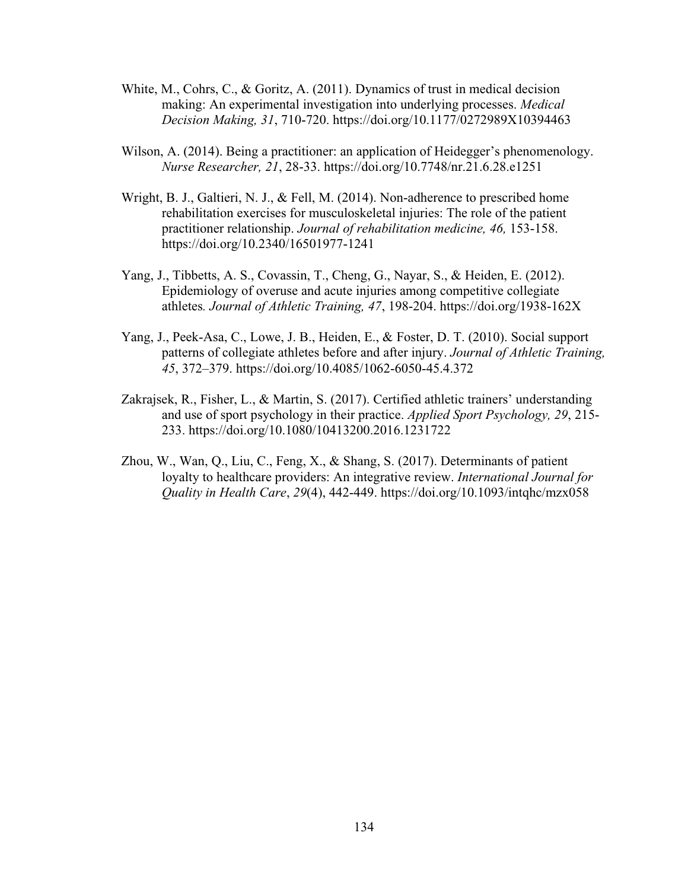White, M., Cohrs, C., & Goritz, A. (2011). Dynamics of trust in medical decision making: An experimental investigation into underlying processes. *Medical Decision Making, 31*, 710-720. https://doi.org/10.1177/0272989X10394463

Wilson, A. (2014). Being a practitioner: an application of Heidegger's phenomenology. *Nurse Researcher, 21*, 28-33. https://doi.org/10.7748/nr.21.6.28.e1251

Wright, B. J., Galtieri, N. J., & Fell, M. (2014). Non-adherence to prescribed home rehabilitation exercises for musculoskeletal injuries: The role of the patient practitioner relationship. *Journal of rehabilitation medicine, 46,* 153-158. https://doi.org/10.2340/16501977-1241

Yang, J., Tibbetts, A. S., Covassin, T., Cheng, G., Nayar, S., & Heiden, E. (2012). Epidemiology of overuse and acute injuries among competitive collegiate athletes*. Journal of Athletic Training, 47*, 198-204. https://doi.org/1938-162X

Yang, J., Peek-Asa, C., Lowe, J. B., Heiden, E., & Foster, D. T. (2010). Social support patterns of collegiate athletes before and after injury. *Journal of Athletic Training, 45*, 372–379. https://doi.org/10.4085/1062-6050-45.4.372

Zakrajsek, R., Fisher, L., & Martin, S. (2017). Certified athletic trainers' understanding and use of sport psychology in their practice. *Applied Sport Psychology, 29*, 215-233. https://doi.org/10.1080/10413200.2016.1231722

Zhou, W., Wan, Q., Liu, C., Feng, X., & Shang, S. (2017). Determinants of patient loyalty to healthcare providers: An integrative review. *International Journal for Quality in Health Care*, *29*(4), 442-449. https://doi.org/10.1093/intqhc/mzx058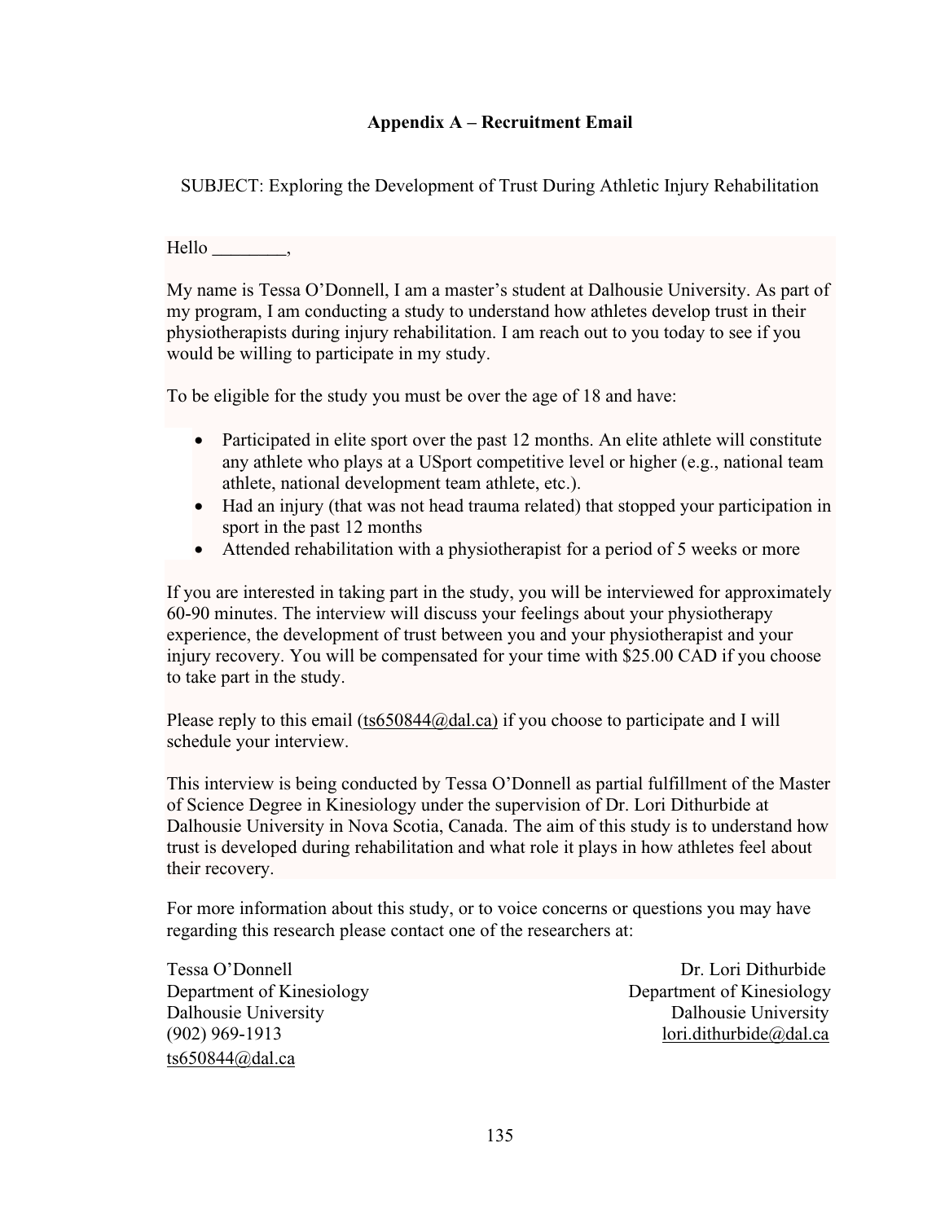## Appendix A – Recruitment Email

SUBJECT: Exploring the Development of Trust During Athletic Injury Rehabilitation

Hello ________,

My name is Tessa O'Donnell, I am a master's student at Dalhousie University. As part of my program, I am conducting a study to understand how athletes develop trust in their physiotherapists during injury rehabilitation. I am reach out to you today to see if you would be willing to participate in my study.

To be eligible for the study you must be over the age of 18 and have:

- Participated in elite sport over the past 12 months. An elite athlete will constitute any athlete who plays at a USport competitive level or higher (e.g., national team athlete, national development team athlete, etc.).
- Had an injury (that was not head trauma related) that stopped your participation in sport in the past 12 months
- Attended rehabilitation with a physiotherapist for a period of 5 weeks or more

If you are interested in taking part in the study, you will be interviewed for approximately 60-90 minutes. The interview will discuss your feelings about your physiotherapy experience, the development of trust between you and your physiotherapist and your injury recovery. You will be compensated for your time with $25.00 CAD if you choose to take part in the study.

Please reply to this email (ts650844@dal.ca) if you choose to participate and I will schedule your interview.

This interview is being conducted by Tessa O'Donnell as partial fulfillment of the Master of Science Degree in Kinesiology under the supervision of Dr. Lori Dithurbide at Dalhousie University in Nova Scotia, Canada. The aim of this study is to understand how trust is developed during rehabilitation and what role it plays in how athletes feel about their recovery.

For more information about this study, or to voice concerns or questions you may have regarding this research please contact one of the researchers at:

Tessa O'Donnell
Department of Kinesiology
Dalhousie University
(902) 969-1913
ts650844@dal.ca

Dr. Lori Dithurbide
Department of Kinesiology
Dalhousie University
lori.dithurbide@dal.ca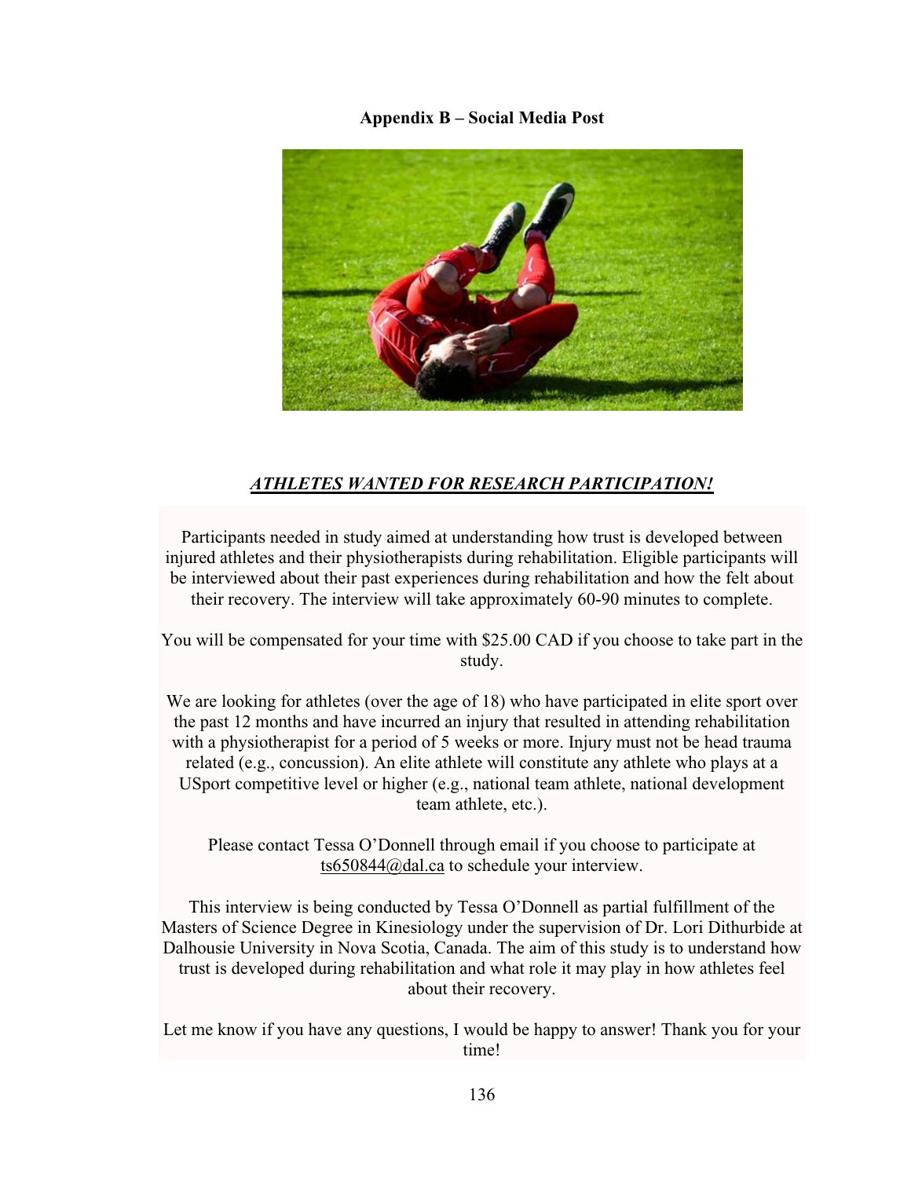**Appendix B – Social Media Post**

***ATHLETES WANTED FOR RESEARCH PARTICIPATION!***

Participants needed in study aimed at understanding how trust is developed between injured athletes and their physiotherapists during rehabilitation. Eligible participants will be interviewed about their past experiences during rehabilitation and how the felt about their recovery. The interview will take approximately 60-90 minutes to complete.

You will be compensated for your time with $25.00 CAD if you choose to take part in the study.

We are looking for athletes (over the age of 18) who have participated in elite sport over the past 12 months and have incurred an injury that resulted in attending rehabilitation with a physiotherapist for a period of 5 weeks or more. Injury must not be head trauma related (e.g., concussion). An elite athlete will constitute any athlete who plays at a USport competitive level or higher (e.g., national team athlete, national development team athlete, etc.).

Please contact Tessa O'Donnell through email if you choose to participate at ts650844@dal.ca to schedule your interview.

This interview is being conducted by Tessa O'Donnell as partial fulfillment of the Masters of Science Degree in Kinesiology under the supervision of Dr. Lori Dithurbide at Dalhousie University in Nova Scotia, Canada. The aim of this study is to understand how trust is developed during rehabilitation and what role it may play in how athletes feel about their recovery.

Let me know if you have any questions, I would be happy to answer! Thank you for your time!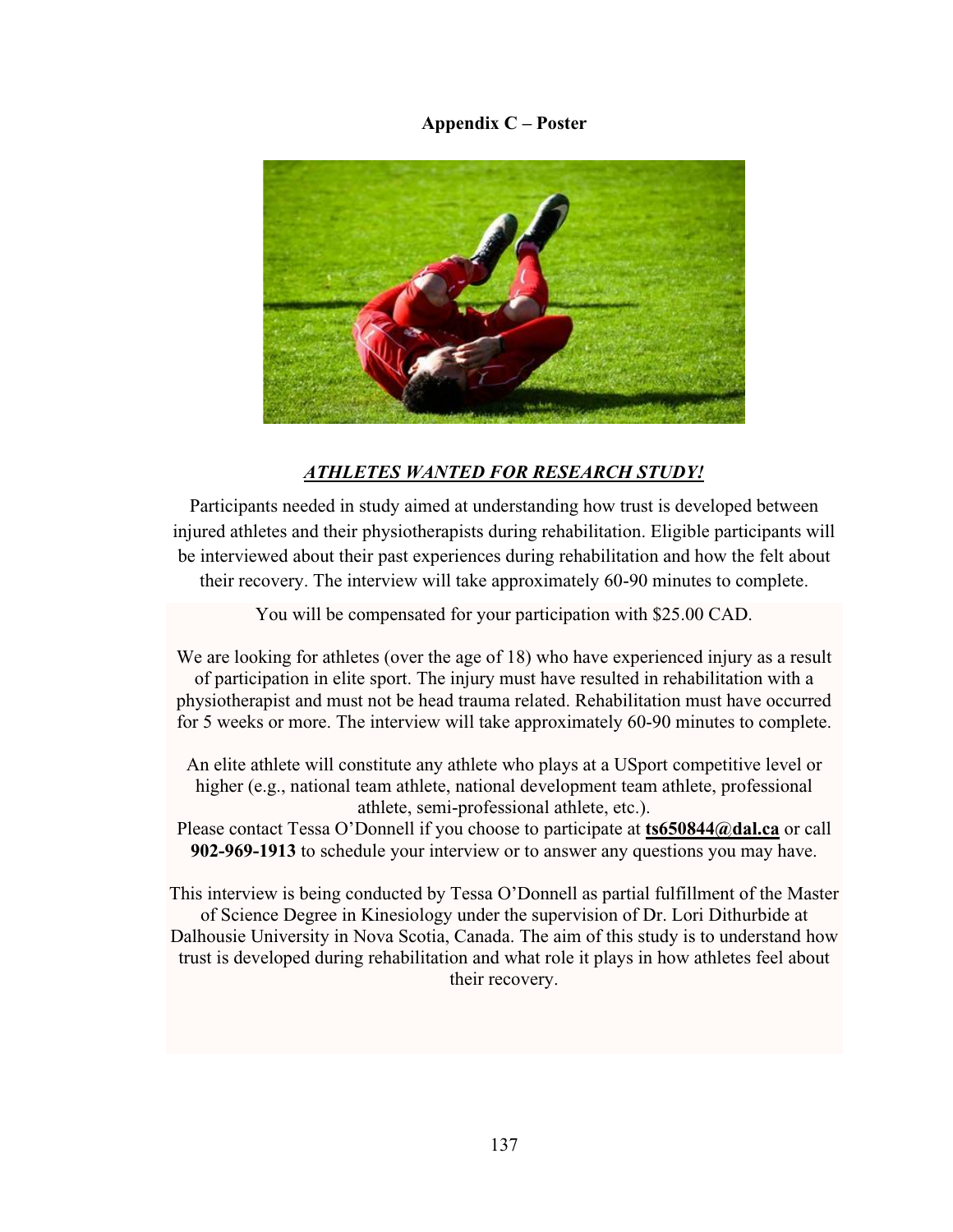**Appendix C – Poster**

***ATHLETES WANTED FOR RESEARCH STUDY!***

Participants needed in study aimed at understanding how trust is developed between injured athletes and their physiotherapists during rehabilitation. Eligible participants will be interviewed about their past experiences during rehabilitation and how the felt about their recovery. The interview will take approximately 60-90 minutes to complete.

You will be compensated for your participation with $25.00 CAD.

We are looking for athletes (over the age of 18) who have experienced injury as a result of participation in elite sport. The injury must have resulted in rehabilitation with a physiotherapist and must not be head trauma related. Rehabilitation must have occurred for 5 weeks or more. The interview will take approximately 60-90 minutes to complete.

An elite athlete will constitute any athlete who plays at a USport competitive level or higher (e.g., national team athlete, national development team athlete, professional athlete, semi-professional athlete, etc.).

Please contact Tessa O'Donnell if you choose to participate at **ts650844@dal.ca** or call **902-969-1913** to schedule your interview or to answer any questions you may have.

This interview is being conducted by Tessa O'Donnell as partial fulfillment of the Master of Science Degree in Kinesiology under the supervision of Dr. Lori Dithurbide at Dalhousie University in Nova Scotia, Canada. The aim of this study is to understand how trust is developed during rehabilitation and what role it plays in how athletes feel about their recovery.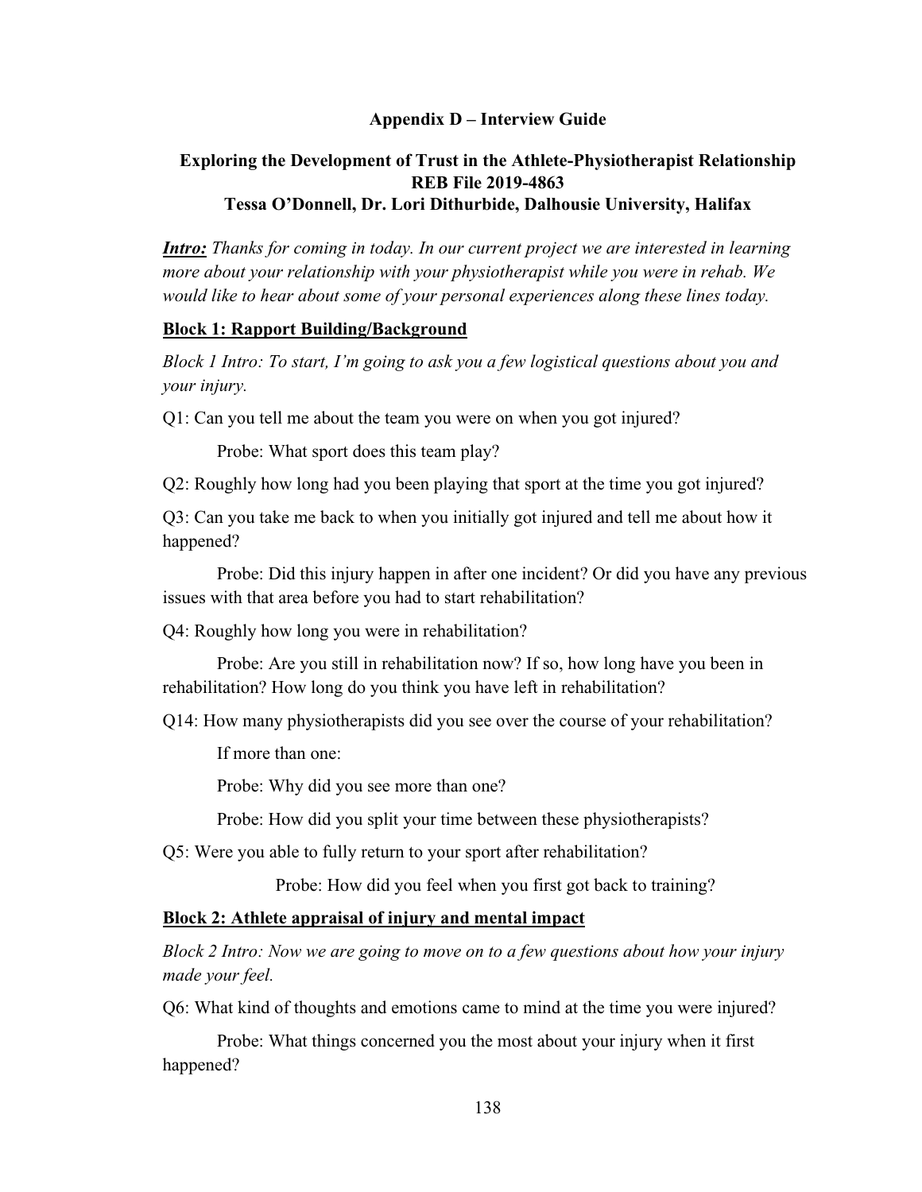## Appendix D – Interview Guide

### Exploring the Development of Trust in the Athlete-Physiotherapist Relationship
### REB File 2019-4863
### Tessa O'Donnell, Dr. Lori Dithurbide, Dalhousie University, Halifax

***Intro:*** *Thanks for coming in today. In our current project we are interested in learning more about your relationship with your physiotherapist while you were in rehab. We would like to hear about some of your personal experiences along these lines today.*

**Block 1: Rapport Building/Background**

*Block 1 Intro: To start, I'm going to ask you a few logistical questions about you and your injury.*

Q1: Can you tell me about the team you were on when you got injured?

Probe: What sport does this team play?

Q2: Roughly how long had you been playing that sport at the time you got injured?

Q3: Can you take me back to when you initially got injured and tell me about how it happened?

Probe: Did this injury happen in after one incident? Or did you have any previous issues with that area before you had to start rehabilitation?

Q4: Roughly how long you were in rehabilitation?

Probe: Are you still in rehabilitation now? If so, how long have you been in rehabilitation? How long do you think you have left in rehabilitation?

Q14: How many physiotherapists did you see over the course of your rehabilitation?

If more than one:

Probe: Why did you see more than one?

Probe: How did you split your time between these physiotherapists?

Q5: Were you able to fully return to your sport after rehabilitation?

Probe: How did you feel when you first got back to training?

**Block 2: Athlete appraisal of injury and mental impact**

*Block 2 Intro: Now we are going to move on to a few questions about how your injury made your feel.*

Q6: What kind of thoughts and emotions came to mind at the time you were injured?

Probe: What things concerned you the most about your injury when it first happened?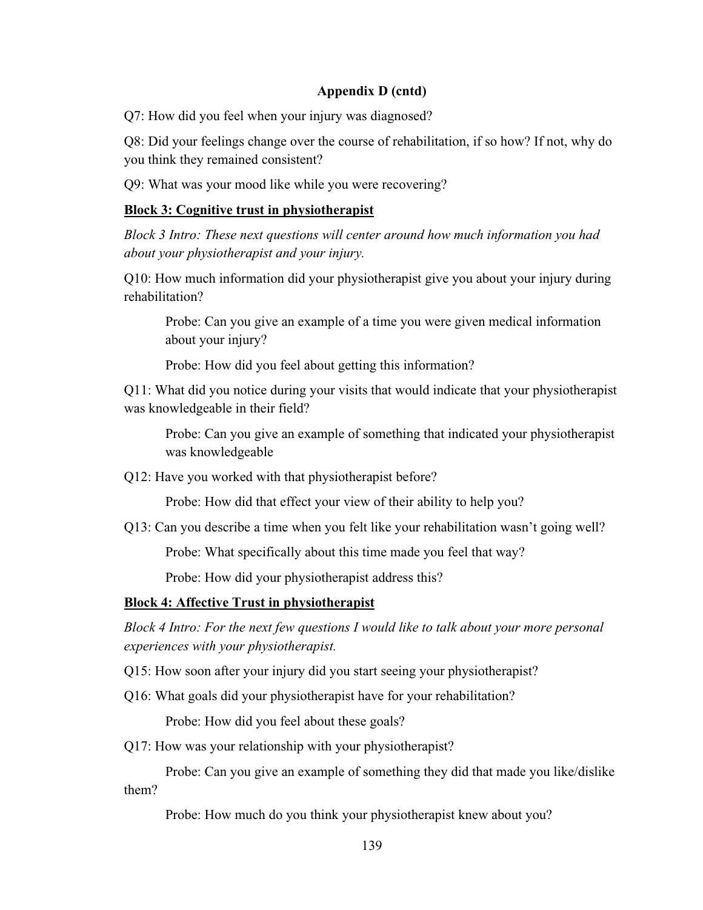**Appendix D (cntd)**

Q7: How did you feel when your injury was diagnosed?

Q8: Did your feelings change over the course of rehabilitation, if so how? If not, why do you think they remained consistent?

Q9: What was your mood like while you were recovering?

**Block 3: Cognitive trust in physiotherapist**

*Block 3 Intro: These next questions will center around how much information you had about your physiotherapist and your injury.*

Q10: How much information did your physiotherapist give you about your injury during rehabilitation?

> Probe: Can you give an example of a time you were given medical information about your injury?
>
> Probe: How did you feel about getting this information?

Q11: What did you notice during your visits that would indicate that your physiotherapist was knowledgeable in their field?

> Probe: Can you give an example of something that indicated your physiotherapist was knowledgeable

Q12: Have you worked with that physiotherapist before?

> Probe: How did that effect your view of their ability to help you?

Q13: Can you describe a time when you felt like your rehabilitation wasn't going well?

> Probe: What specifically about this time made you feel that way?
>
> Probe: How did your physiotherapist address this?

**Block 4: Affective Trust in physiotherapist**

*Block 4 Intro: For the next few questions I would like to talk about your more personal experiences with your physiotherapist.*

Q15: How soon after your injury did you start seeing your physiotherapist?

Q16: What goals did your physiotherapist have for your rehabilitation?

> Probe: How did you feel about these goals?

Q17: How was your relationship with your physiotherapist?

> Probe: Can you give an example of something they did that made you like/dislike them?
>
> Probe: How much do you think your physiotherapist knew about you?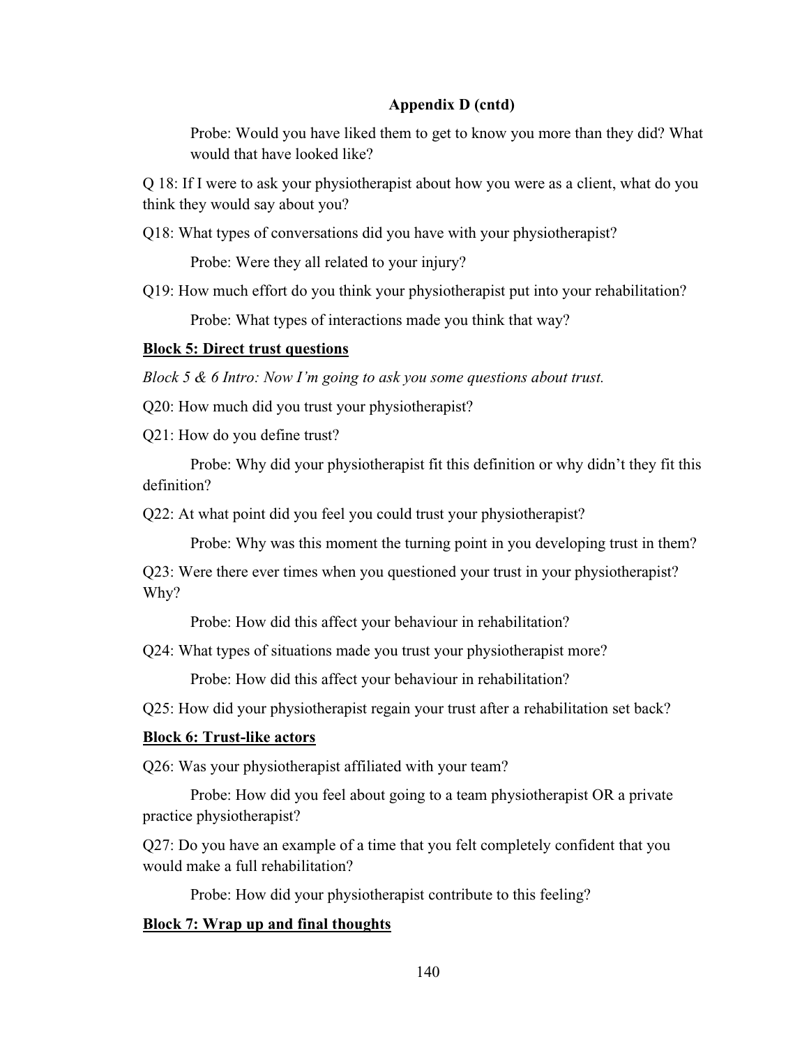**Appendix D (cntd)**

Probe: Would you have liked them to get to know you more than they did? What would that have looked like?

Q 18: If I were to ask your physiotherapist about how you were as a client, what do you think they would say about you?

Q18: What types of conversations did you have with your physiotherapist?

Probe: Were they all related to your injury?

Q19: How much effort do you think your physiotherapist put into your rehabilitation?

Probe: What types of interactions made you think that way?

**Block 5: Direct trust questions**

*Block 5 & 6 Intro: Now I'm going to ask you some questions about trust.*

Q20: How much did you trust your physiotherapist?

Q21: How do you define trust?

Probe: Why did your physiotherapist fit this definition or why didn't they fit this definition?

Q22: At what point did you feel you could trust your physiotherapist?

Probe: Why was this moment the turning point in you developing trust in them?

Q23: Were there ever times when you questioned your trust in your physiotherapist? Why?

Probe: How did this affect your behaviour in rehabilitation?

Q24: What types of situations made you trust your physiotherapist more?

Probe: How did this affect your behaviour in rehabilitation?

Q25: How did your physiotherapist regain your trust after a rehabilitation set back?

**Block 6: Trust-like actors**

Q26: Was your physiotherapist affiliated with your team?

Probe: How did you feel about going to a team physiotherapist OR a private practice physiotherapist?

Q27: Do you have an example of a time that you felt completely confident that you would make a full rehabilitation?

Probe: How did your physiotherapist contribute to this feeling?

**Block 7: Wrap up and final thoughts**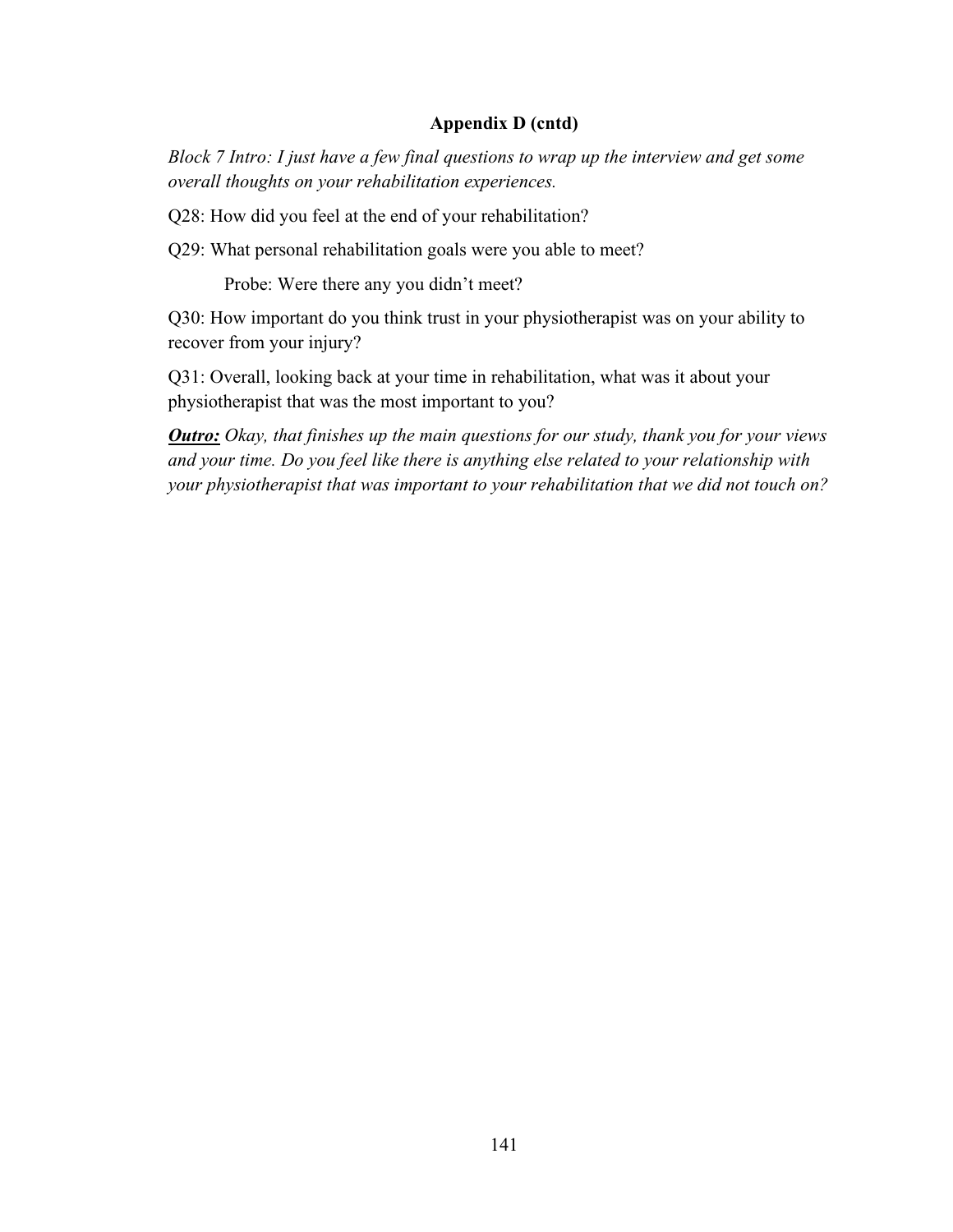## Appendix D (cntd)

*Block 7 Intro: I just have a few final questions to wrap up the interview and get some overall thoughts on your rehabilitation experiences.*

Q28: How did you feel at the end of your rehabilitation?

Q29: What personal rehabilitation goals were you able to meet?

Probe: Were there any you didn't meet?

Q30: How important do you think trust in your physiotherapist was on your ability to recover from your injury?

Q31: Overall, looking back at your time in rehabilitation, what was it about your physiotherapist that was the most important to you?

***Outro:*** *Okay, that finishes up the main questions for our study, thank you for your views and your time. Do you feel like there is anything else related to your relationship with your physiotherapist that was important to your rehabilitation that we did not touch on?*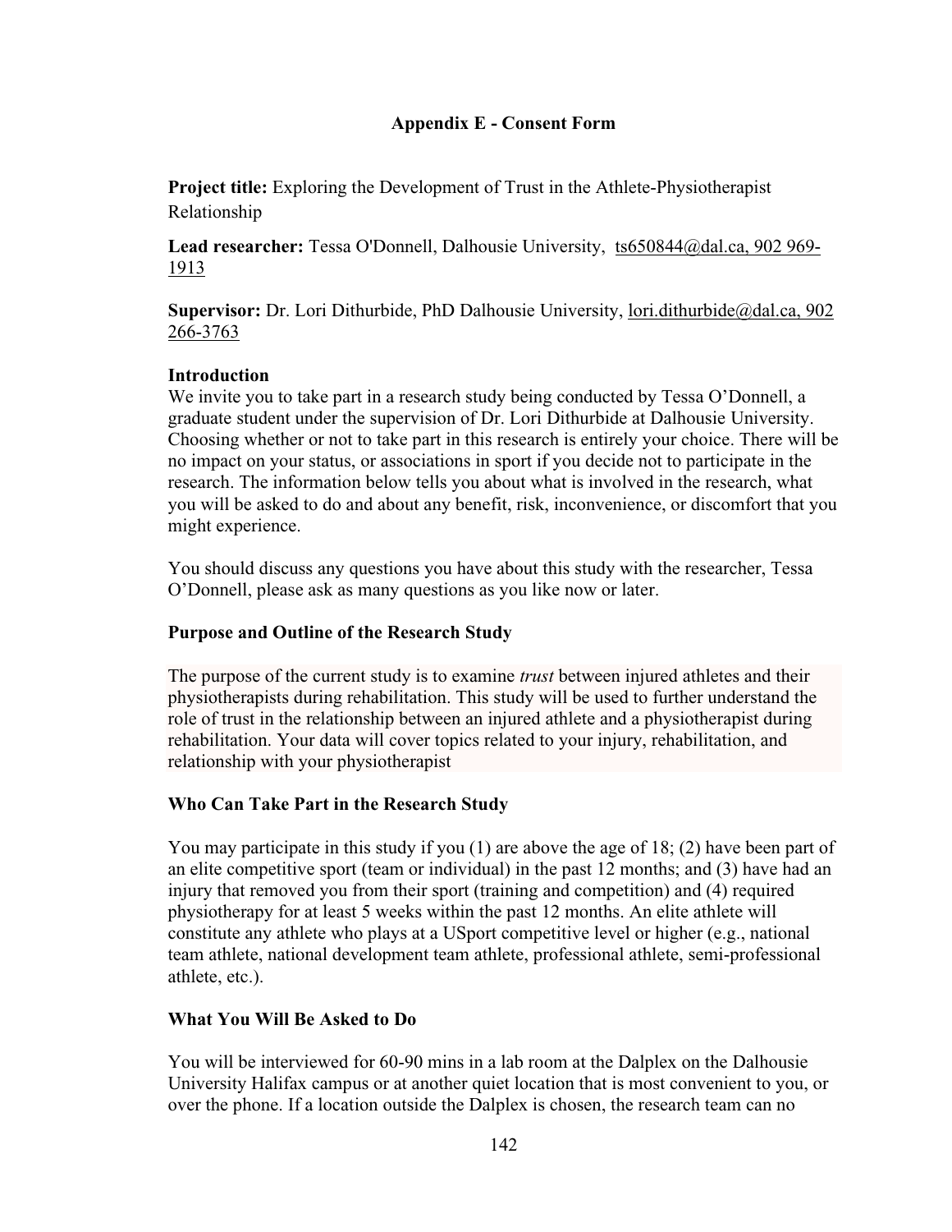**Appendix E - Consent Form**

**Project title:** Exploring the Development of Trust in the Athlete-Physiotherapist Relationship

**Lead researcher:** Tessa O'Donnell, Dalhousie University, ts650844@dal.ca, 902 969-1913

**Supervisor:** Dr. Lori Dithurbide, PhD Dalhousie University, lori.dithurbide@dal.ca, 902 266-3763

**Introduction**
We invite you to take part in a research study being conducted by Tessa O'Donnell, a graduate student under the supervision of Dr. Lori Dithurbide at Dalhousie University. Choosing whether or not to take part in this research is entirely your choice. There will be no impact on your status, or associations in sport if you decide not to participate in the research. The information below tells you about what is involved in the research, what you will be asked to do and about any benefit, risk, inconvenience, or discomfort that you might experience.

You should discuss any questions you have about this study with the researcher, Tessa O'Donnell, please ask as many questions as you like now or later.

**Purpose and Outline of the Research Study**

The purpose of the current study is to examine *trust* between injured athletes and their physiotherapists during rehabilitation. This study will be used to further understand the role of trust in the relationship between an injured athlete and a physiotherapist during rehabilitation. Your data will cover topics related to your injury, rehabilitation, and relationship with your physiotherapist

**Who Can Take Part in the Research Study**

You may participate in this study if you (1) are above the age of 18; (2) have been part of an elite competitive sport (team or individual) in the past 12 months; and (3) have had an injury that removed you from their sport (training and competition) and (4) required physiotherapy for at least 5 weeks within the past 12 months. An elite athlete will constitute any athlete who plays at a USport competitive level or higher (e.g., national team athlete, national development team athlete, professional athlete, semi-professional athlete, etc.).

**What You Will Be Asked to Do**

You will be interviewed for 60-90 mins in a lab room at the Dalplex on the Dalhousie University Halifax campus or at another quiet location that is most convenient to you, or over the phone. If a location outside the Dalplex is chosen, the research team can no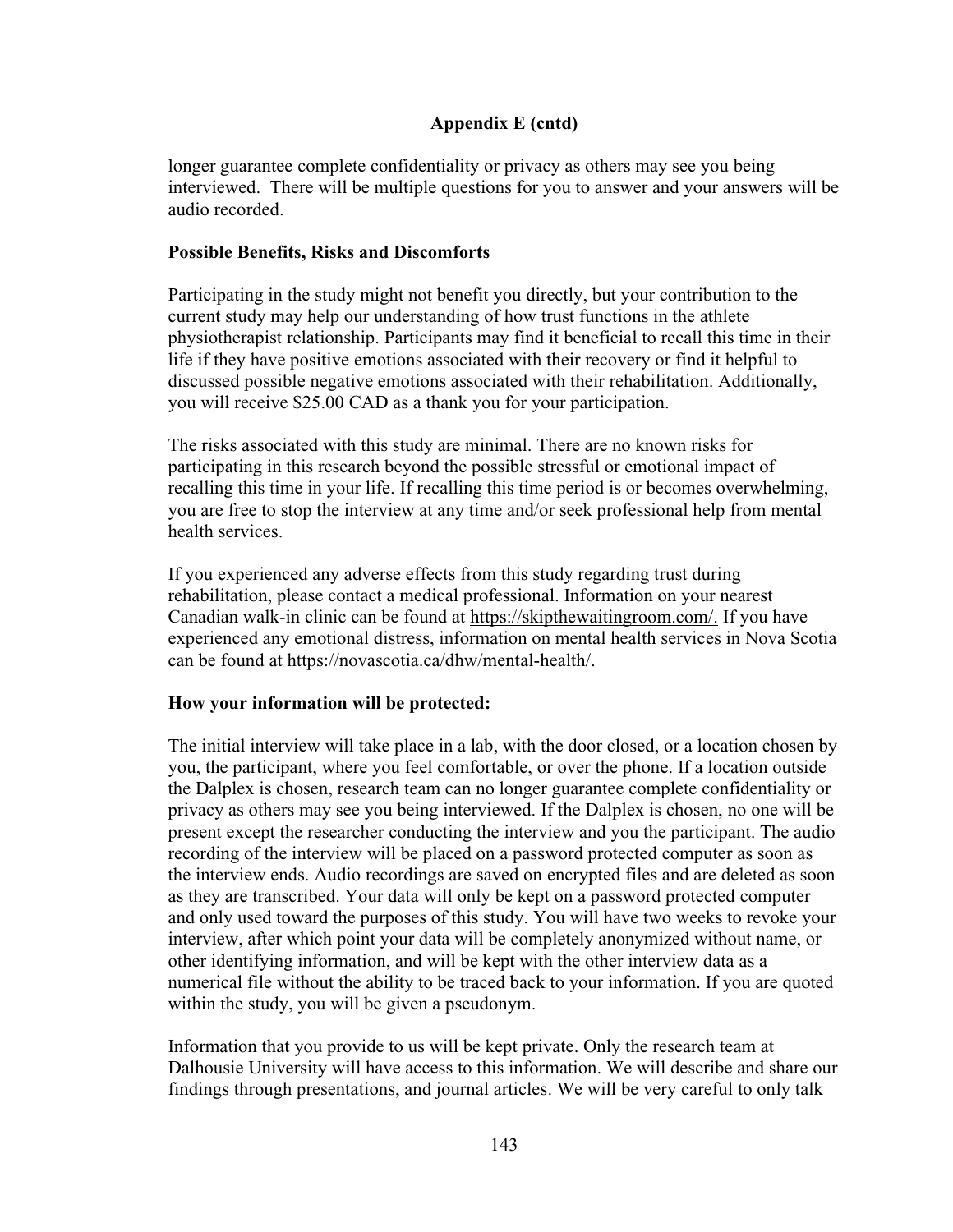**Appendix E (cntd)**

longer guarantee complete confidentiality or privacy as others may see you being interviewed. There will be multiple questions for you to answer and your answers will be audio recorded.

**Possible Benefits, Risks and Discomforts**

Participating in the study might not benefit you directly, but your contribution to the current study may help our understanding of how trust functions in the athlete physiotherapist relationship. Participants may find it beneficial to recall this time in their life if they have positive emotions associated with their recovery or find it helpful to discussed possible negative emotions associated with their rehabilitation. Additionally, you will receive $25.00 CAD as a thank you for your participation.

The risks associated with this study are minimal. There are no known risks for participating in this research beyond the possible stressful or emotional impact of recalling this time in your life. If recalling this time period is or becomes overwhelming, you are free to stop the interview at any time and/or seek professional help from mental health services.

If you experienced any adverse effects from this study regarding trust during rehabilitation, please contact a medical professional. Information on your nearest Canadian walk-in clinic can be found at https://skipthewaitingroom.com/. If you have experienced any emotional distress, information on mental health services in Nova Scotia can be found at https://novascotia.ca/dhw/mental-health/.

**How your information will be protected:**

The initial interview will take place in a lab, with the door closed, or a location chosen by you, the participant, where you feel comfortable, or over the phone. If a location outside the Dalplex is chosen, research team can no longer guarantee complete confidentiality or privacy as others may see you being interviewed. If the Dalplex is chosen, no one will be present except the researcher conducting the interview and you the participant. The audio recording of the interview will be placed on a password protected computer as soon as the interview ends. Audio recordings are saved on encrypted files and are deleted as soon as they are transcribed. Your data will only be kept on a password protected computer and only used toward the purposes of this study. You will have two weeks to revoke your interview, after which point your data will be completely anonymized without name, or other identifying information, and will be kept with the other interview data as a numerical file without the ability to be traced back to your information. If you are quoted within the study, you will be given a pseudonym.

Information that you provide to us will be kept private. Only the research team at Dalhousie University will have access to this information. We will describe and share our findings through presentations, and journal articles. We will be very careful to only talk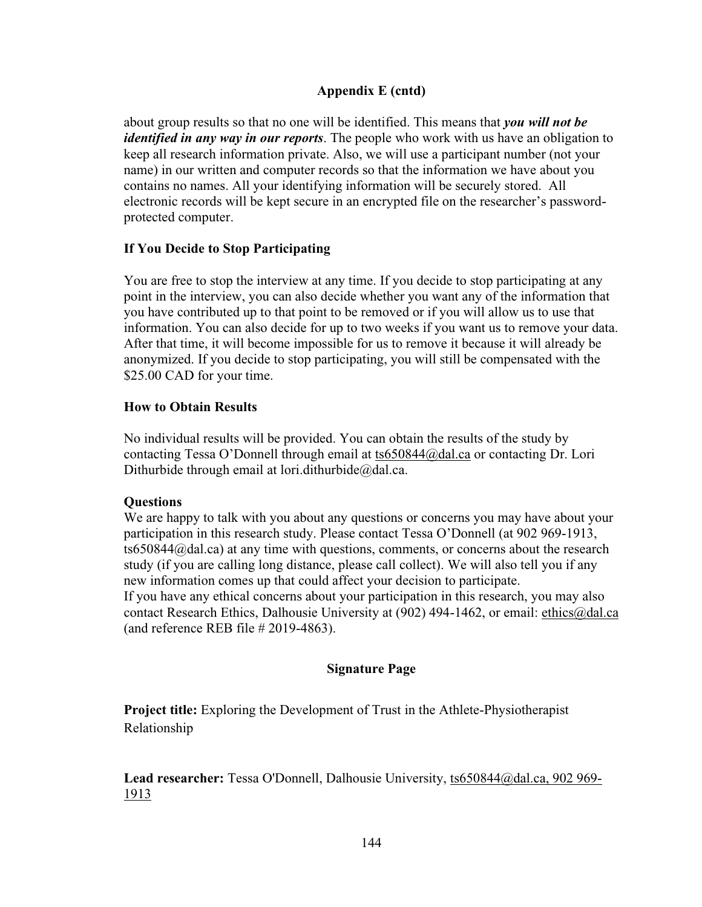## Appendix E (cntd)

about group results so that no one will be identified. This means that ***you will not be identified in any way in our reports***. The people who work with us have an obligation to keep all research information private. Also, we will use a participant number (not your name) in our written and computer records so that the information we have about you contains no names. All your identifying information will be securely stored. All electronic records will be kept secure in an encrypted file on the researcher's password-protected computer.

### If You Decide to Stop Participating

You are free to stop the interview at any time. If you decide to stop participating at any point in the interview, you can also decide whether you want any of the information that you have contributed up to that point to be removed or if you will allow us to use that information. You can also decide for up to two weeks if you want us to remove your data. After that time, it will become impossible for us to remove it because it will already be anonymized. If you decide to stop participating, you will still be compensated with the $25.00 CAD for your time.

### How to Obtain Results

No individual results will be provided. You can obtain the results of the study by contacting Tessa O'Donnell through email at ts650844@dal.ca or contacting Dr. Lori Dithurbide through email at lori.dithurbide@dal.ca.

### Questions

We are happy to talk with you about any questions or concerns you may have about your participation in this research study. Please contact Tessa O'Donnell (at 902 969-1913, ts650844@dal.ca) at any time with questions, comments, or concerns about the research study (if you are calling long distance, please call collect). We will also tell you if any new information comes up that could affect your decision to participate.
If you have any ethical concerns about your participation in this research, you may also contact Research Ethics, Dalhousie University at (902) 494-1462, or email: ethics@dal.ca (and reference REB file # 2019-4863).

## Signature Page

**Project title:** Exploring the Development of Trust in the Athlete-Physiotherapist Relationship

**Lead researcher:** Tessa O'Donnell, Dalhousie University, ts650844@dal.ca, 902 969-1913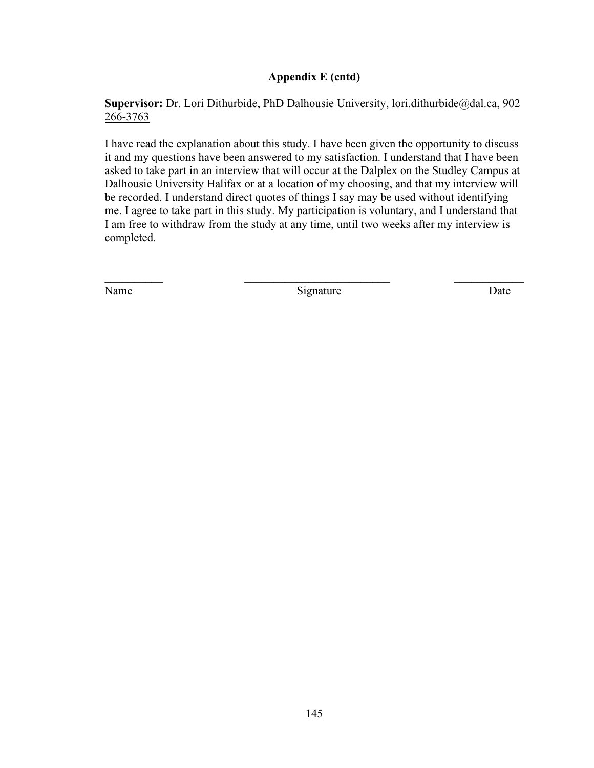## Appendix E (cntd)

**Supervisor:** Dr. Lori Dithurbide, PhD Dalhousie University, lori.dithurbide@dal.ca, 902 266-3763

I have read the explanation about this study. I have been given the opportunity to discuss it and my questions have been answered to my satisfaction. I understand that I have been asked to take part in an interview that will occur at the Dalplex on the Studley Campus at Dalhousie University Halifax or at a location of my choosing, and that my interview will be recorded. I understand direct quotes of things I say may be used without identifying me. I agree to take part in this study. My participation is voluntary, and I understand that I am free to withdraw from the study at any time, until two weeks after my interview is completed.

__________ __________________________ ____________

Name Signature Date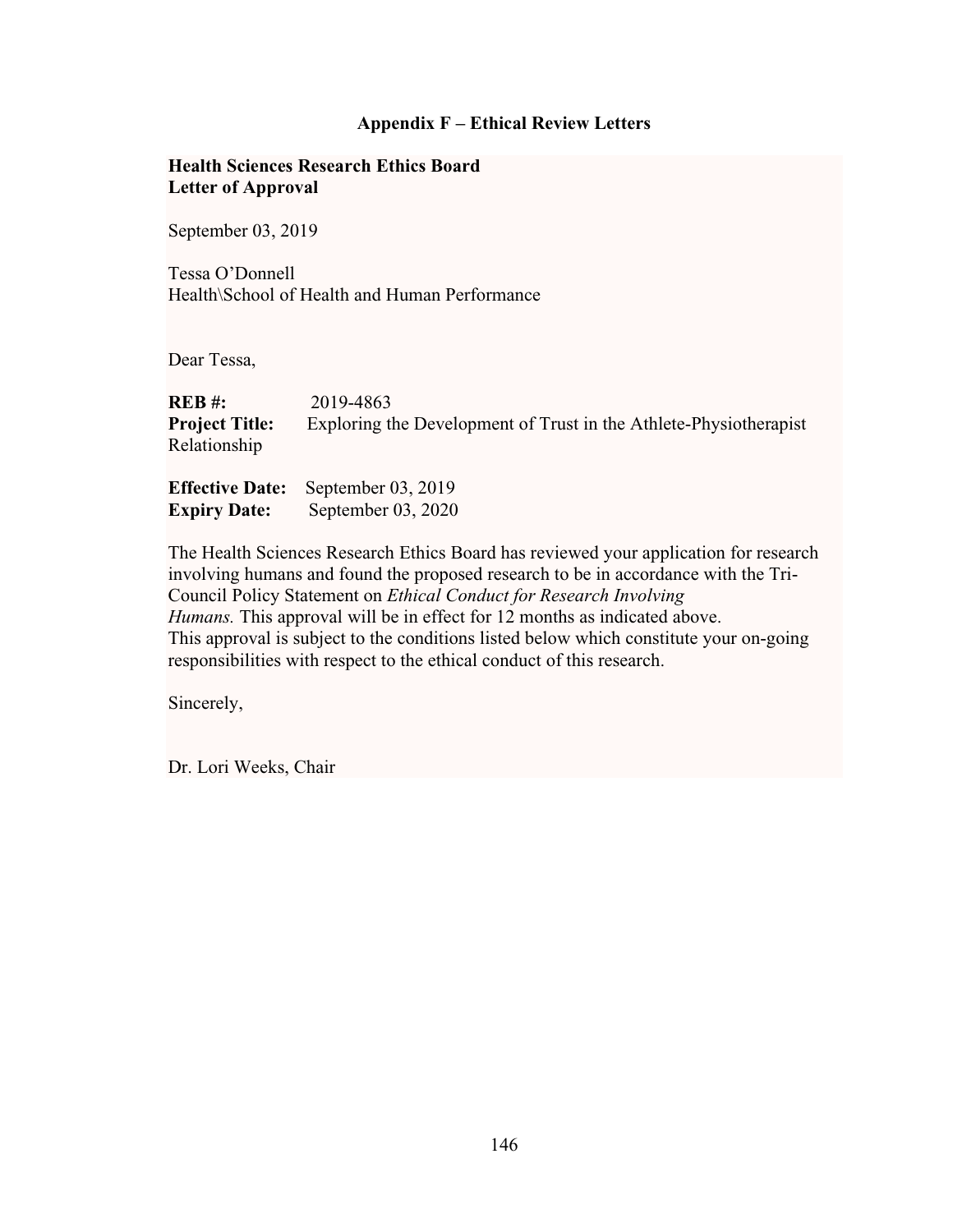## Appendix F – Ethical Review Letters

**Health Sciences Research Ethics Board**
**Letter of Approval**

September 03, 2019

Tessa O'Donnell
Health\School of Health and Human Performance

Dear Tessa,

**REB #:** 2019-4863
**Project Title:** Exploring the Development of Trust in the Athlete-Physiotherapist Relationship

**Effective Date:** September 03, 2019
**Expiry Date:** September 03, 2020

The Health Sciences Research Ethics Board has reviewed your application for research involving humans and found the proposed research to be in accordance with the Tri-Council Policy Statement on *Ethical Conduct for Research Involving Humans.* This approval will be in effect for 12 months as indicated above. This approval is subject to the conditions listed below which constitute your on-going responsibilities with respect to the ethical conduct of this research.

Sincerely,

Dr. Lori Weeks, Chair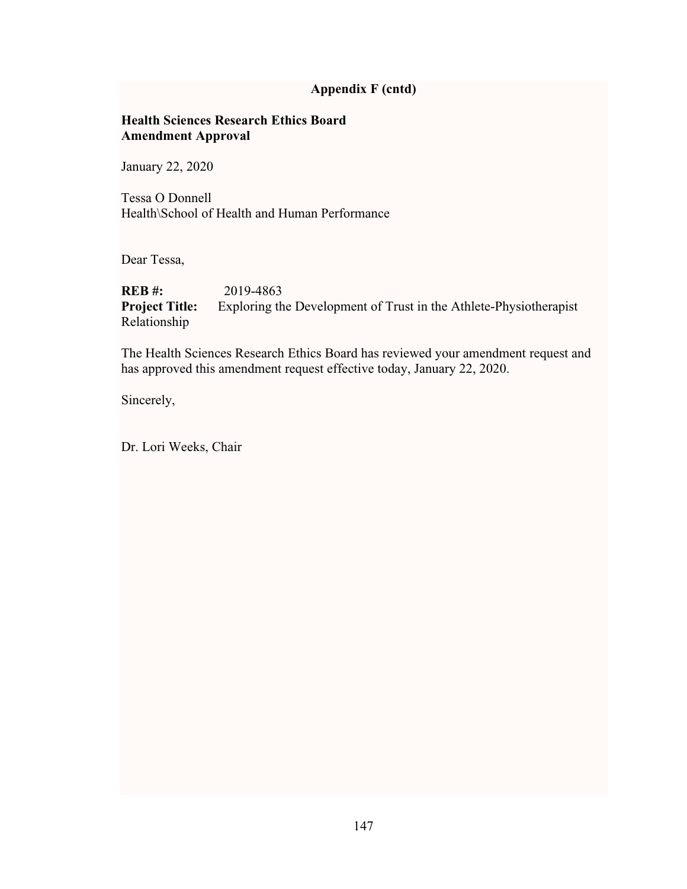**Appendix F (cntd)**

**Health Sciences Research Ethics Board**
**Amendment Approval**

January 22, 2020

Tessa O Donnell
Health\School of Health and Human Performance

Dear Tessa,

**REB #:** 2019-4863
**Project Title:** Exploring the Development of Trust in the Athlete-Physiotherapist Relationship

The Health Sciences Research Ethics Board has reviewed your amendment request and has approved this amendment request effective today, January 22, 2020.

Sincerely,

Dr. Lori Weeks, Chair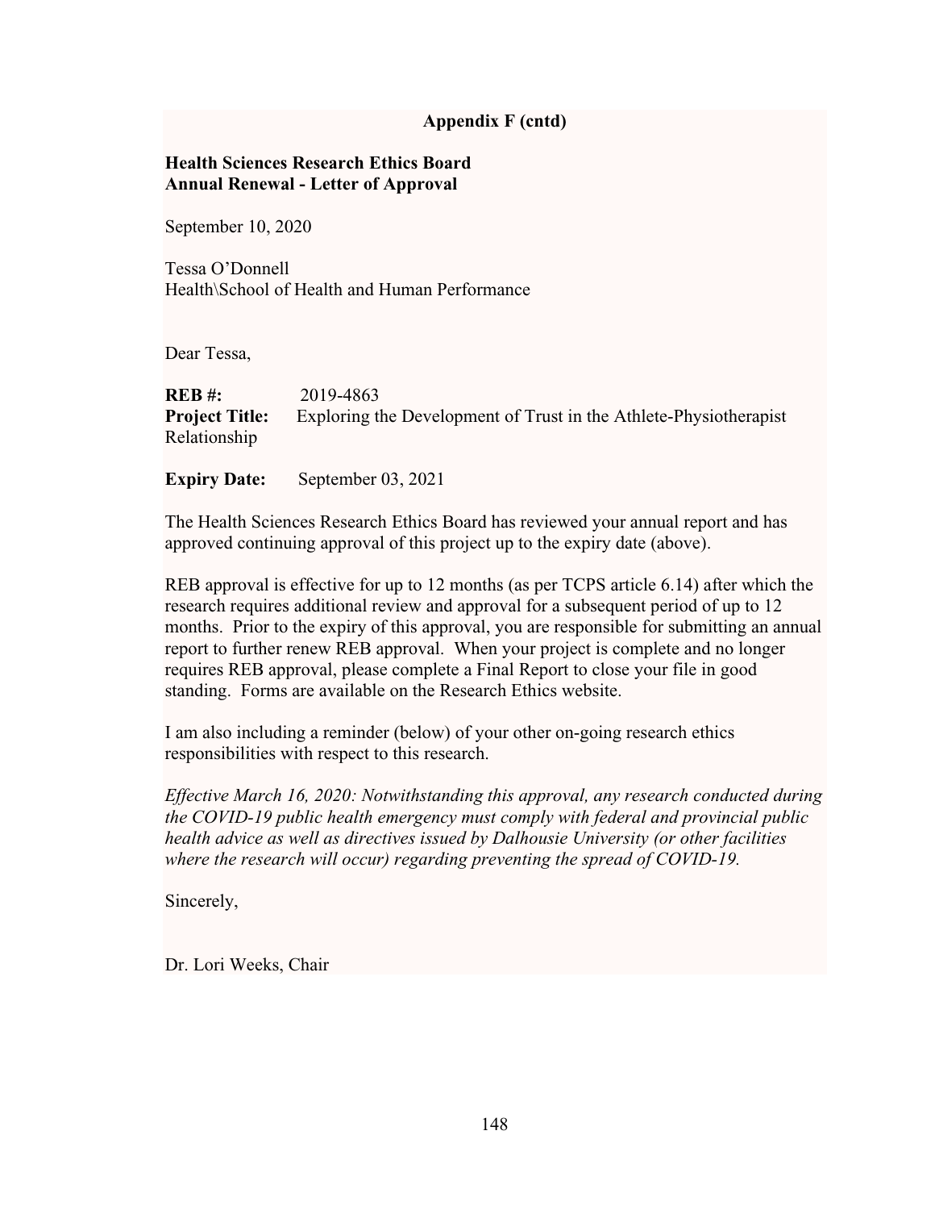**Appendix F (cntd)**

**Health Sciences Research Ethics Board**
**Annual Renewal - Letter of Approval**

September 10, 2020

Tessa O'Donnell
Health\School of Health and Human Performance

Dear Tessa,

**REB #:** 2019-4863
**Project Title:** Exploring the Development of Trust in the Athlete-Physiotherapist Relationship

**Expiry Date:** September 03, 2021

The Health Sciences Research Ethics Board has reviewed your annual report and has approved continuing approval of this project up to the expiry date (above).

REB approval is effective for up to 12 months (as per TCPS article 6.14) after which the research requires additional review and approval for a subsequent period of up to 12 months. Prior to the expiry of this approval, you are responsible for submitting an annual report to further renew REB approval. When your project is complete and no longer requires REB approval, please complete a Final Report to close your file in good standing. Forms are available on the Research Ethics website.

I am also including a reminder (below) of your other on-going research ethics responsibilities with respect to this research.

*Effective March 16, 2020: Notwithstanding this approval, any research conducted during the COVID-19 public health emergency must comply with federal and provincial public health advice as well as directives issued by Dalhousie University (or other facilities where the research will occur) regarding preventing the spread of COVID-19.*

Sincerely,

Dr. Lori Weeks, Chair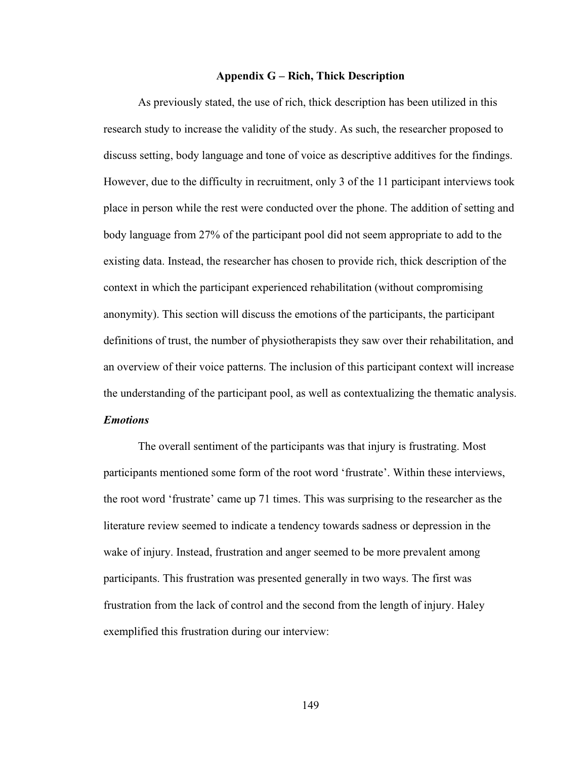## Appendix G – Rich, Thick Description

As previously stated, the use of rich, thick description has been utilized in this research study to increase the validity of the study. As such, the researcher proposed to discuss setting, body language and tone of voice as descriptive additives for the findings. However, due to the difficulty in recruitment, only 3 of the 11 participant interviews took place in person while the rest were conducted over the phone. The addition of setting and body language from 27% of the participant pool did not seem appropriate to add to the existing data. Instead, the researcher has chosen to provide rich, thick description of the context in which the participant experienced rehabilitation (without compromising anonymity). This section will discuss the emotions of the participants, the participant definitions of trust, the number of physiotherapists they saw over their rehabilitation, and an overview of their voice patterns. The inclusion of this participant context will increase the understanding of the participant pool, as well as contextualizing the thematic analysis.

### *Emotions*

The overall sentiment of the participants was that injury is frustrating. Most participants mentioned some form of the root word 'frustrate'. Within these interviews, the root word 'frustrate' came up 71 times. This was surprising to the researcher as the literature review seemed to indicate a tendency towards sadness or depression in the wake of injury. Instead, frustration and anger seemed to be more prevalent among participants. This frustration was presented generally in two ways. The first was frustration from the lack of control and the second from the length of injury. Haley exemplified this frustration during our interview: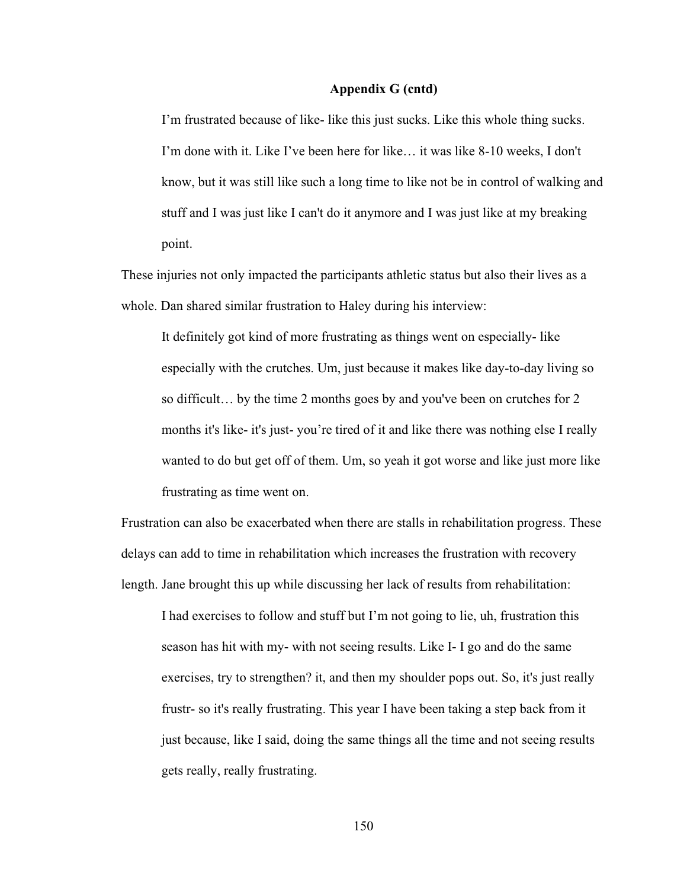**Appendix G (cntd)**

> I'm frustrated because of like- like this just sucks. Like this whole thing sucks. I'm done with it. Like I've been here for like… it was like 8-10 weeks, I don't know, but it was still like such a long time to like not be in control of walking and stuff and I was just like I can't do it anymore and I was just like at my breaking point.

These injuries not only impacted the participants athletic status but also their lives as a whole. Dan shared similar frustration to Haley during his interview:

> It definitely got kind of more frustrating as things went on especially- like especially with the crutches. Um, just because it makes like day-to-day living so so difficult… by the time 2 months goes by and you've been on crutches for 2 months it's like- it's just- you're tired of it and like there was nothing else I really wanted to do but get off of them. Um, so yeah it got worse and like just more like frustrating as time went on.

Frustration can also be exacerbated when there are stalls in rehabilitation progress. These delays can add to time in rehabilitation which increases the frustration with recovery length. Jane brought this up while discussing her lack of results from rehabilitation:

> I had exercises to follow and stuff but I'm not going to lie, uh, frustration this season has hit with my- with not seeing results. Like I- I go and do the same exercises, try to strengthen? it, and then my shoulder pops out. So, it's just really frustr- so it's really frustrating. This year I have been taking a step back from it just because, like I said, doing the same things all the time and not seeing results gets really, really frustrating.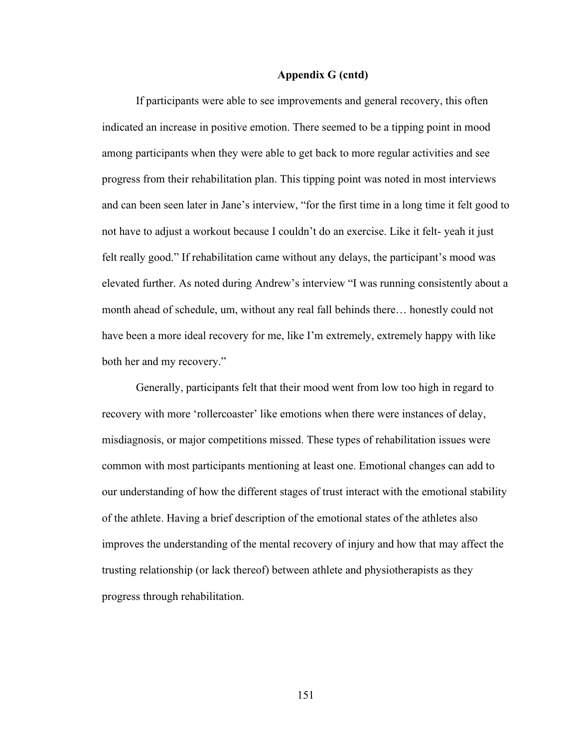**Appendix G (cntd)**

If participants were able to see improvements and general recovery, this often indicated an increase in positive emotion. There seemed to be a tipping point in mood among participants when they were able to get back to more regular activities and see progress from their rehabilitation plan. This tipping point was noted in most interviews and can been seen later in Jane's interview, "for the first time in a long time it felt good to not have to adjust a workout because I couldn't do an exercise. Like it felt- yeah it just felt really good." If rehabilitation came without any delays, the participant's mood was elevated further. As noted during Andrew's interview "I was running consistently about a month ahead of schedule, um, without any real fall behinds there… honestly could not have been a more ideal recovery for me, like I'm extremely, extremely happy with like both her and my recovery."

Generally, participants felt that their mood went from low too high in regard to recovery with more 'rollercoaster' like emotions when there were instances of delay, misdiagnosis, or major competitions missed. These types of rehabilitation issues were common with most participants mentioning at least one. Emotional changes can add to our understanding of how the different stages of trust interact with the emotional stability of the athlete. Having a brief description of the emotional states of the athletes also improves the understanding of the mental recovery of injury and how that may affect the trusting relationship (or lack thereof) between athlete and physiotherapists as they progress through rehabilitation.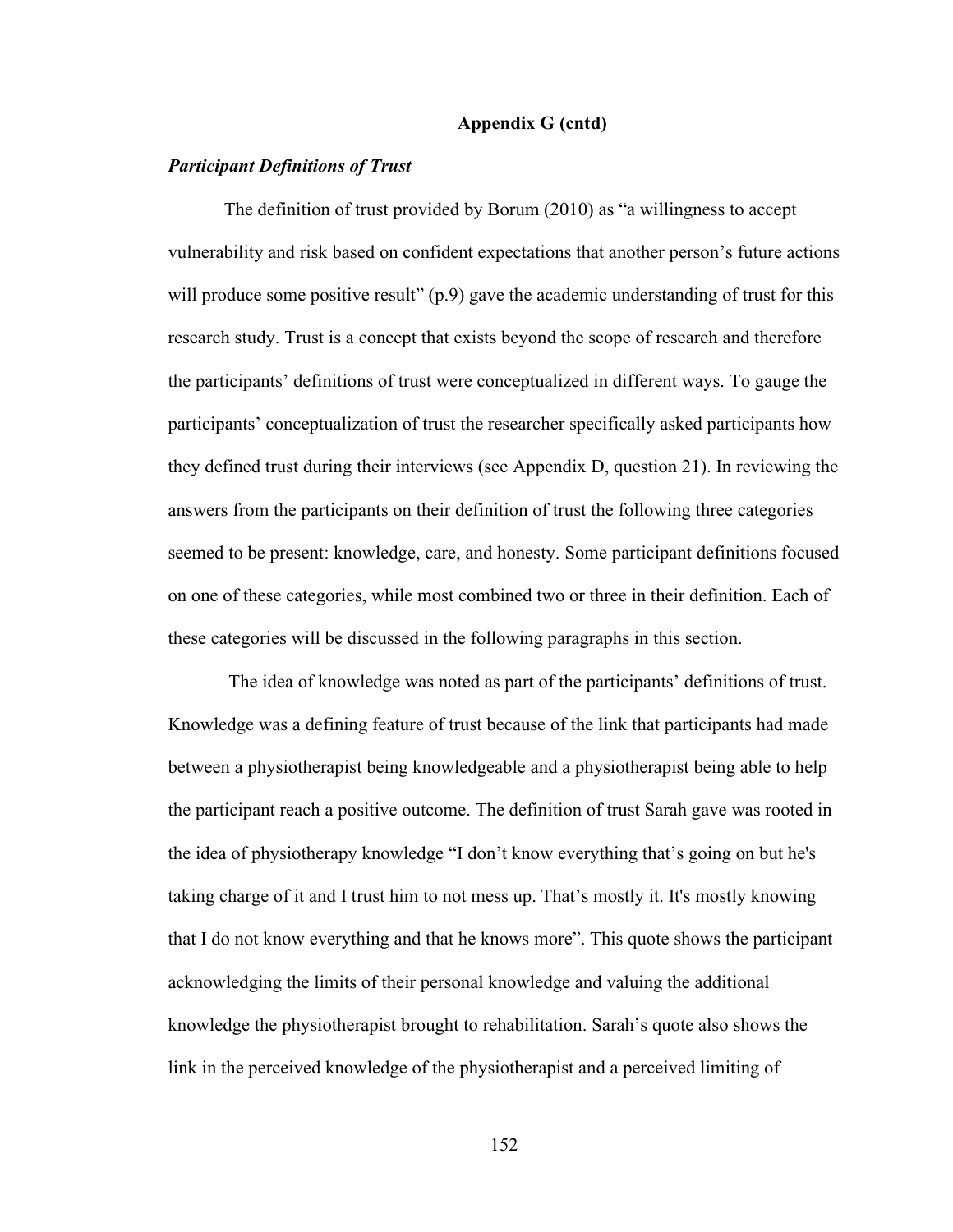**Appendix G (cntd)**

***Participant Definitions of Trust***

The definition of trust provided by Borum (2010) as "a willingness to accept vulnerability and risk based on confident expectations that another person's future actions will produce some positive result" (p.9) gave the academic understanding of trust for this research study. Trust is a concept that exists beyond the scope of research and therefore the participants' definitions of trust were conceptualized in different ways. To gauge the participants' conceptualization of trust the researcher specifically asked participants how they defined trust during their interviews (see Appendix D, question 21). In reviewing the answers from the participants on their definition of trust the following three categories seemed to be present: knowledge, care, and honesty. Some participant definitions focused on one of these categories, while most combined two or three in their definition. Each of these categories will be discussed in the following paragraphs in this section.

The idea of knowledge was noted as part of the participants' definitions of trust. Knowledge was a defining feature of trust because of the link that participants had made between a physiotherapist being knowledgeable and a physiotherapist being able to help the participant reach a positive outcome. The definition of trust Sarah gave was rooted in the idea of physiotherapy knowledge "I don't know everything that's going on but he's taking charge of it and I trust him to not mess up. That's mostly it. It's mostly knowing that I do not know everything and that he knows more". This quote shows the participant acknowledging the limits of their personal knowledge and valuing the additional knowledge the physiotherapist brought to rehabilitation. Sarah's quote also shows the link in the perceived knowledge of the physiotherapist and a perceived limiting of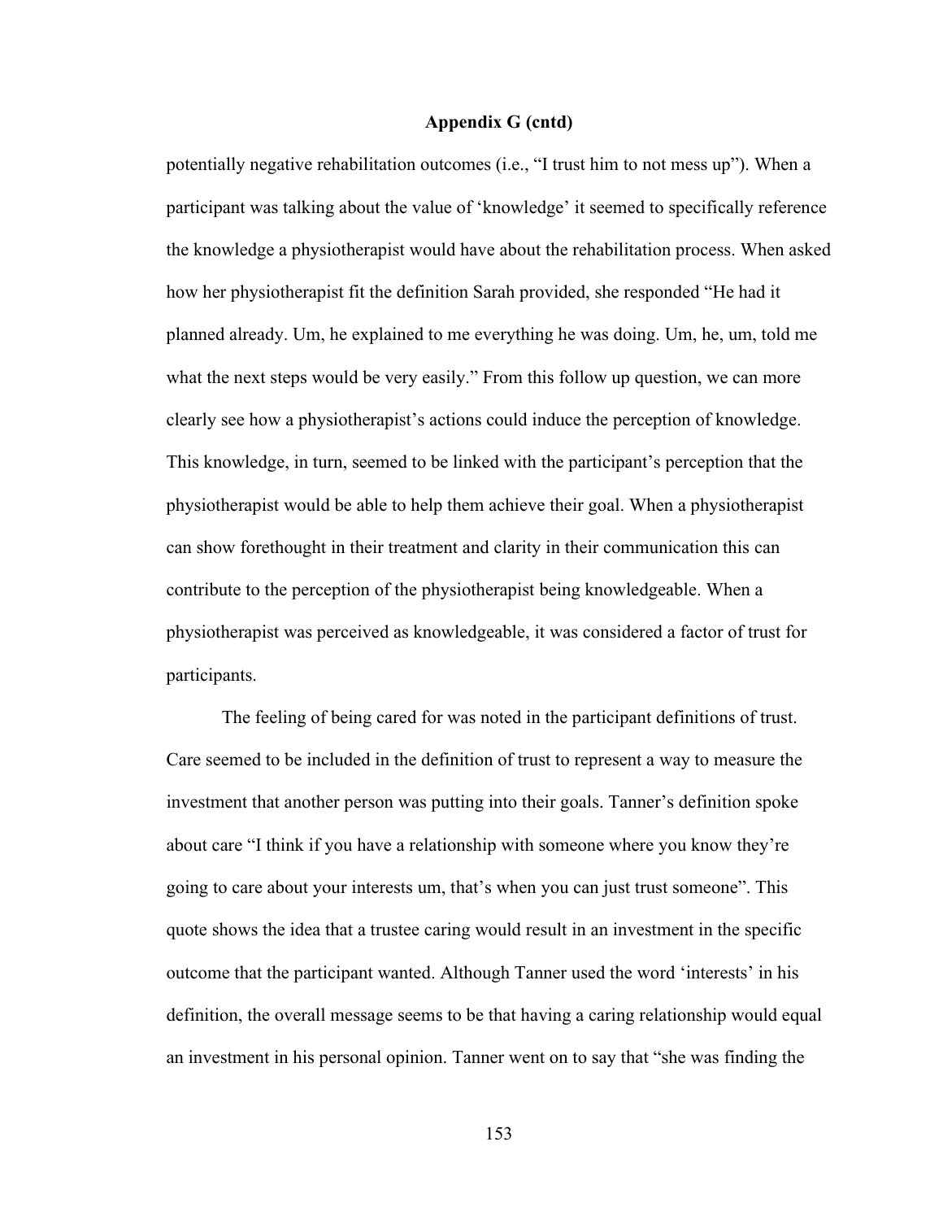## Appendix G (cntd)

potentially negative rehabilitation outcomes (i.e., "I trust him to not mess up"). When a participant was talking about the value of 'knowledge' it seemed to specifically reference the knowledge a physiotherapist would have about the rehabilitation process. When asked how her physiotherapist fit the definition Sarah provided, she responded "He had it planned already. Um, he explained to me everything he was doing. Um, he, um, told me what the next steps would be very easily." From this follow up question, we can more clearly see how a physiotherapist's actions could induce the perception of knowledge. This knowledge, in turn, seemed to be linked with the participant's perception that the physiotherapist would be able to help them achieve their goal. When a physiotherapist can show forethought in their treatment and clarity in their communication this can contribute to the perception of the physiotherapist being knowledgeable. When a physiotherapist was perceived as knowledgeable, it was considered a factor of trust for participants.

The feeling of being cared for was noted in the participant definitions of trust. Care seemed to be included in the definition of trust to represent a way to measure the investment that another person was putting into their goals. Tanner's definition spoke about care "I think if you have a relationship with someone where you know they're going to care about your interests um, that's when you can just trust someone". This quote shows the idea that a trustee caring would result in an investment in the specific outcome that the participant wanted. Although Tanner used the word 'interests' in his definition, the overall message seems to be that having a caring relationship would equal an investment in his personal opinion. Tanner went on to say that "she was finding the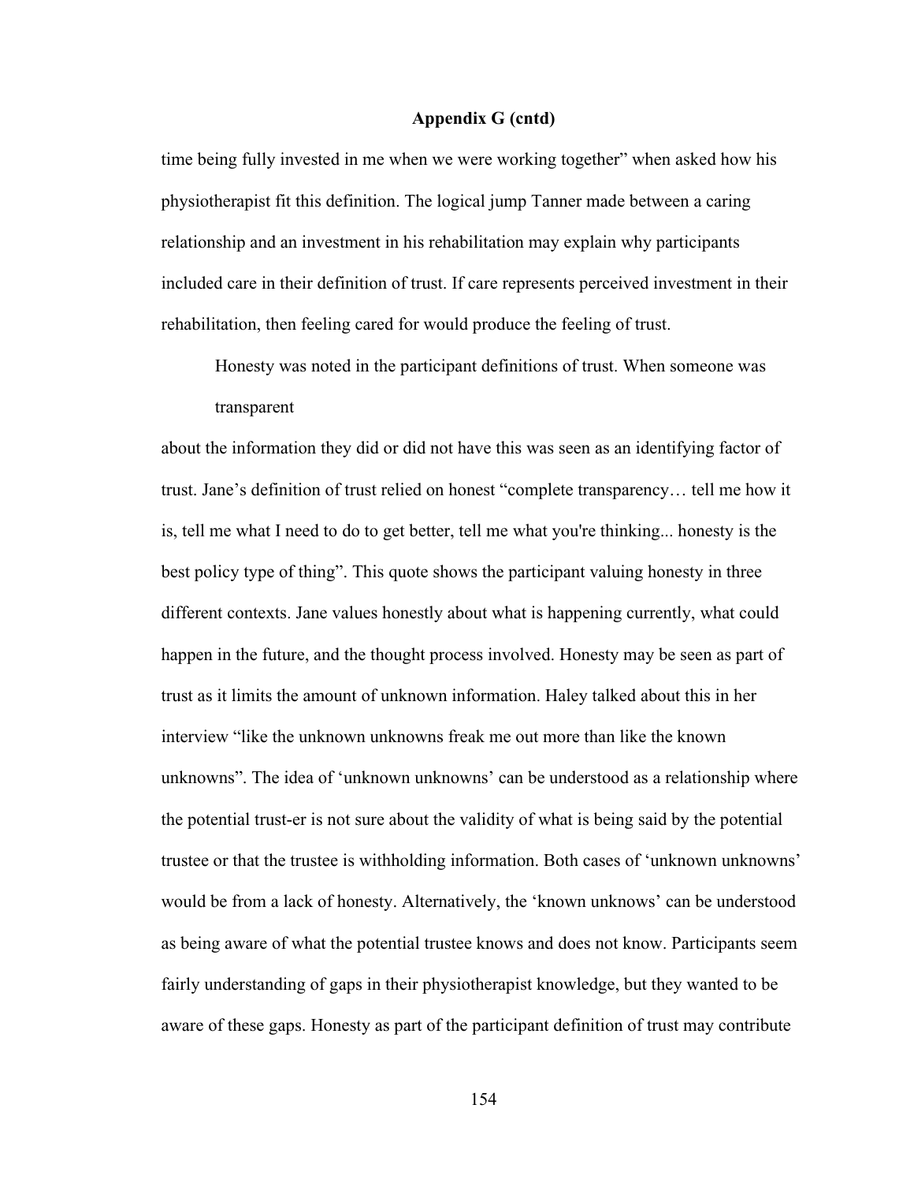**Appendix G (cntd)**

time being fully invested in me when we were working together" when asked how his physiotherapist fit this definition. The logical jump Tanner made between a caring relationship and an investment in his rehabilitation may explain why participants included care in their definition of trust. If care represents perceived investment in their rehabilitation, then feeling cared for would produce the feeling of trust.

Honesty was noted in the participant definitions of trust. When someone was transparent about the information they did or did not have this was seen as an identifying factor of trust. Jane's definition of trust relied on honest "complete transparency… tell me how it is, tell me what I need to do to get better, tell me what you're thinking... honesty is the best policy type of thing". This quote shows the participant valuing honesty in three different contexts. Jane values honestly about what is happening currently, what could happen in the future, and the thought process involved. Honesty may be seen as part of trust as it limits the amount of unknown information. Haley talked about this in her interview "like the unknown unknowns freak me out more than like the known unknowns". The idea of 'unknown unknowns' can be understood as a relationship where the potential trust-er is not sure about the validity of what is being said by the potential trustee or that the trustee is withholding information. Both cases of 'unknown unknowns' would be from a lack of honesty. Alternatively, the 'known unknows' can be understood as being aware of what the potential trustee knows and does not know. Participants seem fairly understanding of gaps in their physiotherapist knowledge, but they wanted to be aware of these gaps. Honesty as part of the participant definition of trust may contribute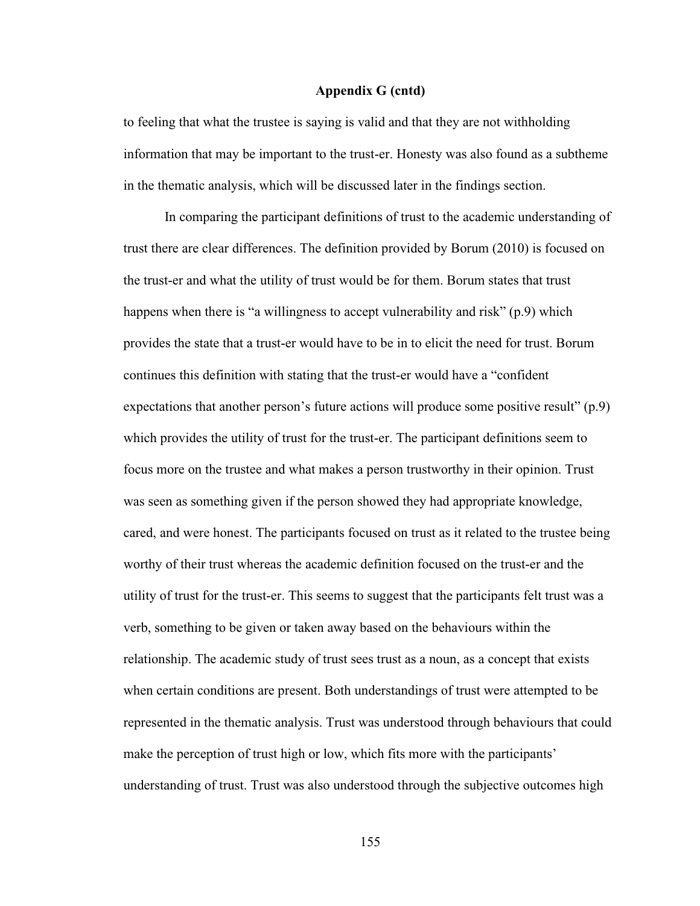**Appendix G (cntd)**

to feeling that what the trustee is saying is valid and that they are not withholding information that may be important to the trust-er. Honesty was also found as a subtheme in the thematic analysis, which will be discussed later in the findings section.

In comparing the participant definitions of trust to the academic understanding of trust there are clear differences. The definition provided by Borum (2010) is focused on the trust-er and what the utility of trust would be for them. Borum states that trust happens when there is "a willingness to accept vulnerability and risk" (p.9) which provides the state that a trust-er would have to be in to elicit the need for trust. Borum continues this definition with stating that the trust-er would have a "confident expectations that another person's future actions will produce some positive result" (p.9) which provides the utility of trust for the trust-er. The participant definitions seem to focus more on the trustee and what makes a person trustworthy in their opinion. Trust was seen as something given if the person showed they had appropriate knowledge, cared, and were honest. The participants focused on trust as it related to the trustee being worthy of their trust whereas the academic definition focused on the trust-er and the utility of trust for the trust-er. This seems to suggest that the participants felt trust was a verb, something to be given or taken away based on the behaviours within the relationship. The academic study of trust sees trust as a noun, as a concept that exists when certain conditions are present. Both understandings of trust were attempted to be represented in the thematic analysis. Trust was understood through behaviours that could make the perception of trust high or low, which fits more with the participants' understanding of trust. Trust was also understood through the subjective outcomes high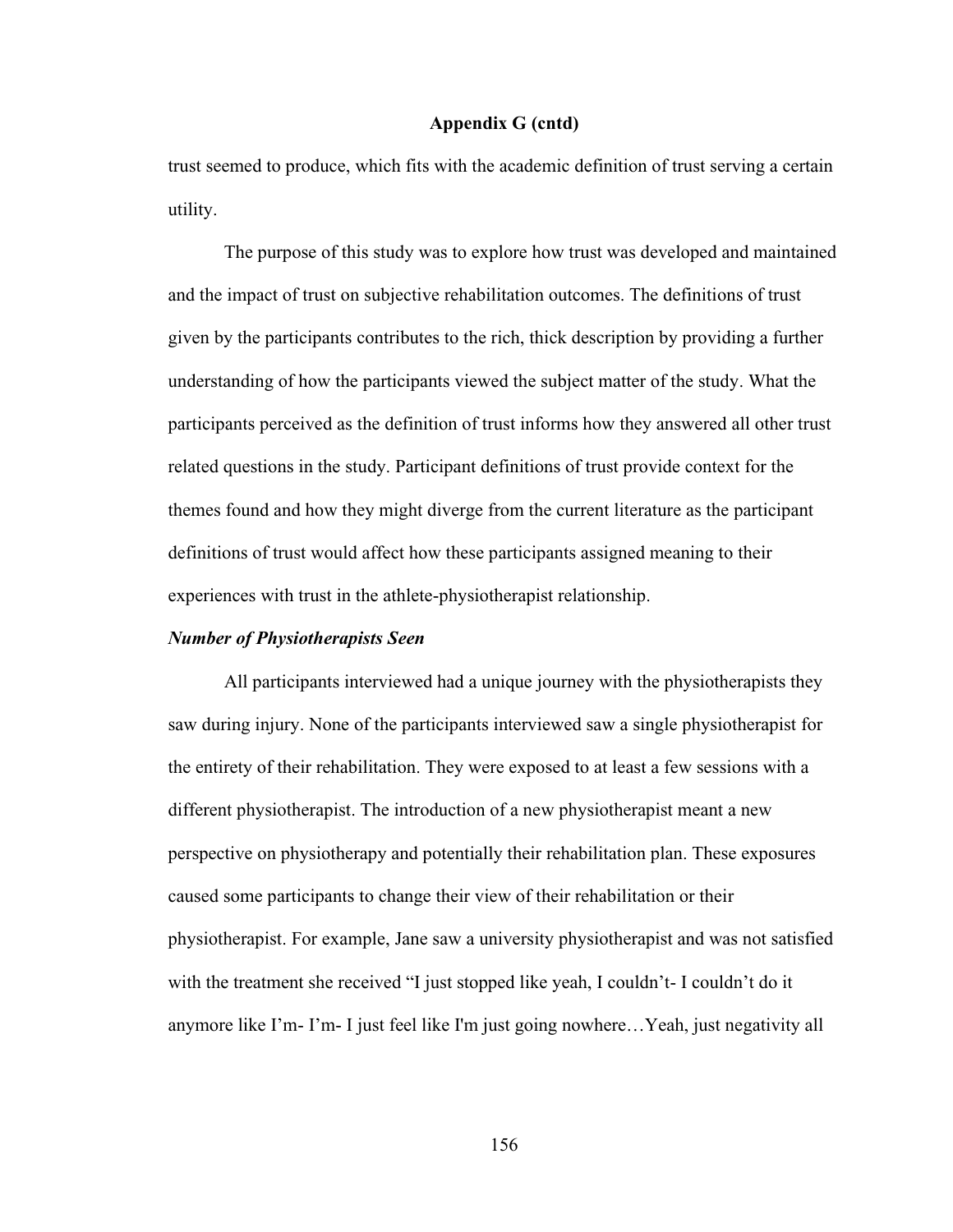## Appendix G (cntd)

trust seemed to produce, which fits with the academic definition of trust serving a certain utility.

The purpose of this study was to explore how trust was developed and maintained and the impact of trust on subjective rehabilitation outcomes. The definitions of trust given by the participants contributes to the rich, thick description by providing a further understanding of how the participants viewed the subject matter of the study. What the participants perceived as the definition of trust informs how they answered all other trust related questions in the study. Participant definitions of trust provide context for the themes found and how they might diverge from the current literature as the participant definitions of trust would affect how these participants assigned meaning to their experiences with trust in the athlete-physiotherapist relationship.

### *Number of Physiotherapists Seen*

All participants interviewed had a unique journey with the physiotherapists they saw during injury. None of the participants interviewed saw a single physiotherapist for the entirety of their rehabilitation. They were exposed to at least a few sessions with a different physiotherapist. The introduction of a new physiotherapist meant a new perspective on physiotherapy and potentially their rehabilitation plan. These exposures caused some participants to change their view of their rehabilitation or their physiotherapist. For example, Jane saw a university physiotherapist and was not satisfied with the treatment she received "I just stopped like yeah, I couldn't- I couldn't do it anymore like I'm- I'm- I just feel like I'm just going nowhere…Yeah, just negativity all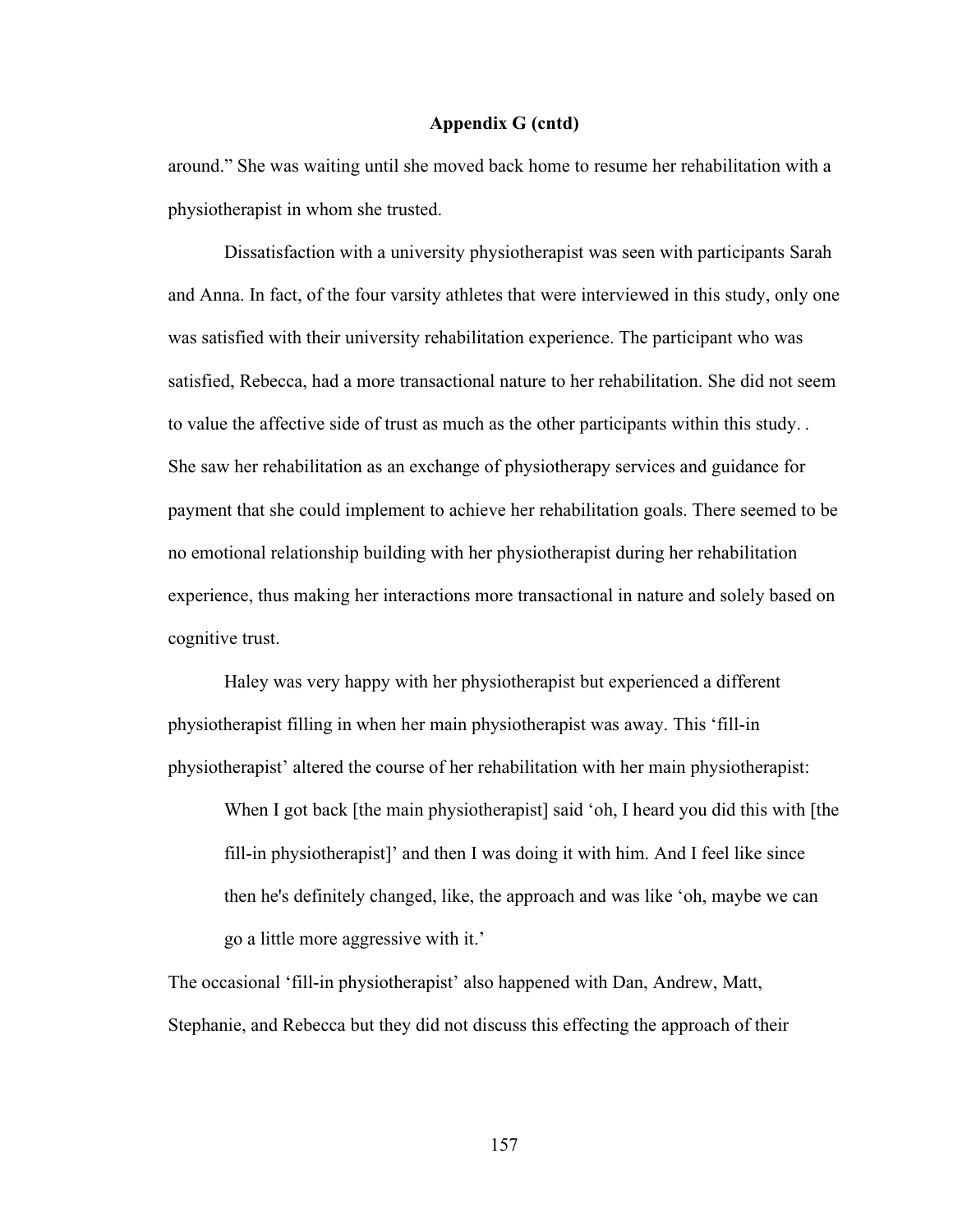**Appendix G (cntd)**

around." She was waiting until she moved back home to resume her rehabilitation with a physiotherapist in whom she trusted.

Dissatisfaction with a university physiotherapist was seen with participants Sarah and Anna. In fact, of the four varsity athletes that were interviewed in this study, only one was satisfied with their university rehabilitation experience. The participant who was satisfied, Rebecca, had a more transactional nature to her rehabilitation. She did not seem to value the affective side of trust as much as the other participants within this study. . She saw her rehabilitation as an exchange of physiotherapy services and guidance for payment that she could implement to achieve her rehabilitation goals. There seemed to be no emotional relationship building with her physiotherapist during her rehabilitation experience, thus making her interactions more transactional in nature and solely based on cognitive trust.

Haley was very happy with her physiotherapist but experienced a different physiotherapist filling in when her main physiotherapist was away. This 'fill-in physiotherapist' altered the course of her rehabilitation with her main physiotherapist:

> When I got back [the main physiotherapist] said 'oh, I heard you did this with [the fill-in physiotherapist]' and then I was doing it with him. And I feel like since then he's definitely changed, like, the approach and was like 'oh, maybe we can go a little more aggressive with it.'

The occasional 'fill-in physiotherapist' also happened with Dan, Andrew, Matt, Stephanie, and Rebecca but they did not discuss this effecting the approach of their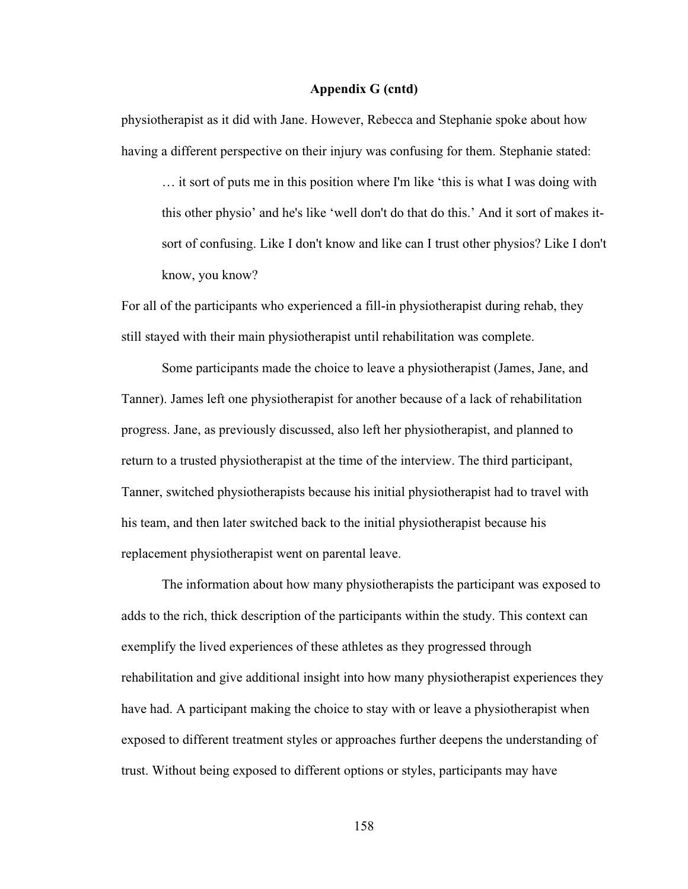**Appendix G (cntd)**

physiotherapist as it did with Jane. However, Rebecca and Stephanie spoke about how having a different perspective on their injury was confusing for them. Stephanie stated:

> … it sort of puts me in this position where I'm like 'this is what I was doing with this other physio' and he's like 'well don't do that do this.' And it sort of makes it-sort of confusing. Like I don't know and like can I trust other physios? Like I don't know, you know?

For all of the participants who experienced a fill-in physiotherapist during rehab, they still stayed with their main physiotherapist until rehabilitation was complete.

Some participants made the choice to leave a physiotherapist (James, Jane, and Tanner). James left one physiotherapist for another because of a lack of rehabilitation progress. Jane, as previously discussed, also left her physiotherapist, and planned to return to a trusted physiotherapist at the time of the interview. The third participant, Tanner, switched physiotherapists because his initial physiotherapist had to travel with his team, and then later switched back to the initial physiotherapist because his replacement physiotherapist went on parental leave.

The information about how many physiotherapists the participant was exposed to adds to the rich, thick description of the participants within the study. This context can exemplify the lived experiences of these athletes as they progressed through rehabilitation and give additional insight into how many physiotherapist experiences they have had. A participant making the choice to stay with or leave a physiotherapist when exposed to different treatment styles or approaches further deepens the understanding of trust. Without being exposed to different options or styles, participants may have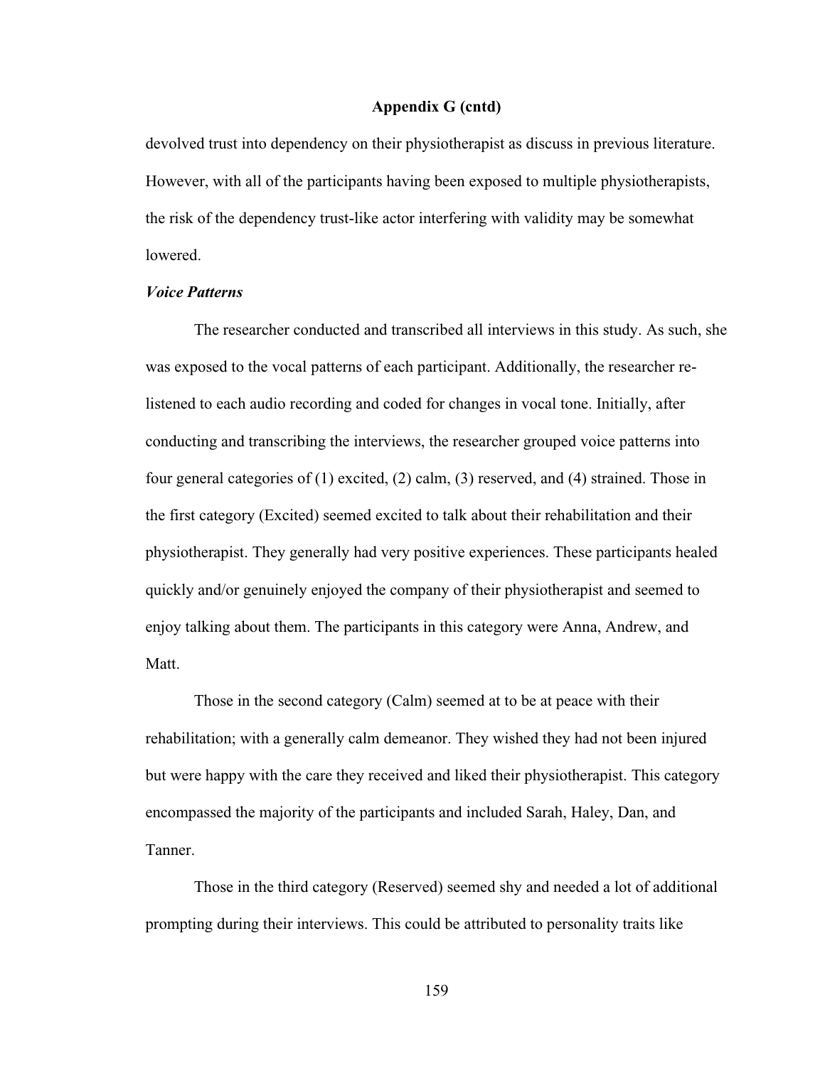## Appendix G (cntd)

devolved trust into dependency on their physiotherapist as discuss in previous literature. However, with all of the participants having been exposed to multiple physiotherapists, the risk of the dependency trust-like actor interfering with validity may be somewhat lowered.

### *Voice Patterns*

The researcher conducted and transcribed all interviews in this study. As such, she was exposed to the vocal patterns of each participant. Additionally, the researcher re-listened to each audio recording and coded for changes in vocal tone. Initially, after conducting and transcribing the interviews, the researcher grouped voice patterns into four general categories of (1) excited, (2) calm, (3) reserved, and (4) strained. Those in the first category (Excited) seemed excited to talk about their rehabilitation and their physiotherapist. They generally had very positive experiences. These participants healed quickly and/or genuinely enjoyed the company of their physiotherapist and seemed to enjoy talking about them. The participants in this category were Anna, Andrew, and Matt.

Those in the second category (Calm) seemed at to be at peace with their rehabilitation; with a generally calm demeanor. They wished they had not been injured but were happy with the care they received and liked their physiotherapist. This category encompassed the majority of the participants and included Sarah, Haley, Dan, and Tanner.

Those in the third category (Reserved) seemed shy and needed a lot of additional prompting during their interviews. This could be attributed to personality traits like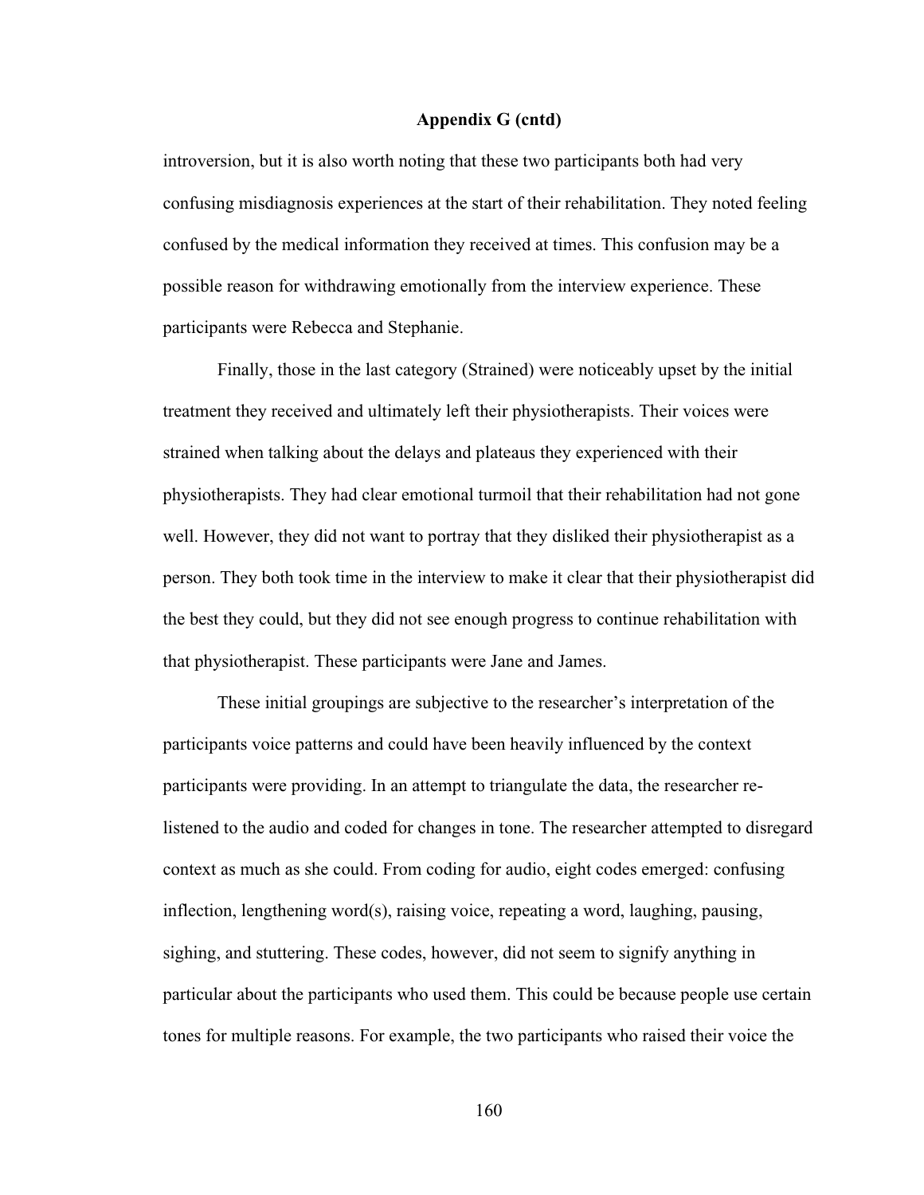**Appendix G (cntd)**

introversion, but it is also worth noting that these two participants both had very confusing misdiagnosis experiences at the start of their rehabilitation. They noted feeling confused by the medical information they received at times. This confusion may be a possible reason for withdrawing emotionally from the interview experience. These participants were Rebecca and Stephanie.

Finally, those in the last category (Strained) were noticeably upset by the initial treatment they received and ultimately left their physiotherapists. Their voices were strained when talking about the delays and plateaus they experienced with their physiotherapists. They had clear emotional turmoil that their rehabilitation had not gone well. However, they did not want to portray that they disliked their physiotherapist as a person. They both took time in the interview to make it clear that their physiotherapist did the best they could, but they did not see enough progress to continue rehabilitation with that physiotherapist. These participants were Jane and James.

These initial groupings are subjective to the researcher's interpretation of the participants voice patterns and could have been heavily influenced by the context participants were providing. In an attempt to triangulate the data, the researcher re-listened to the audio and coded for changes in tone. The researcher attempted to disregard context as much as she could. From coding for audio, eight codes emerged: confusing inflection, lengthening word(s), raising voice, repeating a word, laughing, pausing, sighing, and stuttering. These codes, however, did not seem to signify anything in particular about the participants who used them. This could be because people use certain tones for multiple reasons. For example, the two participants who raised their voice the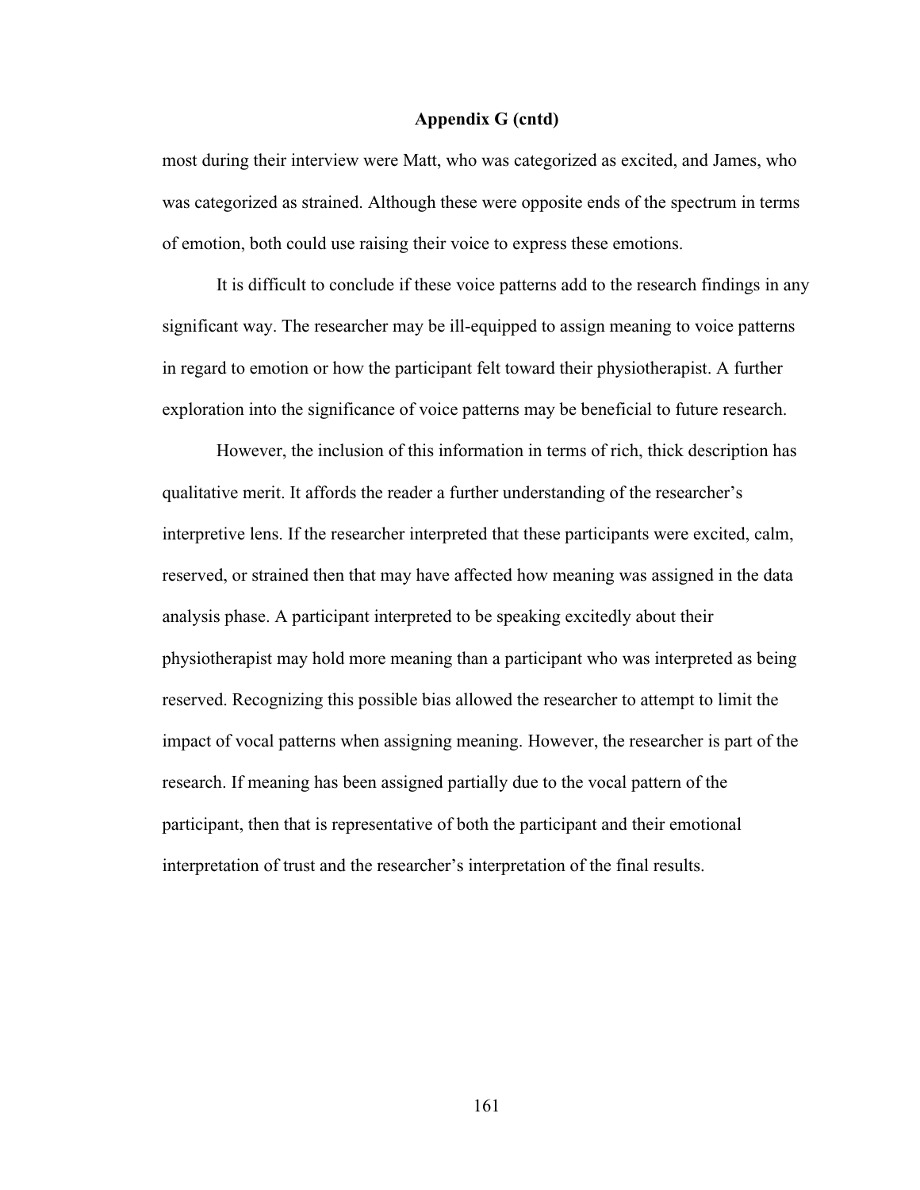## Appendix G (cntd)

most during their interview were Matt, who was categorized as excited, and James, who was categorized as strained. Although these were opposite ends of the spectrum in terms of emotion, both could use raising their voice to express these emotions.

It is difficult to conclude if these voice patterns add to the research findings in any significant way. The researcher may be ill-equipped to assign meaning to voice patterns in regard to emotion or how the participant felt toward their physiotherapist. A further exploration into the significance of voice patterns may be beneficial to future research.

However, the inclusion of this information in terms of rich, thick description has qualitative merit. It affords the reader a further understanding of the researcher's interpretive lens. If the researcher interpreted that these participants were excited, calm, reserved, or strained then that may have affected how meaning was assigned in the data analysis phase. A participant interpreted to be speaking excitedly about their physiotherapist may hold more meaning than a participant who was interpreted as being reserved. Recognizing this possible bias allowed the researcher to attempt to limit the impact of vocal patterns when assigning meaning. However, the researcher is part of the research. If meaning has been assigned partially due to the vocal pattern of the participant, then that is representative of both the participant and their emotional interpretation of trust and the researcher's interpretation of the final results.